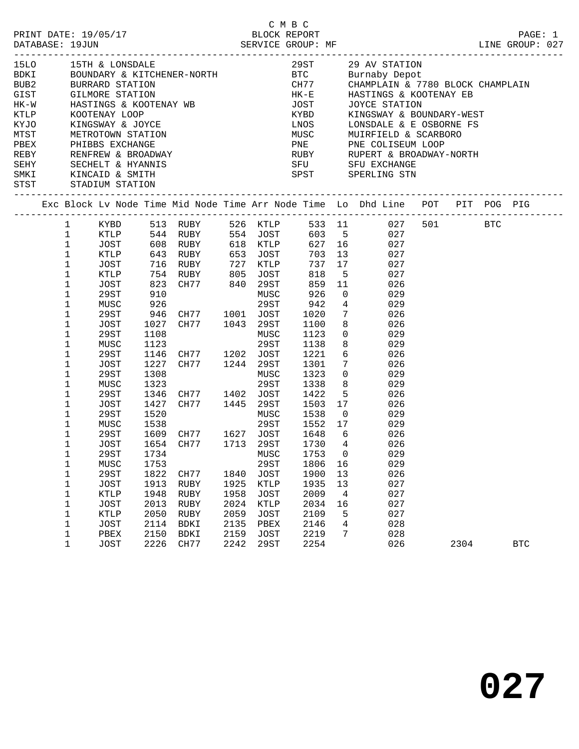C M B C

PRINT DATE: 19/05/17 BLOCK REPORT

DATABASE: 19JUN SERVICE GROUP: MF LINE GROUP: 027

| Code | Name | Code | Name |
|---|---|---|---|
| 15LO | 15TH & LONSDALE | 29ST | 29 AV STATION |
| BDKI | BOUNDARY & KITCHENER-NORTH | BTC | Burnaby Depot |
| BUB2 | BURRARD STATION | CH77 | CHAMPLAIN & 7780 BLOCK CHAMPLAIN |
| GIST | GILMORE STATION | HK-E | HASTINGS & KOOTENAY EB |
| HK-W | HASTINGS & KOOTENAY WB | JOST | JOYCE STATION |
| KTLP | KOOTENAY LOOP | KYBD | KINGSWAY & BOUNDARY-WEST |
| KYJO | KINGSWAY & JOYCE | LNOS | LONSDALE & E OSBORNE FS |
| MTST | METROTOWN STATION | MUSC | MUIRFIELD & SCARBORO |
| PBEX | PHIBBS EXCHANGE | PNE | PNE COLISEUM LOOP |
| REBY | RENFREW & BROADWAY | RUBY | RUPERT & BROADWAY-NORTH |
| SEHY | SECHELT & HYANNIS | SFU | SFU EXCHANGE |
| SMKI | KINCAID & SMITH | SPST | SPERLING STN |
| STST | STADIUM STATION | | |

| Exc | Block | Lv Node | Time | Mid Node | Time | Arr Node | Time | Lo | Dhd Line | POT | PIT | POG | PIG |
|---|---|---|---|---|---|---|---|---|---|---|---|---|---|
| | 1 | KYBD | 513 | RUBY | 526 | KTLP | 533 | 11 | 027 | 501 | | BTC | |
| | 1 | KTLP | 544 | RUBY | 554 | JOST | 603 | 5 | 027 | | | | |
| | 1 | JOST | 608 | RUBY | 618 | KTLP | 627 | 16 | 027 | | | | |
| | 1 | KTLP | 643 | RUBY | 653 | JOST | 703 | 13 | 027 | | | | |
| | 1 | JOST | 716 | RUBY | 727 | KTLP | 737 | 17 | 027 | | | | |
| | 1 | KTLP | 754 | RUBY | 805 | JOST | 818 | 5 | 027 | | | | |
| | 1 | JOST | 823 | CH77 | 840 | 29ST | 859 | 11 | 026 | | | | |
| | 1 | 29ST | 910 | | | MUSC | 926 | 0 | 029 | | | | |
| | 1 | MUSC | 926 | | | 29ST | 942 | 4 | 029 | | | | |
| | 1 | 29ST | 946 | CH77 | 1001 | JOST | 1020 | 7 | 026 | | | | |
| | 1 | JOST | 1027 | CH77 | 1043 | 29ST | 1100 | 8 | 026 | | | | |
| | 1 | 29ST | 1108 | | | MUSC | 1123 | 0 | 029 | | | | |
| | 1 | MUSC | 1123 | | | 29ST | 1138 | 8 | 029 | | | | |
| | 1 | 29ST | 1146 | CH77 | 1202 | JOST | 1221 | 6 | 026 | | | | |
| | 1 | JOST | 1227 | CH77 | 1244 | 29ST | 1301 | 7 | 026 | | | | |
| | 1 | 29ST | 1308 | | | MUSC | 1323 | 0 | 029 | | | | |
| | 1 | MUSC | 1323 | | | 29ST | 1338 | 8 | 029 | | | | |
| | 1 | 29ST | 1346 | CH77 | 1402 | JOST | 1422 | 5 | 026 | | | | |
| | 1 | JOST | 1427 | CH77 | 1445 | 29ST | 1503 | 17 | 026 | | | | |
| | 1 | 29ST | 1520 | | | MUSC | 1538 | 0 | 029 | | | | |
| | 1 | MUSC | 1538 | | | 29ST | 1552 | 17 | 029 | | | | |
| | 1 | 29ST | 1609 | CH77 | 1627 | JOST | 1648 | 6 | 026 | | | | |
| | 1 | JOST | 1654 | CH77 | 1713 | 29ST | 1730 | 4 | 026 | | | | |
| | 1 | 29ST | 1734 | | | MUSC | 1753 | 0 | 029 | | | | |
| | 1 | MUSC | 1753 | | | 29ST | 1806 | 16 | 029 | | | | |
| | 1 | 29ST | 1822 | CH77 | 1840 | JOST | 1900 | 13 | 026 | | | | |
| | 1 | JOST | 1913 | RUBY | 1925 | KTLP | 1935 | 13 | 027 | | | | |
| | 1 | KTLP | 1948 | RUBY | 1958 | JOST | 2009 | 4 | 027 | | | | |
| | 1 | JOST | 2013 | RUBY | 2024 | KTLP | 2034 | 16 | 027 | | | | |
| | 1 | KTLP | 2050 | RUBY | 2059 | JOST | 2109 | 5 | 027 | | | | |
| | 1 | JOST | 2114 | BDKI | 2135 | PBEX | 2146 | 4 | 028 | | | | |
| | 1 | PBEX | 2150 | BDKI | 2159 | JOST | 2219 | 7 | 028 | | | | |
| | 1 | JOST | 2226 | CH77 | 2242 | 29ST | 2254 | | 026 | | 2304 | | BTC |

# 027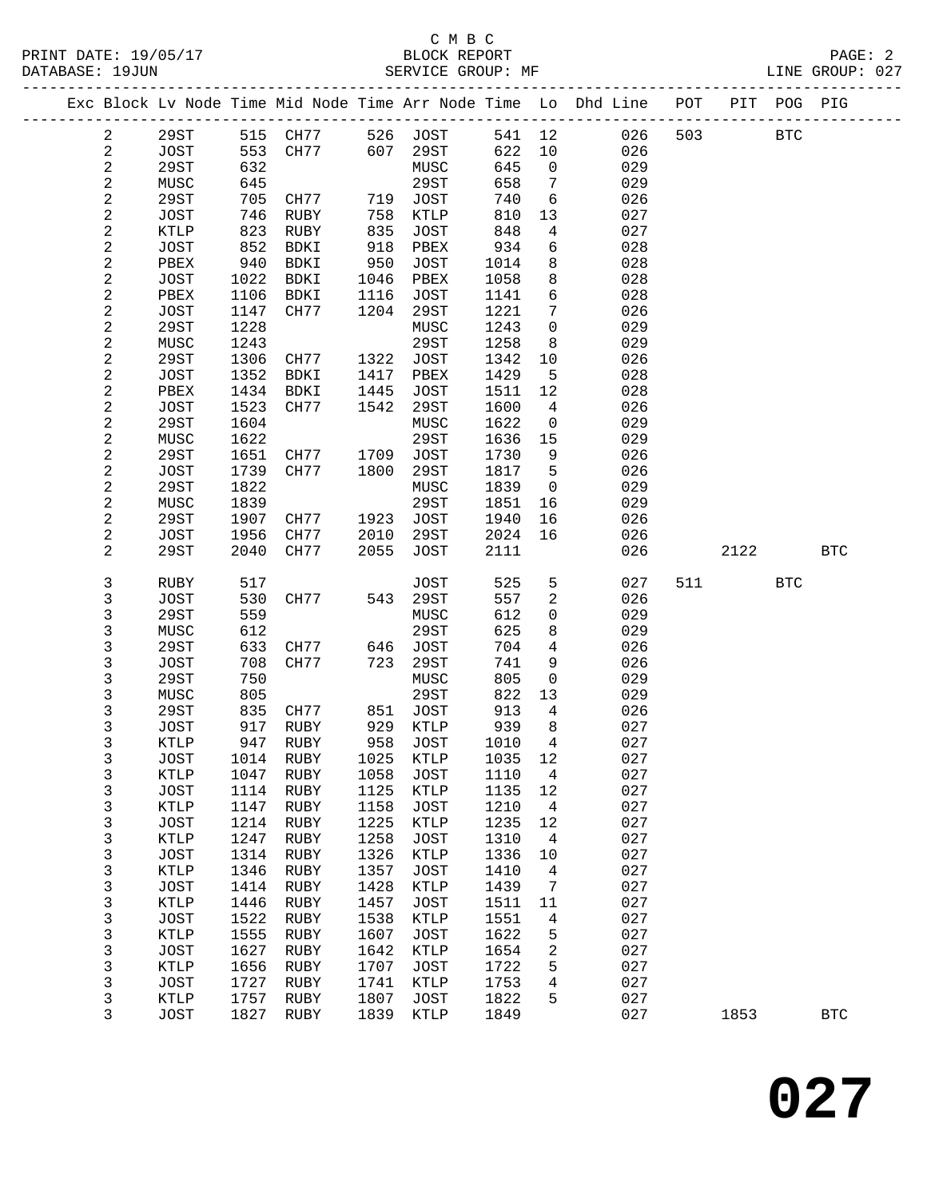C M B C
BLOCK REPORT
SERVICE GROUP: MF

PRINT DATE: 19/05/17
DATABASE: 19JUN
LINE GROUP: 027

| Exc | Block | Lv Node | Time | Mid Node | Time | Arr Node | Time | Lo | Dhd Line | POT | PIT | POG | PIG |
|---|---|---|---|---|---|---|---|---|---|---|---|---|---|
| | 2 | 29ST | 515 | CH77 | 526 | JOST | 541 | 12 | 026 | 503 | | BTC | |
| | 2 | JOST | 553 | CH77 | 607 | 29ST | 622 | 10 | 026 | | | | |
| | 2 | 29ST | 632 | | | MUSC | 645 | 0 | 029 | | | | |
| | 2 | MUSC | 645 | | | 29ST | 658 | 7 | 029 | | | | |
| | 2 | 29ST | 705 | CH77 | 719 | JOST | 740 | 6 | 026 | | | | |
| | 2 | JOST | 746 | RUBY | 758 | KTLP | 810 | 13 | 027 | | | | |
| | 2 | KTLP | 823 | RUBY | 835 | JOST | 848 | 4 | 027 | | | | |
| | 2 | JOST | 852 | BDKI | 918 | PBEX | 934 | 6 | 028 | | | | |
| | 2 | PBEX | 940 | BDKI | 950 | JOST | 1014 | 8 | 028 | | | | |
| | 2 | JOST | 1022 | BDKI | 1046 | PBEX | 1058 | 8 | 028 | | | | |
| | 2 | PBEX | 1106 | BDKI | 1116 | JOST | 1141 | 6 | 028 | | | | |
| | 2 | JOST | 1147 | CH77 | 1204 | 29ST | 1221 | 7 | 026 | | | | |
| | 2 | 29ST | 1228 | | | MUSC | 1243 | 0 | 029 | | | | |
| | 2 | MUSC | 1243 | | | 29ST | 1258 | 8 | 029 | | | | |
| | 2 | 29ST | 1306 | CH77 | 1322 | JOST | 1342 | 10 | 026 | | | | |
| | 2 | JOST | 1352 | BDKI | 1417 | PBEX | 1429 | 5 | 028 | | | | |
| | 2 | PBEX | 1434 | BDKI | 1445 | JOST | 1511 | 12 | 028 | | | | |
| | 2 | JOST | 1523 | CH77 | 1542 | 29ST | 1600 | 4 | 026 | | | | |
| | 2 | 29ST | 1604 | | | MUSC | 1622 | 0 | 029 | | | | |
| | 2 | MUSC | 1622 | | | 29ST | 1636 | 15 | 029 | | | | |
| | 2 | 29ST | 1651 | CH77 | 1709 | JOST | 1730 | 9 | 026 | | | | |
| | 2 | JOST | 1739 | CH77 | 1800 | 29ST | 1817 | 5 | 026 | | | | |
| | 2 | 29ST | 1822 | | | MUSC | 1839 | 0 | 029 | | | | |
| | 2 | MUSC | 1839 | | | 29ST | 1851 | 16 | 029 | | | | |
| | 2 | 29ST | 1907 | CH77 | 1923 | JOST | 1940 | 16 | 026 | | | | |
| | 2 | JOST | 1956 | CH77 | 2010 | 29ST | 2024 | 16 | 026 | | | | |
| | 2 | 29ST | 2040 | CH77 | 2055 | JOST | 2111 | | 026 | | 2122 | | BTC |
| | 3 | RUBY | 517 | | | JOST | 525 | 5 | 027 | 511 | | BTC | |
| | 3 | JOST | 530 | CH77 | 543 | 29ST | 557 | 2 | 026 | | | | |
| | 3 | 29ST | 559 | | | MUSC | 612 | 0 | 029 | | | | |
| | 3 | MUSC | 612 | | | 29ST | 625 | 8 | 029 | | | | |
| | 3 | 29ST | 633 | CH77 | 646 | JOST | 704 | 4 | 026 | | | | |
| | 3 | JOST | 708 | CH77 | 723 | 29ST | 741 | 9 | 026 | | | | |
| | 3 | 29ST | 750 | | | MUSC | 805 | 0 | 029 | | | | |
| | 3 | MUSC | 805 | | | 29ST | 822 | 13 | 029 | | | | |
| | 3 | 29ST | 835 | CH77 | 851 | JOST | 913 | 4 | 026 | | | | |
| | 3 | JOST | 917 | RUBY | 929 | KTLP | 939 | 8 | 027 | | | | |
| | 3 | KTLP | 947 | RUBY | 958 | JOST | 1010 | 4 | 027 | | | | |
| | 3 | JOST | 1014 | RUBY | 1025 | KTLP | 1035 | 12 | 027 | | | | |
| | 3 | KTLP | 1047 | RUBY | 1058 | JOST | 1110 | 4 | 027 | | | | |
| | 3 | JOST | 1114 | RUBY | 1125 | KTLP | 1135 | 12 | 027 | | | | |
| | 3 | KTLP | 1147 | RUBY | 1158 | JOST | 1210 | 4 | 027 | | | | |
| | 3 | JOST | 1214 | RUBY | 1225 | KTLP | 1235 | 12 | 027 | | | | |
| | 3 | KTLP | 1247 | RUBY | 1258 | JOST | 1310 | 4 | 027 | | | | |
| | 3 | JOST | 1314 | RUBY | 1326 | KTLP | 1336 | 10 | 027 | | | | |
| | 3 | KTLP | 1346 | RUBY | 1357 | JOST | 1410 | 4 | 027 | | | | |
| | 3 | JOST | 1414 | RUBY | 1428 | KTLP | 1439 | 7 | 027 | | | | |
| | 3 | KTLP | 1446 | RUBY | 1457 | JOST | 1511 | 11 | 027 | | | | |
| | 3 | JOST | 1522 | RUBY | 1538 | KTLP | 1551 | 4 | 027 | | | | |
| | 3 | KTLP | 1555 | RUBY | 1607 | JOST | 1622 | 5 | 027 | | | | |
| | 3 | JOST | 1627 | RUBY | 1642 | KTLP | 1654 | 2 | 027 | | | | |
| | 3 | KTLP | 1656 | RUBY | 1707 | JOST | 1722 | 5 | 027 | | | | |
| | 3 | JOST | 1727 | RUBY | 1741 | KTLP | 1753 | 4 | 027 | | | | |
| | 3 | KTLP | 1757 | RUBY | 1807 | JOST | 1822 | 5 | 027 | | | | |
| | 3 | JOST | 1827 | RUBY | 1839 | KTLP | 1849 | | 027 | | 1853 | | BTC |

# 027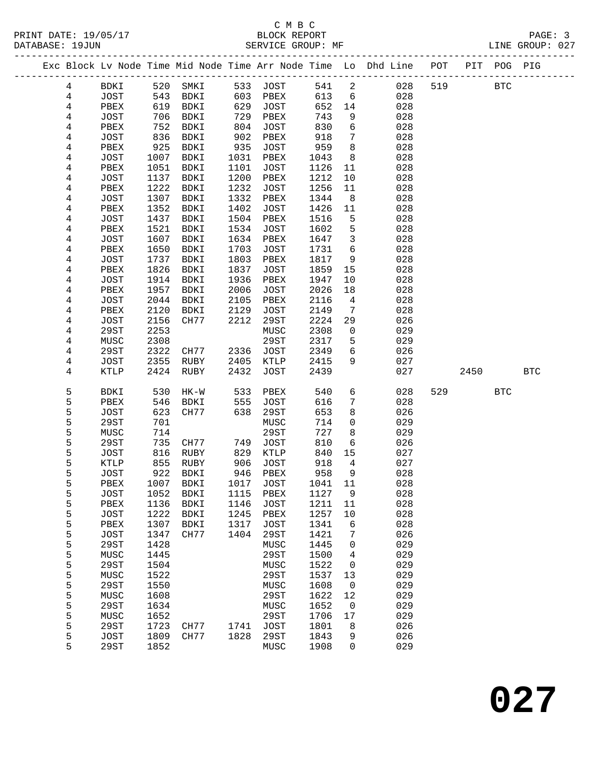C M B C

PRINT DATE: 19/05/17 BLOCK REPORT

DATABASE: 19JUN SERVICE GROUP: MF LINE GROUP: 027

| Exc | Block | Lv Node | Time | Mid Node | Time | Arr Node | Time | Lo | Dhd Line | POT | PIT | POG | PIG |
|---|---|---|---|---|---|---|---|---|---|---|---|---|---|
| | 4 | BDKI | 520 | SMKI | 533 | JOST | 541 | 2 | 028 | 519 | | BTC | |
| | 4 | JOST | 543 | BDKI | 603 | PBEX | 613 | 6 | 028 | | | | |
| | 4 | PBEX | 619 | BDKI | 629 | JOST | 652 | 14 | 028 | | | | |
| | 4 | JOST | 706 | BDKI | 729 | PBEX | 743 | 9 | 028 | | | | |
| | 4 | PBEX | 752 | BDKI | 804 | JOST | 830 | 6 | 028 | | | | |
| | 4 | JOST | 836 | BDKI | 902 | PBEX | 918 | 7 | 028 | | | | |
| | 4 | PBEX | 925 | BDKI | 935 | JOST | 959 | 8 | 028 | | | | |
| | 4 | JOST | 1007 | BDKI | 1031 | PBEX | 1043 | 8 | 028 | | | | |
| | 4 | PBEX | 1051 | BDKI | 1101 | JOST | 1126 | 11 | 028 | | | | |
| | 4 | JOST | 1137 | BDKI | 1200 | PBEX | 1212 | 10 | 028 | | | | |
| | 4 | PBEX | 1222 | BDKI | 1232 | JOST | 1256 | 11 | 028 | | | | |
| | 4 | JOST | 1307 | BDKI | 1332 | PBEX | 1344 | 8 | 028 | | | | |
| | 4 | PBEX | 1352 | BDKI | 1402 | JOST | 1426 | 11 | 028 | | | | |
| | 4 | JOST | 1437 | BDKI | 1504 | PBEX | 1516 | 5 | 028 | | | | |
| | 4 | PBEX | 1521 | BDKI | 1534 | JOST | 1602 | 5 | 028 | | | | |
| | 4 | JOST | 1607 | BDKI | 1634 | PBEX | 1647 | 3 | 028 | | | | |
| | 4 | PBEX | 1650 | BDKI | 1703 | JOST | 1731 | 6 | 028 | | | | |
| | 4 | JOST | 1737 | BDKI | 1803 | PBEX | 1817 | 9 | 028 | | | | |
| | 4 | PBEX | 1826 | BDKI | 1837 | JOST | 1859 | 15 | 028 | | | | |
| | 4 | JOST | 1914 | BDKI | 1936 | PBEX | 1947 | 10 | 028 | | | | |
| | 4 | PBEX | 1957 | BDKI | 2006 | JOST | 2026 | 18 | 028 | | | | |
| | 4 | JOST | 2044 | BDKI | 2105 | PBEX | 2116 | 4 | 028 | | | | |
| | 4 | PBEX | 2120 | BDKI | 2129 | JOST | 2149 | 7 | 028 | | | | |
| | 4 | JOST | 2156 | CH77 | 2212 | 29ST | 2224 | 29 | 026 | | | | |
| | 4 | 29ST | 2253 | | | MUSC | 2308 | 0 | 029 | | | | |
| | 4 | MUSC | 2308 | | | 29ST | 2317 | 5 | 029 | | | | |
| | 4 | 29ST | 2322 | CH77 | 2336 | JOST | 2349 | 6 | 026 | | | | |
| | 4 | JOST | 2355 | RUBY | 2405 | KTLP | 2415 | 9 | 027 | | | | |
| | 4 | KTLP | 2424 | RUBY | 2432 | JOST | 2439 | | 027 | | 2450 | | BTC |
| | 5 | BDKI | 530 | HK-W | 533 | PBEX | 540 | 6 | 028 | 529 | | BTC | |
| | 5 | PBEX | 546 | BDKI | 555 | JOST | 616 | 7 | 028 | | | | |
| | 5 | JOST | 623 | CH77 | 638 | 29ST | 653 | 8 | 026 | | | | |
| | 5 | 29ST | 701 | | | MUSC | 714 | 0 | 029 | | | | |
| | 5 | MUSC | 714 | | | 29ST | 727 | 8 | 029 | | | | |
| | 5 | 29ST | 735 | CH77 | 749 | JOST | 810 | 6 | 026 | | | | |
| | 5 | JOST | 816 | RUBY | 829 | KTLP | 840 | 15 | 027 | | | | |
| | 5 | KTLP | 855 | RUBY | 906 | JOST | 918 | 4 | 027 | | | | |
| | 5 | JOST | 922 | BDKI | 946 | PBEX | 958 | 9 | 028 | | | | |
| | 5 | PBEX | 1007 | BDKI | 1017 | JOST | 1041 | 11 | 028 | | | | |
| | 5 | JOST | 1052 | BDKI | 1115 | PBEX | 1127 | 9 | 028 | | | | |
| | 5 | PBEX | 1136 | BDKI | 1146 | JOST | 1211 | 11 | 028 | | | | |
| | 5 | JOST | 1222 | BDKI | 1245 | PBEX | 1257 | 10 | 028 | | | | |
| | 5 | PBEX | 1307 | BDKI | 1317 | JOST | 1341 | 6 | 028 | | | | |
| | 5 | JOST | 1347 | CH77 | 1404 | 29ST | 1421 | 7 | 026 | | | | |
| | 5 | 29ST | 1428 | | | MUSC | 1445 | 0 | 029 | | | | |
| | 5 | MUSC | 1445 | | | 29ST | 1500 | 4 | 029 | | | | |
| | 5 | 29ST | 1504 | | | MUSC | 1522 | 0 | 029 | | | | |
| | 5 | MUSC | 1522 | | | 29ST | 1537 | 13 | 029 | | | | |
| | 5 | 29ST | 1550 | | | MUSC | 1608 | 0 | 029 | | | | |
| | 5 | MUSC | 1608 | | | 29ST | 1622 | 12 | 029 | | | | |
| | 5 | 29ST | 1634 | | | MUSC | 1652 | 0 | 029 | | | | |
| | 5 | MUSC | 1652 | | | 29ST | 1706 | 17 | 029 | | | | |
| | 5 | 29ST | 1723 | CH77 | 1741 | JOST | 1801 | 8 | 026 | | | | |
| | 5 | JOST | 1809 | CH77 | 1828 | 29ST | 1843 | 9 | 026 | | | | |
| | 5 | 29ST | 1852 | | | MUSC | 1908 | 0 | 029 | | | | |

# 027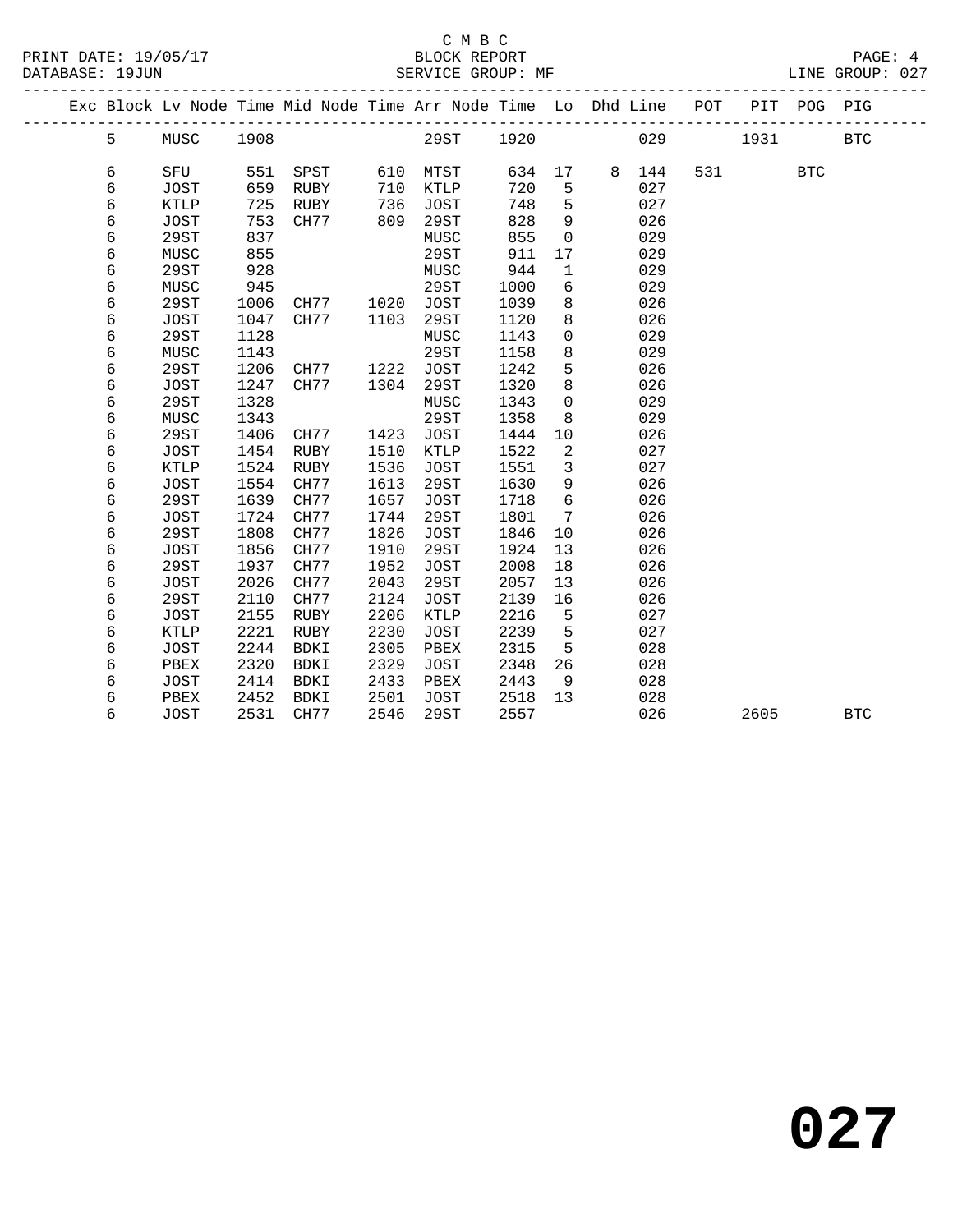C M B C

PRINT DATE: 19/05/17 BLOCK REPORT

DATABASE: 19JUN SERVICE GROUP: MF LINE GROUP: 027

| Exc | Block | Lv Node | Time | Mid Node | Time | Arr Node | Time | Lo | Dhd | Line | POT | PIT | POG | PIG |
|---|---|---|---|---|---|---|---|---|---|---|---|---|---|---|
| | 5 | MUSC | 1908 | | | 29ST | 1920 | | | 029 | | 1931 | | BTC |
| | 6 | SFU | 551 | SPST | 610 | MTST | 634 | 17 | 8 | 144 | 531 | | BTC | |
| | 6 | JOST | 659 | RUBY | 710 | KTLP | 720 | 5 | | 027 | | | | |
| | 6 | KTLP | 725 | RUBY | 736 | JOST | 748 | 5 | | 027 | | | | |
| | 6 | JOST | 753 | CH77 | 809 | 29ST | 828 | 9 | | 026 | | | | |
| | 6 | 29ST | 837 | | | MUSC | 855 | 0 | | 029 | | | | |
| | 6 | MUSC | 855 | | | 29ST | 911 | 17 | | 029 | | | | |
| | 6 | 29ST | 928 | | | MUSC | 944 | 1 | | 029 | | | | |
| | 6 | MUSC | 945 | | | 29ST | 1000 | 6 | | 029 | | | | |
| | 6 | 29ST | 1006 | CH77 | 1020 | JOST | 1039 | 8 | | 026 | | | | |
| | 6 | JOST | 1047 | CH77 | 1103 | 29ST | 1120 | 8 | | 026 | | | | |
| | 6 | 29ST | 1128 | | | MUSC | 1143 | 0 | | 029 | | | | |
| | 6 | MUSC | 1143 | | | 29ST | 1158 | 8 | | 029 | | | | |
| | 6 | 29ST | 1206 | CH77 | 1222 | JOST | 1242 | 5 | | 026 | | | | |
| | 6 | JOST | 1247 | CH77 | 1304 | 29ST | 1320 | 8 | | 026 | | | | |
| | 6 | 29ST | 1328 | | | MUSC | 1343 | 0 | | 029 | | | | |
| | 6 | MUSC | 1343 | | | 29ST | 1358 | 8 | | 029 | | | | |
| | 6 | 29ST | 1406 | CH77 | 1423 | JOST | 1444 | 10 | | 026 | | | | |
| | 6 | JOST | 1454 | RUBY | 1510 | KTLP | 1522 | 2 | | 027 | | | | |
| | 6 | KTLP | 1524 | RUBY | 1536 | JOST | 1551 | 3 | | 027 | | | | |
| | 6 | JOST | 1554 | CH77 | 1613 | 29ST | 1630 | 9 | | 026 | | | | |
| | 6 | 29ST | 1639 | CH77 | 1657 | JOST | 1718 | 6 | | 026 | | | | |
| | 6 | JOST | 1724 | CH77 | 1744 | 29ST | 1801 | 7 | | 026 | | | | |
| | 6 | 29ST | 1808 | CH77 | 1826 | JOST | 1846 | 10 | | 026 | | | | |
| | 6 | JOST | 1856 | CH77 | 1910 | 29ST | 1924 | 13 | | 026 | | | | |
| | 6 | 29ST | 1937 | CH77 | 1952 | JOST | 2008 | 18 | | 026 | | | | |
| | 6 | JOST | 2026 | CH77 | 2043 | 29ST | 2057 | 13 | | 026 | | | | |
| | 6 | 29ST | 2110 | CH77 | 2124 | JOST | 2139 | 16 | | 026 | | | | |
| | 6 | JOST | 2155 | RUBY | 2206 | KTLP | 2216 | 5 | | 027 | | | | |
| | 6 | KTLP | 2221 | RUBY | 2230 | JOST | 2239 | 5 | | 027 | | | | |
| | 6 | JOST | 2244 | BDKI | 2305 | PBEX | 2315 | 5 | | 028 | | | | |
| | 6 | PBEX | 2320 | BDKI | 2329 | JOST | 2348 | 26 | | 028 | | | | |
| | 6 | JOST | 2414 | BDKI | 2433 | PBEX | 2443 | 9 | | 028 | | | | |
| | 6 | PBEX | 2452 | BDKI | 2501 | JOST | 2518 | 13 | | 028 | | | | |
| | 6 | JOST | 2531 | CH77 | 2546 | 29ST | 2557 | | | 026 | | 2605 | | BTC |

# 027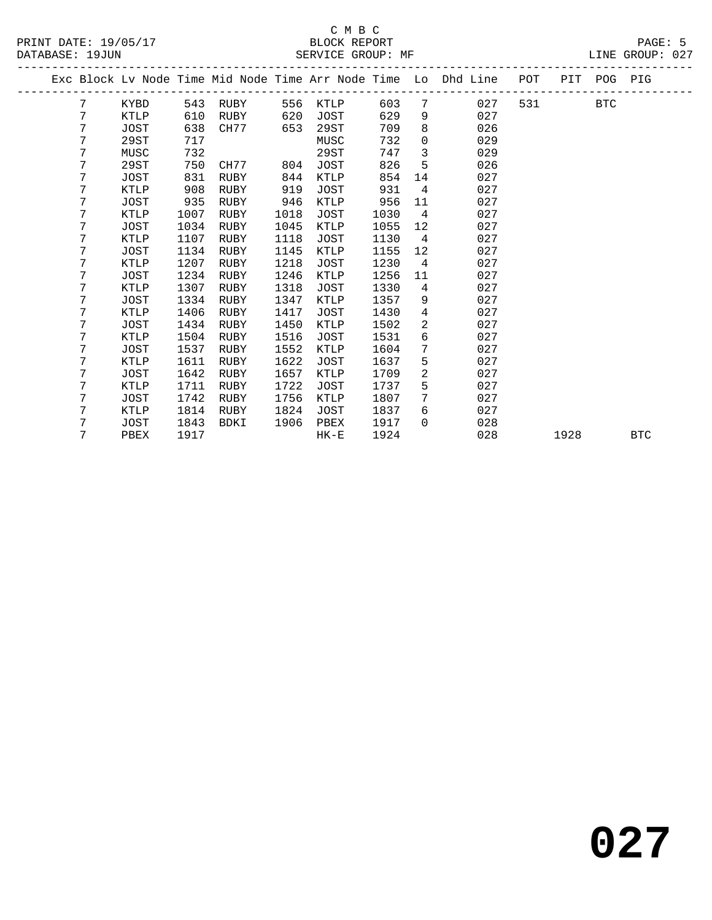C M B C

PRINT DATE: 19/05/17 BLOCK REPORT
DATABASE: 19JUN SERVICE GROUP: MF LINE GROUP: 027

| Exc | Block | Lv Node | Time | Mid Node | Time | Arr Node | Time | Lo | Dhd Line | POT | PIT | POG | PIG |
|---|---|---|---|---|---|---|---|---|---|---|---|---|---|
| | 7 | KYBD | 543 | RUBY | 556 | KTLP | 603 | 7 | 027 | 531 | | BTC | |
| | 7 | KTLP | 610 | RUBY | 620 | JOST | 629 | 9 | 027 | | | | |
| | 7 | JOST | 638 | CH77 | 653 | 29ST | 709 | 8 | 026 | | | | |
| | 7 | 29ST | 717 | | | MUSC | 732 | 0 | 029 | | | | |
| | 7 | MUSC | 732 | | | 29ST | 747 | 3 | 029 | | | | |
| | 7 | 29ST | 750 | CH77 | 804 | JOST | 826 | 5 | 026 | | | | |
| | 7 | JOST | 831 | RUBY | 844 | KTLP | 854 | 14 | 027 | | | | |
| | 7 | KTLP | 908 | RUBY | 919 | JOST | 931 | 4 | 027 | | | | |
| | 7 | JOST | 935 | RUBY | 946 | KTLP | 956 | 11 | 027 | | | | |
| | 7 | KTLP | 1007 | RUBY | 1018 | JOST | 1030 | 4 | 027 | | | | |
| | 7 | JOST | 1034 | RUBY | 1045 | KTLP | 1055 | 12 | 027 | | | | |
| | 7 | KTLP | 1107 | RUBY | 1118 | JOST | 1130 | 4 | 027 | | | | |
| | 7 | JOST | 1134 | RUBY | 1145 | KTLP | 1155 | 12 | 027 | | | | |
| | 7 | KTLP | 1207 | RUBY | 1218 | JOST | 1230 | 4 | 027 | | | | |
| | 7 | JOST | 1234 | RUBY | 1246 | KTLP | 1256 | 11 | 027 | | | | |
| | 7 | KTLP | 1307 | RUBY | 1318 | JOST | 1330 | 4 | 027 | | | | |
| | 7 | JOST | 1334 | RUBY | 1347 | KTLP | 1357 | 9 | 027 | | | | |
| | 7 | KTLP | 1406 | RUBY | 1417 | JOST | 1430 | 4 | 027 | | | | |
| | 7 | JOST | 1434 | RUBY | 1450 | KTLP | 1502 | 2 | 027 | | | | |
| | 7 | KTLP | 1504 | RUBY | 1516 | JOST | 1531 | 6 | 027 | | | | |
| | 7 | JOST | 1537 | RUBY | 1552 | KTLP | 1604 | 7 | 027 | | | | |
| | 7 | KTLP | 1611 | RUBY | 1622 | JOST | 1637 | 5 | 027 | | | | |
| | 7 | JOST | 1642 | RUBY | 1657 | KTLP | 1709 | 2 | 027 | | | | |
| | 7 | KTLP | 1711 | RUBY | 1722 | JOST | 1737 | 5 | 027 | | | | |
| | 7 | JOST | 1742 | RUBY | 1756 | KTLP | 1807 | 7 | 027 | | | | |
| | 7 | KTLP | 1814 | RUBY | 1824 | JOST | 1837 | 6 | 027 | | | | |
| | 7 | JOST | 1843 | BDKI | 1906 | PBEX | 1917 | 0 | 028 | | | | |
| | 7 | PBEX | 1917 | | | HK-E | 1924 | | 028 | | 1928 | | BTC |

# 027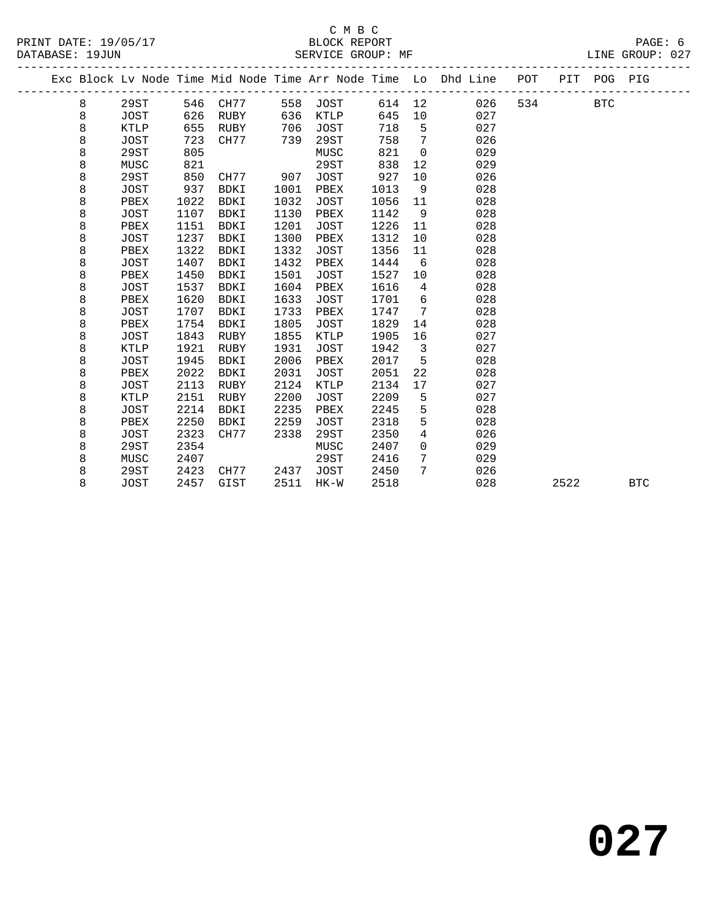C M B C

PRINT DATE: 19/05/17 BLOCK REPORT

DATABASE: 19JUN SERVICE GROUP: MF LINE GROUP: 027

| Exc | Block | Lv Node | Time | Mid Node | Time | Arr Node | Time | Lo | Dhd Line | POT | PIT | POG | PIG |
|---|---|---|---|---|---|---|---|---|---|---|---|---|---|
| | 8 | 29ST | 546 | CH77 | 558 | JOST | 614 | 12 | 026 | 534 | | BTC | |
| | 8 | JOST | 626 | RUBY | 636 | KTLP | 645 | 10 | 027 | | | | |
| | 8 | KTLP | 655 | RUBY | 706 | JOST | 718 | 5 | 027 | | | | |
| | 8 | JOST | 723 | CH77 | 739 | 29ST | 758 | 7 | 026 | | | | |
| | 8 | 29ST | 805 | | | MUSC | 821 | 0 | 029 | | | | |
| | 8 | MUSC | 821 | | | 29ST | 838 | 12 | 029 | | | | |
| | 8 | 29ST | 850 | CH77 | 907 | JOST | 927 | 10 | 026 | | | | |
| | 8 | JOST | 937 | BDKI | 1001 | PBEX | 1013 | 9 | 028 | | | | |
| | 8 | PBEX | 1022 | BDKI | 1032 | JOST | 1056 | 11 | 028 | | | | |
| | 8 | JOST | 1107 | BDKI | 1130 | PBEX | 1142 | 9 | 028 | | | | |
| | 8 | PBEX | 1151 | BDKI | 1201 | JOST | 1226 | 11 | 028 | | | | |
| | 8 | JOST | 1237 | BDKI | 1300 | PBEX | 1312 | 10 | 028 | | | | |
| | 8 | PBEX | 1322 | BDKI | 1332 | JOST | 1356 | 11 | 028 | | | | |
| | 8 | JOST | 1407 | BDKI | 1432 | PBEX | 1444 | 6 | 028 | | | | |
| | 8 | PBEX | 1450 | BDKI | 1501 | JOST | 1527 | 10 | 028 | | | | |
| | 8 | JOST | 1537 | BDKI | 1604 | PBEX | 1616 | 4 | 028 | | | | |
| | 8 | PBEX | 1620 | BDKI | 1633 | JOST | 1701 | 6 | 028 | | | | |
| | 8 | JOST | 1707 | BDKI | 1733 | PBEX | 1747 | 7 | 028 | | | | |
| | 8 | PBEX | 1754 | BDKI | 1805 | JOST | 1829 | 14 | 028 | | | | |
| | 8 | JOST | 1843 | RUBY | 1855 | KTLP | 1905 | 16 | 027 | | | | |
| | 8 | KTLP | 1921 | RUBY | 1931 | JOST | 1942 | 3 | 027 | | | | |
| | 8 | JOST | 1945 | BDKI | 2006 | PBEX | 2017 | 5 | 028 | | | | |
| | 8 | PBEX | 2022 | BDKI | 2031 | JOST | 2051 | 22 | 028 | | | | |
| | 8 | JOST | 2113 | RUBY | 2124 | KTLP | 2134 | 17 | 027 | | | | |
| | 8 | KTLP | 2151 | RUBY | 2200 | JOST | 2209 | 5 | 027 | | | | |
| | 8 | JOST | 2214 | BDKI | 2235 | PBEX | 2245 | 5 | 028 | | | | |
| | 8 | PBEX | 2250 | BDKI | 2259 | JOST | 2318 | 5 | 028 | | | | |
| | 8 | JOST | 2323 | CH77 | 2338 | 29ST | 2350 | 4 | 026 | | | | |
| | 8 | 29ST | 2354 | | | MUSC | 2407 | 0 | 029 | | | | |
| | 8 | MUSC | 2407 | | | 29ST | 2416 | 7 | 029 | | | | |
| | 8 | 29ST | 2423 | CH77 | 2437 | JOST | 2450 | 7 | 026 | | | | |
| | 8 | JOST | 2457 | GIST | 2511 | HK-W | 2518 | | 028 | | 2522 | | BTC |

# 027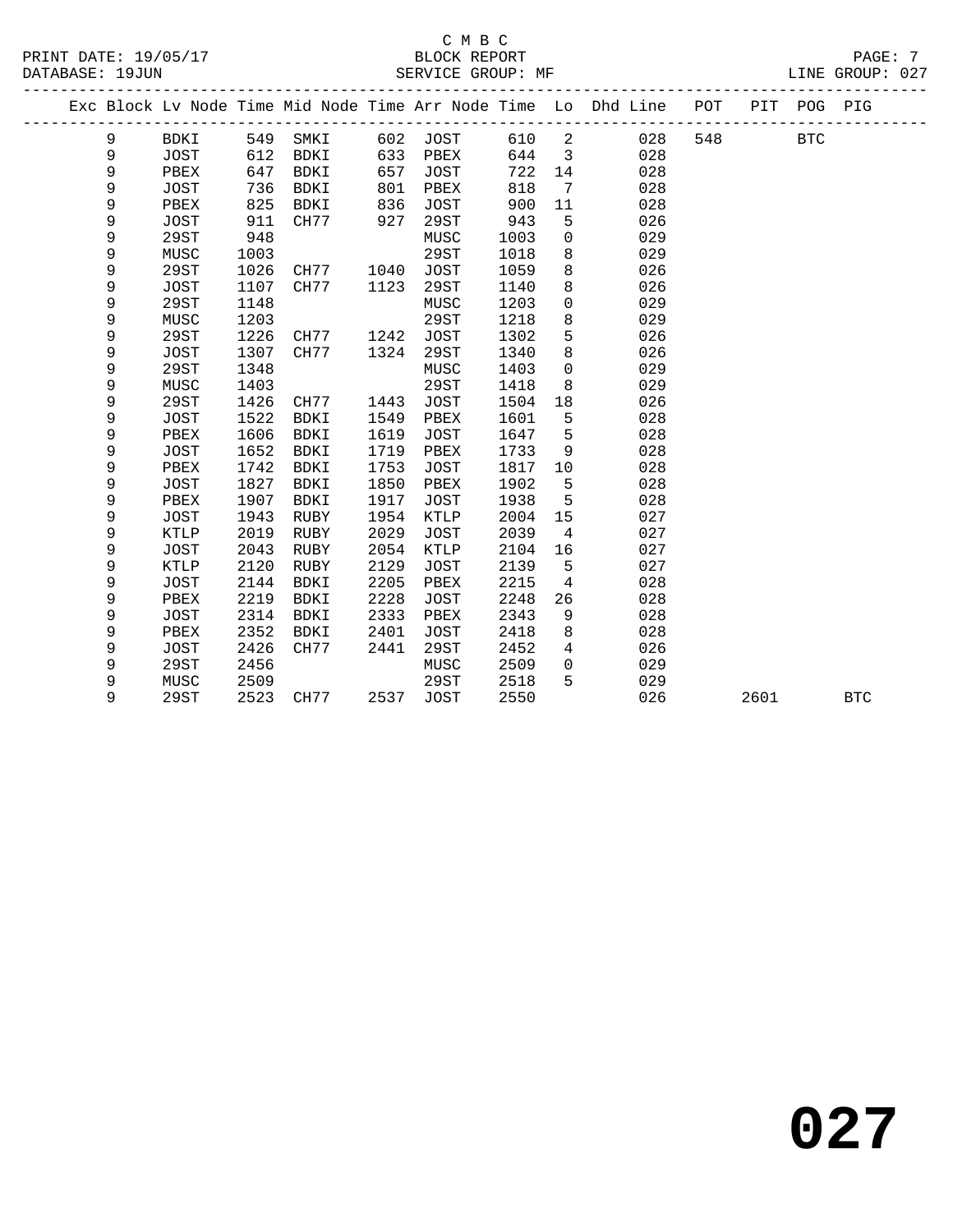C M B C

BLOCK REPORT

SERVICE GROUP: MF

PRINT DATE: 19/05/17
DATABASE: 19JUN

LINE GROUP: 027

| Exc | Block | Lv | Node | Time | Mid Node | Time | Arr Node | Time | Lo | Dhd Line | POT | PIT | POG | PIG |
|---|---|---|---|---|---|---|---|---|---|---|---|---|---|---|
| | 9 | | BDKI | 549 | SMKI | 602 | JOST | 610 | 2 | 028 | 548 | | BTC | |
| | 9 | | JOST | 612 | BDKI | 633 | PBEX | 644 | 3 | 028 | | | | |
| | 9 | | PBEX | 647 | BDKI | 657 | JOST | 722 | 14 | 028 | | | | |
| | 9 | | JOST | 736 | BDKI | 801 | PBEX | 818 | 7 | 028 | | | | |
| | 9 | | PBEX | 825 | BDKI | 836 | JOST | 900 | 11 | 028 | | | | |
| | 9 | | JOST | 911 | CH77 | 927 | 29ST | 943 | 5 | 026 | | | | |
| | 9 | | 29ST | 948 | | | MUSC | 1003 | 0 | 029 | | | | |
| | 9 | | MUSC | 1003 | | | 29ST | 1018 | 8 | 029 | | | | |
| | 9 | | 29ST | 1026 | CH77 | 1040 | JOST | 1059 | 8 | 026 | | | | |
| | 9 | | JOST | 1107 | CH77 | 1123 | 29ST | 1140 | 8 | 026 | | | | |
| | 9 | | 29ST | 1148 | | | MUSC | 1203 | 0 | 029 | | | | |
| | 9 | | MUSC | 1203 | | | 29ST | 1218 | 8 | 029 | | | | |
| | 9 | | 29ST | 1226 | CH77 | 1242 | JOST | 1302 | 5 | 026 | | | | |
| | 9 | | JOST | 1307 | CH77 | 1324 | 29ST | 1340 | 8 | 026 | | | | |
| | 9 | | 29ST | 1348 | | | MUSC | 1403 | 0 | 029 | | | | |
| | 9 | | MUSC | 1403 | | | 29ST | 1418 | 8 | 029 | | | | |
| | 9 | | 29ST | 1426 | CH77 | 1443 | JOST | 1504 | 18 | 026 | | | | |
| | 9 | | JOST | 1522 | BDKI | 1549 | PBEX | 1601 | 5 | 028 | | | | |
| | 9 | | PBEX | 1606 | BDKI | 1619 | JOST | 1647 | 5 | 028 | | | | |
| | 9 | | JOST | 1652 | BDKI | 1719 | PBEX | 1733 | 9 | 028 | | | | |
| | 9 | | PBEX | 1742 | BDKI | 1753 | JOST | 1817 | 10 | 028 | | | | |
| | 9 | | JOST | 1827 | BDKI | 1850 | PBEX | 1902 | 5 | 028 | | | | |
| | 9 | | PBEX | 1907 | BDKI | 1917 | JOST | 1938 | 5 | 028 | | | | |
| | 9 | | JOST | 1943 | RUBY | 1954 | KTLP | 2004 | 15 | 027 | | | | |
| | 9 | | KTLP | 2019 | RUBY | 2029 | JOST | 2039 | 4 | 027 | | | | |
| | 9 | | JOST | 2043 | RUBY | 2054 | KTLP | 2104 | 16 | 027 | | | | |
| | 9 | | KTLP | 2120 | RUBY | 2129 | JOST | 2139 | 5 | 027 | | | | |
| | 9 | | JOST | 2144 | BDKI | 2205 | PBEX | 2215 | 4 | 028 | | | | |
| | 9 | | PBEX | 2219 | BDKI | 2228 | JOST | 2248 | 26 | 028 | | | | |
| | 9 | | JOST | 2314 | BDKI | 2333 | PBEX | 2343 | 9 | 028 | | | | |
| | 9 | | PBEX | 2352 | BDKI | 2401 | JOST | 2418 | 8 | 028 | | | | |
| | 9 | | JOST | 2426 | CH77 | 2441 | 29ST | 2452 | 4 | 026 | | | | |
| | 9 | | 29ST | 2456 | | | MUSC | 2509 | 0 | 029 | | | | |
| | 9 | | MUSC | 2509 | | | 29ST | 2518 | 5 | 029 | | | | |
| | 9 | | 29ST | 2523 | CH77 | 2537 | JOST | 2550 | | 026 | | 2601 | | BTC |

# 027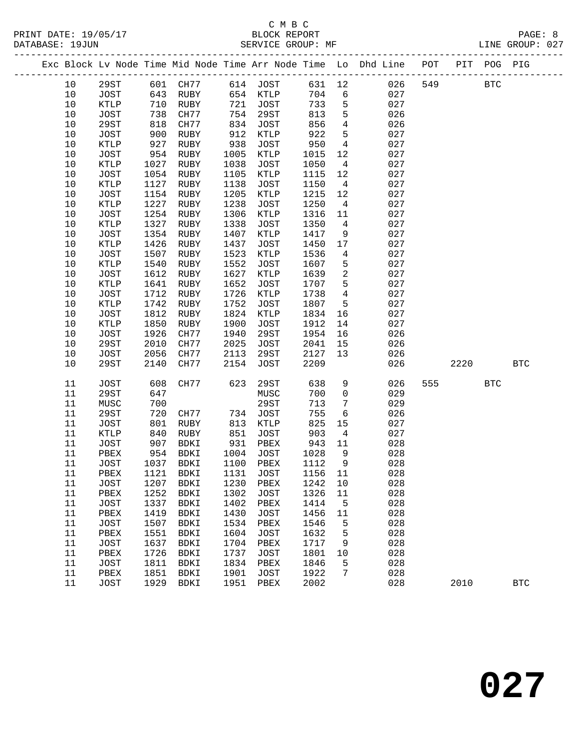C M B C
PRINT DATE: 19/05/17 BLOCK REPORT
DATABASE: 19JUN SERVICE GROUP: MF LINE GROUP: 027

| Exc | Block | Lv | Node | Time | Mid Node | Time | Arr Node | Time | Lo | Dhd Line | POT | PIT | POG | PIG |
|---|---|---|---|---|---|---|---|---|---|---|---|---|---|---|
| | 10 | | 29ST | 601 | CH77 | 614 | JOST | 631 | 12 | 026 | 549 | | BTC | |
| | 10 | | JOST | 643 | RUBY | 654 | KTLP | 704 | 6 | 027 | | | | |
| | 10 | | KTLP | 710 | RUBY | 721 | JOST | 733 | 5 | 027 | | | | |
| | 10 | | JOST | 738 | CH77 | 754 | 29ST | 813 | 5 | 026 | | | | |
| | 10 | | 29ST | 818 | CH77 | 834 | JOST | 856 | 4 | 026 | | | | |
| | 10 | | JOST | 900 | RUBY | 912 | KTLP | 922 | 5 | 027 | | | | |
| | 10 | | KTLP | 927 | RUBY | 938 | JOST | 950 | 4 | 027 | | | | |
| | 10 | | JOST | 954 | RUBY | 1005 | KTLP | 1015 | 12 | 027 | | | | |
| | 10 | | KTLP | 1027 | RUBY | 1038 | JOST | 1050 | 4 | 027 | | | | |
| | 10 | | JOST | 1054 | RUBY | 1105 | KTLP | 1115 | 12 | 027 | | | | |
| | 10 | | KTLP | 1127 | RUBY | 1138 | JOST | 1150 | 4 | 027 | | | | |
| | 10 | | JOST | 1154 | RUBY | 1205 | KTLP | 1215 | 12 | 027 | | | | |
| | 10 | | KTLP | 1227 | RUBY | 1238 | JOST | 1250 | 4 | 027 | | | | |
| | 10 | | JOST | 1254 | RUBY | 1306 | KTLP | 1316 | 11 | 027 | | | | |
| | 10 | | KTLP | 1327 | RUBY | 1338 | JOST | 1350 | 4 | 027 | | | | |
| | 10 | | JOST | 1354 | RUBY | 1407 | KTLP | 1417 | 9 | 027 | | | | |
| | 10 | | KTLP | 1426 | RUBY | 1437 | JOST | 1450 | 17 | 027 | | | | |
| | 10 | | JOST | 1507 | RUBY | 1523 | KTLP | 1536 | 4 | 027 | | | | |
| | 10 | | KTLP | 1540 | RUBY | 1552 | JOST | 1607 | 5 | 027 | | | | |
| | 10 | | JOST | 1612 | RUBY | 1627 | KTLP | 1639 | 2 | 027 | | | | |
| | 10 | | KTLP | 1641 | RUBY | 1652 | JOST | 1707 | 5 | 027 | | | | |
| | 10 | | JOST | 1712 | RUBY | 1726 | KTLP | 1738 | 4 | 027 | | | | |
| | 10 | | KTLP | 1742 | RUBY | 1752 | JOST | 1807 | 5 | 027 | | | | |
| | 10 | | JOST | 1812 | RUBY | 1824 | KTLP | 1834 | 16 | 027 | | | | |
| | 10 | | KTLP | 1850 | RUBY | 1900 | JOST | 1912 | 14 | 027 | | | | |
| | 10 | | JOST | 1926 | CH77 | 1940 | 29ST | 1954 | 16 | 026 | | | | |
| | 10 | | 29ST | 2010 | CH77 | 2025 | JOST | 2041 | 15 | 026 | | | | |
| | 10 | | JOST | 2056 | CH77 | 2113 | 29ST | 2127 | 13 | 026 | | | | |
| | 10 | | 29ST | 2140 | CH77 | 2154 | JOST | 2209 | | 026 | | 2220 | | BTC |
| | 11 | | JOST | 608 | CH77 | 623 | 29ST | 638 | 9 | 026 | 555 | | BTC | |
| | 11 | | 29ST | 647 | | | MUSC | 700 | 0 | 029 | | | | |
| | 11 | | MUSC | 700 | | | 29ST | 713 | 7 | 029 | | | | |
| | 11 | | 29ST | 720 | CH77 | 734 | JOST | 755 | 6 | 026 | | | | |
| | 11 | | JOST | 801 | RUBY | 813 | KTLP | 825 | 15 | 027 | | | | |
| | 11 | | KTLP | 840 | RUBY | 851 | JOST | 903 | 4 | 027 | | | | |
| | 11 | | JOST | 907 | BDKI | 931 | PBEX | 943 | 11 | 028 | | | | |
| | 11 | | PBEX | 954 | BDKI | 1004 | JOST | 1028 | 9 | 028 | | | | |
| | 11 | | JOST | 1037 | BDKI | 1100 | PBEX | 1112 | 9 | 028 | | | | |
| | 11 | | PBEX | 1121 | BDKI | 1131 | JOST | 1156 | 11 | 028 | | | | |
| | 11 | | JOST | 1207 | BDKI | 1230 | PBEX | 1242 | 10 | 028 | | | | |
| | 11 | | PBEX | 1252 | BDKI | 1302 | JOST | 1326 | 11 | 028 | | | | |
| | 11 | | JOST | 1337 | BDKI | 1402 | PBEX | 1414 | 5 | 028 | | | | |
| | 11 | | PBEX | 1419 | BDKI | 1430 | JOST | 1456 | 11 | 028 | | | | |
| | 11 | | JOST | 1507 | BDKI | 1534 | PBEX | 1546 | 5 | 028 | | | | |
| | 11 | | PBEX | 1551 | BDKI | 1604 | JOST | 1632 | 5 | 028 | | | | |
| | 11 | | JOST | 1637 | BDKI | 1704 | PBEX | 1717 | 9 | 028 | | | | |
| | 11 | | PBEX | 1726 | BDKI | 1737 | JOST | 1801 | 10 | 028 | | | | |
| | 11 | | JOST | 1811 | BDKI | 1834 | PBEX | 1846 | 5 | 028 | | | | |
| | 11 | | PBEX | 1851 | BDKI | 1901 | JOST | 1922 | 7 | 028 | | | | |
| | 11 | | JOST | 1929 | BDKI | 1951 | PBEX | 2002 | | 028 | | 2010 | | BTC |

# 027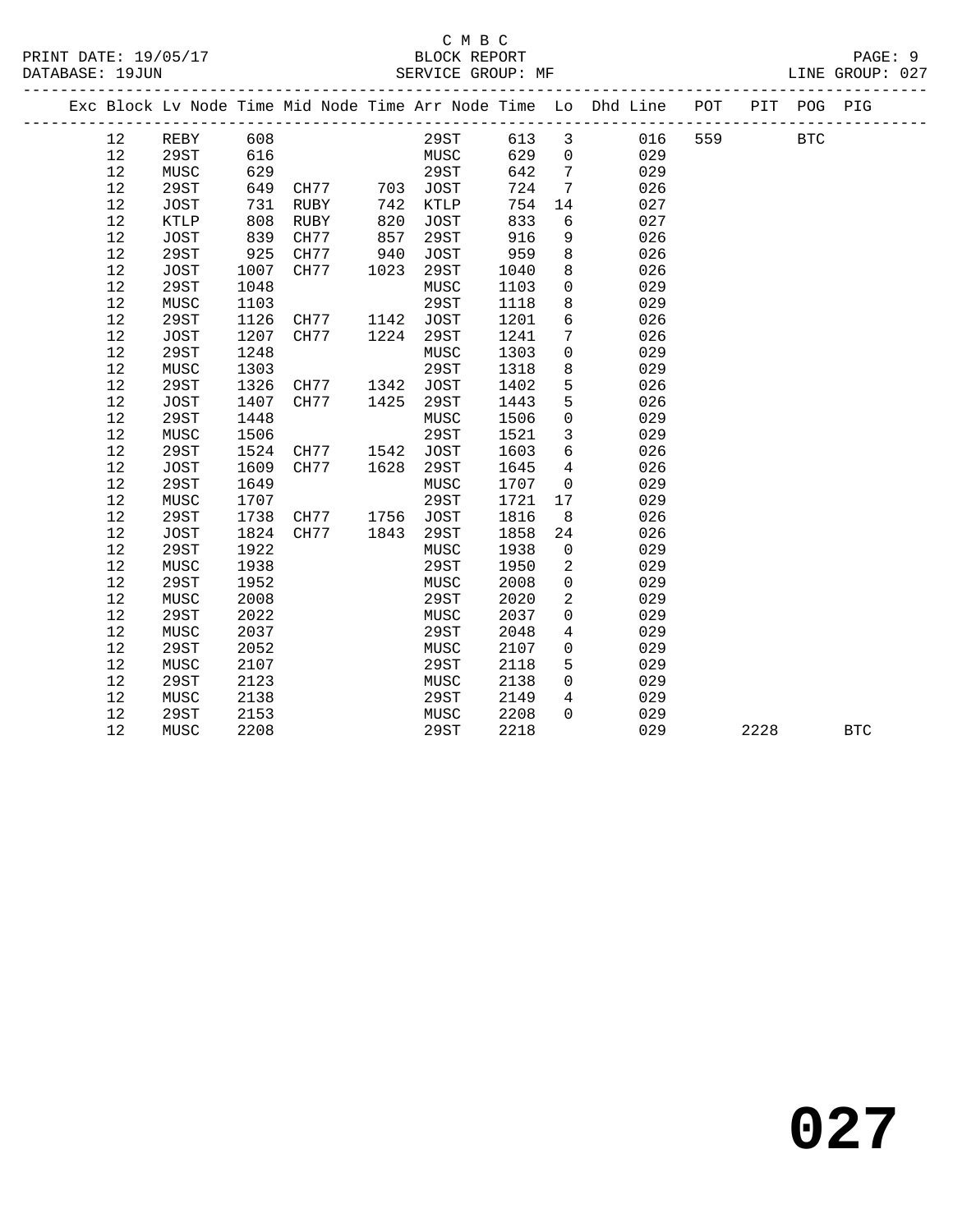C M B C
PRINT DATE: 19/05/17 BLOCK REPORT
DATABASE: 19JUN SERVICE GROUP: MF LINE GROUP: 027

| Exc | Block | Lv | Node | Time | Mid Node | Time | Arr Node | Time | Lo | Dhd Line | POT | PIT | POG | PIG |
|---|---|---|---|---|---|---|---|---|---|---|---|---|---|---|
| | 12 | | REBY | 608 | | | 29ST | 613 | 3 | 016 | 559 | | BTC | |
| | 12 | | 29ST | 616 | | | MUSC | 629 | 0 | 029 | | | | |
| | 12 | | MUSC | 629 | | | 29ST | 642 | 7 | 029 | | | | |
| | 12 | | 29ST | 649 | CH77 | 703 | JOST | 724 | 7 | 026 | | | | |
| | 12 | | JOST | 731 | RUBY | 742 | KTLP | 754 | 14 | 027 | | | | |
| | 12 | | KTLP | 808 | RUBY | 820 | JOST | 833 | 6 | 027 | | | | |
| | 12 | | JOST | 839 | CH77 | 857 | 29ST | 916 | 9 | 026 | | | | |
| | 12 | | 29ST | 925 | CH77 | 940 | JOST | 959 | 8 | 026 | | | | |
| | 12 | | JOST | 1007 | CH77 | 1023 | 29ST | 1040 | 8 | 026 | | | | |
| | 12 | | 29ST | 1048 | | | MUSC | 1103 | 0 | 029 | | | | |
| | 12 | | MUSC | 1103 | | | 29ST | 1118 | 8 | 029 | | | | |
| | 12 | | 29ST | 1126 | CH77 | 1142 | JOST | 1201 | 6 | 026 | | | | |
| | 12 | | JOST | 1207 | CH77 | 1224 | 29ST | 1241 | 7 | 026 | | | | |
| | 12 | | 29ST | 1248 | | | MUSC | 1303 | 0 | 029 | | | | |
| | 12 | | MUSC | 1303 | | | 29ST | 1318 | 8 | 029 | | | | |
| | 12 | | 29ST | 1326 | CH77 | 1342 | JOST | 1402 | 5 | 026 | | | | |
| | 12 | | JOST | 1407 | CH77 | 1425 | 29ST | 1443 | 5 | 026 | | | | |
| | 12 | | 29ST | 1448 | | | MUSC | 1506 | 0 | 029 | | | | |
| | 12 | | MUSC | 1506 | | | 29ST | 1521 | 3 | 029 | | | | |
| | 12 | | 29ST | 1524 | CH77 | 1542 | JOST | 1603 | 6 | 026 | | | | |
| | 12 | | JOST | 1609 | CH77 | 1628 | 29ST | 1645 | 4 | 026 | | | | |
| | 12 | | 29ST | 1649 | | | MUSC | 1707 | 0 | 029 | | | | |
| | 12 | | MUSC | 1707 | | | 29ST | 1721 | 17 | 029 | | | | |
| | 12 | | 29ST | 1738 | CH77 | 1756 | JOST | 1816 | 8 | 026 | | | | |
| | 12 | | JOST | 1824 | CH77 | 1843 | 29ST | 1858 | 24 | 026 | | | | |
| | 12 | | 29ST | 1922 | | | MUSC | 1938 | 0 | 029 | | | | |
| | 12 | | MUSC | 1938 | | | 29ST | 1950 | 2 | 029 | | | | |
| | 12 | | 29ST | 1952 | | | MUSC | 2008 | 0 | 029 | | | | |
| | 12 | | MUSC | 2008 | | | 29ST | 2020 | 2 | 029 | | | | |
| | 12 | | 29ST | 2022 | | | MUSC | 2037 | 0 | 029 | | | | |
| | 12 | | MUSC | 2037 | | | 29ST | 2048 | 4 | 029 | | | | |
| | 12 | | 29ST | 2052 | | | MUSC | 2107 | 0 | 029 | | | | |
| | 12 | | MUSC | 2107 | | | 29ST | 2118 | 5 | 029 | | | | |
| | 12 | | 29ST | 2123 | | | MUSC | 2138 | 0 | 029 | | | | |
| | 12 | | MUSC | 2138 | | | 29ST | 2149 | 4 | 029 | | | | |
| | 12 | | 29ST | 2153 | | | MUSC | 2208 | 0 | 029 | | | | |
| | 12 | | MUSC | 2208 | | | 29ST | 2218 | | 029 | | 2228 | | BTC |

# 027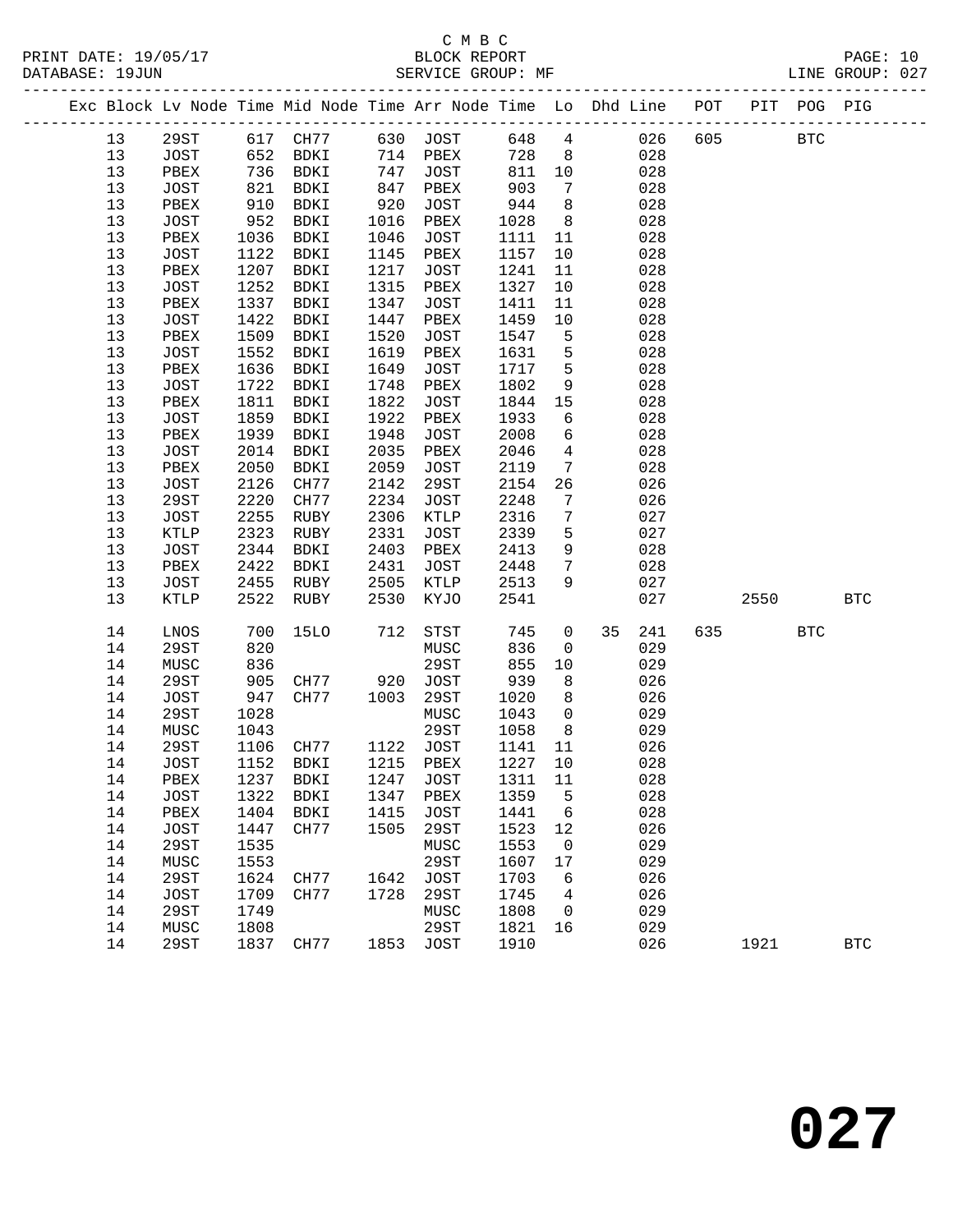C M B C
BLOCK REPORT
SERVICE GROUP: MF

PRINT DATE: 19/05/17
DATABASE: 19JUN
LINE GROUP: 027

| Exc | Block | Lv Node | Time | Mid Node | Time | Arr Node | Time | Lo | Dhd | Line | POT | PIT | POG | PIG |
|---|---|---|---|---|---|---|---|---|---|---|---|---|---|---|
| | 13 | 29ST | 617 | CH77 | 630 | JOST | 648 | 4 | | 026 | 605 | | BTC | |
| | 13 | JOST | 652 | BDKI | 714 | PBEX | 728 | 8 | | 028 | | | | |
| | 13 | PBEX | 736 | BDKI | 747 | JOST | 811 | 10 | | 028 | | | | |
| | 13 | JOST | 821 | BDKI | 847 | PBEX | 903 | 7 | | 028 | | | | |
| | 13 | PBEX | 910 | BDKI | 920 | JOST | 944 | 8 | | 028 | | | | |
| | 13 | JOST | 952 | BDKI | 1016 | PBEX | 1028 | 8 | | 028 | | | | |
| | 13 | PBEX | 1036 | BDKI | 1046 | JOST | 1111 | 11 | | 028 | | | | |
| | 13 | JOST | 1122 | BDKI | 1145 | PBEX | 1157 | 10 | | 028 | | | | |
| | 13 | PBEX | 1207 | BDKI | 1217 | JOST | 1241 | 11 | | 028 | | | | |
| | 13 | JOST | 1252 | BDKI | 1315 | PBEX | 1327 | 10 | | 028 | | | | |
| | 13 | PBEX | 1337 | BDKI | 1347 | JOST | 1411 | 11 | | 028 | | | | |
| | 13 | JOST | 1422 | BDKI | 1447 | PBEX | 1459 | 10 | | 028 | | | | |
| | 13 | PBEX | 1509 | BDKI | 1520 | JOST | 1547 | 5 | | 028 | | | | |
| | 13 | JOST | 1552 | BDKI | 1619 | PBEX | 1631 | 5 | | 028 | | | | |
| | 13 | PBEX | 1636 | BDKI | 1649 | JOST | 1717 | 5 | | 028 | | | | |
| | 13 | JOST | 1722 | BDKI | 1748 | PBEX | 1802 | 9 | | 028 | | | | |
| | 13 | PBEX | 1811 | BDKI | 1822 | JOST | 1844 | 15 | | 028 | | | | |
| | 13 | JOST | 1859 | BDKI | 1922 | PBEX | 1933 | 6 | | 028 | | | | |
| | 13 | PBEX | 1939 | BDKI | 1948 | JOST | 2008 | 6 | | 028 | | | | |
| | 13 | JOST | 2014 | BDKI | 2035 | PBEX | 2046 | 4 | | 028 | | | | |
| | 13 | PBEX | 2050 | BDKI | 2059 | JOST | 2119 | 7 | | 028 | | | | |
| | 13 | JOST | 2126 | CH77 | 2142 | 29ST | 2154 | 26 | | 026 | | | | |
| | 13 | 29ST | 2220 | CH77 | 2234 | JOST | 2248 | 7 | | 026 | | | | |
| | 13 | JOST | 2255 | RUBY | 2306 | KTLP | 2316 | 7 | | 027 | | | | |
| | 13 | KTLP | 2323 | RUBY | 2331 | JOST | 2339 | 5 | | 027 | | | | |
| | 13 | JOST | 2344 | BDKI | 2403 | PBEX | 2413 | 9 | | 028 | | | | |
| | 13 | PBEX | 2422 | BDKI | 2431 | JOST | 2448 | 7 | | 028 | | | | |
| | 13 | JOST | 2455 | RUBY | 2505 | KTLP | 2513 | 9 | | 027 | | | | |
| | 13 | KTLP | 2522 | RUBY | 2530 | KYJO | 2541 | | | 027 | | 2550 | | BTC |
| | 14 | LNOS | 700 | 15LO | 712 | STST | 745 | 0 | 35 | 241 | 635 | | BTC | |
| | 14 | 29ST | 820 | | | MUSC | 836 | 0 | | 029 | | | | |
| | 14 | MUSC | 836 | | | 29ST | 855 | 10 | | 029 | | | | |
| | 14 | 29ST | 905 | CH77 | 920 | JOST | 939 | 8 | | 026 | | | | |
| | 14 | JOST | 947 | CH77 | 1003 | 29ST | 1020 | 8 | | 026 | | | | |
| | 14 | 29ST | 1028 | | | MUSC | 1043 | 0 | | 029 | | | | |
| | 14 | MUSC | 1043 | | | 29ST | 1058 | 8 | | 029 | | | | |
| | 14 | 29ST | 1106 | CH77 | 1122 | JOST | 1141 | 11 | | 026 | | | | |
| | 14 | JOST | 1152 | BDKI | 1215 | PBEX | 1227 | 10 | | 028 | | | | |
| | 14 | PBEX | 1237 | BDKI | 1247 | JOST | 1311 | 11 | | 028 | | | | |
| | 14 | JOST | 1322 | BDKI | 1347 | PBEX | 1359 | 5 | | 028 | | | | |
| | 14 | PBEX | 1404 | BDKI | 1415 | JOST | 1441 | 6 | | 028 | | | | |
| | 14 | JOST | 1447 | CH77 | 1505 | 29ST | 1523 | 12 | | 026 | | | | |
| | 14 | 29ST | 1535 | | | MUSC | 1553 | 0 | | 029 | | | | |
| | 14 | MUSC | 1553 | | | 29ST | 1607 | 17 | | 029 | | | | |
| | 14 | 29ST | 1624 | CH77 | 1642 | JOST | 1703 | 6 | | 026 | | | | |
| | 14 | JOST | 1709 | CH77 | 1728 | 29ST | 1745 | 4 | | 026 | | | | |
| | 14 | 29ST | 1749 | | | MUSC | 1808 | 0 | | 029 | | | | |
| | 14 | MUSC | 1808 | | | 29ST | 1821 | 16 | | 029 | | | | |
| | 14 | 29ST | 1837 | CH77 | 1853 | JOST | 1910 | | | 026 | | 1921 | | BTC |

# 027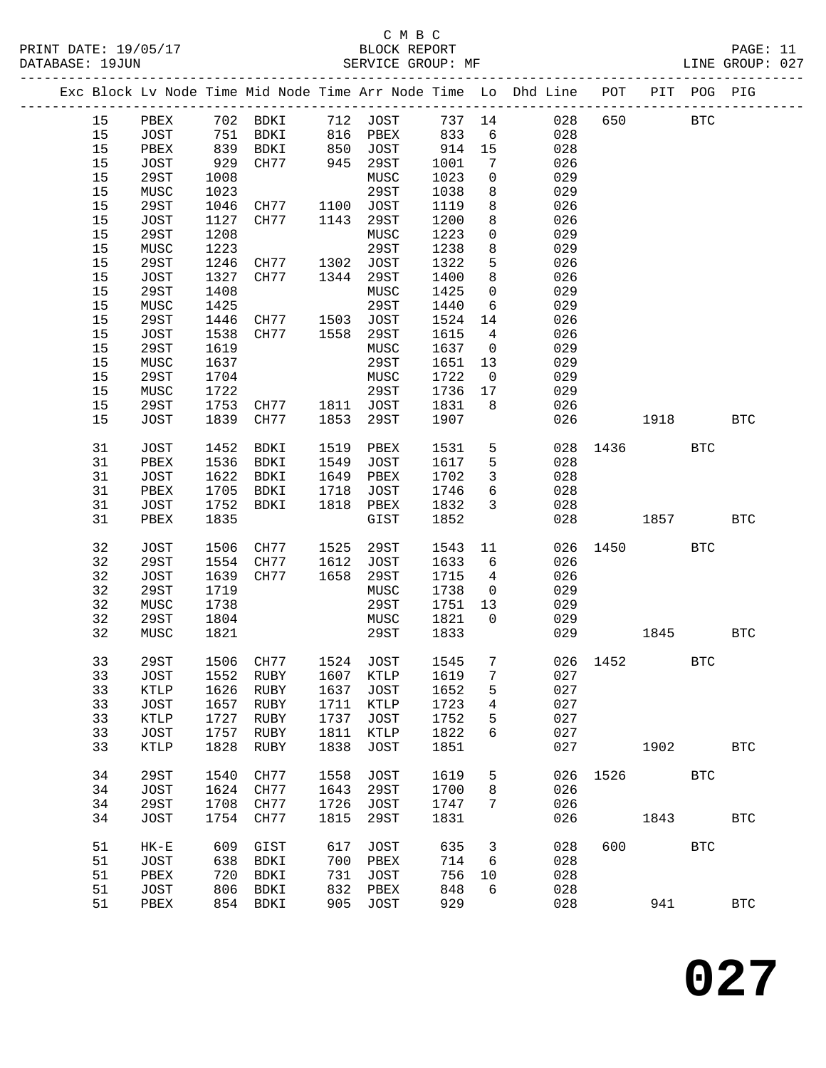C M B C
BLOCK REPORT
SERVICE GROUP: MF

PRINT DATE: 19/05/17
DATABASE: 19JUN
LINE GROUP: 027

| Exc | Block | Lv | Node | Time | Mid Node | Time | Arr Node | Time | Lo | Dhd Line | POT | PIT | POG | PIG |
|---|---|---|---|---|---|---|---|---|---|---|---|---|---|---|
| | 15 | | PBEX | 702 | BDKI | 712 | JOST | 737 | 14 | 028 | 650 | | BTC | |
| | 15 | | JOST | 751 | BDKI | 816 | PBEX | 833 | 6 | 028 | | | | |
| | 15 | | PBEX | 839 | BDKI | 850 | JOST | 914 | 15 | 028 | | | | |
| | 15 | | JOST | 929 | CH77 | 945 | 29ST | 1001 | 7 | 026 | | | | |
| | 15 | | 29ST | 1008 | | | MUSC | 1023 | 0 | 029 | | | | |
| | 15 | | MUSC | 1023 | | | 29ST | 1038 | 8 | 029 | | | | |
| | 15 | | 29ST | 1046 | CH77 | 1100 | JOST | 1119 | 8 | 026 | | | | |
| | 15 | | JOST | 1127 | CH77 | 1143 | 29ST | 1200 | 8 | 026 | | | | |
| | 15 | | 29ST | 1208 | | | MUSC | 1223 | 0 | 029 | | | | |
| | 15 | | MUSC | 1223 | | | 29ST | 1238 | 8 | 029 | | | | |
| | 15 | | 29ST | 1246 | CH77 | 1302 | JOST | 1322 | 5 | 026 | | | | |
| | 15 | | JOST | 1327 | CH77 | 1344 | 29ST | 1400 | 8 | 026 | | | | |
| | 15 | | 29ST | 1408 | | | MUSC | 1425 | 0 | 029 | | | | |
| | 15 | | MUSC | 1425 | | | 29ST | 1440 | 6 | 029 | | | | |
| | 15 | | 29ST | 1446 | CH77 | 1503 | JOST | 1524 | 14 | 026 | | | | |
| | 15 | | JOST | 1538 | CH77 | 1558 | 29ST | 1615 | 4 | 026 | | | | |
| | 15 | | 29ST | 1619 | | | MUSC | 1637 | 0 | 029 | | | | |
| | 15 | | MUSC | 1637 | | | 29ST | 1651 | 13 | 029 | | | | |
| | 15 | | 29ST | 1704 | | | MUSC | 1722 | 0 | 029 | | | | |
| | 15 | | MUSC | 1722 | | | 29ST | 1736 | 17 | 029 | | | | |
| | 15 | | 29ST | 1753 | CH77 | 1811 | JOST | 1831 | 8 | 026 | | | | |
| | 15 | | JOST | 1839 | CH77 | 1853 | 29ST | 1907 | | 026 | | 1918 | | BTC |
| | 31 | | JOST | 1452 | BDKI | 1519 | PBEX | 1531 | 5 | 028 | 1436 | | BTC | |
| | 31 | | PBEX | 1536 | BDKI | 1549 | JOST | 1617 | 5 | 028 | | | | |
| | 31 | | JOST | 1622 | BDKI | 1649 | PBEX | 1702 | 3 | 028 | | | | |
| | 31 | | PBEX | 1705 | BDKI | 1718 | JOST | 1746 | 6 | 028 | | | | |
| | 31 | | JOST | 1752 | BDKI | 1818 | PBEX | 1832 | 3 | 028 | | | | |
| | 31 | | PBEX | 1835 | | | GIST | 1852 | | 028 | | 1857 | | BTC |
| | 32 | | JOST | 1506 | CH77 | 1525 | 29ST | 1543 | 11 | 026 | 1450 | | BTC | |
| | 32 | | 29ST | 1554 | CH77 | 1612 | JOST | 1633 | 6 | 026 | | | | |
| | 32 | | JOST | 1639 | CH77 | 1658 | 29ST | 1715 | 4 | 026 | | | | |
| | 32 | | 29ST | 1719 | | | MUSC | 1738 | 0 | 029 | | | | |
| | 32 | | MUSC | 1738 | | | 29ST | 1751 | 13 | 029 | | | | |
| | 32 | | 29ST | 1804 | | | MUSC | 1821 | 0 | 029 | | | | |
| | 32 | | MUSC | 1821 | | | 29ST | 1833 | | 029 | | 1845 | | BTC |
| | 33 | | 29ST | 1506 | CH77 | 1524 | JOST | 1545 | 7 | 026 | 1452 | | BTC | |
| | 33 | | JOST | 1552 | RUBY | 1607 | KTLP | 1619 | 7 | 027 | | | | |
| | 33 | | KTLP | 1626 | RUBY | 1637 | JOST | 1652 | 5 | 027 | | | | |
| | 33 | | JOST | 1657 | RUBY | 1711 | KTLP | 1723 | 4 | 027 | | | | |
| | 33 | | KTLP | 1727 | RUBY | 1737 | JOST | 1752 | 5 | 027 | | | | |
| | 33 | | JOST | 1757 | RUBY | 1811 | KTLP | 1822 | 6 | 027 | | | | |
| | 33 | | KTLP | 1828 | RUBY | 1838 | JOST | 1851 | | 027 | | 1902 | | BTC |
| | 34 | | 29ST | 1540 | CH77 | 1558 | JOST | 1619 | 5 | 026 | 1526 | | BTC | |
| | 34 | | JOST | 1624 | CH77 | 1643 | 29ST | 1700 | 8 | 026 | | | | |
| | 34 | | 29ST | 1708 | CH77 | 1726 | JOST | 1747 | 7 | 026 | | | | |
| | 34 | | JOST | 1754 | CH77 | 1815 | 29ST | 1831 | | 026 | | 1843 | | BTC |
| | 51 | | HK-E | 609 | GIST | 617 | JOST | 635 | 3 | 028 | 600 | | BTC | |
| | 51 | | JOST | 638 | BDKI | 700 | PBEX | 714 | 6 | 028 | | | | |
| | 51 | | PBEX | 720 | BDKI | 731 | JOST | 756 | 10 | 028 | | | | |
| | 51 | | JOST | 806 | BDKI | 832 | PBEX | 848 | 6 | 028 | | | | |
| | 51 | | PBEX | 854 | BDKI | 905 | JOST | 929 | | 028 | | 941 | | BTC |

# 027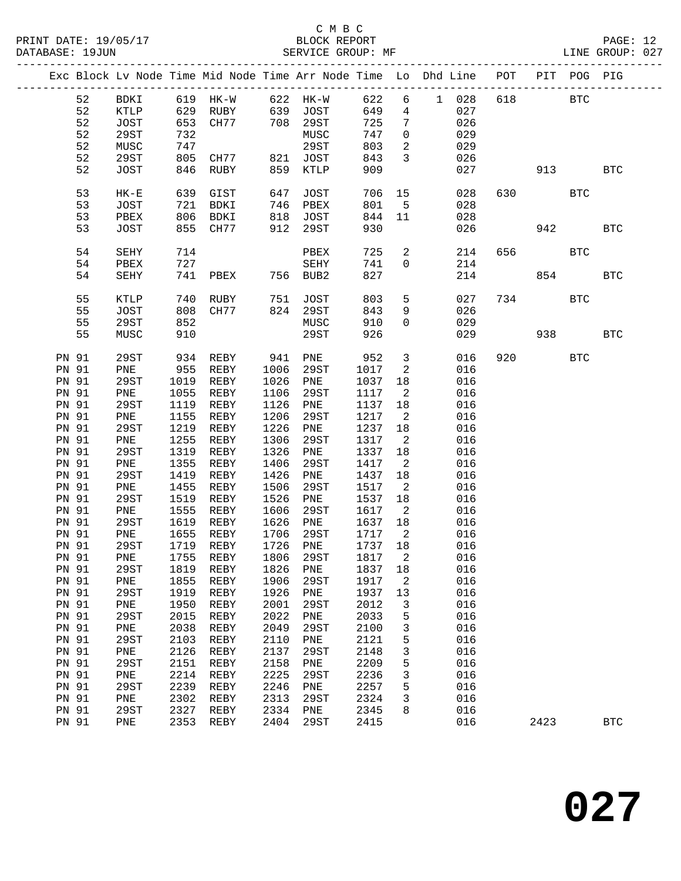C M B C
BLOCK REPORT
SERVICE GROUP: MF

PRINT DATE: 19/05/17
DATABASE: 19JUN

LINE GROUP: 027

| Exc | Block | Lv Node | Time | Mid Node | Time | Arr Node | Time | Lo | Dhd | Line | POT | PIT | POG | PIG |
|---|---|---|---|---|---|---|---|---|---|---|---|---|---|---|
| | 52 | BDKI | 619 | HK-W | 622 | HK-W | 622 | 6 | 1 | 028 | 618 | | BTC | |
| | 52 | KTLP | 629 | RUBY | 639 | JOST | 649 | 4 | | 027 | | | | |
| | 52 | JOST | 653 | CH77 | 708 | 29ST | 725 | 7 | | 026 | | | | |
| | 52 | 29ST | 732 | | | MUSC | 747 | 0 | | 029 | | | | |
| | 52 | MUSC | 747 | | | 29ST | 803 | 2 | | 029 | | | | |
| | 52 | 29ST | 805 | CH77 | 821 | JOST | 843 | 3 | | 026 | | | | |
| | 52 | JOST | 846 | RUBY | 859 | KTLP | 909 | | | 027 | | 913 | | BTC |
| | 53 | HK-E | 639 | GIST | 647 | JOST | 706 | 15 | | 028 | 630 | | BTC | |
| | 53 | JOST | 721 | BDKI | 746 | PBEX | 801 | 5 | | 028 | | | | |
| | 53 | PBEX | 806 | BDKI | 818 | JOST | 844 | 11 | | 028 | | | | |
| | 53 | JOST | 855 | CH77 | 912 | 29ST | 930 | | | 026 | | 942 | | BTC |
| | 54 | SEHY | 714 | | | PBEX | 725 | 2 | | 214 | 656 | | BTC | |
| | 54 | PBEX | 727 | | | SEHY | 741 | 0 | | 214 | | | | |
| | 54 | SEHY | 741 | PBEX | 756 | BUB2 | 827 | | | 214 | | 854 | | BTC |
| | 55 | KTLP | 740 | RUBY | 751 | JOST | 803 | 5 | | 027 | 734 | | BTC | |
| | 55 | JOST | 808 | CH77 | 824 | 29ST | 843 | 9 | | 026 | | | | |
| | 55 | 29ST | 852 | | | MUSC | 910 | 0 | | 029 | | | | |
| | 55 | MUSC | 910 | | | 29ST | 926 | | | 029 | | 938 | | BTC |
| PN | 91 | 29ST | 934 | REBY | 941 | PNE | 952 | 3 | | 016 | 920 | | BTC | |
| PN | 91 | PNE | 955 | REBY | 1006 | 29ST | 1017 | 2 | | 016 | | | | |
| PN | 91 | 29ST | 1019 | REBY | 1026 | PNE | 1037 | 18 | | 016 | | | | |
| PN | 91 | PNE | 1055 | REBY | 1106 | 29ST | 1117 | 2 | | 016 | | | | |
| PN | 91 | 29ST | 1119 | REBY | 1126 | PNE | 1137 | 18 | | 016 | | | | |
| PN | 91 | PNE | 1155 | REBY | 1206 | 29ST | 1217 | 2 | | 016 | | | | |
| PN | 91 | 29ST | 1219 | REBY | 1226 | PNE | 1237 | 18 | | 016 | | | | |
| PN | 91 | PNE | 1255 | REBY | 1306 | 29ST | 1317 | 2 | | 016 | | | | |
| PN | 91 | 29ST | 1319 | REBY | 1326 | PNE | 1337 | 18 | | 016 | | | | |
| PN | 91 | PNE | 1355 | REBY | 1406 | 29ST | 1417 | 2 | | 016 | | | | |
| PN | 91 | 29ST | 1419 | REBY | 1426 | PNE | 1437 | 18 | | 016 | | | | |
| PN | 91 | PNE | 1455 | REBY | 1506 | 29ST | 1517 | 2 | | 016 | | | | |
| PN | 91 | 29ST | 1519 | REBY | 1526 | PNE | 1537 | 18 | | 016 | | | | |
| PN | 91 | PNE | 1555 | REBY | 1606 | 29ST | 1617 | 2 | | 016 | | | | |
| PN | 91 | 29ST | 1619 | REBY | 1626 | PNE | 1637 | 18 | | 016 | | | | |
| PN | 91 | PNE | 1655 | REBY | 1706 | 29ST | 1717 | 2 | | 016 | | | | |
| PN | 91 | 29ST | 1719 | REBY | 1726 | PNE | 1737 | 18 | | 016 | | | | |
| PN | 91 | PNE | 1755 | REBY | 1806 | 29ST | 1817 | 2 | | 016 | | | | |
| PN | 91 | 29ST | 1819 | REBY | 1826 | PNE | 1837 | 18 | | 016 | | | | |
| PN | 91 | PNE | 1855 | REBY | 1906 | 29ST | 1917 | 2 | | 016 | | | | |
| PN | 91 | 29ST | 1919 | REBY | 1926 | PNE | 1937 | 13 | | 016 | | | | |
| PN | 91 | PNE | 1950 | REBY | 2001 | 29ST | 2012 | 3 | | 016 | | | | |
| PN | 91 | 29ST | 2015 | REBY | 2022 | PNE | 2033 | 5 | | 016 | | | | |
| PN | 91 | PNE | 2038 | REBY | 2049 | 29ST | 2100 | 3 | | 016 | | | | |
| PN | 91 | 29ST | 2103 | REBY | 2110 | PNE | 2121 | 5 | | 016 | | | | |
| PN | 91 | PNE | 2126 | REBY | 2137 | 29ST | 2148 | 3 | | 016 | | | | |
| PN | 91 | 29ST | 2151 | REBY | 2158 | PNE | 2209 | 5 | | 016 | | | | |
| PN | 91 | PNE | 2214 | REBY | 2225 | 29ST | 2236 | 3 | | 016 | | | | |
| PN | 91 | 29ST | 2239 | REBY | 2246 | PNE | 2257 | 5 | | 016 | | | | |
| PN | 91 | PNE | 2302 | REBY | 2313 | 29ST | 2324 | 3 | | 016 | | | | |
| PN | 91 | 29ST | 2327 | REBY | 2334 | PNE | 2345 | 8 | | 016 | | | | |
| PN | 91 | PNE | 2353 | REBY | 2404 | 29ST | 2415 | | | 016 | | 2423 | | BTC |

# 027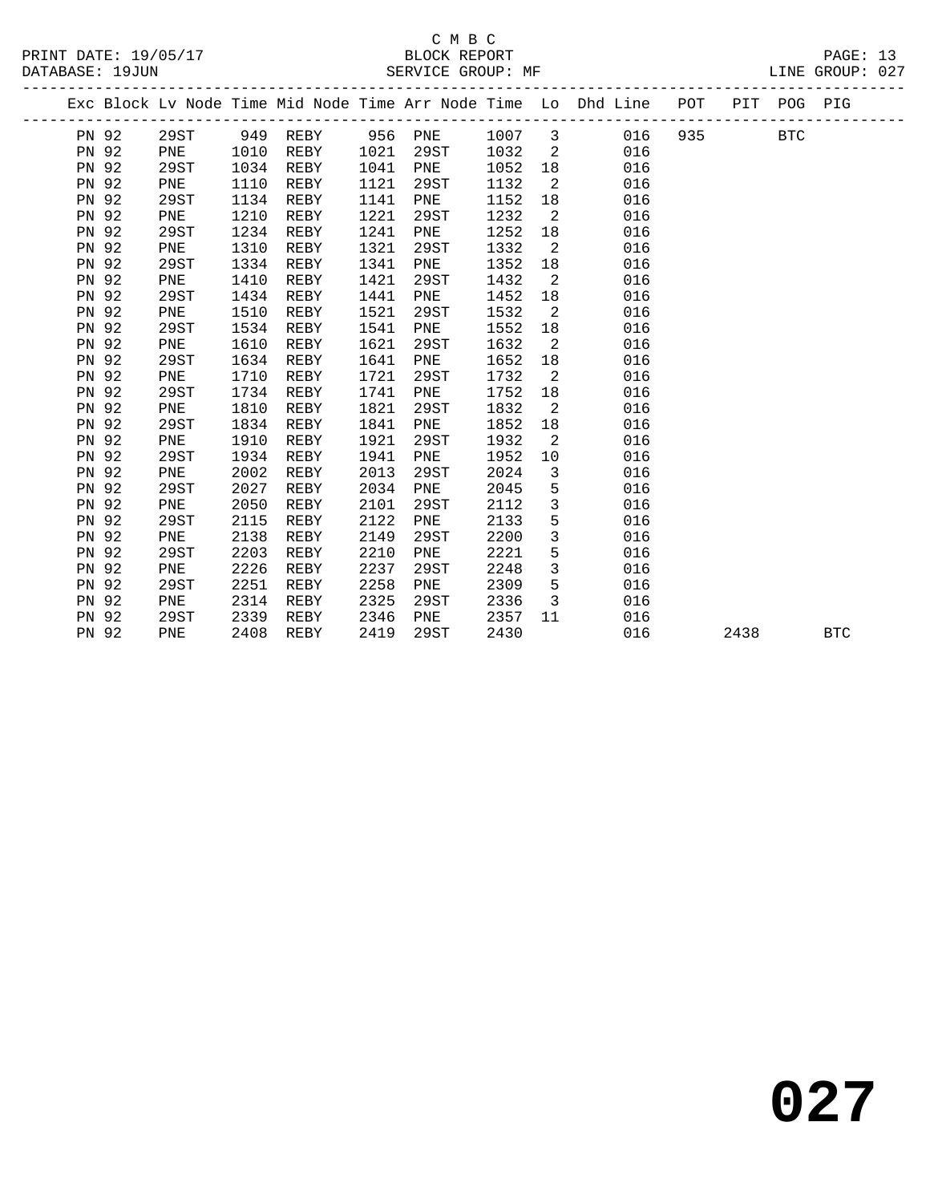C M B C

PRINT DATE: 19/05/17 BLOCK REPORT

DATABASE: 19JUN SERVICE GROUP: MF LINE GROUP: 027

| Exc | Block | Lv Node | Time | Mid Node | Time | Arr Node | Time | Lo | Dhd Line | POT | PIT | POG | PIG |
|---|---|---|---|---|---|---|---|---|---|---|---|---|---|
| PN | 92 | 29ST | 949 | REBY | 956 | PNE | 1007 | 3 | 016 | 935 | | BTC | |
| PN | 92 | PNE | 1010 | REBY | 1021 | 29ST | 1032 | 2 | 016 | | | | |
| PN | 92 | 29ST | 1034 | REBY | 1041 | PNE | 1052 | 18 | 016 | | | | |
| PN | 92 | PNE | 1110 | REBY | 1121 | 29ST | 1132 | 2 | 016 | | | | |
| PN | 92 | 29ST | 1134 | REBY | 1141 | PNE | 1152 | 18 | 016 | | | | |
| PN | 92 | PNE | 1210 | REBY | 1221 | 29ST | 1232 | 2 | 016 | | | | |
| PN | 92 | 29ST | 1234 | REBY | 1241 | PNE | 1252 | 18 | 016 | | | | |
| PN | 92 | PNE | 1310 | REBY | 1321 | 29ST | 1332 | 2 | 016 | | | | |
| PN | 92 | 29ST | 1334 | REBY | 1341 | PNE | 1352 | 18 | 016 | | | | |
| PN | 92 | PNE | 1410 | REBY | 1421 | 29ST | 1432 | 2 | 016 | | | | |
| PN | 92 | 29ST | 1434 | REBY | 1441 | PNE | 1452 | 18 | 016 | | | | |
| PN | 92 | PNE | 1510 | REBY | 1521 | 29ST | 1532 | 2 | 016 | | | | |
| PN | 92 | 29ST | 1534 | REBY | 1541 | PNE | 1552 | 18 | 016 | | | | |
| PN | 92 | PNE | 1610 | REBY | 1621 | 29ST | 1632 | 2 | 016 | | | | |
| PN | 92 | 29ST | 1634 | REBY | 1641 | PNE | 1652 | 18 | 016 | | | | |
| PN | 92 | PNE | 1710 | REBY | 1721 | 29ST | 1732 | 2 | 016 | | | | |
| PN | 92 | 29ST | 1734 | REBY | 1741 | PNE | 1752 | 18 | 016 | | | | |
| PN | 92 | PNE | 1810 | REBY | 1821 | 29ST | 1832 | 2 | 016 | | | | |
| PN | 92 | 29ST | 1834 | REBY | 1841 | PNE | 1852 | 18 | 016 | | | | |
| PN | 92 | PNE | 1910 | REBY | 1921 | 29ST | 1932 | 2 | 016 | | | | |
| PN | 92 | 29ST | 1934 | REBY | 1941 | PNE | 1952 | 10 | 016 | | | | |
| PN | 92 | PNE | 2002 | REBY | 2013 | 29ST | 2024 | 3 | 016 | | | | |
| PN | 92 | 29ST | 2027 | REBY | 2034 | PNE | 2045 | 5 | 016 | | | | |
| PN | 92 | PNE | 2050 | REBY | 2101 | 29ST | 2112 | 3 | 016 | | | | |
| PN | 92 | 29ST | 2115 | REBY | 2122 | PNE | 2133 | 5 | 016 | | | | |
| PN | 92 | PNE | 2138 | REBY | 2149 | 29ST | 2200 | 3 | 016 | | | | |
| PN | 92 | 29ST | 2203 | REBY | 2210 | PNE | 2221 | 5 | 016 | | | | |
| PN | 92 | PNE | 2226 | REBY | 2237 | 29ST | 2248 | 3 | 016 | | | | |
| PN | 92 | 29ST | 2251 | REBY | 2258 | PNE | 2309 | 5 | 016 | | | | |
| PN | 92 | PNE | 2314 | REBY | 2325 | 29ST | 2336 | 3 | 016 | | | | |
| PN | 92 | 29ST | 2339 | REBY | 2346 | PNE | 2357 | 11 | 016 | | | | |
| PN | 92 | PNE | 2408 | REBY | 2419 | 29ST | 2430 | | 016 | | 2438 | | BTC |

# 027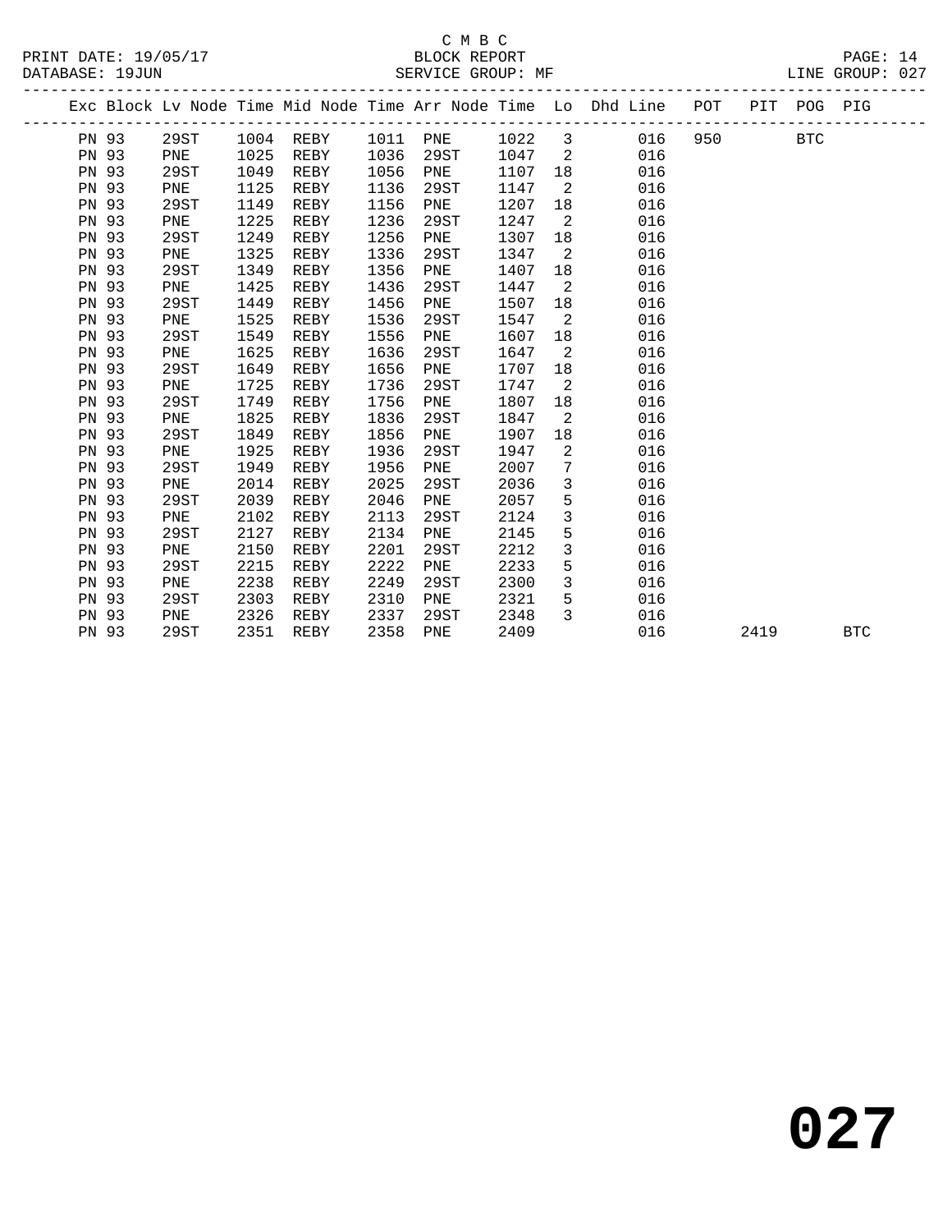C M B C
BLOCK REPORT
SERVICE GROUP: MF

PRINT DATE: 19/05/17
DATABASE: 19JUN
LINE GROUP: 027

| Exc | Block | Lv Node | Time | Mid Node | Time | Arr Node | Time | Lo | Dhd Line | POT | PIT | POG | PIG |
|---|---|---|---|---|---|---|---|---|---|---|---|---|---|
| | PN 93 | 29ST | 1004 | REBY | 1011 | PNE | 1022 | 3 | 016 | 950 | | BTC | |
| | PN 93 | PNE | 1025 | REBY | 1036 | 29ST | 1047 | 2 | 016 | | | | |
| | PN 93 | 29ST | 1049 | REBY | 1056 | PNE | 1107 | 18 | 016 | | | | |
| | PN 93 | PNE | 1125 | REBY | 1136 | 29ST | 1147 | 2 | 016 | | | | |
| | PN 93 | 29ST | 1149 | REBY | 1156 | PNE | 1207 | 18 | 016 | | | | |
| | PN 93 | PNE | 1225 | REBY | 1236 | 29ST | 1247 | 2 | 016 | | | | |
| | PN 93 | 29ST | 1249 | REBY | 1256 | PNE | 1307 | 18 | 016 | | | | |
| | PN 93 | PNE | 1325 | REBY | 1336 | 29ST | 1347 | 2 | 016 | | | | |
| | PN 93 | 29ST | 1349 | REBY | 1356 | PNE | 1407 | 18 | 016 | | | | |
| | PN 93 | PNE | 1425 | REBY | 1436 | 29ST | 1447 | 2 | 016 | | | | |
| | PN 93 | 29ST | 1449 | REBY | 1456 | PNE | 1507 | 18 | 016 | | | | |
| | PN 93 | PNE | 1525 | REBY | 1536 | 29ST | 1547 | 2 | 016 | | | | |
| | PN 93 | 29ST | 1549 | REBY | 1556 | PNE | 1607 | 18 | 016 | | | | |
| | PN 93 | PNE | 1625 | REBY | 1636 | 29ST | 1647 | 2 | 016 | | | | |
| | PN 93 | 29ST | 1649 | REBY | 1656 | PNE | 1707 | 18 | 016 | | | | |
| | PN 93 | PNE | 1725 | REBY | 1736 | 29ST | 1747 | 2 | 016 | | | | |
| | PN 93 | 29ST | 1749 | REBY | 1756 | PNE | 1807 | 18 | 016 | | | | |
| | PN 93 | PNE | 1825 | REBY | 1836 | 29ST | 1847 | 2 | 016 | | | | |
| | PN 93 | 29ST | 1849 | REBY | 1856 | PNE | 1907 | 18 | 016 | | | | |
| | PN 93 | PNE | 1925 | REBY | 1936 | 29ST | 1947 | 2 | 016 | | | | |
| | PN 93 | 29ST | 1949 | REBY | 1956 | PNE | 2007 | 7 | 016 | | | | |
| | PN 93 | PNE | 2014 | REBY | 2025 | 29ST | 2036 | 3 | 016 | | | | |
| | PN 93 | 29ST | 2039 | REBY | 2046 | PNE | 2057 | 5 | 016 | | | | |
| | PN 93 | PNE | 2102 | REBY | 2113 | 29ST | 2124 | 3 | 016 | | | | |
| | PN 93 | 29ST | 2127 | REBY | 2134 | PNE | 2145 | 5 | 016 | | | | |
| | PN 93 | PNE | 2150 | REBY | 2201 | 29ST | 2212 | 3 | 016 | | | | |
| | PN 93 | 29ST | 2215 | REBY | 2222 | PNE | 2233 | 5 | 016 | | | | |
| | PN 93 | PNE | 2238 | REBY | 2249 | 29ST | 2300 | 3 | 016 | | | | |
| | PN 93 | 29ST | 2303 | REBY | 2310 | PNE | 2321 | 5 | 016 | | | | |
| | PN 93 | PNE | 2326 | REBY | 2337 | 29ST | 2348 | 3 | 016 | | | | |
| | PN 93 | 29ST | 2351 | REBY | 2358 | PNE | 2409 | | 016 | | 2419 | | BTC |

# 027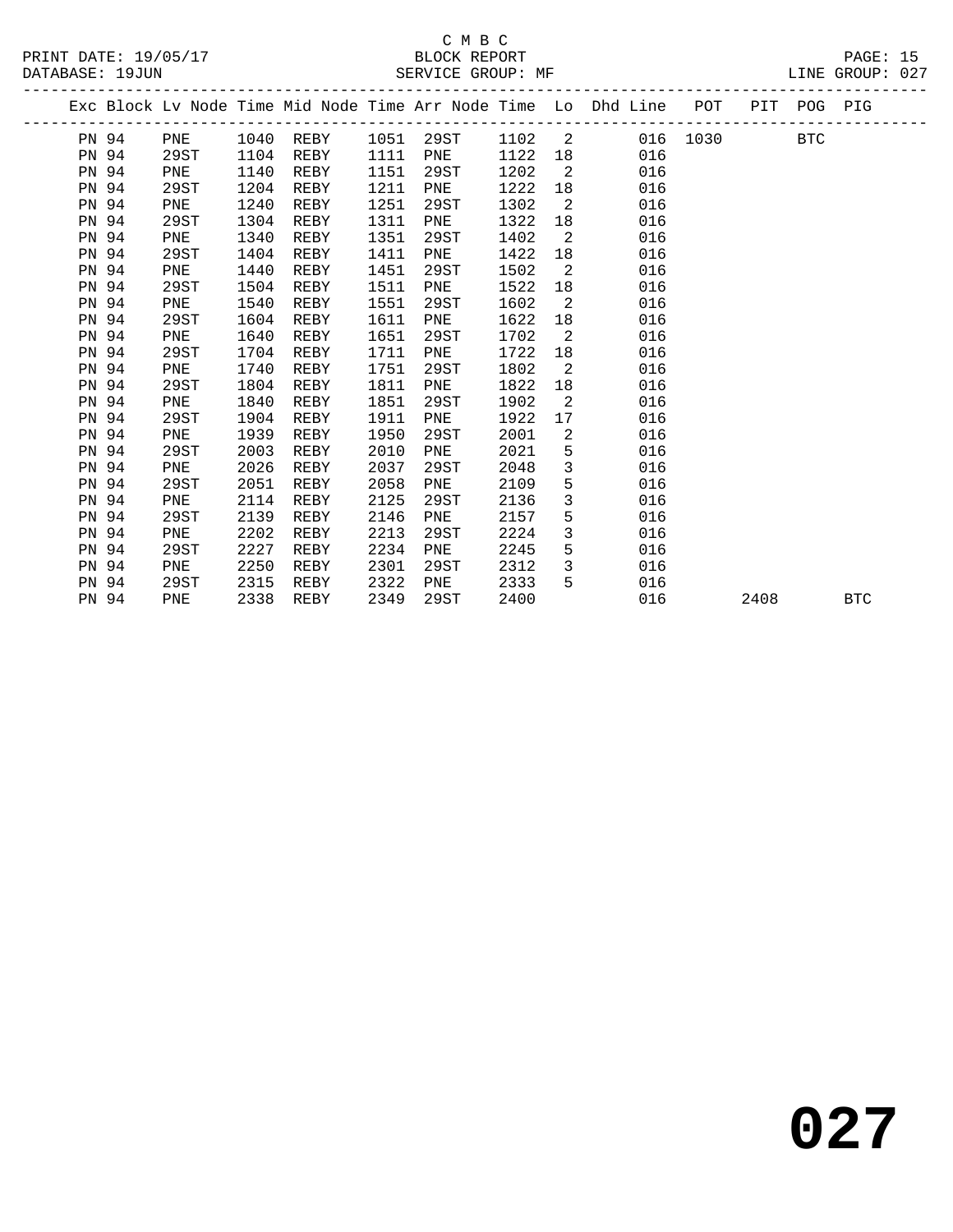C M B C

PRINT DATE: 19/05/17 BLOCK REPORT PAGE: 15
DATABASE: 19JUN SERVICE GROUP: MF LINE GROUP: 027

| Exc | Block | Lv | Node | Time | Mid Node | Time | Arr Node | Time | Lo | Dhd Line | POT | PIT | POG | PIG |
|---|---|---|---|---|---|---|---|---|---|---|---|---|---|---|
| | PN | 94 | PNE | 1040 | REBY | 1051 | 29ST | 1102 | 2 | 016 | 1030 | | BTC | |
| | PN | 94 | 29ST | 1104 | REBY | 1111 | PNE | 1122 | 18 | 016 | | | | |
| | PN | 94 | PNE | 1140 | REBY | 1151 | 29ST | 1202 | 2 | 016 | | | | |
| | PN | 94 | 29ST | 1204 | REBY | 1211 | PNE | 1222 | 18 | 016 | | | | |
| | PN | 94 | PNE | 1240 | REBY | 1251 | 29ST | 1302 | 2 | 016 | | | | |
| | PN | 94 | 29ST | 1304 | REBY | 1311 | PNE | 1322 | 18 | 016 | | | | |
| | PN | 94 | PNE | 1340 | REBY | 1351 | 29ST | 1402 | 2 | 016 | | | | |
| | PN | 94 | 29ST | 1404 | REBY | 1411 | PNE | 1422 | 18 | 016 | | | | |
| | PN | 94 | PNE | 1440 | REBY | 1451 | 29ST | 1502 | 2 | 016 | | | | |
| | PN | 94 | 29ST | 1504 | REBY | 1511 | PNE | 1522 | 18 | 016 | | | | |
| | PN | 94 | PNE | 1540 | REBY | 1551 | 29ST | 1602 | 2 | 016 | | | | |
| | PN | 94 | 29ST | 1604 | REBY | 1611 | PNE | 1622 | 18 | 016 | | | | |
| | PN | 94 | PNE | 1640 | REBY | 1651 | 29ST | 1702 | 2 | 016 | | | | |
| | PN | 94 | 29ST | 1704 | REBY | 1711 | PNE | 1722 | 18 | 016 | | | | |
| | PN | 94 | PNE | 1740 | REBY | 1751 | 29ST | 1802 | 2 | 016 | | | | |
| | PN | 94 | 29ST | 1804 | REBY | 1811 | PNE | 1822 | 18 | 016 | | | | |
| | PN | 94 | PNE | 1840 | REBY | 1851 | 29ST | 1902 | 2 | 016 | | | | |
| | PN | 94 | 29ST | 1904 | REBY | 1911 | PNE | 1922 | 17 | 016 | | | | |
| | PN | 94 | PNE | 1939 | REBY | 1950 | 29ST | 2001 | 2 | 016 | | | | |
| | PN | 94 | 29ST | 2003 | REBY | 2010 | PNE | 2021 | 5 | 016 | | | | |
| | PN | 94 | PNE | 2026 | REBY | 2037 | 29ST | 2048 | 3 | 016 | | | | |
| | PN | 94 | 29ST | 2051 | REBY | 2058 | PNE | 2109 | 5 | 016 | | | | |
| | PN | 94 | PNE | 2114 | REBY | 2125 | 29ST | 2136 | 3 | 016 | | | | |
| | PN | 94 | 29ST | 2139 | REBY | 2146 | PNE | 2157 | 5 | 016 | | | | |
| | PN | 94 | PNE | 2202 | REBY | 2213 | 29ST | 2224 | 3 | 016 | | | | |
| | PN | 94 | 29ST | 2227 | REBY | 2234 | PNE | 2245 | 5 | 016 | | | | |
| | PN | 94 | PNE | 2250 | REBY | 2301 | 29ST | 2312 | 3 | 016 | | | | |
| | PN | 94 | 29ST | 2315 | REBY | 2322 | PNE | 2333 | 5 | 016 | | | | |
| | PN | 94 | PNE | 2338 | REBY | 2349 | 29ST | 2400 | | 016 | | 2408 | | BTC |

# 027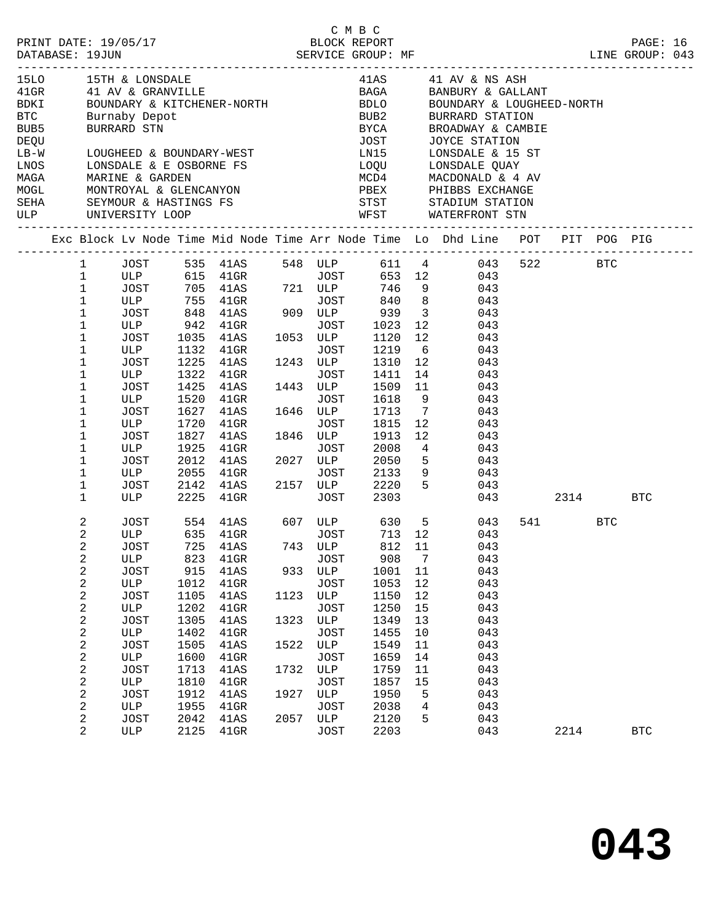C M B C

PRINT DATE: 19/05/17 BLOCK REPORT

DATABASE: 19JUN SERVICE GROUP: MF LINE GROUP: 043

| Code | Description | Code | Description |
|---|---|---|---|
| 15LO | 15TH & LONSDALE | 41AS | 41 AV & NS ASH |
| 41GR | 41 AV & GRANVILLE | BAGA | BANBURY & GALLANT |
| BDKI | BOUNDARY & KITCHENER-NORTH | BDLO | BOUNDARY & LOUGHEED-NORTH |
| BTC | Burnaby Depot | BUB2 | BURRARD STATION |
| BUB5 | BURRARD STN | BYCA | BROADWAY & CAMBIE |
| DEQU | | JOST | JOYCE STATION |
| LB-W | LOUGHEED & BOUNDARY-WEST | LN15 | LONSDALE & 15 ST |
| LNOS | LONSDALE & E OSBORNE FS | LOQU | LONSDALE QUAY |
| MAGA | MARINE & GARDEN | MCD4 | MACDONALD & 4 AV |
| MOGL | MONTROYAL & GLENCANYON | PBEX | PHIBBS EXCHANGE |
| SEHA | SEYMOUR & HASTINGS FS | STST | STADIUM STATION |
| ULP | UNIVERSITY LOOP | WFST | WATERFRONT STN |

| Exc | Block | Lv Node | Time | Mid Node | Time | Arr Node | Time | Lo | Dhd Line | POT | PIT | POG | PIG |
|---|---|---|---|---|---|---|---|---|---|---|---|---|---|
| | 1 | JOST | 535 | 41AS | 548 | ULP | 611 | 4 | 043 | 522 | | BTC | |
| | 1 | ULP | 615 | 41GR | | JOST | 653 | 12 | 043 | | | | |
| | 1 | JOST | 705 | 41AS | 721 | ULP | 746 | 9 | 043 | | | | |
| | 1 | ULP | 755 | 41GR | | JOST | 840 | 8 | 043 | | | | |
| | 1 | JOST | 848 | 41AS | 909 | ULP | 939 | 3 | 043 | | | | |
| | 1 | ULP | 942 | 41GR | | JOST | 1023 | 12 | 043 | | | | |
| | 1 | JOST | 1035 | 41AS | 1053 | ULP | 1120 | 12 | 043 | | | | |
| | 1 | ULP | 1132 | 41GR | | JOST | 1219 | 6 | 043 | | | | |
| | 1 | JOST | 1225 | 41AS | 1243 | ULP | 1310 | 12 | 043 | | | | |
| | 1 | ULP | 1322 | 41GR | | JOST | 1411 | 14 | 043 | | | | |
| | 1 | JOST | 1425 | 41AS | 1443 | ULP | 1509 | 11 | 043 | | | | |
| | 1 | ULP | 1520 | 41GR | | JOST | 1618 | 9 | 043 | | | | |
| | 1 | JOST | 1627 | 41AS | 1646 | ULP | 1713 | 7 | 043 | | | | |
| | 1 | ULP | 1720 | 41GR | | JOST | 1815 | 12 | 043 | | | | |
| | 1 | JOST | 1827 | 41AS | 1846 | ULP | 1913 | 12 | 043 | | | | |
| | 1 | ULP | 1925 | 41GR | | JOST | 2008 | 4 | 043 | | | | |
| | 1 | JOST | 2012 | 41AS | 2027 | ULP | 2050 | 5 | 043 | | | | |
| | 1 | ULP | 2055 | 41GR | | JOST | 2133 | 9 | 043 | | | | |
| | 1 | JOST | 2142 | 41AS | 2157 | ULP | 2220 | 5 | 043 | | | | |
| | 1 | ULP | 2225 | 41GR | | JOST | 2303 | | 043 | | 2314 | | BTC |
| | 2 | JOST | 554 | 41AS | 607 | ULP | 630 | 5 | 043 | 541 | | BTC | |
| | 2 | ULP | 635 | 41GR | | JOST | 713 | 12 | 043 | | | | |
| | 2 | JOST | 725 | 41AS | 743 | ULP | 812 | 11 | 043 | | | | |
| | 2 | ULP | 823 | 41GR | | JOST | 908 | 7 | 043 | | | | |
| | 2 | JOST | 915 | 41AS | 933 | ULP | 1001 | 11 | 043 | | | | |
| | 2 | ULP | 1012 | 41GR | | JOST | 1053 | 12 | 043 | | | | |
| | 2 | JOST | 1105 | 41AS | 1123 | ULP | 1150 | 12 | 043 | | | | |
| | 2 | ULP | 1202 | 41GR | | JOST | 1250 | 15 | 043 | | | | |
| | 2 | JOST | 1305 | 41AS | 1323 | ULP | 1349 | 13 | 043 | | | | |
| | 2 | ULP | 1402 | 41GR | | JOST | 1455 | 10 | 043 | | | | |
| | 2 | JOST | 1505 | 41AS | 1522 | ULP | 1549 | 11 | 043 | | | | |
| | 2 | ULP | 1600 | 41GR | | JOST | 1659 | 14 | 043 | | | | |
| | 2 | JOST | 1713 | 41AS | 1732 | ULP | 1759 | 11 | 043 | | | | |
| | 2 | ULP | 1810 | 41GR | | JOST | 1857 | 15 | 043 | | | | |
| | 2 | JOST | 1912 | 41AS | 1927 | ULP | 1950 | 5 | 043 | | | | |
| | 2 | ULP | 1955 | 41GR | | JOST | 2038 | 4 | 043 | | | | |
| | 2 | JOST | 2042 | 41AS | 2057 | ULP | 2120 | 5 | 043 | | | | |
| | 2 | ULP | 2125 | 41GR | | JOST | 2203 | | 043 | | 2214 | | BTC |

**043**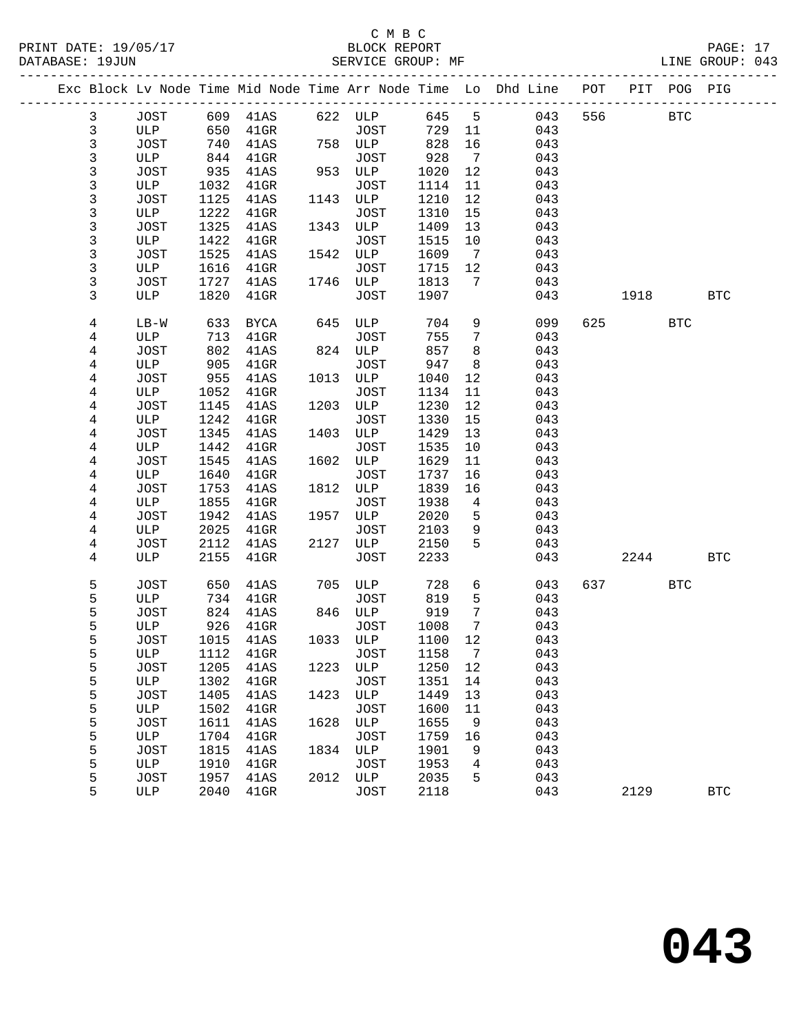C M B C

BLOCK REPORT

SERVICE GROUP: MF

LINE GROUP: 043

| Exc | Block | Lv Node | Time | Mid Node | Time | Arr Node | Time | Lo | Dhd Line | POT | PIT | POG | PIG |
|---|---|---|---|---|---|---|---|---|---|---|---|---|---|
| | 3 | JOST | 609 | 41AS | 622 | ULP | 645 | 5 | 043 | 556 | | BTC | |
| | 3 | ULP | 650 | 41GR | | JOST | 729 | 11 | 043 | | | | |
| | 3 | JOST | 740 | 41AS | 758 | ULP | 828 | 16 | 043 | | | | |
| | 3 | ULP | 844 | 41GR | | JOST | 928 | 7 | 043 | | | | |
| | 3 | JOST | 935 | 41AS | 953 | ULP | 1020 | 12 | 043 | | | | |
| | 3 | ULP | 1032 | 41GR | | JOST | 1114 | 11 | 043 | | | | |
| | 3 | JOST | 1125 | 41AS | 1143 | ULP | 1210 | 12 | 043 | | | | |
| | 3 | ULP | 1222 | 41GR | | JOST | 1310 | 15 | 043 | | | | |
| | 3 | JOST | 1325 | 41AS | 1343 | ULP | 1409 | 13 | 043 | | | | |
| | 3 | ULP | 1422 | 41GR | | JOST | 1515 | 10 | 043 | | | | |
| | 3 | JOST | 1525 | 41AS | 1542 | ULP | 1609 | 7 | 043 | | | | |
| | 3 | ULP | 1616 | 41GR | | JOST | 1715 | 12 | 043 | | | | |
| | 3 | JOST | 1727 | 41AS | 1746 | ULP | 1813 | 7 | 043 | | | | |
| | 3 | ULP | 1820 | 41GR | | JOST | 1907 | | 043 | | 1918 | | BTC |
| | 4 | LB-W | 633 | BYCA | 645 | ULP | 704 | 9 | 099 | 625 | | BTC | |
| | 4 | ULP | 713 | 41GR | | JOST | 755 | 7 | 043 | | | | |
| | 4 | JOST | 802 | 41AS | 824 | ULP | 857 | 8 | 043 | | | | |
| | 4 | ULP | 905 | 41GR | | JOST | 947 | 8 | 043 | | | | |
| | 4 | JOST | 955 | 41AS | 1013 | ULP | 1040 | 12 | 043 | | | | |
| | 4 | ULP | 1052 | 41GR | | JOST | 1134 | 11 | 043 | | | | |
| | 4 | JOST | 1145 | 41AS | 1203 | ULP | 1230 | 12 | 043 | | | | |
| | 4 | ULP | 1242 | 41GR | | JOST | 1330 | 15 | 043 | | | | |
| | 4 | JOST | 1345 | 41AS | 1403 | ULP | 1429 | 13 | 043 | | | | |
| | 4 | ULP | 1442 | 41GR | | JOST | 1535 | 10 | 043 | | | | |
| | 4 | JOST | 1545 | 41AS | 1602 | ULP | 1629 | 11 | 043 | | | | |
| | 4 | ULP | 1640 | 41GR | | JOST | 1737 | 16 | 043 | | | | |
| | 4 | JOST | 1753 | 41AS | 1812 | ULP | 1839 | 16 | 043 | | | | |
| | 4 | ULP | 1855 | 41GR | | JOST | 1938 | 4 | 043 | | | | |
| | 4 | JOST | 1942 | 41AS | 1957 | ULP | 2020 | 5 | 043 | | | | |
| | 4 | ULP | 2025 | 41GR | | JOST | 2103 | 9 | 043 | | | | |
| | 4 | JOST | 2112 | 41AS | 2127 | ULP | 2150 | 5 | 043 | | | | |
| | 4 | ULP | 2155 | 41GR | | JOST | 2233 | | 043 | | 2244 | | BTC |
| | 5 | JOST | 650 | 41AS | 705 | ULP | 728 | 6 | 043 | 637 | | BTC | |
| | 5 | ULP | 734 | 41GR | | JOST | 819 | 5 | 043 | | | | |
| | 5 | JOST | 824 | 41AS | 846 | ULP | 919 | 7 | 043 | | | | |
| | 5 | ULP | 926 | 41GR | | JOST | 1008 | 7 | 043 | | | | |
| | 5 | JOST | 1015 | 41AS | 1033 | ULP | 1100 | 12 | 043 | | | | |
| | 5 | ULP | 1112 | 41GR | | JOST | 1158 | 7 | 043 | | | | |
| | 5 | JOST | 1205 | 41AS | 1223 | ULP | 1250 | 12 | 043 | | | | |
| | 5 | ULP | 1302 | 41GR | | JOST | 1351 | 14 | 043 | | | | |
| | 5 | JOST | 1405 | 41AS | 1423 | ULP | 1449 | 13 | 043 | | | | |
| | 5 | ULP | 1502 | 41GR | | JOST | 1600 | 11 | 043 | | | | |
| | 5 | JOST | 1611 | 41AS | 1628 | ULP | 1655 | 9 | 043 | | | | |
| | 5 | ULP | 1704 | 41GR | | JOST | 1759 | 16 | 043 | | | | |
| | 5 | JOST | 1815 | 41AS | 1834 | ULP | 1901 | 9 | 043 | | | | |
| | 5 | ULP | 1910 | 41GR | | JOST | 1953 | 4 | 043 | | | | |
| | 5 | JOST | 1957 | 41AS | 2012 | ULP | 2035 | 5 | 043 | | | | |
| | 5 | ULP | 2040 | 41GR | | JOST | 2118 | | 043 | | 2129 | | BTC |

# 043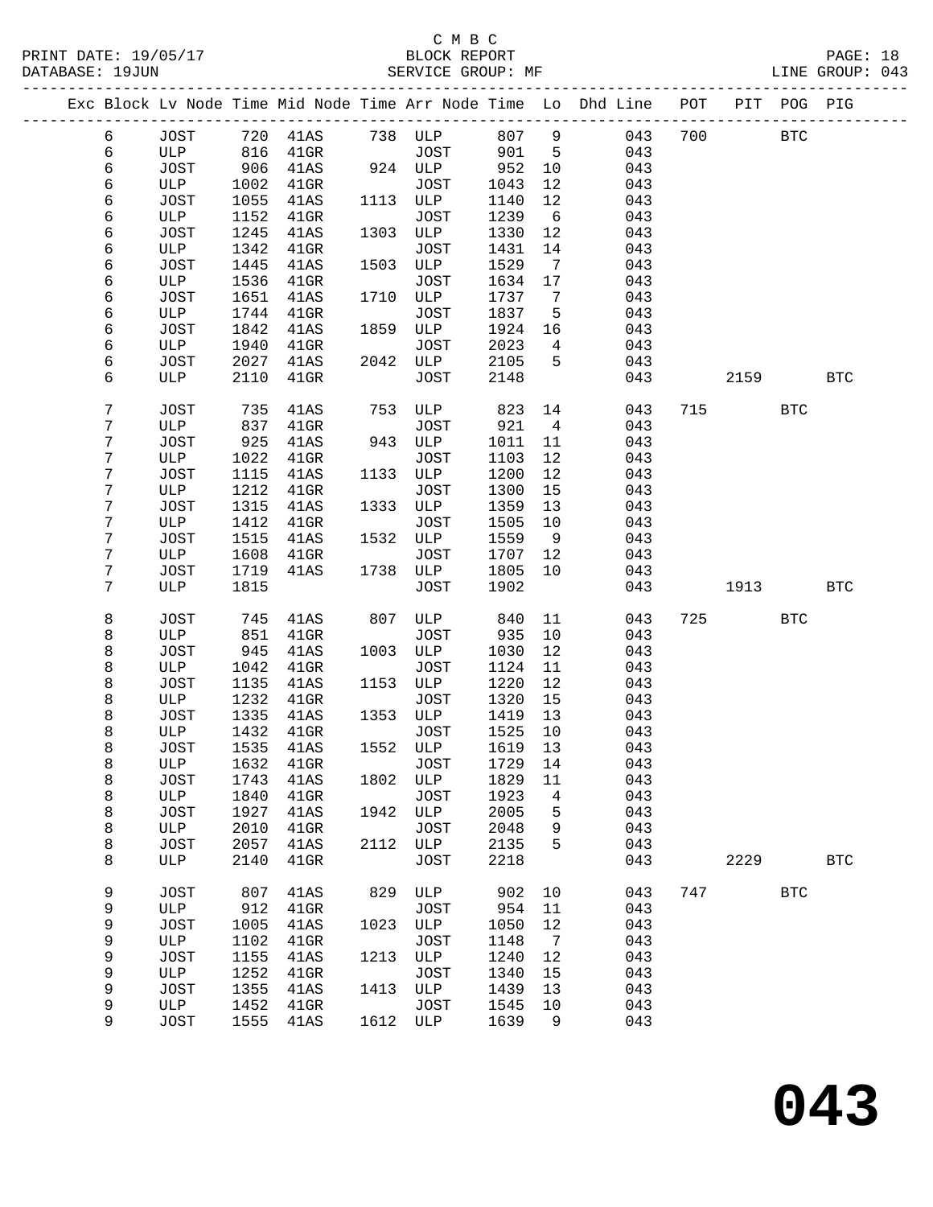C M B C

BLOCK REPORT

SERVICE GROUP: MF

PRINT DATE: 19/05/17
DATABASE: 19JUN

LINE GROUP: 043

| Exc | Block | Lv | Node | Time | Mid | Node | Time | Arr | Node | Time | Lo | Dhd | Line | POT | PIT | POG | PIG |
|---|---|---|---|---|---|---|---|---|---|---|---|---|---|---|---|---|---|
| | 6 | | JOST | 720 | | 41AS | 738 | | ULP | 807 | 9 | | 043 | 700 | | BTC | |
| | 6 | | ULP | 816 | | 41GR | | | JOST | 901 | 5 | | 043 | | | | |
| | 6 | | JOST | 906 | | 41AS | 924 | | ULP | 952 | 10 | | 043 | | | | |
| | 6 | | ULP | 1002 | | 41GR | | | JOST | 1043 | 12 | | 043 | | | | |
| | 6 | | JOST | 1055 | | 41AS | 1113 | | ULP | 1140 | 12 | | 043 | | | | |
| | 6 | | ULP | 1152 | | 41GR | | | JOST | 1239 | 6 | | 043 | | | | |
| | 6 | | JOST | 1245 | | 41AS | 1303 | | ULP | 1330 | 12 | | 043 | | | | |
| | 6 | | ULP | 1342 | | 41GR | | | JOST | 1431 | 14 | | 043 | | | | |
| | 6 | | JOST | 1445 | | 41AS | 1503 | | ULP | 1529 | 7 | | 043 | | | | |
| | 6 | | ULP | 1536 | | 41GR | | | JOST | 1634 | 17 | | 043 | | | | |
| | 6 | | JOST | 1651 | | 41AS | 1710 | | ULP | 1737 | 7 | | 043 | | | | |
| | 6 | | ULP | 1744 | | 41GR | | | JOST | 1837 | 5 | | 043 | | | | |
| | 6 | | JOST | 1842 | | 41AS | 1859 | | ULP | 1924 | 16 | | 043 | | | | |
| | 6 | | ULP | 1940 | | 41GR | | | JOST | 2023 | 4 | | 043 | | | | |
| | 6 | | JOST | 2027 | | 41AS | 2042 | | ULP | 2105 | 5 | | 043 | | | | |
| | 6 | | ULP | 2110 | | 41GR | | | JOST | 2148 | | | 043 | | 2159 | | BTC |
| | 7 | | JOST | 735 | | 41AS | 753 | | ULP | 823 | 14 | | 043 | 715 | | BTC | |
| | 7 | | ULP | 837 | | 41GR | | | JOST | 921 | 4 | | 043 | | | | |
| | 7 | | JOST | 925 | | 41AS | 943 | | ULP | 1011 | 11 | | 043 | | | | |
| | 7 | | ULP | 1022 | | 41GR | | | JOST | 1103 | 12 | | 043 | | | | |
| | 7 | | JOST | 1115 | | 41AS | 1133 | | ULP | 1200 | 12 | | 043 | | | | |
| | 7 | | ULP | 1212 | | 41GR | | | JOST | 1300 | 15 | | 043 | | | | |
| | 7 | | JOST | 1315 | | 41AS | 1333 | | ULP | 1359 | 13 | | 043 | | | | |
| | 7 | | ULP | 1412 | | 41GR | | | JOST | 1505 | 10 | | 043 | | | | |
| | 7 | | JOST | 1515 | | 41AS | 1532 | | ULP | 1559 | 9 | | 043 | | | | |
| | 7 | | ULP | 1608 | | 41GR | | | JOST | 1707 | 12 | | 043 | | | | |
| | 7 | | JOST | 1719 | | 41AS | 1738 | | ULP | 1805 | 10 | | 043 | | | | |
| | 7 | | ULP | 1815 | | | | | JOST | 1902 | | | 043 | | 1913 | | BTC |
| | 8 | | JOST | 745 | | 41AS | 807 | | ULP | 840 | 11 | | 043 | 725 | | BTC | |
| | 8 | | ULP | 851 | | 41GR | | | JOST | 935 | 10 | | 043 | | | | |
| | 8 | | JOST | 945 | | 41AS | 1003 | | ULP | 1030 | 12 | | 043 | | | | |
| | 8 | | ULP | 1042 | | 41GR | | | JOST | 1124 | 11 | | 043 | | | | |
| | 8 | | JOST | 1135 | | 41AS | 1153 | | ULP | 1220 | 12 | | 043 | | | | |
| | 8 | | ULP | 1232 | | 41GR | | | JOST | 1320 | 15 | | 043 | | | | |
| | 8 | | JOST | 1335 | | 41AS | 1353 | | ULP | 1419 | 13 | | 043 | | | | |
| | 8 | | ULP | 1432 | | 41GR | | | JOST | 1525 | 10 | | 043 | | | | |
| | 8 | | JOST | 1535 | | 41AS | 1552 | | ULP | 1619 | 13 | | 043 | | | | |
| | 8 | | ULP | 1632 | | 41GR | | | JOST | 1729 | 14 | | 043 | | | | |
| | 8 | | JOST | 1743 | | 41AS | 1802 | | ULP | 1829 | 11 | | 043 | | | | |
| | 8 | | ULP | 1840 | | 41GR | | | JOST | 1923 | 4 | | 043 | | | | |
| | 8 | | JOST | 1927 | | 41AS | 1942 | | ULP | 2005 | 5 | | 043 | | | | |
| | 8 | | ULP | 2010 | | 41GR | | | JOST | 2048 | 9 | | 043 | | | | |
| | 8 | | JOST | 2057 | | 41AS | 2112 | | ULP | 2135 | 5 | | 043 | | | | |
| | 8 | | ULP | 2140 | | 41GR | | | JOST | 2218 | | | 043 | | 2229 | | BTC |
| | 9 | | JOST | 807 | | 41AS | 829 | | ULP | 902 | 10 | | 043 | 747 | | BTC | |
| | 9 | | ULP | 912 | | 41GR | | | JOST | 954 | 11 | | 043 | | | | |
| | 9 | | JOST | 1005 | | 41AS | 1023 | | ULP | 1050 | 12 | | 043 | | | | |
| | 9 | | ULP | 1102 | | 41GR | | | JOST | 1148 | 7 | | 043 | | | | |
| | 9 | | JOST | 1155 | | 41AS | 1213 | | ULP | 1240 | 12 | | 043 | | | | |
| | 9 | | ULP | 1252 | | 41GR | | | JOST | 1340 | 15 | | 043 | | | | |
| | 9 | | JOST | 1355 | | 41AS | 1413 | | ULP | 1439 | 13 | | 043 | | | | |
| | 9 | | ULP | 1452 | | 41GR | | | JOST | 1545 | 10 | | 043 | | | | |
| | 9 | | JOST | 1555 | | 41AS | 1612 | | ULP | 1639 | 9 | | 043 | | | | |

# 043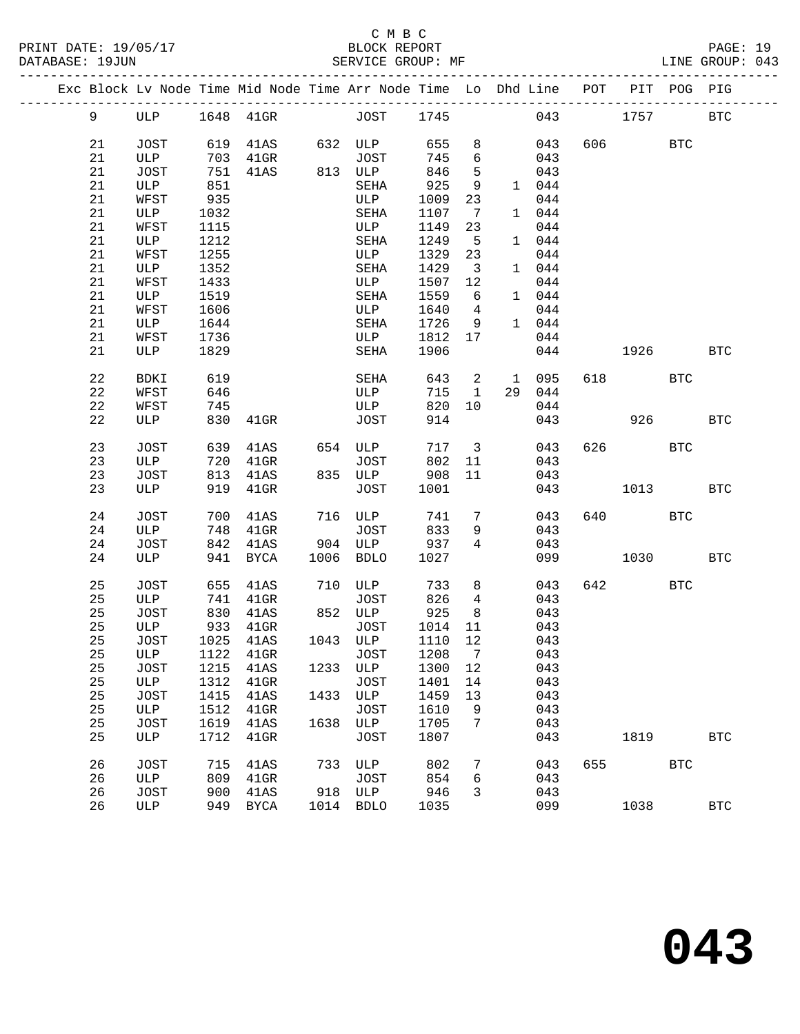C M B C
BLOCK REPORT
SERVICE GROUP: MF

PRINT DATE: 19/05/17
DATABASE: 19JUN
LINE GROUP: 043

| Exc | Block | Lv | Node | Time | Mid Node | Time | Arr Node | Time | Lo | Dhd | Line | POT | PIT | POG | PIG |
|---|---|---|---|---|---|---|---|---|---|---|---|---|---|---|---|
| | 9 | | ULP | 1648 | 41GR | | JOST | 1745 | | | 043 | | 1757 | | BTC |
| | 21 | | JOST | 619 | 41AS | 632 | ULP | 655 | 8 | | 043 | 606 | | BTC | |
| | 21 | | ULP | 703 | 41GR | | JOST | 745 | 6 | | 043 | | | | |
| | 21 | | JOST | 751 | 41AS | 813 | ULP | 846 | 5 | | 043 | | | | |
| | 21 | | ULP | 851 | | | SEHA | 925 | 9 | 1 | 044 | | | | |
| | 21 | | WFST | 935 | | | ULP | 1009 | 23 | | 044 | | | | |
| | 21 | | ULP | 1032 | | | SEHA | 1107 | 7 | 1 | 044 | | | | |
| | 21 | | WFST | 1115 | | | ULP | 1149 | 23 | | 044 | | | | |
| | 21 | | ULP | 1212 | | | SEHA | 1249 | 5 | 1 | 044 | | | | |
| | 21 | | WFST | 1255 | | | ULP | 1329 | 23 | | 044 | | | | |
| | 21 | | ULP | 1352 | | | SEHA | 1429 | 3 | 1 | 044 | | | | |
| | 21 | | WFST | 1433 | | | ULP | 1507 | 12 | | 044 | | | | |
| | 21 | | ULP | 1519 | | | SEHA | 1559 | 6 | 1 | 044 | | | | |
| | 21 | | WFST | 1606 | | | ULP | 1640 | 4 | | 044 | | | | |
| | 21 | | ULP | 1644 | | | SEHA | 1726 | 9 | 1 | 044 | | | | |
| | 21 | | WFST | 1736 | | | ULP | 1812 | 17 | | 044 | | | | |
| | 21 | | ULP | 1829 | | | SEHA | 1906 | | | 044 | | 1926 | | BTC |
| | 22 | | BDKI | 619 | | | SEHA | 643 | 2 | 1 | 095 | 618 | | BTC | |
| | 22 | | WFST | 646 | | | ULP | 715 | 1 | 29 | 044 | | | | |
| | 22 | | WFST | 745 | | | ULP | 820 | 10 | | 044 | | | | |
| | 22 | | ULP | 830 | 41GR | | JOST | 914 | | | 043 | | 926 | | BTC |
| | 23 | | JOST | 639 | 41AS | 654 | ULP | 717 | 3 | | 043 | 626 | | BTC | |
| | 23 | | ULP | 720 | 41GR | | JOST | 802 | 11 | | 043 | | | | |
| | 23 | | JOST | 813 | 41AS | 835 | ULP | 908 | 11 | | 043 | | | | |
| | 23 | | ULP | 919 | 41GR | | JOST | 1001 | | | 043 | | 1013 | | BTC |
| | 24 | | JOST | 700 | 41AS | 716 | ULP | 741 | 7 | | 043 | 640 | | BTC | |
| | 24 | | ULP | 748 | 41GR | | JOST | 833 | 9 | | 043 | | | | |
| | 24 | | JOST | 842 | 41AS | 904 | ULP | 937 | 4 | | 043 | | | | |
| | 24 | | ULP | 941 | BYCA | 1006 | BDLO | 1027 | | | 099 | | 1030 | | BTC |
| | 25 | | JOST | 655 | 41AS | 710 | ULP | 733 | 8 | | 043 | 642 | | BTC | |
| | 25 | | ULP | 741 | 41GR | | JOST | 826 | 4 | | 043 | | | | |
| | 25 | | JOST | 830 | 41AS | 852 | ULP | 925 | 8 | | 043 | | | | |
| | 25 | | ULP | 933 | 41GR | | JOST | 1014 | 11 | | 043 | | | | |
| | 25 | | JOST | 1025 | 41AS | 1043 | ULP | 1110 | 12 | | 043 | | | | |
| | 25 | | ULP | 1122 | 41GR | | JOST | 1208 | 7 | | 043 | | | | |
| | 25 | | JOST | 1215 | 41AS | 1233 | ULP | 1300 | 12 | | 043 | | | | |
| | 25 | | ULP | 1312 | 41GR | | JOST | 1401 | 14 | | 043 | | | | |
| | 25 | | JOST | 1415 | 41AS | 1433 | ULP | 1459 | 13 | | 043 | | | | |
| | 25 | | ULP | 1512 | 41GR | | JOST | 1610 | 9 | | 043 | | | | |
| | 25 | | JOST | 1619 | 41AS | 1638 | ULP | 1705 | 7 | | 043 | | | | |
| | 25 | | ULP | 1712 | 41GR | | JOST | 1807 | | | 043 | | 1819 | | BTC |
| | 26 | | JOST | 715 | 41AS | 733 | ULP | 802 | 7 | | 043 | 655 | | BTC | |
| | 26 | | ULP | 809 | 41GR | | JOST | 854 | 6 | | 043 | | | | |
| | 26 | | JOST | 900 | 41AS | 918 | ULP | 946 | 3 | | 043 | | | | |
| | 26 | | ULP | 949 | BYCA | 1014 | BDLO | 1035 | | | 099 | | 1038 | | BTC |

# 043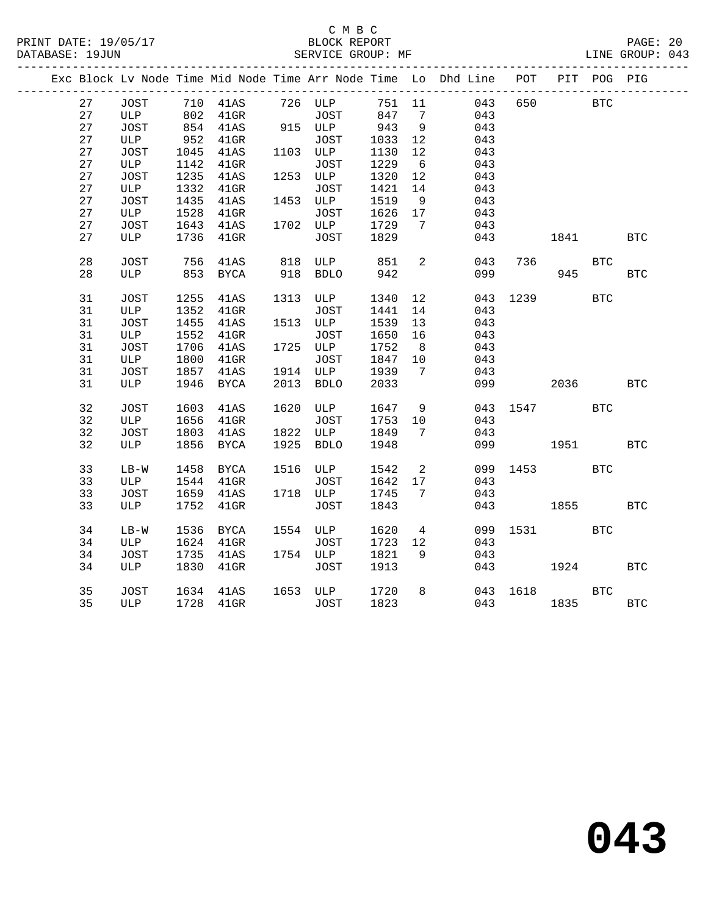C M B C

PRINT DATE: 19/05/17 BLOCK REPORT PAGE: 20
DATABASE: 19JUN SERVICE GROUP: MF LINE GROUP: 043

| Exc | Block | Lv | Node | Time | Mid Node | Time | Arr Node | Time | Lo | Dhd Line | POT | PIT | POG | PIG |
|---|---|---|---|---|---|---|---|---|---|---|---|---|---|---|
| | 27 | | JOST | 710 | 41AS | 726 | ULP | 751 | 11 | 043 | 650 | | BTC | |
| | 27 | | ULP | 802 | 41GR | | JOST | 847 | 7 | 043 | | | | |
| | 27 | | JOST | 854 | 41AS | 915 | ULP | 943 | 9 | 043 | | | | |
| | 27 | | ULP | 952 | 41GR | | JOST | 1033 | 12 | 043 | | | | |
| | 27 | | JOST | 1045 | 41AS | 1103 | ULP | 1130 | 12 | 043 | | | | |
| | 27 | | ULP | 1142 | 41GR | | JOST | 1229 | 6 | 043 | | | | |
| | 27 | | JOST | 1235 | 41AS | 1253 | ULP | 1320 | 12 | 043 | | | | |
| | 27 | | ULP | 1332 | 41GR | | JOST | 1421 | 14 | 043 | | | | |
| | 27 | | JOST | 1435 | 41AS | 1453 | ULP | 1519 | 9 | 043 | | | | |
| | 27 | | ULP | 1528 | 41GR | | JOST | 1626 | 17 | 043 | | | | |
| | 27 | | JOST | 1643 | 41AS | 1702 | ULP | 1729 | 7 | 043 | | | | |
| | 27 | | ULP | 1736 | 41GR | | JOST | 1829 | | 043 | | 1841 | | BTC |
| | 28 | | JOST | 756 | 41AS | 818 | ULP | 851 | 2 | 043 | 736 | | BTC | |
| | 28 | | ULP | 853 | BYCA | 918 | BDLO | 942 | | 099 | | 945 | | BTC |
| | 31 | | JOST | 1255 | 41AS | 1313 | ULP | 1340 | 12 | 043 | 1239 | | BTC | |
| | 31 | | ULP | 1352 | 41GR | | JOST | 1441 | 14 | 043 | | | | |
| | 31 | | JOST | 1455 | 41AS | 1513 | ULP | 1539 | 13 | 043 | | | | |
| | 31 | | ULP | 1552 | 41GR | | JOST | 1650 | 16 | 043 | | | | |
| | 31 | | JOST | 1706 | 41AS | 1725 | ULP | 1752 | 8 | 043 | | | | |
| | 31 | | ULP | 1800 | 41GR | | JOST | 1847 | 10 | 043 | | | | |
| | 31 | | JOST | 1857 | 41AS | 1914 | ULP | 1939 | 7 | 043 | | | | |
| | 31 | | ULP | 1946 | BYCA | 2013 | BDLO | 2033 | | 099 | | 2036 | | BTC |
| | 32 | | JOST | 1603 | 41AS | 1620 | ULP | 1647 | 9 | 043 | 1547 | | BTC | |
| | 32 | | ULP | 1656 | 41GR | | JOST | 1753 | 10 | 043 | | | | |
| | 32 | | JOST | 1803 | 41AS | 1822 | ULP | 1849 | 7 | 043 | | | | |
| | 32 | | ULP | 1856 | BYCA | 1925 | BDLO | 1948 | | 099 | | 1951 | | BTC |
| | 33 | | LB-W | 1458 | BYCA | 1516 | ULP | 1542 | 2 | 099 | 1453 | | BTC | |
| | 33 | | ULP | 1544 | 41GR | | JOST | 1642 | 17 | 043 | | | | |
| | 33 | | JOST | 1659 | 41AS | 1718 | ULP | 1745 | 7 | 043 | | | | |
| | 33 | | ULP | 1752 | 41GR | | JOST | 1843 | | 043 | | 1855 | | BTC |
| | 34 | | LB-W | 1536 | BYCA | 1554 | ULP | 1620 | 4 | 099 | 1531 | | BTC | |
| | 34 | | ULP | 1624 | 41GR | | JOST | 1723 | 12 | 043 | | | | |
| | 34 | | JOST | 1735 | 41AS | 1754 | ULP | 1821 | 9 | 043 | | | | |
| | 34 | | ULP | 1830 | 41GR | | JOST | 1913 | | 043 | | 1924 | | BTC |
| | 35 | | JOST | 1634 | 41AS | 1653 | ULP | 1720 | 8 | 043 | 1618 | | BTC | |
| | 35 | | ULP | 1728 | 41GR | | JOST | 1823 | | 043 | | 1835 | | BTC |

# 043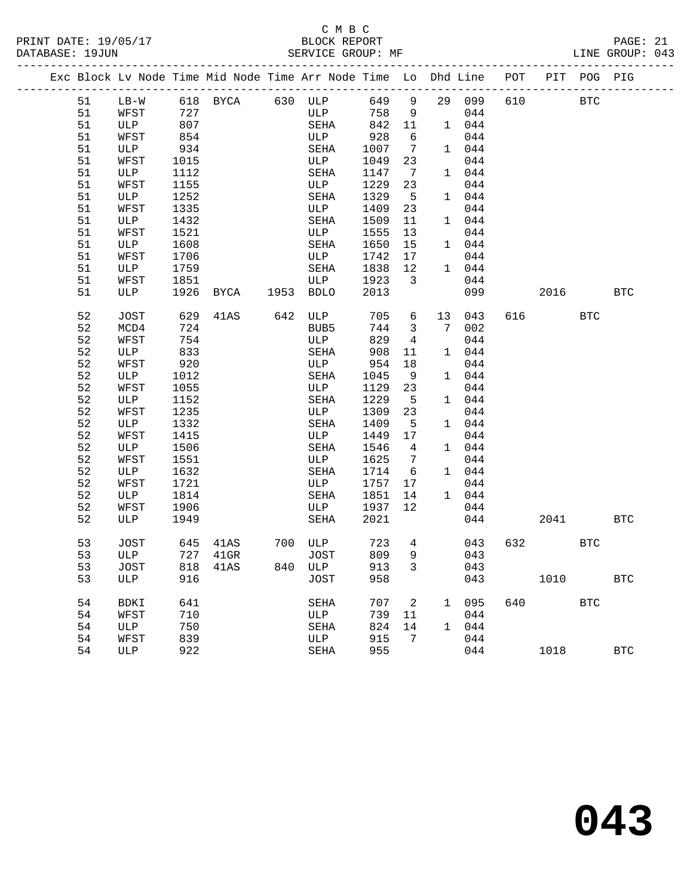C M B C

BLOCK REPORT

SERVICE GROUP: MF

PRINT DATE: 19/05/17
DATABASE: 19JUN
LINE GROUP: 043

| Exc | Block | Lv | Node | Time | Mid Node | Time | Arr Node | Time | Lo | Dhd | Line | POT | PIT | POG | PIG |
|---|---|---|---|---|---|---|---|---|---|---|---|---|---|---|---|
| | 51 | | LB-W | 618 | BYCA | 630 | ULP | 649 | 9 | 29 | 099 | 610 | | BTC | |
| | 51 | | WFST | 727 | | | ULP | 758 | 9 | | 044 | | | | |
| | 51 | | ULP | 807 | | | SEHA | 842 | 11 | 1 | 044 | | | | |
| | 51 | | WFST | 854 | | | ULP | 928 | 6 | | 044 | | | | |
| | 51 | | ULP | 934 | | | SEHA | 1007 | 7 | 1 | 044 | | | | |
| | 51 | | WFST | 1015 | | | ULP | 1049 | 23 | | 044 | | | | |
| | 51 | | ULP | 1112 | | | SEHA | 1147 | 7 | 1 | 044 | | | | |
| | 51 | | WFST | 1155 | | | ULP | 1229 | 23 | | 044 | | | | |
| | 51 | | ULP | 1252 | | | SEHA | 1329 | 5 | 1 | 044 | | | | |
| | 51 | | WFST | 1335 | | | ULP | 1409 | 23 | | 044 | | | | |
| | 51 | | ULP | 1432 | | | SEHA | 1509 | 11 | 1 | 044 | | | | |
| | 51 | | WFST | 1521 | | | ULP | 1555 | 13 | | 044 | | | | |
| | 51 | | ULP | 1608 | | | SEHA | 1650 | 15 | 1 | 044 | | | | |
| | 51 | | WFST | 1706 | | | ULP | 1742 | 17 | | 044 | | | | |
| | 51 | | ULP | 1759 | | | SEHA | 1838 | 12 | 1 | 044 | | | | |
| | 51 | | WFST | 1851 | | | ULP | 1923 | 3 | | 044 | | | | |
| | 51 | | ULP | 1926 | BYCA | 1953 | BDLO | 2013 | | | 099 | | 2016 | | BTC |
| | 52 | | JOST | 629 | 41AS | 642 | ULP | 705 | 6 | 13 | 043 | 616 | | BTC | |
| | 52 | | MCD4 | 724 | | | BUB5 | 744 | 3 | 7 | 002 | | | | |
| | 52 | | WFST | 754 | | | ULP | 829 | 4 | | 044 | | | | |
| | 52 | | ULP | 833 | | | SEHA | 908 | 11 | 1 | 044 | | | | |
| | 52 | | WFST | 920 | | | ULP | 954 | 18 | | 044 | | | | |
| | 52 | | ULP | 1012 | | | SEHA | 1045 | 9 | 1 | 044 | | | | |
| | 52 | | WFST | 1055 | | | ULP | 1129 | 23 | | 044 | | | | |
| | 52 | | ULP | 1152 | | | SEHA | 1229 | 5 | 1 | 044 | | | | |
| | 52 | | WFST | 1235 | | | ULP | 1309 | 23 | | 044 | | | | |
| | 52 | | ULP | 1332 | | | SEHA | 1409 | 5 | 1 | 044 | | | | |
| | 52 | | WFST | 1415 | | | ULP | 1449 | 17 | | 044 | | | | |
| | 52 | | ULP | 1506 | | | SEHA | 1546 | 4 | 1 | 044 | | | | |
| | 52 | | WFST | 1551 | | | ULP | 1625 | 7 | | 044 | | | | |
| | 52 | | ULP | 1632 | | | SEHA | 1714 | 6 | 1 | 044 | | | | |
| | 52 | | WFST | 1721 | | | ULP | 1757 | 17 | | 044 | | | | |
| | 52 | | ULP | 1814 | | | SEHA | 1851 | 14 | 1 | 044 | | | | |
| | 52 | | WFST | 1906 | | | ULP | 1937 | 12 | | 044 | | | | |
| | 52 | | ULP | 1949 | | | SEHA | 2021 | | | 044 | | 2041 | | BTC |
| | 53 | | JOST | 645 | 41AS | 700 | ULP | 723 | 4 | | 043 | 632 | | BTC | |
| | 53 | | ULP | 727 | 41GR | | JOST | 809 | 9 | | 043 | | | | |
| | 53 | | JOST | 818 | 41AS | 840 | ULP | 913 | 3 | | 043 | | | | |
| | 53 | | ULP | 916 | | | JOST | 958 | | | 043 | | 1010 | | BTC |
| | 54 | | BDKI | 641 | | | SEHA | 707 | 2 | 1 | 095 | 640 | | BTC | |
| | 54 | | WFST | 710 | | | ULP | 739 | 11 | | 044 | | | | |
| | 54 | | ULP | 750 | | | SEHA | 824 | 14 | 1 | 044 | | | | |
| | 54 | | WFST | 839 | | | ULP | 915 | 7 | | 044 | | | | |
| | 54 | | ULP | 922 | | | SEHA | 955 | | | 044 | | 1018 | | BTC |

# 043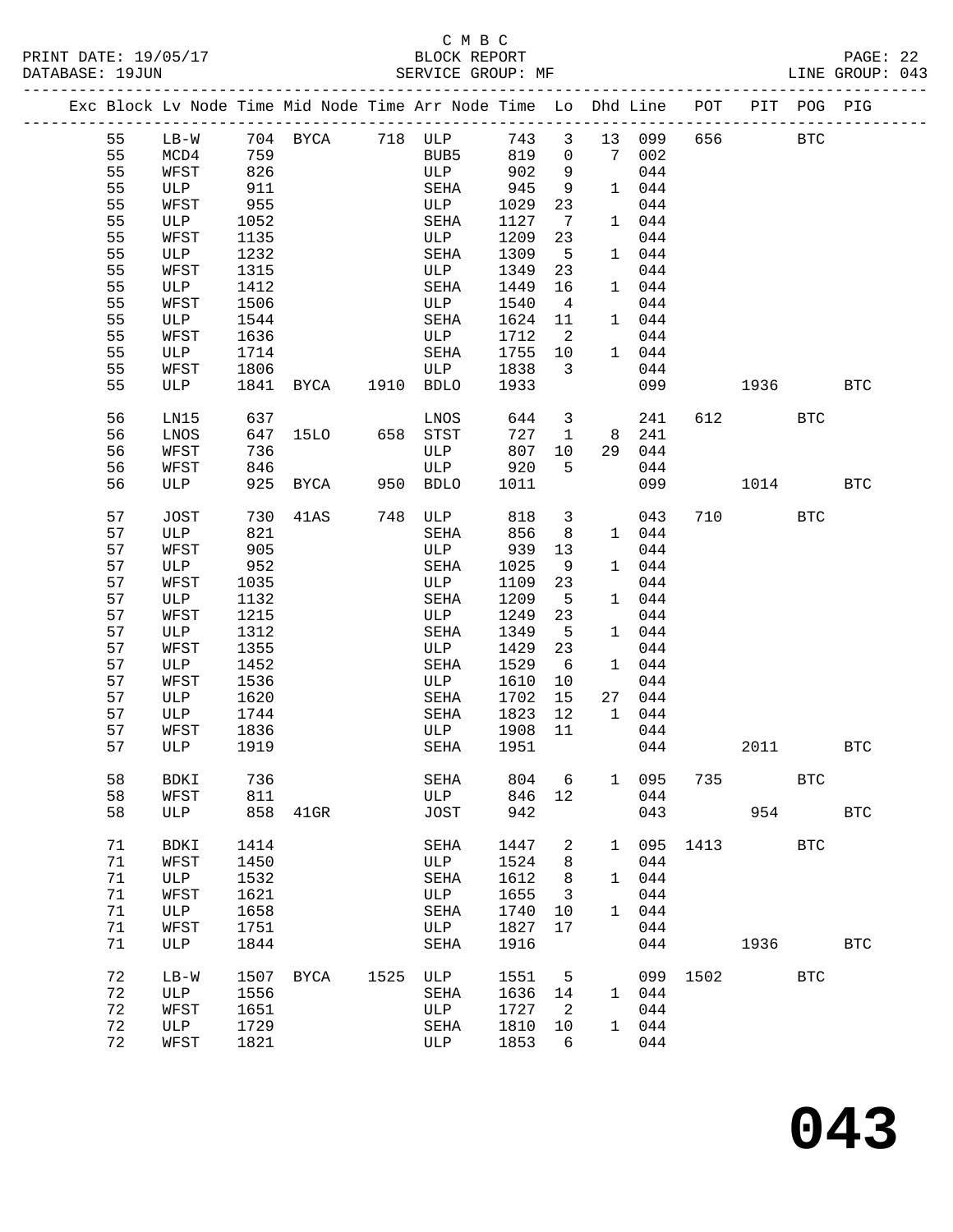C M B C
PRINT DATE: 19/05/17 BLOCK REPORT
DATABASE: 19JUN SERVICE GROUP: MF LINE GROUP: 043

| Exc | Block | Lv Node | Time | Mid Node | Time | Arr Node | Time | Lo | Dhd | Line | POT | PIT | POG | PIG |
|---|---|---|---|---|---|---|---|---|---|---|---|---|---|---|
| | 55 | LB-W | 704 | BYCA | 718 | ULP | 743 | 3 | 13 | 099 | 656 | | BTC | |
| | 55 | MCD4 | 759 | | | BUB5 | 819 | 0 | 7 | 002 | | | | |
| | 55 | WFST | 826 | | | ULP | 902 | 9 | | 044 | | | | |
| | 55 | ULP | 911 | | | SEHA | 945 | 9 | 1 | 044 | | | | |
| | 55 | WFST | 955 | | | ULP | 1029 | 23 | | 044 | | | | |
| | 55 | ULP | 1052 | | | SEHA | 1127 | 7 | 1 | 044 | | | | |
| | 55 | WFST | 1135 | | | ULP | 1209 | 23 | | 044 | | | | |
| | 55 | ULP | 1232 | | | SEHA | 1309 | 5 | 1 | 044 | | | | |
| | 55 | WFST | 1315 | | | ULP | 1349 | 23 | | 044 | | | | |
| | 55 | ULP | 1412 | | | SEHA | 1449 | 16 | 1 | 044 | | | | |
| | 55 | WFST | 1506 | | | ULP | 1540 | 4 | | 044 | | | | |
| | 55 | ULP | 1544 | | | SEHA | 1624 | 11 | 1 | 044 | | | | |
| | 55 | WFST | 1636 | | | ULP | 1712 | 2 | | 044 | | | | |
| | 55 | ULP | 1714 | | | SEHA | 1755 | 10 | 1 | 044 | | | | |
| | 55 | WFST | 1806 | | | ULP | 1838 | 3 | | 044 | | | | |
| | 55 | ULP | 1841 | BYCA | 1910 | BDLO | 1933 | | | 099 | | 1936 | | BTC |
| | 56 | LN15 | 637 | | | LNOS | 644 | 3 | | 241 | 612 | | BTC | |
| | 56 | LNOS | 647 | 15LO | 658 | STST | 727 | 1 | 8 | 241 | | | | |
| | 56 | WFST | 736 | | | ULP | 807 | 10 | 29 | 044 | | | | |
| | 56 | WFST | 846 | | | ULP | 920 | 5 | | 044 | | | | |
| | 56 | ULP | 925 | BYCA | 950 | BDLO | 1011 | | | 099 | | 1014 | | BTC |
| | 57 | JOST | 730 | 41AS | 748 | ULP | 818 | 3 | | 043 | 710 | | BTC | |
| | 57 | ULP | 821 | | | SEHA | 856 | 8 | 1 | 044 | | | | |
| | 57 | WFST | 905 | | | ULP | 939 | 13 | | 044 | | | | |
| | 57 | ULP | 952 | | | SEHA | 1025 | 9 | 1 | 044 | | | | |
| | 57 | WFST | 1035 | | | ULP | 1109 | 23 | | 044 | | | | |
| | 57 | ULP | 1132 | | | SEHA | 1209 | 5 | 1 | 044 | | | | |
| | 57 | WFST | 1215 | | | ULP | 1249 | 23 | | 044 | | | | |
| | 57 | ULP | 1312 | | | SEHA | 1349 | 5 | 1 | 044 | | | | |
| | 57 | WFST | 1355 | | | ULP | 1429 | 23 | | 044 | | | | |
| | 57 | ULP | 1452 | | | SEHA | 1529 | 6 | 1 | 044 | | | | |
| | 57 | WFST | 1536 | | | ULP | 1610 | 10 | | 044 | | | | |
| | 57 | ULP | 1620 | | | SEHA | 1702 | 15 | 27 | 044 | | | | |
| | 57 | ULP | 1744 | | | SEHA | 1823 | 12 | 1 | 044 | | | | |
| | 57 | WFST | 1836 | | | ULP | 1908 | 11 | | 044 | | | | |
| | 57 | ULP | 1919 | | | SEHA | 1951 | | | 044 | | 2011 | | BTC |
| | 58 | BDKI | 736 | | | SEHA | 804 | 6 | 1 | 095 | 735 | | BTC | |
| | 58 | WFST | 811 | | | ULP | 846 | 12 | | 044 | | | | |
| | 58 | ULP | 858 | 41GR | | JOST | 942 | | | 043 | | 954 | | BTC |
| | 71 | BDKI | 1414 | | | SEHA | 1447 | 2 | 1 | 095 | 1413 | | BTC | |
| | 71 | WFST | 1450 | | | ULP | 1524 | 8 | | 044 | | | | |
| | 71 | ULP | 1532 | | | SEHA | 1612 | 8 | 1 | 044 | | | | |
| | 71 | WFST | 1621 | | | ULP | 1655 | 3 | | 044 | | | | |
| | 71 | ULP | 1658 | | | SEHA | 1740 | 10 | 1 | 044 | | | | |
| | 71 | WFST | 1751 | | | ULP | 1827 | 17 | | 044 | | | | |
| | 71 | ULP | 1844 | | | SEHA | 1916 | | | 044 | | 1936 | | BTC |
| | 72 | LB-W | 1507 | BYCA | 1525 | ULP | 1551 | 5 | | 099 | 1502 | | BTC | |
| | 72 | ULP | 1556 | | | SEHA | 1636 | 14 | 1 | 044 | | | | |
| | 72 | WFST | 1651 | | | ULP | 1727 | 2 | | 044 | | | | |
| | 72 | ULP | 1729 | | | SEHA | 1810 | 10 | 1 | 044 | | | | |
| | 72 | WFST | 1821 | | | ULP | 1853 | 6 | | 044 | | | | |

**043**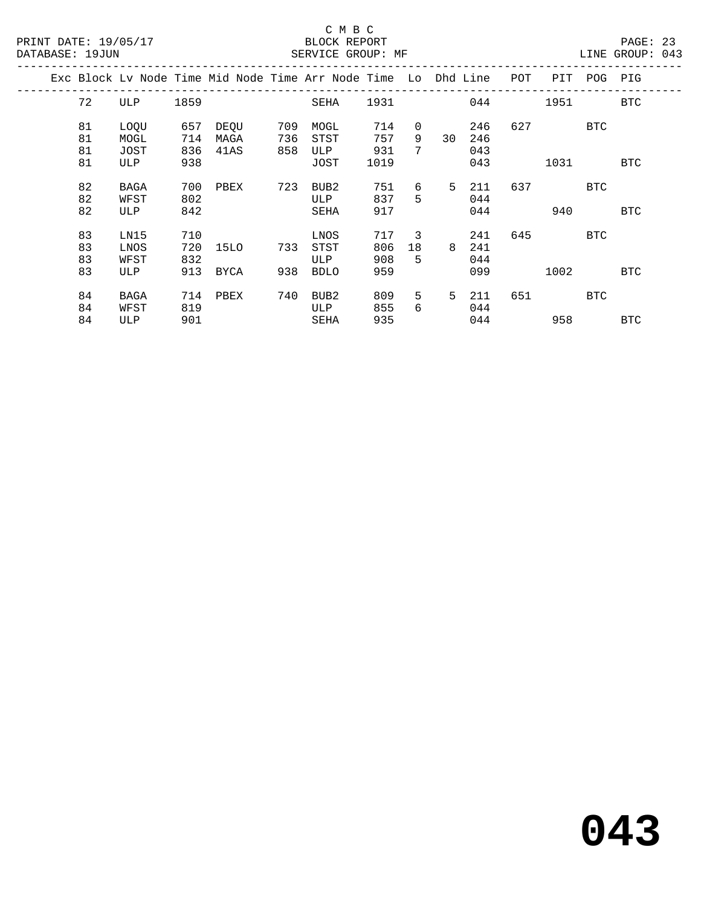C M B C

PRINT DATE: 19/05/17 BLOCK REPORT

DATABASE: 19JUN SERVICE GROUP: MF LINE GROUP: 043

| Exc | Block | Lv | Node | Time | Mid Node | Time | Arr Node | Time | Lo | Dhd | Line | POT | PIT | POG | PIG |
|---|---|---|---|---|---|---|---|---|---|---|---|---|---|---|---|
| | 72 | | ULP | 1859 | | | SEHA | 1931 | | | 044 | | 1951 | | BTC |
| | 81 | | LOQU | 657 | DEQU | 709 | MOGL | 714 | 0 | | 246 | 627 | | BTC | |
| | 81 | | MOGL | 714 | MAGA | 736 | STST | 757 | 9 | 30 | 246 | | | | |
| | 81 | | JOST | 836 | 41AS | 858 | ULP | 931 | 7 | | 043 | | | | |
| | 81 | | ULP | 938 | | | JOST | 1019 | | | 043 | | 1031 | | BTC |
| | 82 | | BAGA | 700 | PBEX | 723 | BUB2 | 751 | 6 | 5 | 211 | 637 | | BTC | |
| | 82 | | WFST | 802 | | | ULP | 837 | 5 | | 044 | | | | |
| | 82 | | ULP | 842 | | | SEHA | 917 | | | 044 | | 940 | | BTC |
| | 83 | | LN15 | 710 | | | LNOS | 717 | 3 | | 241 | 645 | | BTC | |
| | 83 | | LNOS | 720 | 15LO | 733 | STST | 806 | 18 | 8 | 241 | | | | |
| | 83 | | WFST | 832 | | | ULP | 908 | 5 | | 044 | | | | |
| | 83 | | ULP | 913 | BYCA | 938 | BDLO | 959 | | | 099 | | 1002 | | BTC |
| | 84 | | BAGA | 714 | PBEX | 740 | BUB2 | 809 | 5 | 5 | 211 | 651 | | BTC | |
| | 84 | | WFST | 819 | | | ULP | 855 | 6 | | 044 | | | | |
| | 84 | | ULP | 901 | | | SEHA | 935 | | | 044 | | 958 | | BTC |

# 043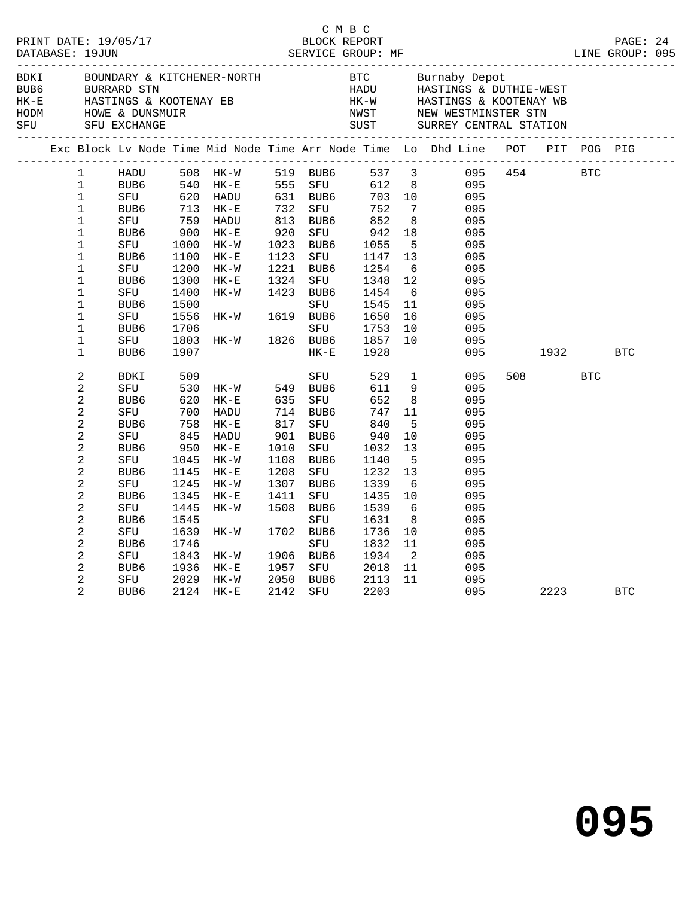C M B C

PRINT DATE: 19/05/17 BLOCK REPORT

DATABASE: 19JUN SERVICE GROUP: MF LINE GROUP: 095

| | | | |
|---|---|---|---|
| BDKI | BOUNDARY & KITCHENER-NORTH | BTC | Burnaby Depot |
| BUB6 | BURRARD STN | HADU | HASTINGS & DUTHIE-WEST |
| HK-E | HASTINGS & KOOTENAY EB | HK-W | HASTINGS & KOOTENAY WB |
| HODM | HOWE & DUNSMUIR | NWST | NEW WESTMINSTER STN |
| SFU | SFU EXCHANGE | SUST | SURREY CENTRAL STATION |

| Exc | Block | Lv Node | Time | Mid Node | Time | Arr Node | Time | Lo | Dhd Line | POT | PIT | POG | PIG |
|---|---|---|---|---|---|---|---|---|---|---|---|---|---|
| | 1 | HADU | 508 | HK-W | 519 | BUB6 | 537 | 3 | 095 | 454 | | BTC | |
| | 1 | BUB6 | 540 | HK-E | 555 | SFU | 612 | 8 | 095 | | | | |
| | 1 | SFU | 620 | HADU | 631 | BUB6 | 703 | 10 | 095 | | | | |
| | 1 | BUB6 | 713 | HK-E | 732 | SFU | 752 | 7 | 095 | | | | |
| | 1 | SFU | 759 | HADU | 813 | BUB6 | 852 | 8 | 095 | | | | |
| | 1 | BUB6 | 900 | HK-E | 920 | SFU | 942 | 18 | 095 | | | | |
| | 1 | SFU | 1000 | HK-W | 1023 | BUB6 | 1055 | 5 | 095 | | | | |
| | 1 | BUB6 | 1100 | HK-E | 1123 | SFU | 1147 | 13 | 095 | | | | |
| | 1 | SFU | 1200 | HK-W | 1221 | BUB6 | 1254 | 6 | 095 | | | | |
| | 1 | BUB6 | 1300 | HK-E | 1324 | SFU | 1348 | 12 | 095 | | | | |
| | 1 | SFU | 1400 | HK-W | 1423 | BUB6 | 1454 | 6 | 095 | | | | |
| | 1 | BUB6 | 1500 | | | SFU | 1545 | 11 | 095 | | | | |
| | 1 | SFU | 1556 | HK-W | 1619 | BUB6 | 1650 | 16 | 095 | | | | |
| | 1 | BUB6 | 1706 | | | SFU | 1753 | 10 | 095 | | | | |
| | 1 | SFU | 1803 | HK-W | 1826 | BUB6 | 1857 | 10 | 095 | | | | |
| | 1 | BUB6 | 1907 | | | HK-E | 1928 | | 095 | | 1932 | | BTC |
| | 2 | BDKI | 509 | | | SFU | 529 | 1 | 095 | 508 | | BTC | |
| | 2 | SFU | 530 | HK-W | 549 | BUB6 | 611 | 9 | 095 | | | | |
| | 2 | BUB6 | 620 | HK-E | 635 | SFU | 652 | 8 | 095 | | | | |
| | 2 | SFU | 700 | HADU | 714 | BUB6 | 747 | 11 | 095 | | | | |
| | 2 | BUB6 | 758 | HK-E | 817 | SFU | 840 | 5 | 095 | | | | |
| | 2 | SFU | 845 | HADU | 901 | BUB6 | 940 | 10 | 095 | | | | |
| | 2 | BUB6 | 950 | HK-E | 1010 | SFU | 1032 | 13 | 095 | | | | |
| | 2 | SFU | 1045 | HK-W | 1108 | BUB6 | 1140 | 5 | 095 | | | | |
| | 2 | BUB6 | 1145 | HK-E | 1208 | SFU | 1232 | 13 | 095 | | | | |
| | 2 | SFU | 1245 | HK-W | 1307 | BUB6 | 1339 | 6 | 095 | | | | |
| | 2 | BUB6 | 1345 | HK-E | 1411 | SFU | 1435 | 10 | 095 | | | | |
| | 2 | SFU | 1445 | HK-W | 1508 | BUB6 | 1539 | 6 | 095 | | | | |
| | 2 | BUB6 | 1545 | | | SFU | 1631 | 8 | 095 | | | | |
| | 2 | SFU | 1639 | HK-W | 1702 | BUB6 | 1736 | 10 | 095 | | | | |
| | 2 | BUB6 | 1746 | | | SFU | 1832 | 11 | 095 | | | | |
| | 2 | SFU | 1843 | HK-W | 1906 | BUB6 | 1934 | 2 | 095 | | | | |
| | 2 | BUB6 | 1936 | HK-E | 1957 | SFU | 2018 | 11 | 095 | | | | |
| | 2 | SFU | 2029 | HK-W | 2050 | BUB6 | 2113 | 11 | 095 | | | | |
| | 2 | BUB6 | 2124 | HK-E | 2142 | SFU | 2203 | | 095 | | 2223 | | BTC |

# 095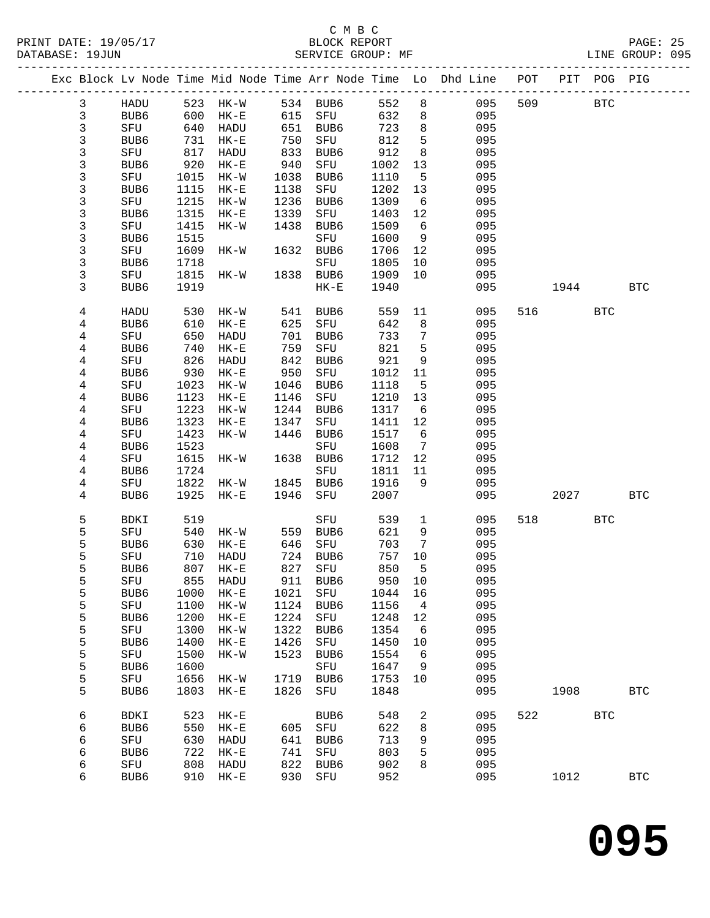C M B C
BLOCK REPORT
SERVICE GROUP: MF

PRINT DATE: 19/05/17
DATABASE: 19JUN
LINE GROUP: 095

| Exc | Block | Lv | Node | Time | Mid Node | Time | Arr Node | Time | Lo | Dhd Line | POT | PIT | POG | PIG |
|---|---|---|---|---|---|---|---|---|---|---|---|---|---|---|
| | 3 | | HADU | 523 | HK-W | 534 | BUB6 | 552 | 8 | 095 | 509 | | BTC | |
| | 3 | | BUB6 | 600 | HK-E | 615 | SFU | 632 | 8 | 095 | | | | |
| | 3 | | SFU | 640 | HADU | 651 | BUB6 | 723 | 8 | 095 | | | | |
| | 3 | | BUB6 | 731 | HK-E | 750 | SFU | 812 | 5 | 095 | | | | |
| | 3 | | SFU | 817 | HADU | 833 | BUB6 | 912 | 8 | 095 | | | | |
| | 3 | | BUB6 | 920 | HK-E | 940 | SFU | 1002 | 13 | 095 | | | | |
| | 3 | | SFU | 1015 | HK-W | 1038 | BUB6 | 1110 | 5 | 095 | | | | |
| | 3 | | BUB6 | 1115 | HK-E | 1138 | SFU | 1202 | 13 | 095 | | | | |
| | 3 | | SFU | 1215 | HK-W | 1236 | BUB6 | 1309 | 6 | 095 | | | | |
| | 3 | | BUB6 | 1315 | HK-E | 1339 | SFU | 1403 | 12 | 095 | | | | |
| | 3 | | SFU | 1415 | HK-W | 1438 | BUB6 | 1509 | 6 | 095 | | | | |
| | 3 | | BUB6 | 1515 | | | SFU | 1600 | 9 | 095 | | | | |
| | 3 | | SFU | 1609 | HK-W | 1632 | BUB6 | 1706 | 12 | 095 | | | | |
| | 3 | | BUB6 | 1718 | | | SFU | 1805 | 10 | 095 | | | | |
| | 3 | | SFU | 1815 | HK-W | 1838 | BUB6 | 1909 | 10 | 095 | | | | |
| | 3 | | BUB6 | 1919 | | | HK-E | 1940 | | 095 | | 1944 | | BTC |
| | 4 | | HADU | 530 | HK-W | 541 | BUB6 | 559 | 11 | 095 | 516 | | BTC | |
| | 4 | | BUB6 | 610 | HK-E | 625 | SFU | 642 | 8 | 095 | | | | |
| | 4 | | SFU | 650 | HADU | 701 | BUB6 | 733 | 7 | 095 | | | | |
| | 4 | | BUB6 | 740 | HK-E | 759 | SFU | 821 | 5 | 095 | | | | |
| | 4 | | SFU | 826 | HADU | 842 | BUB6 | 921 | 9 | 095 | | | | |
| | 4 | | BUB6 | 930 | HK-E | 950 | SFU | 1012 | 11 | 095 | | | | |
| | 4 | | SFU | 1023 | HK-W | 1046 | BUB6 | 1118 | 5 | 095 | | | | |
| | 4 | | BUB6 | 1123 | HK-E | 1146 | SFU | 1210 | 13 | 095 | | | | |
| | 4 | | SFU | 1223 | HK-W | 1244 | BUB6 | 1317 | 6 | 095 | | | | |
| | 4 | | BUB6 | 1323 | HK-E | 1347 | SFU | 1411 | 12 | 095 | | | | |
| | 4 | | SFU | 1423 | HK-W | 1446 | BUB6 | 1517 | 6 | 095 | | | | |
| | 4 | | BUB6 | 1523 | | | SFU | 1608 | 7 | 095 | | | | |
| | 4 | | SFU | 1615 | HK-W | 1638 | BUB6 | 1712 | 12 | 095 | | | | |
| | 4 | | BUB6 | 1724 | | | SFU | 1811 | 11 | 095 | | | | |
| | 4 | | SFU | 1822 | HK-W | 1845 | BUB6 | 1916 | 9 | 095 | | | | |
| | 4 | | BUB6 | 1925 | HK-E | 1946 | SFU | 2007 | | 095 | | 2027 | | BTC |
| | 5 | | BDKI | 519 | | | SFU | 539 | 1 | 095 | 518 | | BTC | |
| | 5 | | SFU | 540 | HK-W | 559 | BUB6 | 621 | 9 | 095 | | | | |
| | 5 | | BUB6 | 630 | HK-E | 646 | SFU | 703 | 7 | 095 | | | | |
| | 5 | | SFU | 710 | HADU | 724 | BUB6 | 757 | 10 | 095 | | | | |
| | 5 | | BUB6 | 807 | HK-E | 827 | SFU | 850 | 5 | 095 | | | | |
| | 5 | | SFU | 855 | HADU | 911 | BUB6 | 950 | 10 | 095 | | | | |
| | 5 | | BUB6 | 1000 | HK-E | 1021 | SFU | 1044 | 16 | 095 | | | | |
| | 5 | | SFU | 1100 | HK-W | 1124 | BUB6 | 1156 | 4 | 095 | | | | |
| | 5 | | BUB6 | 1200 | HK-E | 1224 | SFU | 1248 | 12 | 095 | | | | |
| | 5 | | SFU | 1300 | HK-W | 1322 | BUB6 | 1354 | 6 | 095 | | | | |
| | 5 | | BUB6 | 1400 | HK-E | 1426 | SFU | 1450 | 10 | 095 | | | | |
| | 5 | | SFU | 1500 | HK-W | 1523 | BUB6 | 1554 | 6 | 095 | | | | |
| | 5 | | BUB6 | 1600 | | | SFU | 1647 | 9 | 095 | | | | |
| | 5 | | SFU | 1656 | HK-W | 1719 | BUB6 | 1753 | 10 | 095 | | | | |
| | 5 | | BUB6 | 1803 | HK-E | 1826 | SFU | 1848 | | 095 | | 1908 | | BTC |
| | 6 | | BDKI | 523 | HK-E | | BUB6 | 548 | 2 | 095 | 522 | | BTC | |
| | 6 | | BUB6 | 550 | HK-E | 605 | SFU | 622 | 8 | 095 | | | | |
| | 6 | | SFU | 630 | HADU | 641 | BUB6 | 713 | 9 | 095 | | | | |
| | 6 | | BUB6 | 722 | HK-E | 741 | SFU | 803 | 5 | 095 | | | | |
| | 6 | | SFU | 808 | HADU | 822 | BUB6 | 902 | 8 | 095 | | | | |
| | 6 | | BUB6 | 910 | HK-E | 930 | SFU | 952 | | 095 | | 1012 | | BTC |

# 095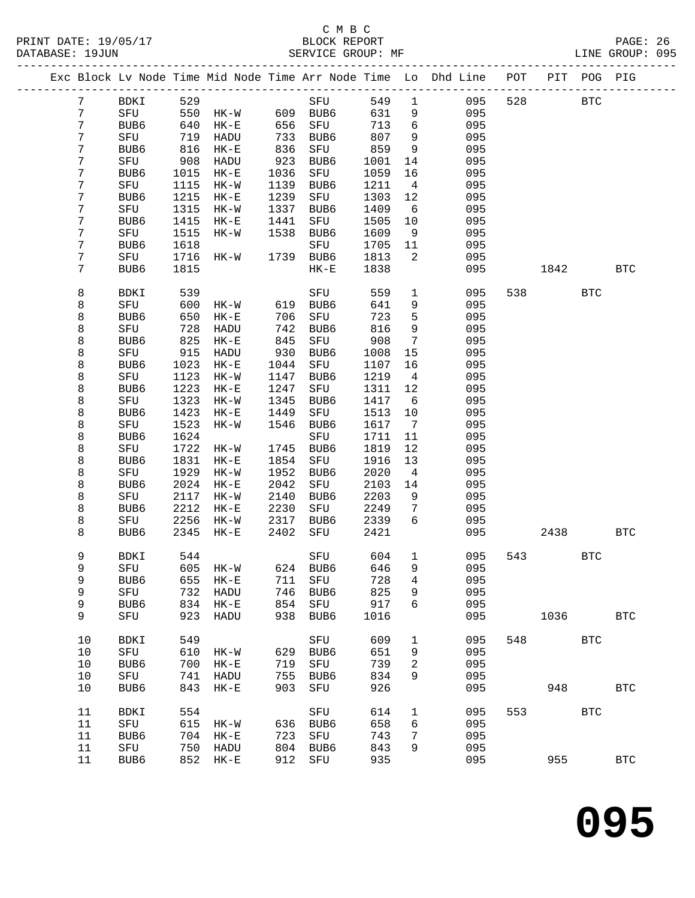C M B C

BLOCK REPORT

SERVICE GROUP: MF

| Exc | Block | Lv | Node | Time | Mid Node | Time | Arr Node | Time | Lo | Dhd Line | POT | PIT | POG | PIG |
|---|---|---|---|---|---|---|---|---|---|---|---|---|---|---|
| | 7 | | BDKI | 529 | | | SFU | 549 | 1 | 095 | 528 | | BTC | |
| | 7 | | SFU | 550 | HK-W | 609 | BUB6 | 631 | 9 | 095 | | | | |
| | 7 | | BUB6 | 640 | HK-E | 656 | SFU | 713 | 6 | 095 | | | | |
| | 7 | | SFU | 719 | HADU | 733 | BUB6 | 807 | 9 | 095 | | | | |
| | 7 | | BUB6 | 816 | HK-E | 836 | SFU | 859 | 9 | 095 | | | | |
| | 7 | | SFU | 908 | HADU | 923 | BUB6 | 1001 | 14 | 095 | | | | |
| | 7 | | BUB6 | 1015 | HK-E | 1036 | SFU | 1059 | 16 | 095 | | | | |
| | 7 | | SFU | 1115 | HK-W | 1139 | BUB6 | 1211 | 4 | 095 | | | | |
| | 7 | | BUB6 | 1215 | HK-E | 1239 | SFU | 1303 | 12 | 095 | | | | |
| | 7 | | SFU | 1315 | HK-W | 1337 | BUB6 | 1409 | 6 | 095 | | | | |
| | 7 | | BUB6 | 1415 | HK-E | 1441 | SFU | 1505 | 10 | 095 | | | | |
| | 7 | | SFU | 1515 | HK-W | 1538 | BUB6 | 1609 | 9 | 095 | | | | |
| | 7 | | BUB6 | 1618 | | | SFU | 1705 | 11 | 095 | | | | |
| | 7 | | SFU | 1716 | HK-W | 1739 | BUB6 | 1813 | 2 | 095 | | | | |
| | 7 | | BUB6 | 1815 | | | HK-E | 1838 | | 095 | | 1842 | | BTC |
| | 8 | | BDKI | 539 | | | SFU | 559 | 1 | 095 | 538 | | BTC | |
| | 8 | | SFU | 600 | HK-W | 619 | BUB6 | 641 | 9 | 095 | | | | |
| | 8 | | BUB6 | 650 | HK-E | 706 | SFU | 723 | 5 | 095 | | | | |
| | 8 | | SFU | 728 | HADU | 742 | BUB6 | 816 | 9 | 095 | | | | |
| | 8 | | BUB6 | 825 | HK-E | 845 | SFU | 908 | 7 | 095 | | | | |
| | 8 | | SFU | 915 | HADU | 930 | BUB6 | 1008 | 15 | 095 | | | | |
| | 8 | | BUB6 | 1023 | HK-E | 1044 | SFU | 1107 | 16 | 095 | | | | |
| | 8 | | SFU | 1123 | HK-W | 1147 | BUB6 | 1219 | 4 | 095 | | | | |
| | 8 | | BUB6 | 1223 | HK-E | 1247 | SFU | 1311 | 12 | 095 | | | | |
| | 8 | | SFU | 1323 | HK-W | 1345 | BUB6 | 1417 | 6 | 095 | | | | |
| | 8 | | BUB6 | 1423 | HK-E | 1449 | SFU | 1513 | 10 | 095 | | | | |
| | 8 | | SFU | 1523 | HK-W | 1546 | BUB6 | 1617 | 7 | 095 | | | | |
| | 8 | | BUB6 | 1624 | | | SFU | 1711 | 11 | 095 | | | | |
| | 8 | | SFU | 1722 | HK-W | 1745 | BUB6 | 1819 | 12 | 095 | | | | |
| | 8 | | BUB6 | 1831 | HK-E | 1854 | SFU | 1916 | 13 | 095 | | | | |
| | 8 | | SFU | 1929 | HK-W | 1952 | BUB6 | 2020 | 4 | 095 | | | | |
| | 8 | | BUB6 | 2024 | HK-E | 2042 | SFU | 2103 | 14 | 095 | | | | |
| | 8 | | SFU | 2117 | HK-W | 2140 | BUB6 | 2203 | 9 | 095 | | | | |
| | 8 | | BUB6 | 2212 | HK-E | 2230 | SFU | 2249 | 7 | 095 | | | | |
| | 8 | | SFU | 2256 | HK-W | 2317 | BUB6 | 2339 | 6 | 095 | | | | |
| | 8 | | BUB6 | 2345 | HK-E | 2402 | SFU | 2421 | | 095 | | 2438 | | BTC |
| | 9 | | BDKI | 544 | | | SFU | 604 | 1 | 095 | 543 | | BTC | |
| | 9 | | SFU | 605 | HK-W | 624 | BUB6 | 646 | 9 | 095 | | | | |
| | 9 | | BUB6 | 655 | HK-E | 711 | SFU | 728 | 4 | 095 | | | | |
| | 9 | | SFU | 732 | HADU | 746 | BUB6 | 825 | 9 | 095 | | | | |
| | 9 | | BUB6 | 834 | HK-E | 854 | SFU | 917 | 6 | 095 | | | | |
| | 9 | | SFU | 923 | HADU | 938 | BUB6 | 1016 | | 095 | | 1036 | | BTC |
| | 10 | | BDKI | 549 | | | SFU | 609 | 1 | 095 | 548 | | BTC | |
| | 10 | | SFU | 610 | HK-W | 629 | BUB6 | 651 | 9 | 095 | | | | |
| | 10 | | BUB6 | 700 | HK-E | 719 | SFU | 739 | 2 | 095 | | | | |
| | 10 | | SFU | 741 | HADU | 755 | BUB6 | 834 | 9 | 095 | | | | |
| | 10 | | BUB6 | 843 | HK-E | 903 | SFU | 926 | | 095 | | 948 | | BTC |
| | 11 | | BDKI | 554 | | | SFU | 614 | 1 | 095 | 553 | | BTC | |
| | 11 | | SFU | 615 | HK-W | 636 | BUB6 | 658 | 6 | 095 | | | | |
| | 11 | | BUB6 | 704 | HK-E | 723 | SFU | 743 | 7 | 095 | | | | |
| | 11 | | SFU | 750 | HADU | 804 | BUB6 | 843 | 9 | 095 | | | | |
| | 11 | | BUB6 | 852 | HK-E | 912 | SFU | 935 | | 095 | | 955 | | BTC |

**095**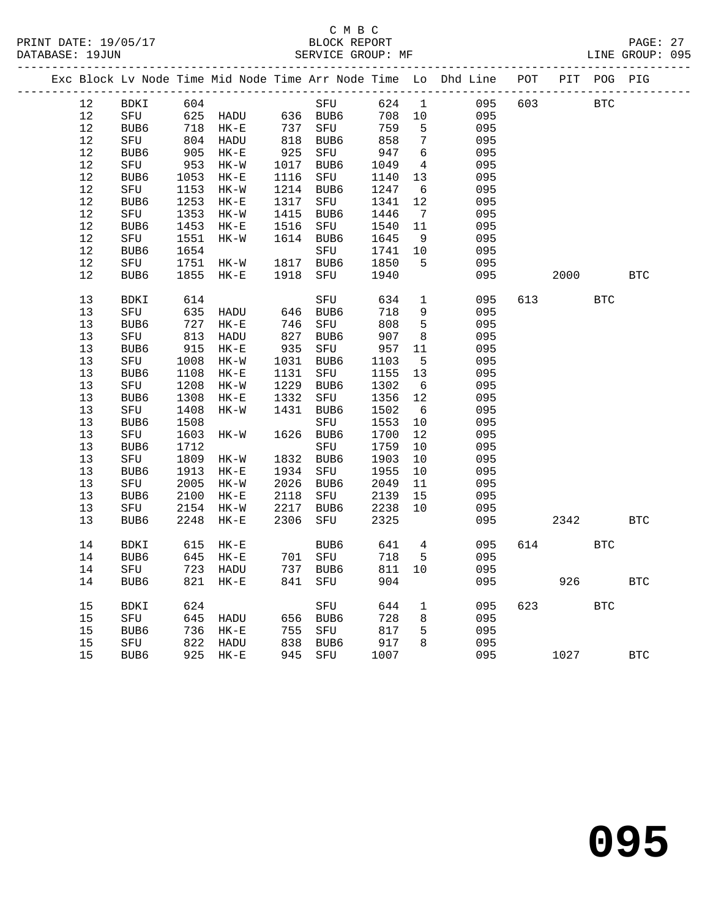C M B C

BLOCK REPORT

SERVICE GROUP: MF

PRINT DATE: 19/05/17
DATABASE: 19JUN
LINE GROUP: 095

| Exc | Block | Lv Node | Time | Mid Node | Time | Arr Node | Time | Lo | Dhd Line | POT | PIT | POG | PIG |
|---|---|---|---|---|---|---|---|---|---|---|---|---|---|
| | 12 | BDKI | 604 | | | SFU | 624 | 1 | 095 | 603 | | BTC | |
| | 12 | SFU | 625 | HADU | 636 | BUB6 | 708 | 10 | 095 | | | | |
| | 12 | BUB6 | 718 | HK-E | 737 | SFU | 759 | 5 | 095 | | | | |
| | 12 | SFU | 804 | HADU | 818 | BUB6 | 858 | 7 | 095 | | | | |
| | 12 | BUB6 | 905 | HK-E | 925 | SFU | 947 | 6 | 095 | | | | |
| | 12 | SFU | 953 | HK-W | 1017 | BUB6 | 1049 | 4 | 095 | | | | |
| | 12 | BUB6 | 1053 | HK-E | 1116 | SFU | 1140 | 13 | 095 | | | | |
| | 12 | SFU | 1153 | HK-W | 1214 | BUB6 | 1247 | 6 | 095 | | | | |
| | 12 | BUB6 | 1253 | HK-E | 1317 | SFU | 1341 | 12 | 095 | | | | |
| | 12 | SFU | 1353 | HK-W | 1415 | BUB6 | 1446 | 7 | 095 | | | | |
| | 12 | BUB6 | 1453 | HK-E | 1516 | SFU | 1540 | 11 | 095 | | | | |
| | 12 | SFU | 1551 | HK-W | 1614 | BUB6 | 1645 | 9 | 095 | | | | |
| | 12 | BUB6 | 1654 | | | SFU | 1741 | 10 | 095 | | | | |
| | 12 | SFU | 1751 | HK-W | 1817 | BUB6 | 1850 | 5 | 095 | | | | |
| | 12 | BUB6 | 1855 | HK-E | 1918 | SFU | 1940 | | 095 | | 2000 | | BTC |
| | 13 | BDKI | 614 | | | SFU | 634 | 1 | 095 | 613 | | BTC | |
| | 13 | SFU | 635 | HADU | 646 | BUB6 | 718 | 9 | 095 | | | | |
| | 13 | BUB6 | 727 | HK-E | 746 | SFU | 808 | 5 | 095 | | | | |
| | 13 | SFU | 813 | HADU | 827 | BUB6 | 907 | 8 | 095 | | | | |
| | 13 | BUB6 | 915 | HK-E | 935 | SFU | 957 | 11 | 095 | | | | |
| | 13 | SFU | 1008 | HK-W | 1031 | BUB6 | 1103 | 5 | 095 | | | | |
| | 13 | BUB6 | 1108 | HK-E | 1131 | SFU | 1155 | 13 | 095 | | | | |
| | 13 | SFU | 1208 | HK-W | 1229 | BUB6 | 1302 | 6 | 095 | | | | |
| | 13 | BUB6 | 1308 | HK-E | 1332 | SFU | 1356 | 12 | 095 | | | | |
| | 13 | SFU | 1408 | HK-W | 1431 | BUB6 | 1502 | 6 | 095 | | | | |
| | 13 | BUB6 | 1508 | | | SFU | 1553 | 10 | 095 | | | | |
| | 13 | SFU | 1603 | HK-W | 1626 | BUB6 | 1700 | 12 | 095 | | | | |
| | 13 | BUB6 | 1712 | | | SFU | 1759 | 10 | 095 | | | | |
| | 13 | SFU | 1809 | HK-W | 1832 | BUB6 | 1903 | 10 | 095 | | | | |
| | 13 | BUB6 | 1913 | HK-E | 1934 | SFU | 1955 | 10 | 095 | | | | |
| | 13 | SFU | 2005 | HK-W | 2026 | BUB6 | 2049 | 11 | 095 | | | | |
| | 13 | BUB6 | 2100 | HK-E | 2118 | SFU | 2139 | 15 | 095 | | | | |
| | 13 | SFU | 2154 | HK-W | 2217 | BUB6 | 2238 | 10 | 095 | | | | |
| | 13 | BUB6 | 2248 | HK-E | 2306 | SFU | 2325 | | 095 | | 2342 | | BTC |
| | 14 | BDKI | 615 | HK-E | | BUB6 | 641 | 4 | 095 | 614 | | BTC | |
| | 14 | BUB6 | 645 | HK-E | 701 | SFU | 718 | 5 | 095 | | | | |
| | 14 | SFU | 723 | HADU | 737 | BUB6 | 811 | 10 | 095 | | | | |
| | 14 | BUB6 | 821 | HK-E | 841 | SFU | 904 | | 095 | | 926 | | BTC |
| | 15 | BDKI | 624 | | | SFU | 644 | 1 | 095 | 623 | | BTC | |
| | 15 | SFU | 645 | HADU | 656 | BUB6 | 728 | 8 | 095 | | | | |
| | 15 | BUB6 | 736 | HK-E | 755 | SFU | 817 | 5 | 095 | | | | |
| | 15 | SFU | 822 | HADU | 838 | BUB6 | 917 | 8 | 095 | | | | |
| | 15 | BUB6 | 925 | HK-E | 945 | SFU | 1007 | | 095 | | 1027 | | BTC |

# 095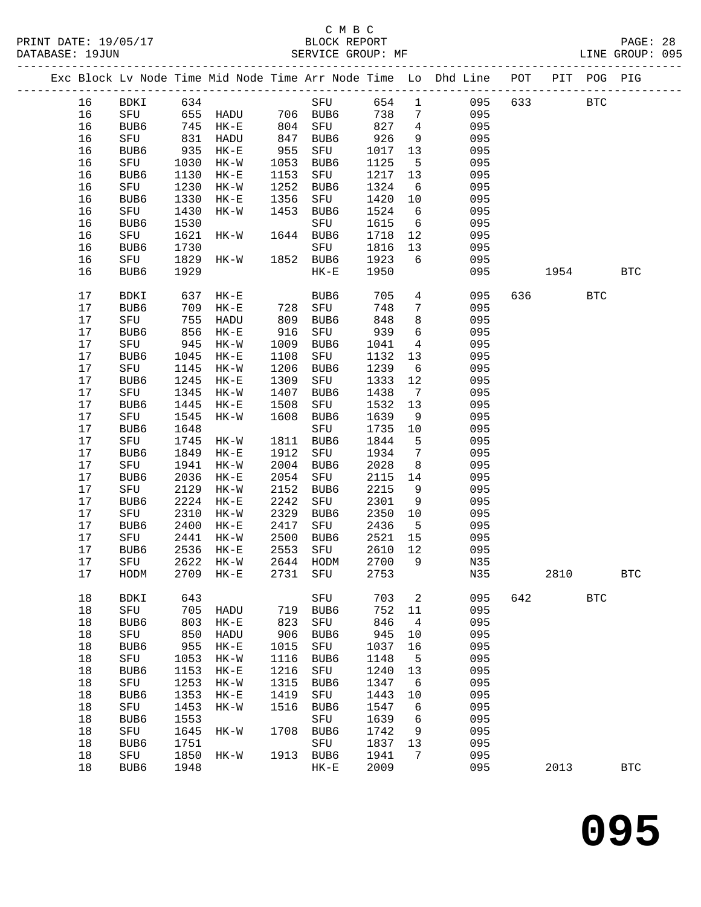C M B C
BLOCK REPORT
SERVICE GROUP: MF

PRINT DATE: 19/05/17
DATABASE: 19JUN

LINE GROUP: 095

| Exc | Block | Lv Node | Time | Mid Node | Time | Arr Node | Time | Lo | Dhd Line | POT | PIT | POG | PIG |
|---|---|---|---|---|---|---|---|---|---|---|---|---|---|
| | 16 | BDKI | 634 | | | SFU | 654 | 1 | 095 | 633 | | BTC | |
| | 16 | SFU | 655 | HADU | 706 | BUB6 | 738 | 7 | 095 | | | | |
| | 16 | BUB6 | 745 | HK-E | 804 | SFU | 827 | 4 | 095 | | | | |
| | 16 | SFU | 831 | HADU | 847 | BUB6 | 926 | 9 | 095 | | | | |
| | 16 | BUB6 | 935 | HK-E | 955 | SFU | 1017 | 13 | 095 | | | | |
| | 16 | SFU | 1030 | HK-W | 1053 | BUB6 | 1125 | 5 | 095 | | | | |
| | 16 | BUB6 | 1130 | HK-E | 1153 | SFU | 1217 | 13 | 095 | | | | |
| | 16 | SFU | 1230 | HK-W | 1252 | BUB6 | 1324 | 6 | 095 | | | | |
| | 16 | BUB6 | 1330 | HK-E | 1356 | SFU | 1420 | 10 | 095 | | | | |
| | 16 | SFU | 1430 | HK-W | 1453 | BUB6 | 1524 | 6 | 095 | | | | |
| | 16 | BUB6 | 1530 | | | SFU | 1615 | 6 | 095 | | | | |
| | 16 | SFU | 1621 | HK-W | 1644 | BUB6 | 1718 | 12 | 095 | | | | |
| | 16 | BUB6 | 1730 | | | SFU | 1816 | 13 | 095 | | | | |
| | 16 | SFU | 1829 | HK-W | 1852 | BUB6 | 1923 | 6 | 095 | | | | |
| | 16 | BUB6 | 1929 | | | HK-E | 1950 | | 095 | | 1954 | | BTC |
| | 17 | BDKI | 637 | HK-E | | BUB6 | 705 | 4 | 095 | 636 | | BTC | |
| | 17 | BUB6 | 709 | HK-E | 728 | SFU | 748 | 7 | 095 | | | | |
| | 17 | SFU | 755 | HADU | 809 | BUB6 | 848 | 8 | 095 | | | | |
| | 17 | BUB6 | 856 | HK-E | 916 | SFU | 939 | 6 | 095 | | | | |
| | 17 | SFU | 945 | HK-W | 1009 | BUB6 | 1041 | 4 | 095 | | | | |
| | 17 | BUB6 | 1045 | HK-E | 1108 | SFU | 1132 | 13 | 095 | | | | |
| | 17 | SFU | 1145 | HK-W | 1206 | BUB6 | 1239 | 6 | 095 | | | | |
| | 17 | BUB6 | 1245 | HK-E | 1309 | SFU | 1333 | 12 | 095 | | | | |
| | 17 | SFU | 1345 | HK-W | 1407 | BUB6 | 1438 | 7 | 095 | | | | |
| | 17 | BUB6 | 1445 | HK-E | 1508 | SFU | 1532 | 13 | 095 | | | | |
| | 17 | SFU | 1545 | HK-W | 1608 | BUB6 | 1639 | 9 | 095 | | | | |
| | 17 | BUB6 | 1648 | | | SFU | 1735 | 10 | 095 | | | | |
| | 17 | SFU | 1745 | HK-W | 1811 | BUB6 | 1844 | 5 | 095 | | | | |
| | 17 | BUB6 | 1849 | HK-E | 1912 | SFU | 1934 | 7 | 095 | | | | |
| | 17 | SFU | 1941 | HK-W | 2004 | BUB6 | 2028 | 8 | 095 | | | | |
| | 17 | BUB6 | 2036 | HK-E | 2054 | SFU | 2115 | 14 | 095 | | | | |
| | 17 | SFU | 2129 | HK-W | 2152 | BUB6 | 2215 | 9 | 095 | | | | |
| | 17 | BUB6 | 2224 | HK-E | 2242 | SFU | 2301 | 9 | 095 | | | | |
| | 17 | SFU | 2310 | HK-W | 2329 | BUB6 | 2350 | 10 | 095 | | | | |
| | 17 | BUB6 | 2400 | HK-E | 2417 | SFU | 2436 | 5 | 095 | | | | |
| | 17 | SFU | 2441 | HK-W | 2500 | BUB6 | 2521 | 15 | 095 | | | | |
| | 17 | BUB6 | 2536 | HK-E | 2553 | SFU | 2610 | 12 | 095 | | | | |
| | 17 | SFU | 2622 | HK-W | 2644 | HODM | 2700 | 9 | N35 | | | | |
| | 17 | HODM | 2709 | HK-E | 2731 | SFU | 2753 | | N35 | | 2810 | | BTC |
| | 18 | BDKI | 643 | | | SFU | 703 | 2 | 095 | 642 | | BTC | |
| | 18 | SFU | 705 | HADU | 719 | BUB6 | 752 | 11 | 095 | | | | |
| | 18 | BUB6 | 803 | HK-E | 823 | SFU | 846 | 4 | 095 | | | | |
| | 18 | SFU | 850 | HADU | 906 | BUB6 | 945 | 10 | 095 | | | | |
| | 18 | BUB6 | 955 | HK-E | 1015 | SFU | 1037 | 16 | 095 | | | | |
| | 18 | SFU | 1053 | HK-W | 1116 | BUB6 | 1148 | 5 | 095 | | | | |
| | 18 | BUB6 | 1153 | HK-E | 1216 | SFU | 1240 | 13 | 095 | | | | |
| | 18 | SFU | 1253 | HK-W | 1315 | BUB6 | 1347 | 6 | 095 | | | | |
| | 18 | BUB6 | 1353 | HK-E | 1419 | SFU | 1443 | 10 | 095 | | | | |
| | 18 | SFU | 1453 | HK-W | 1516 | BUB6 | 1547 | 6 | 095 | | | | |
| | 18 | BUB6 | 1553 | | | SFU | 1639 | 6 | 095 | | | | |
| | 18 | SFU | 1645 | HK-W | 1708 | BUB6 | 1742 | 9 | 095 | | | | |
| | 18 | BUB6 | 1751 | | | SFU | 1837 | 13 | 095 | | | | |
| | 18 | SFU | 1850 | HK-W | 1913 | BUB6 | 1941 | 7 | 095 | | | | |
| | 18 | BUB6 | 1948 | | | HK-E | 2009 | | 095 | | 2013 | | BTC |

# 095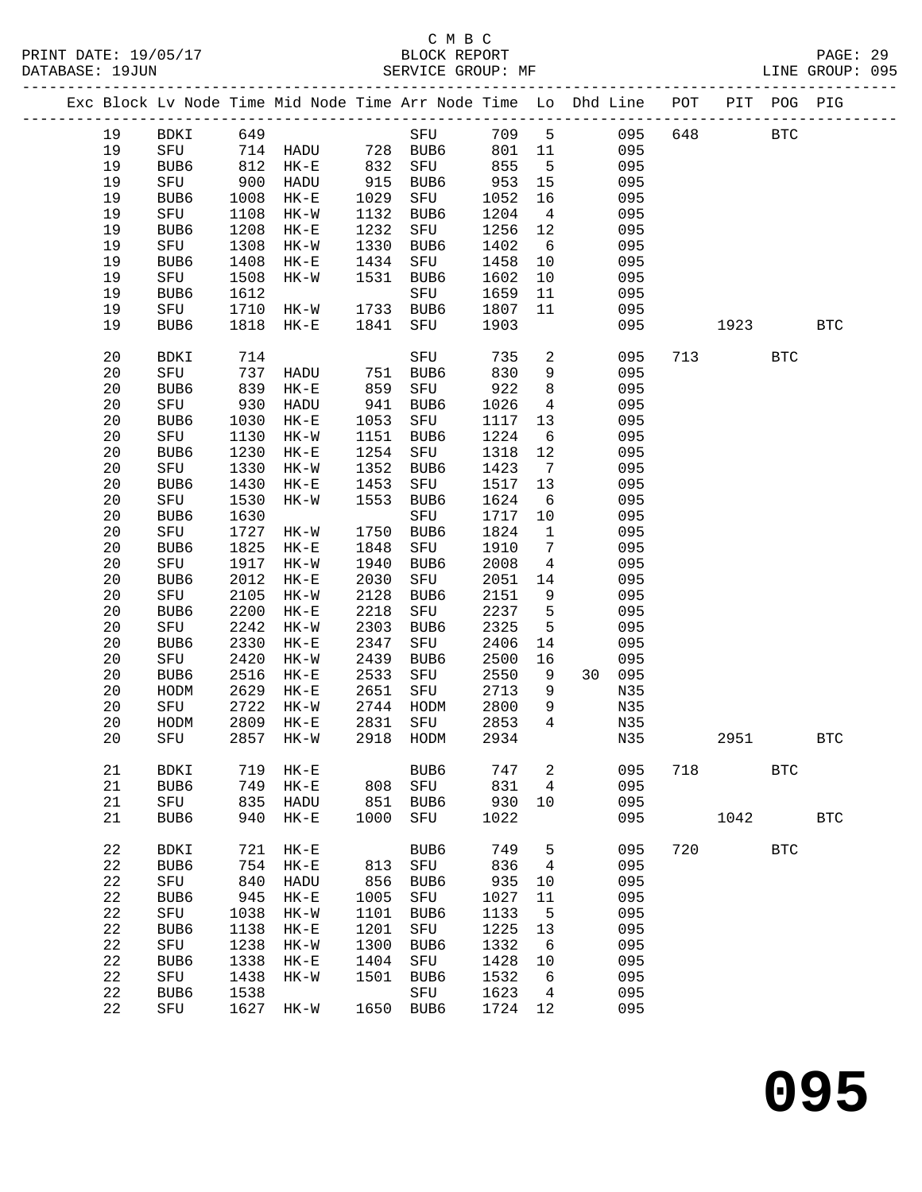C M B C

BLOCK REPORT

SERVICE GROUP: MF

PRINT DATE: 19/05/17
DATABASE: 19JUN

LINE GROUP: 095

| Exc | Block | Lv Node | Time | Mid Node | Time | Arr Node | Time | Lo | Dhd Line | POT | PIT | POG | PIG |
|---|---|---|---|---|---|---|---|---|---|---|---|---|---|
| | 19 | BDKI | 649 | | | SFU | 709 | 5 | 095 | 648 | | BTC | |
| | 19 | SFU | 714 | HADU | 728 | BUB6 | 801 | 11 | 095 | | | | |
| | 19 | BUB6 | 812 | HK-E | 832 | SFU | 855 | 5 | 095 | | | | |
| | 19 | SFU | 900 | HADU | 915 | BUB6 | 953 | 15 | 095 | | | | |
| | 19 | BUB6 | 1008 | HK-E | 1029 | SFU | 1052 | 16 | 095 | | | | |
| | 19 | SFU | 1108 | HK-W | 1132 | BUB6 | 1204 | 4 | 095 | | | | |
| | 19 | BUB6 | 1208 | HK-E | 1232 | SFU | 1256 | 12 | 095 | | | | |
| | 19 | SFU | 1308 | HK-W | 1330 | BUB6 | 1402 | 6 | 095 | | | | |
| | 19 | BUB6 | 1408 | HK-E | 1434 | SFU | 1458 | 10 | 095 | | | | |
| | 19 | SFU | 1508 | HK-W | 1531 | BUB6 | 1602 | 10 | 095 | | | | |
| | 19 | BUB6 | 1612 | | | SFU | 1659 | 11 | 095 | | | | |
| | 19 | SFU | 1710 | HK-W | 1733 | BUB6 | 1807 | 11 | 095 | | | | |
| | 19 | BUB6 | 1818 | HK-E | 1841 | SFU | 1903 | | 095 | | 1923 | | BTC |
| | 20 | BDKI | 714 | | | SFU | 735 | 2 | 095 | 713 | | BTC | |
| | 20 | SFU | 737 | HADU | 751 | BUB6 | 830 | 9 | 095 | | | | |
| | 20 | BUB6 | 839 | HK-E | 859 | SFU | 922 | 8 | 095 | | | | |
| | 20 | SFU | 930 | HADU | 941 | BUB6 | 1026 | 4 | 095 | | | | |
| | 20 | BUB6 | 1030 | HK-E | 1053 | SFU | 1117 | 13 | 095 | | | | |
| | 20 | SFU | 1130 | HK-W | 1151 | BUB6 | 1224 | 6 | 095 | | | | |
| | 20 | BUB6 | 1230 | HK-E | 1254 | SFU | 1318 | 12 | 095 | | | | |
| | 20 | SFU | 1330 | HK-W | 1352 | BUB6 | 1423 | 7 | 095 | | | | |
| | 20 | BUB6 | 1430 | HK-E | 1453 | SFU | 1517 | 13 | 095 | | | | |
| | 20 | SFU | 1530 | HK-W | 1553 | BUB6 | 1624 | 6 | 095 | | | | |
| | 20 | BUB6 | 1630 | | | SFU | 1717 | 10 | 095 | | | | |
| | 20 | SFU | 1727 | HK-W | 1750 | BUB6 | 1824 | 1 | 095 | | | | |
| | 20 | BUB6 | 1825 | HK-E | 1848 | SFU | 1910 | 7 | 095 | | | | |
| | 20 | SFU | 1917 | HK-W | 1940 | BUB6 | 2008 | 4 | 095 | | | | |
| | 20 | BUB6 | 2012 | HK-E | 2030 | SFU | 2051 | 14 | 095 | | | | |
| | 20 | SFU | 2105 | HK-W | 2128 | BUB6 | 2151 | 9 | 095 | | | | |
| | 20 | BUB6 | 2200 | HK-E | 2218 | SFU | 2237 | 5 | 095 | | | | |
| | 20 | SFU | 2242 | HK-W | 2303 | BUB6 | 2325 | 5 | 095 | | | | |
| | 20 | BUB6 | 2330 | HK-E | 2347 | SFU | 2406 | 14 | 095 | | | | |
| | 20 | SFU | 2420 | HK-W | 2439 | BUB6 | 2500 | 16 | 095 | | | | |
| | 20 | BUB6 | 2516 | HK-E | 2533 | SFU | 2550 | 9 | 30 095 | | | | |
| | 20 | HODM | 2629 | HK-E | 2651 | SFU | 2713 | 9 | N35 | | | | |
| | 20 | SFU | 2722 | HK-W | 2744 | HODM | 2800 | 9 | N35 | | | | |
| | 20 | HODM | 2809 | HK-E | 2831 | SFU | 2853 | 4 | N35 | | | | |
| | 20 | SFU | 2857 | HK-W | 2918 | HODM | 2934 | | N35 | | 2951 | | BTC |
| | 21 | BDKI | 719 | HK-E | | BUB6 | 747 | 2 | 095 | 718 | | BTC | |
| | 21 | BUB6 | 749 | HK-E | 808 | SFU | 831 | 4 | 095 | | | | |
| | 21 | SFU | 835 | HADU | 851 | BUB6 | 930 | 10 | 095 | | | | |
| | 21 | BUB6 | 940 | HK-E | 1000 | SFU | 1022 | | 095 | | 1042 | | BTC |
| | 22 | BDKI | 721 | HK-E | | BUB6 | 749 | 5 | 095 | 720 | | BTC | |
| | 22 | BUB6 | 754 | HK-E | 813 | SFU | 836 | 4 | 095 | | | | |
| | 22 | SFU | 840 | HADU | 856 | BUB6 | 935 | 10 | 095 | | | | |
| | 22 | BUB6 | 945 | HK-E | 1005 | SFU | 1027 | 11 | 095 | | | | |
| | 22 | SFU | 1038 | HK-W | 1101 | BUB6 | 1133 | 5 | 095 | | | | |
| | 22 | BUB6 | 1138 | HK-E | 1201 | SFU | 1225 | 13 | 095 | | | | |
| | 22 | SFU | 1238 | HK-W | 1300 | BUB6 | 1332 | 6 | 095 | | | | |
| | 22 | BUB6 | 1338 | HK-E | 1404 | SFU | 1428 | 10 | 095 | | | | |
| | 22 | SFU | 1438 | HK-W | 1501 | BUB6 | 1532 | 6 | 095 | | | | |
| | 22 | BUB6 | 1538 | | | SFU | 1623 | 4 | 095 | | | | |
| | 22 | SFU | 1627 | HK-W | 1650 | BUB6 | 1724 | 12 | 095 | | | | |

# 095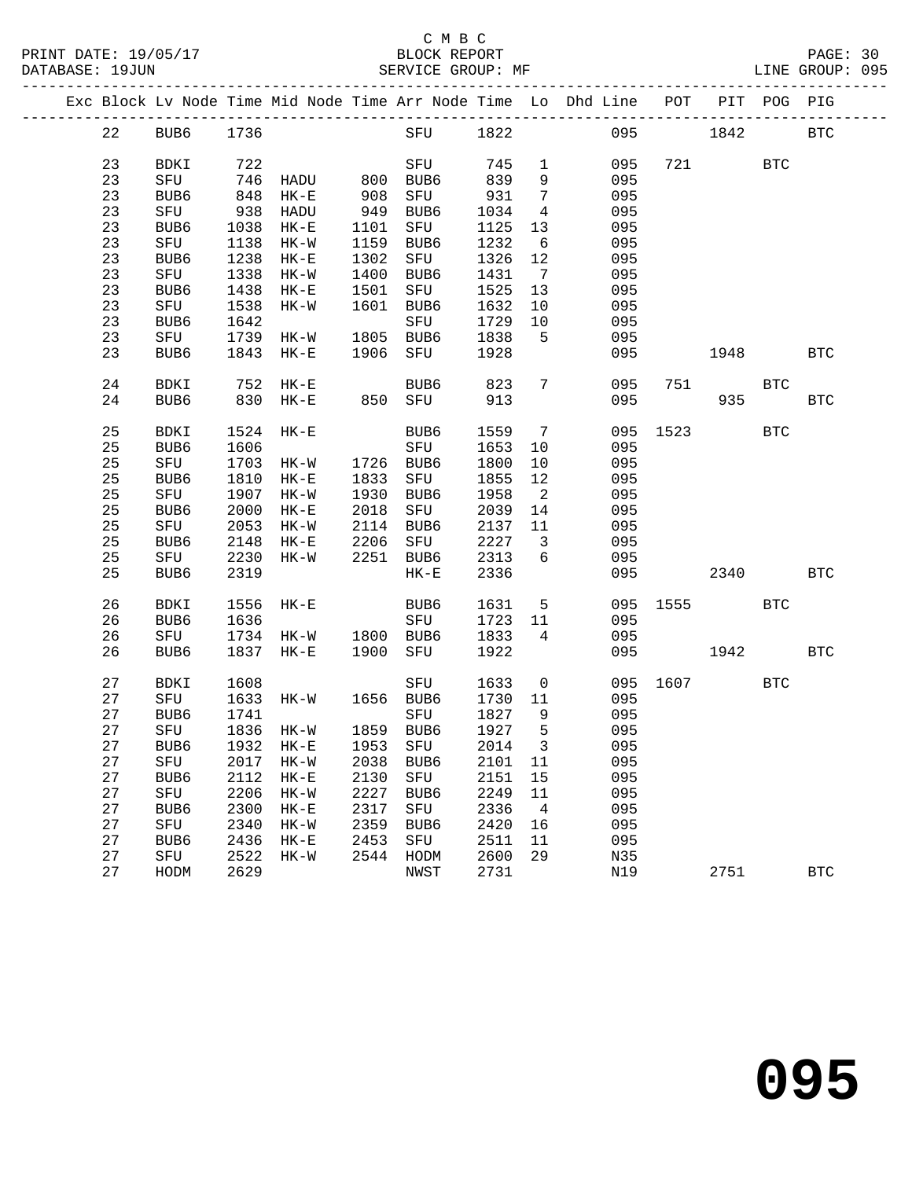C M B C

BLOCK REPORT

SERVICE GROUP: MF

PRINT DATE: 19/05/17
DATABASE: 19JUN

LINE GROUP: 095

| Exc | Block | Lv | Node | Time | Mid Node | Time | Arr Node | Time | Lo | Dhd Line | POT | PIT | POG | PIG |
|---|---|---|---|---|---|---|---|---|---|---|---|---|---|---|
| | 22 | | BUB6 | 1736 | | | SFU | 1822 | | 095 | | 1842 | | BTC |
| | 23 | | BDKI | 722 | | | SFU | 745 | 1 | 095 | 721 | | BTC | |
| | 23 | | SFU | 746 | HADU | 800 | BUB6 | 839 | 9 | 095 | | | | |
| | 23 | | BUB6 | 848 | HK-E | 908 | SFU | 931 | 7 | 095 | | | | |
| | 23 | | SFU | 938 | HADU | 949 | BUB6 | 1034 | 4 | 095 | | | | |
| | 23 | | BUB6 | 1038 | HK-E | 1101 | SFU | 1125 | 13 | 095 | | | | |
| | 23 | | SFU | 1138 | HK-W | 1159 | BUB6 | 1232 | 6 | 095 | | | | |
| | 23 | | BUB6 | 1238 | HK-E | 1302 | SFU | 1326 | 12 | 095 | | | | |
| | 23 | | SFU | 1338 | HK-W | 1400 | BUB6 | 1431 | 7 | 095 | | | | |
| | 23 | | BUB6 | 1438 | HK-E | 1501 | SFU | 1525 | 13 | 095 | | | | |
| | 23 | | SFU | 1538 | HK-W | 1601 | BUB6 | 1632 | 10 | 095 | | | | |
| | 23 | | BUB6 | 1642 | | | SFU | 1729 | 10 | 095 | | | | |
| | 23 | | SFU | 1739 | HK-W | 1805 | BUB6 | 1838 | 5 | 095 | | | | |
| | 23 | | BUB6 | 1843 | HK-E | 1906 | SFU | 1928 | | 095 | | 1948 | | BTC |
| | 24 | | BDKI | 752 | HK-E | | BUB6 | 823 | 7 | 095 | 751 | | BTC | |
| | 24 | | BUB6 | 830 | HK-E | 850 | SFU | 913 | | 095 | | 935 | | BTC |
| | 25 | | BDKI | 1524 | HK-E | | BUB6 | 1559 | 7 | 095 | 1523 | | BTC | |
| | 25 | | BUB6 | 1606 | | | SFU | 1653 | 10 | 095 | | | | |
| | 25 | | SFU | 1703 | HK-W | 1726 | BUB6 | 1800 | 10 | 095 | | | | |
| | 25 | | BUB6 | 1810 | HK-E | 1833 | SFU | 1855 | 12 | 095 | | | | |
| | 25 | | SFU | 1907 | HK-W | 1930 | BUB6 | 1958 | 2 | 095 | | | | |
| | 25 | | BUB6 | 2000 | HK-E | 2018 | SFU | 2039 | 14 | 095 | | | | |
| | 25 | | SFU | 2053 | HK-W | 2114 | BUB6 | 2137 | 11 | 095 | | | | |
| | 25 | | BUB6 | 2148 | HK-E | 2206 | SFU | 2227 | 3 | 095 | | | | |
| | 25 | | SFU | 2230 | HK-W | 2251 | BUB6 | 2313 | 6 | 095 | | | | |
| | 25 | | BUB6 | 2319 | | | HK-E | 2336 | | 095 | | 2340 | | BTC |
| | 26 | | BDKI | 1556 | HK-E | | BUB6 | 1631 | 5 | 095 | 1555 | | BTC | |
| | 26 | | BUB6 | 1636 | | | SFU | 1723 | 11 | 095 | | | | |
| | 26 | | SFU | 1734 | HK-W | 1800 | BUB6 | 1833 | 4 | 095 | | | | |
| | 26 | | BUB6 | 1837 | HK-E | 1900 | SFU | 1922 | | 095 | | 1942 | | BTC |
| | 27 | | BDKI | 1608 | | | SFU | 1633 | 0 | 095 | 1607 | | BTC | |
| | 27 | | SFU | 1633 | HK-W | 1656 | BUB6 | 1730 | 11 | 095 | | | | |
| | 27 | | BUB6 | 1741 | | | SFU | 1827 | 9 | 095 | | | | |
| | 27 | | SFU | 1836 | HK-W | 1859 | BUB6 | 1927 | 5 | 095 | | | | |
| | 27 | | BUB6 | 1932 | HK-E | 1953 | SFU | 2014 | 3 | 095 | | | | |
| | 27 | | SFU | 2017 | HK-W | 2038 | BUB6 | 2101 | 11 | 095 | | | | |
| | 27 | | BUB6 | 2112 | HK-E | 2130 | SFU | 2151 | 15 | 095 | | | | |
| | 27 | | SFU | 2206 | HK-W | 2227 | BUB6 | 2249 | 11 | 095 | | | | |
| | 27 | | BUB6 | 2300 | HK-E | 2317 | SFU | 2336 | 4 | 095 | | | | |
| | 27 | | SFU | 2340 | HK-W | 2359 | BUB6 | 2420 | 16 | 095 | | | | |
| | 27 | | BUB6 | 2436 | HK-E | 2453 | SFU | 2511 | 11 | 095 | | | | |
| | 27 | | SFU | 2522 | HK-W | 2544 | HODM | 2600 | 29 | N35 | | | | |
| | 27 | | HODM | 2629 | | | NWST | 2731 | | N19 | | 2751 | | BTC |

# 095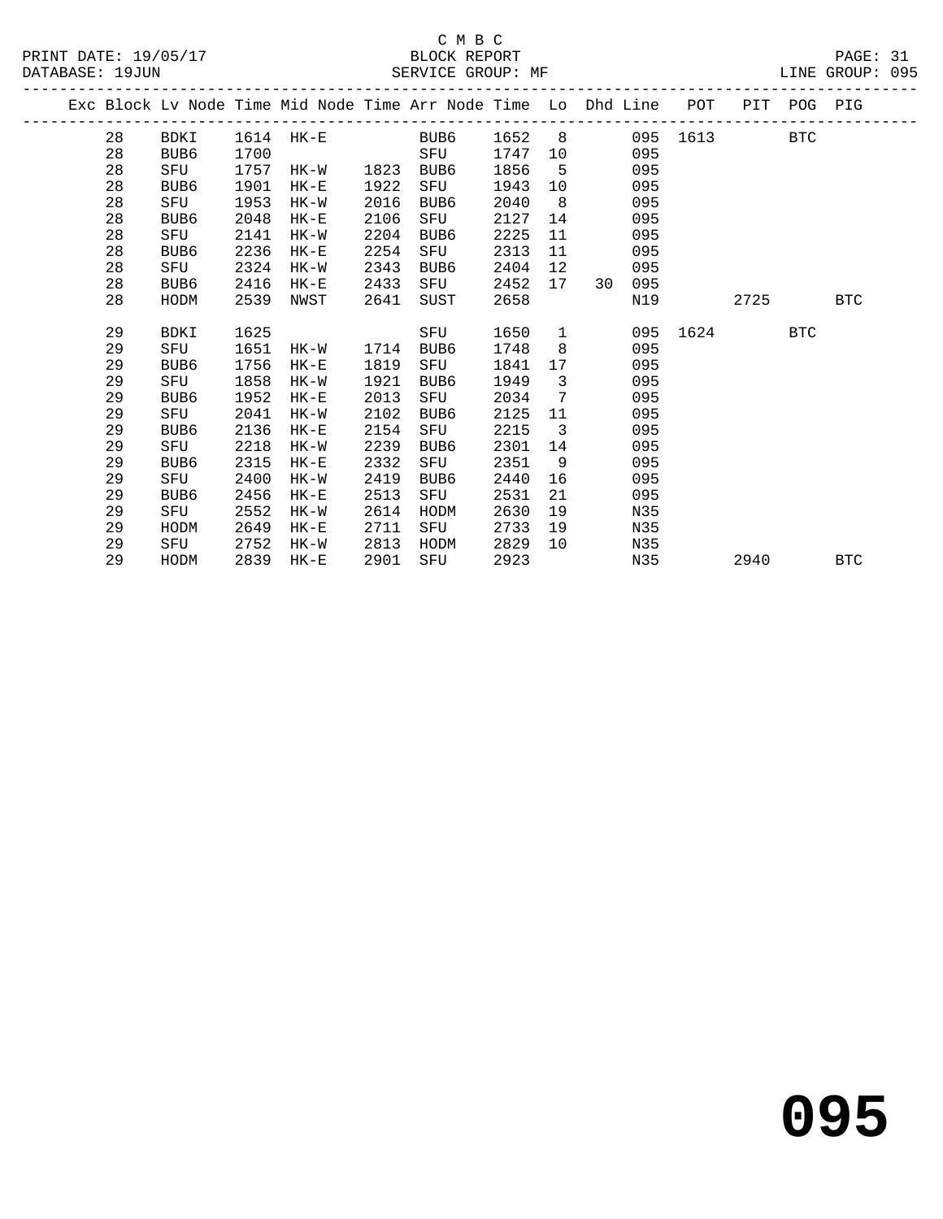C M B C
BLOCK REPORT
SERVICE GROUP: MF

PRINT DATE: 19/05/17
DATABASE: 19JUN
LINE GROUP: 095

| Exc | Block | Lv Node | Time | Mid Node | Time | Arr Node | Time | Lo | Dhd | Line | POT | PIT | POG | PIG |
|---|---|---|---|---|---|---|---|---|---|---|---|---|---|---|
| | 28 | BDKI | 1614 | HK-E | | BUB6 | 1652 | 8 | | 095 | 1613 | | BTC | |
| | 28 | BUB6 | 1700 | | | SFU | 1747 | 10 | | 095 | | | | |
| | 28 | SFU | 1757 | HK-W | 1823 | BUB6 | 1856 | 5 | | 095 | | | | |
| | 28 | BUB6 | 1901 | HK-E | 1922 | SFU | 1943 | 10 | | 095 | | | | |
| | 28 | SFU | 1953 | HK-W | 2016 | BUB6 | 2040 | 8 | | 095 | | | | |
| | 28 | BUB6 | 2048 | HK-E | 2106 | SFU | 2127 | 14 | | 095 | | | | |
| | 28 | SFU | 2141 | HK-W | 2204 | BUB6 | 2225 | 11 | | 095 | | | | |
| | 28 | BUB6 | 2236 | HK-E | 2254 | SFU | 2313 | 11 | | 095 | | | | |
| | 28 | SFU | 2324 | HK-W | 2343 | BUB6 | 2404 | 12 | | 095 | | | | |
| | 28 | BUB6 | 2416 | HK-E | 2433 | SFU | 2452 | 17 | 30 | 095 | | | | |
| | 28 | HODM | 2539 | NWST | 2641 | SUST | 2658 | | | N19 | | 2725 | | BTC |
| | 29 | BDKI | 1625 | | | SFU | 1650 | 1 | | 095 | 1624 | | BTC | |
| | 29 | SFU | 1651 | HK-W | 1714 | BUB6 | 1748 | 8 | | 095 | | | | |
| | 29 | BUB6 | 1756 | HK-E | 1819 | SFU | 1841 | 17 | | 095 | | | | |
| | 29 | SFU | 1858 | HK-W | 1921 | BUB6 | 1949 | 3 | | 095 | | | | |
| | 29 | BUB6 | 1952 | HK-E | 2013 | SFU | 2034 | 7 | | 095 | | | | |
| | 29 | SFU | 2041 | HK-W | 2102 | BUB6 | 2125 | 11 | | 095 | | | | |
| | 29 | BUB6 | 2136 | HK-E | 2154 | SFU | 2215 | 3 | | 095 | | | | |
| | 29 | SFU | 2218 | HK-W | 2239 | BUB6 | 2301 | 14 | | 095 | | | | |
| | 29 | BUB6 | 2315 | HK-E | 2332 | SFU | 2351 | 9 | | 095 | | | | |
| | 29 | SFU | 2400 | HK-W | 2419 | BUB6 | 2440 | 16 | | 095 | | | | |
| | 29 | BUB6 | 2456 | HK-E | 2513 | SFU | 2531 | 21 | | 095 | | | | |
| | 29 | SFU | 2552 | HK-W | 2614 | HODM | 2630 | 19 | | N35 | | | | |
| | 29 | HODM | 2649 | HK-E | 2711 | SFU | 2733 | 19 | | N35 | | | | |
| | 29 | SFU | 2752 | HK-W | 2813 | HODM | 2829 | 10 | | N35 | | | | |
| | 29 | HODM | 2839 | HK-E | 2901 | SFU | 2923 | | | N35 | | 2940 | | BTC |

# 095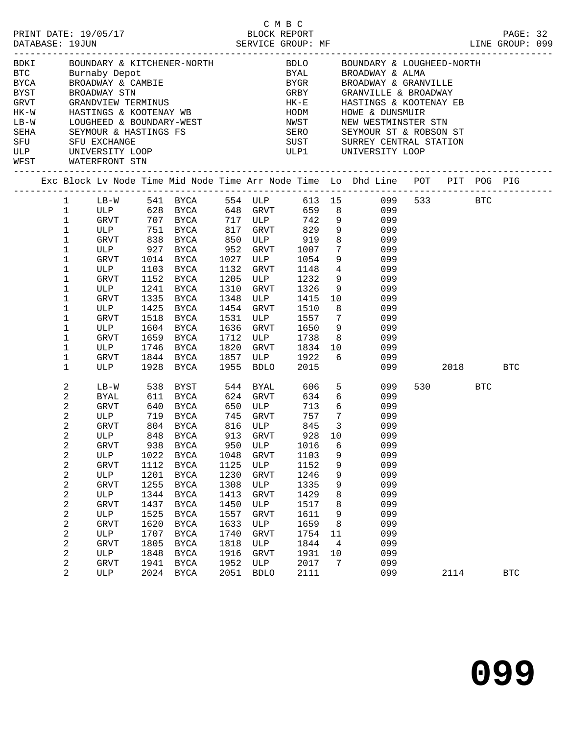C M B C

PRINT DATE: 19/05/17 BLOCK REPORT

DATABASE: 19JUN SERVICE GROUP: MF LINE GROUP: 099

| Code | Name | Code | Name |
|---|---|---|---|
| BDKI | BOUNDARY & KITCHENER-NORTH | BDLO | BOUNDARY & LOUGHEED-NORTH |
| BTC | Burnaby Depot | BYAL | BROADWAY & ALMA |
| BYCA | BROADWAY & CAMBIE | BYGR | BROADWAY & GRANVILLE |
| BYST | BROADWAY STN | GRBY | GRANVILLE & BROADWAY |
| GRVT | GRANDVIEW TERMINUS | HK-E | HASTINGS & KOOTENAY EB |
| HK-W | HASTINGS & KOOTENAY WB | HODM | HOWE & DUNSMUIR |
| LB-W | LOUGHEED & BOUNDARY-WEST | NWST | NEW WESTMINSTER STN |
| SEHA | SEYMOUR & HASTINGS FS | SERO | SEYMOUR ST & ROBSON ST |
| SFU | SFU EXCHANGE | SUST | SURREY CENTRAL STATION |
| ULP | UNIVERSITY LOOP | ULP1 | UNIVERSITY LOOP |
| WFST | WATERFRONT STN | | |

| Exc | Block | Lv Node | Time | Mid Node | Time | Arr Node | Time | Lo | Dhd Line | POT | PIT | POG | PIG |
|---|---|---|---|---|---|---|---|---|---|---|---|---|---|
| | 1 | LB-W | 541 | BYCA | 554 | ULP | 613 | 15 | 099 | 533 | | BTC | |
| | 1 | ULP | 628 | BYCA | 648 | GRVT | 659 | 8 | 099 | | | | |
| | 1 | GRVT | 707 | BYCA | 717 | ULP | 742 | 9 | 099 | | | | |
| | 1 | ULP | 751 | BYCA | 817 | GRVT | 829 | 9 | 099 | | | | |
| | 1 | GRVT | 838 | BYCA | 850 | ULP | 919 | 8 | 099 | | | | |
| | 1 | ULP | 927 | BYCA | 952 | GRVT | 1007 | 7 | 099 | | | | |
| | 1 | GRVT | 1014 | BYCA | 1027 | ULP | 1054 | 9 | 099 | | | | |
| | 1 | ULP | 1103 | BYCA | 1132 | GRVT | 1148 | 4 | 099 | | | | |
| | 1 | GRVT | 1152 | BYCA | 1205 | ULP | 1232 | 9 | 099 | | | | |
| | 1 | ULP | 1241 | BYCA | 1310 | GRVT | 1326 | 9 | 099 | | | | |
| | 1 | GRVT | 1335 | BYCA | 1348 | ULP | 1415 | 10 | 099 | | | | |
| | 1 | ULP | 1425 | BYCA | 1454 | GRVT | 1510 | 8 | 099 | | | | |
| | 1 | GRVT | 1518 | BYCA | 1531 | ULP | 1557 | 7 | 099 | | | | |
| | 1 | ULP | 1604 | BYCA | 1636 | GRVT | 1650 | 9 | 099 | | | | |
| | 1 | GRVT | 1659 | BYCA | 1712 | ULP | 1738 | 8 | 099 | | | | |
| | 1 | ULP | 1746 | BYCA | 1820 | GRVT | 1834 | 10 | 099 | | | | |
| | 1 | GRVT | 1844 | BYCA | 1857 | ULP | 1922 | 6 | 099 | | | | |
| | 1 | ULP | 1928 | BYCA | 1955 | BDLO | 2015 | | 099 | | 2018 | | BTC |
| | 2 | LB-W | 538 | BYST | 544 | BYAL | 606 | 5 | 099 | 530 | | BTC | |
| | 2 | BYAL | 611 | BYCA | 624 | GRVT | 634 | 6 | 099 | | | | |
| | 2 | GRVT | 640 | BYCA | 650 | ULP | 713 | 6 | 099 | | | | |
| | 2 | ULP | 719 | BYCA | 745 | GRVT | 757 | 7 | 099 | | | | |
| | 2 | GRVT | 804 | BYCA | 816 | ULP | 845 | 3 | 099 | | | | |
| | 2 | ULP | 848 | BYCA | 913 | GRVT | 928 | 10 | 099 | | | | |
| | 2 | GRVT | 938 | BYCA | 950 | ULP | 1016 | 6 | 099 | | | | |
| | 2 | ULP | 1022 | BYCA | 1048 | GRVT | 1103 | 9 | 099 | | | | |
| | 2 | GRVT | 1112 | BYCA | 1125 | ULP | 1152 | 9 | 099 | | | | |
| | 2 | ULP | 1201 | BYCA | 1230 | GRVT | 1246 | 9 | 099 | | | | |
| | 2 | GRVT | 1255 | BYCA | 1308 | ULP | 1335 | 9 | 099 | | | | |
| | 2 | ULP | 1344 | BYCA | 1413 | GRVT | 1429 | 8 | 099 | | | | |
| | 2 | GRVT | 1437 | BYCA | 1450 | ULP | 1517 | 8 | 099 | | | | |
| | 2 | ULP | 1525 | BYCA | 1557 | GRVT | 1611 | 9 | 099 | | | | |
| | 2 | GRVT | 1620 | BYCA | 1633 | ULP | 1659 | 8 | 099 | | | | |
| | 2 | ULP | 1707 | BYCA | 1740 | GRVT | 1754 | 11 | 099 | | | | |
| | 2 | GRVT | 1805 | BYCA | 1818 | ULP | 1844 | 4 | 099 | | | | |
| | 2 | ULP | 1848 | BYCA | 1916 | GRVT | 1931 | 10 | 099 | | | | |
| | 2 | GRVT | 1941 | BYCA | 1952 | ULP | 2017 | 7 | 099 | | | | |
| | 2 | ULP | 2024 | BYCA | 2051 | BDLO | 2111 | | 099 | | 2114 | | BTC |

# 099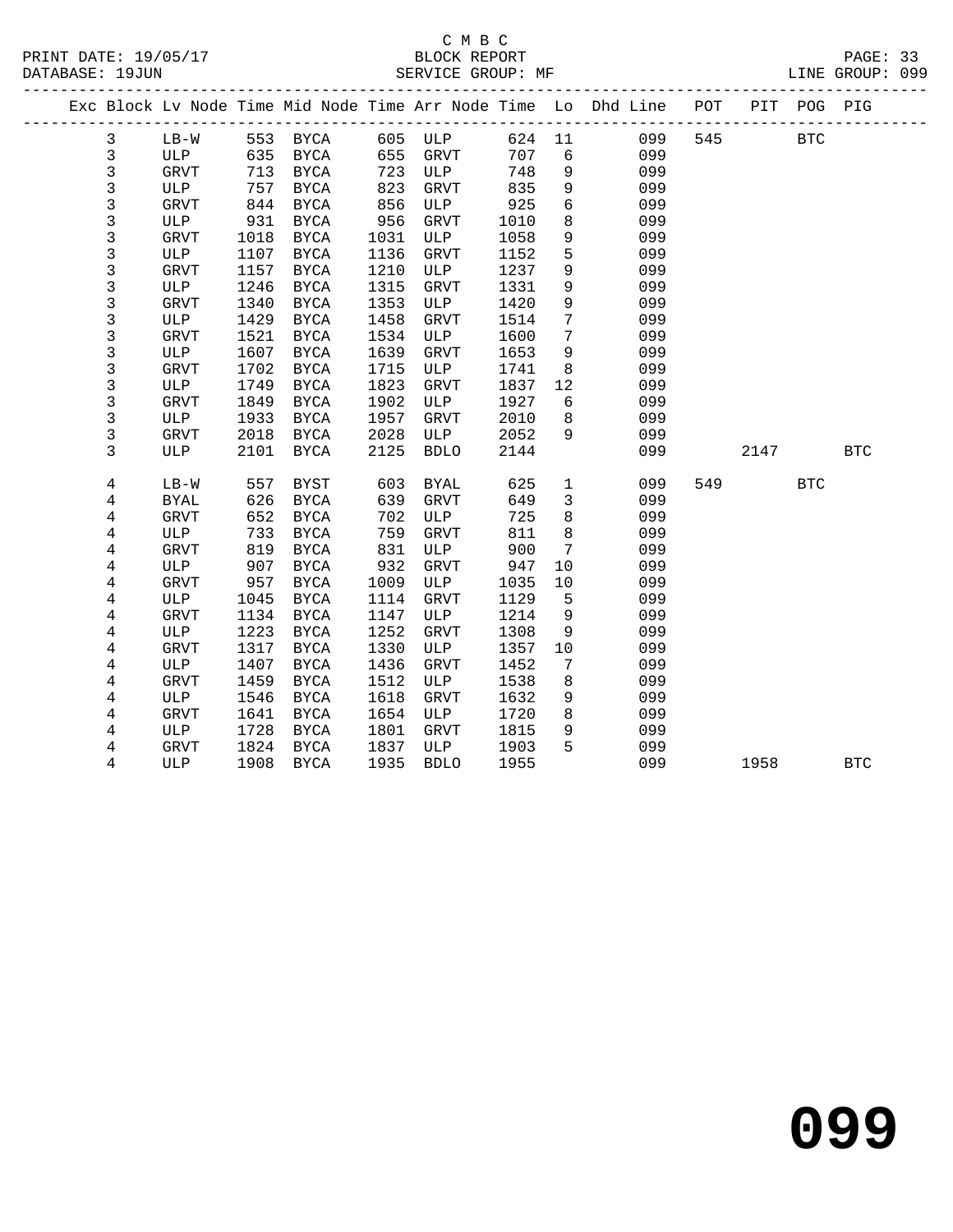C M B C
BLOCK REPORT
SERVICE GROUP: MF

PRINT DATE: 19/05/17
DATABASE: 19JUN
LINE GROUP: 099

| Exc | Block | Lv Node | Time | Mid Node | Time | Arr Node | Time | Lo | Dhd Line | POT | PIT | POG | PIG |
|---|---|---|---|---|---|---|---|---|---|---|---|---|---|
| | 3 | LB-W | 553 | BYCA | 605 | ULP | 624 | 11 | 099 | 545 | | BTC | |
| | 3 | ULP | 635 | BYCA | 655 | GRVT | 707 | 6 | 099 | | | | |
| | 3 | GRVT | 713 | BYCA | 723 | ULP | 748 | 9 | 099 | | | | |
| | 3 | ULP | 757 | BYCA | 823 | GRVT | 835 | 9 | 099 | | | | |
| | 3 | GRVT | 844 | BYCA | 856 | ULP | 925 | 6 | 099 | | | | |
| | 3 | ULP | 931 | BYCA | 956 | GRVT | 1010 | 8 | 099 | | | | |
| | 3 | GRVT | 1018 | BYCA | 1031 | ULP | 1058 | 9 | 099 | | | | |
| | 3 | ULP | 1107 | BYCA | 1136 | GRVT | 1152 | 5 | 099 | | | | |
| | 3 | GRVT | 1157 | BYCA | 1210 | ULP | 1237 | 9 | 099 | | | | |
| | 3 | ULP | 1246 | BYCA | 1315 | GRVT | 1331 | 9 | 099 | | | | |
| | 3 | GRVT | 1340 | BYCA | 1353 | ULP | 1420 | 9 | 099 | | | | |
| | 3 | ULP | 1429 | BYCA | 1458 | GRVT | 1514 | 7 | 099 | | | | |
| | 3 | GRVT | 1521 | BYCA | 1534 | ULP | 1600 | 7 | 099 | | | | |
| | 3 | ULP | 1607 | BYCA | 1639 | GRVT | 1653 | 9 | 099 | | | | |
| | 3 | GRVT | 1702 | BYCA | 1715 | ULP | 1741 | 8 | 099 | | | | |
| | 3 | ULP | 1749 | BYCA | 1823 | GRVT | 1837 | 12 | 099 | | | | |
| | 3 | GRVT | 1849 | BYCA | 1902 | ULP | 1927 | 6 | 099 | | | | |
| | 3 | ULP | 1933 | BYCA | 1957 | GRVT | 2010 | 8 | 099 | | | | |
| | 3 | GRVT | 2018 | BYCA | 2028 | ULP | 2052 | 9 | 099 | | | | |
| | 3 | ULP | 2101 | BYCA | 2125 | BDLO | 2144 | | 099 | | 2147 | | BTC |
| | 4 | LB-W | 557 | BYST | 603 | BYAL | 625 | 1 | 099 | 549 | | BTC | |
| | 4 | BYAL | 626 | BYCA | 639 | GRVT | 649 | 3 | 099 | | | | |
| | 4 | GRVT | 652 | BYCA | 702 | ULP | 725 | 8 | 099 | | | | |
| | 4 | ULP | 733 | BYCA | 759 | GRVT | 811 | 8 | 099 | | | | |
| | 4 | GRVT | 819 | BYCA | 831 | ULP | 900 | 7 | 099 | | | | |
| | 4 | ULP | 907 | BYCA | 932 | GRVT | 947 | 10 | 099 | | | | |
| | 4 | GRVT | 957 | BYCA | 1009 | ULP | 1035 | 10 | 099 | | | | |
| | 4 | ULP | 1045 | BYCA | 1114 | GRVT | 1129 | 5 | 099 | | | | |
| | 4 | GRVT | 1134 | BYCA | 1147 | ULP | 1214 | 9 | 099 | | | | |
| | 4 | ULP | 1223 | BYCA | 1252 | GRVT | 1308 | 9 | 099 | | | | |
| | 4 | GRVT | 1317 | BYCA | 1330 | ULP | 1357 | 10 | 099 | | | | |
| | 4 | ULP | 1407 | BYCA | 1436 | GRVT | 1452 | 7 | 099 | | | | |
| | 4 | GRVT | 1459 | BYCA | 1512 | ULP | 1538 | 8 | 099 | | | | |
| | 4 | ULP | 1546 | BYCA | 1618 | GRVT | 1632 | 9 | 099 | | | | |
| | 4 | GRVT | 1641 | BYCA | 1654 | ULP | 1720 | 8 | 099 | | | | |
| | 4 | ULP | 1728 | BYCA | 1801 | GRVT | 1815 | 9 | 099 | | | | |
| | 4 | GRVT | 1824 | BYCA | 1837 | ULP | 1903 | 5 | 099 | | | | |
| | 4 | ULP | 1908 | BYCA | 1935 | BDLO | 1955 | | 099 | | 1958 | | BTC |

# 099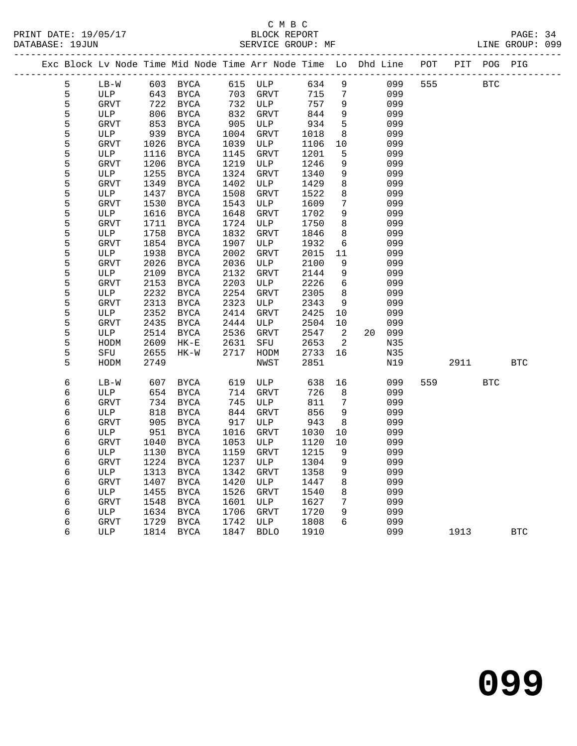C M B C
BLOCK REPORT
SERVICE GROUP: MF

PRINT DATE: 19/05/17
DATABASE: 19JUN
LINE GROUP: 099

| Exc | Block | Lv | Node | Time | Mid Node | Time | Arr Node | Time | Lo | Dhd | Line | POT | PIT | POG | PIG |
|---|---|---|---|---|---|---|---|---|---|---|---|---|---|---|---|
| | 5 | | LB-W | 603 | BYCA | 615 | ULP | 634 | 9 | | 099 | 555 | | BTC | |
| | 5 | | ULP | 643 | BYCA | 703 | GRVT | 715 | 7 | | 099 | | | | |
| | 5 | | GRVT | 722 | BYCA | 732 | ULP | 757 | 9 | | 099 | | | | |
| | 5 | | ULP | 806 | BYCA | 832 | GRVT | 844 | 9 | | 099 | | | | |
| | 5 | | GRVT | 853 | BYCA | 905 | ULP | 934 | 5 | | 099 | | | | |
| | 5 | | ULP | 939 | BYCA | 1004 | GRVT | 1018 | 8 | | 099 | | | | |
| | 5 | | GRVT | 1026 | BYCA | 1039 | ULP | 1106 | 10 | | 099 | | | | |
| | 5 | | ULP | 1116 | BYCA | 1145 | GRVT | 1201 | 5 | | 099 | | | | |
| | 5 | | GRVT | 1206 | BYCA | 1219 | ULP | 1246 | 9 | | 099 | | | | |
| | 5 | | ULP | 1255 | BYCA | 1324 | GRVT | 1340 | 9 | | 099 | | | | |
| | 5 | | GRVT | 1349 | BYCA | 1402 | ULP | 1429 | 8 | | 099 | | | | |
| | 5 | | ULP | 1437 | BYCA | 1508 | GRVT | 1522 | 8 | | 099 | | | | |
| | 5 | | GRVT | 1530 | BYCA | 1543 | ULP | 1609 | 7 | | 099 | | | | |
| | 5 | | ULP | 1616 | BYCA | 1648 | GRVT | 1702 | 9 | | 099 | | | | |
| | 5 | | GRVT | 1711 | BYCA | 1724 | ULP | 1750 | 8 | | 099 | | | | |
| | 5 | | ULP | 1758 | BYCA | 1832 | GRVT | 1846 | 8 | | 099 | | | | |
| | 5 | | GRVT | 1854 | BYCA | 1907 | ULP | 1932 | 6 | | 099 | | | | |
| | 5 | | ULP | 1938 | BYCA | 2002 | GRVT | 2015 | 11 | | 099 | | | | |
| | 5 | | GRVT | 2026 | BYCA | 2036 | ULP | 2100 | 9 | | 099 | | | | |
| | 5 | | ULP | 2109 | BYCA | 2132 | GRVT | 2144 | 9 | | 099 | | | | |
| | 5 | | GRVT | 2153 | BYCA | 2203 | ULP | 2226 | 6 | | 099 | | | | |
| | 5 | | ULP | 2232 | BYCA | 2254 | GRVT | 2305 | 8 | | 099 | | | | |
| | 5 | | GRVT | 2313 | BYCA | 2323 | ULP | 2343 | 9 | | 099 | | | | |
| | 5 | | ULP | 2352 | BYCA | 2414 | GRVT | 2425 | 10 | | 099 | | | | |
| | 5 | | GRVT | 2435 | BYCA | 2444 | ULP | 2504 | 10 | | 099 | | | | |
| | 5 | | ULP | 2514 | BYCA | 2536 | GRVT | 2547 | 2 | 20 | 099 | | | | |
| | 5 | | HODM | 2609 | HK-E | 2631 | SFU | 2653 | 2 | | N35 | | | | |
| | 5 | | SFU | 2655 | HK-W | 2717 | HODM | 2733 | 16 | | N35 | | | | |
| | 5 | | HODM | 2749 | | | NWST | 2851 | | | N19 | | 2911 | | BTC |
| | 6 | | LB-W | 607 | BYCA | 619 | ULP | 638 | 16 | | 099 | 559 | | BTC | |
| | 6 | | ULP | 654 | BYCA | 714 | GRVT | 726 | 8 | | 099 | | | | |
| | 6 | | GRVT | 734 | BYCA | 745 | ULP | 811 | 7 | | 099 | | | | |
| | 6 | | ULP | 818 | BYCA | 844 | GRVT | 856 | 9 | | 099 | | | | |
| | 6 | | GRVT | 905 | BYCA | 917 | ULP | 943 | 8 | | 099 | | | | |
| | 6 | | ULP | 951 | BYCA | 1016 | GRVT | 1030 | 10 | | 099 | | | | |
| | 6 | | GRVT | 1040 | BYCA | 1053 | ULP | 1120 | 10 | | 099 | | | | |
| | 6 | | ULP | 1130 | BYCA | 1159 | GRVT | 1215 | 9 | | 099 | | | | |
| | 6 | | GRVT | 1224 | BYCA | 1237 | ULP | 1304 | 9 | | 099 | | | | |
| | 6 | | ULP | 1313 | BYCA | 1342 | GRVT | 1358 | 9 | | 099 | | | | |
| | 6 | | GRVT | 1407 | BYCA | 1420 | ULP | 1447 | 8 | | 099 | | | | |
| | 6 | | ULP | 1455 | BYCA | 1526 | GRVT | 1540 | 8 | | 099 | | | | |
| | 6 | | GRVT | 1548 | BYCA | 1601 | ULP | 1627 | 7 | | 099 | | | | |
| | 6 | | ULP | 1634 | BYCA | 1706 | GRVT | 1720 | 9 | | 099 | | | | |
| | 6 | | GRVT | 1729 | BYCA | 1742 | ULP | 1808 | 6 | | 099 | | | | |
| | 6 | | ULP | 1814 | BYCA | 1847 | BDLO | 1910 | | | 099 | | 1913 | | BTC |

# 099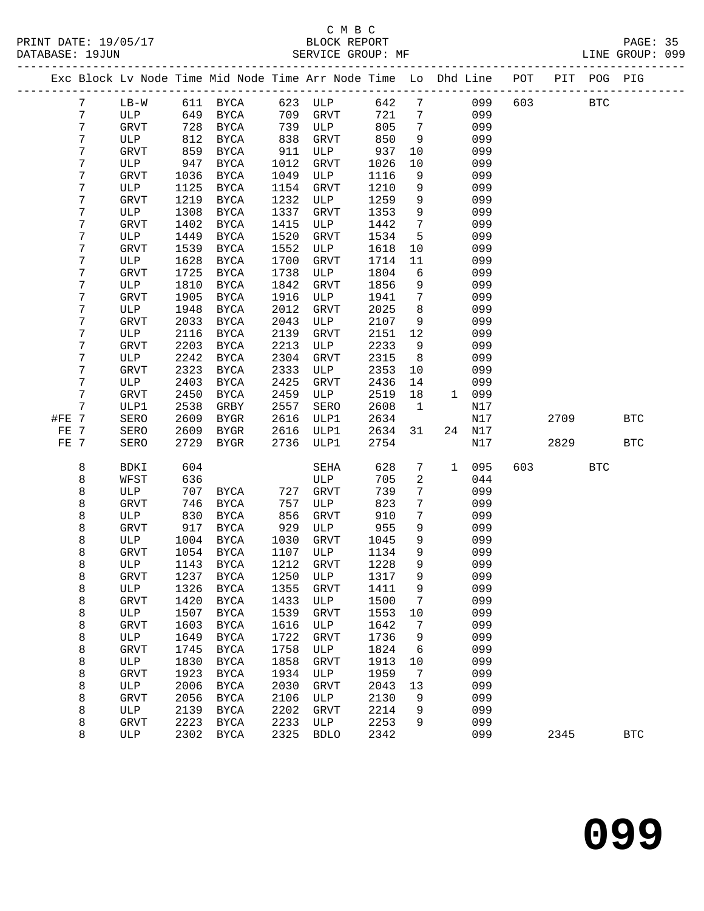C M B C

PRINT DATE: 19/05/17 BLOCK REPORT PAGE: 35
DATABASE: 19JUN SERVICE GROUP: MF LINE GROUP: 099

| Exc | Block | Lv Node | Time | Mid Node | Time | Arr Node | Time | Lo | Dhd | Line | POT | PIT | POG | PIG |
|---|---|---|---|---|---|---|---|---|---|---|---|---|---|---|
| | 7 | LB-W | 611 | BYCA | 623 | ULP | 642 | 7 | | 099 | 603 | | BTC | |
| | 7 | ULP | 649 | BYCA | 709 | GRVT | 721 | 7 | | 099 | | | | |
| | 7 | GRVT | 728 | BYCA | 739 | ULP | 805 | 7 | | 099 | | | | |
| | 7 | ULP | 812 | BYCA | 838 | GRVT | 850 | 9 | | 099 | | | | |
| | 7 | GRVT | 859 | BYCA | 911 | ULP | 937 | 10 | | 099 | | | | |
| | 7 | ULP | 947 | BYCA | 1012 | GRVT | 1026 | 10 | | 099 | | | | |
| | 7 | GRVT | 1036 | BYCA | 1049 | ULP | 1116 | 9 | | 099 | | | | |
| | 7 | ULP | 1125 | BYCA | 1154 | GRVT | 1210 | 9 | | 099 | | | | |
| | 7 | GRVT | 1219 | BYCA | 1232 | ULP | 1259 | 9 | | 099 | | | | |
| | 7 | ULP | 1308 | BYCA | 1337 | GRVT | 1353 | 9 | | 099 | | | | |
| | 7 | GRVT | 1402 | BYCA | 1415 | ULP | 1442 | 7 | | 099 | | | | |
| | 7 | ULP | 1449 | BYCA | 1520 | GRVT | 1534 | 5 | | 099 | | | | |
| | 7 | GRVT | 1539 | BYCA | 1552 | ULP | 1618 | 10 | | 099 | | | | |
| | 7 | ULP | 1628 | BYCA | 1700 | GRVT | 1714 | 11 | | 099 | | | | |
| | 7 | GRVT | 1725 | BYCA | 1738 | ULP | 1804 | 6 | | 099 | | | | |
| | 7 | ULP | 1810 | BYCA | 1842 | GRVT | 1856 | 9 | | 099 | | | | |
| | 7 | GRVT | 1905 | BYCA | 1916 | ULP | 1941 | 7 | | 099 | | | | |
| | 7 | ULP | 1948 | BYCA | 2012 | GRVT | 2025 | 8 | | 099 | | | | |
| | 7 | GRVT | 2033 | BYCA | 2043 | ULP | 2107 | 9 | | 099 | | | | |
| | 7 | ULP | 2116 | BYCA | 2139 | GRVT | 2151 | 12 | | 099 | | | | |
| | 7 | GRVT | 2203 | BYCA | 2213 | ULP | 2233 | 9 | | 099 | | | | |
| | 7 | ULP | 2242 | BYCA | 2304 | GRVT | 2315 | 8 | | 099 | | | | |
| | 7 | GRVT | 2323 | BYCA | 2333 | ULP | 2353 | 10 | | 099 | | | | |
| | 7 | ULP | 2403 | BYCA | 2425 | GRVT | 2436 | 14 | | 099 | | | | |
| | 7 | GRVT | 2450 | BYCA | 2459 | ULP | 2519 | 18 | 1 | 099 | | | | |
| | 7 | ULP1 | 2538 | GRBY | 2557 | SERO | 2608 | 1 | | N17 | | | | |
| #FE | 7 | SERO | 2609 | BYGR | 2616 | ULP1 | 2634 | | | N17 | | 2709 | | BTC |
| FE | 7 | SERO | 2609 | BYGR | 2616 | ULP1 | 2634 | 31 | 24 | N17 | | | | |
| FE | 7 | SERO | 2729 | BYGR | 2736 | ULP1 | 2754 | | | N17 | | 2829 | | BTC |
| | 8 | BDKI | 604 | | | SEHA | 628 | 7 | 1 | 095 | 603 | | BTC | |
| | 8 | WFST | 636 | | | ULP | 705 | 2 | | 044 | | | | |
| | 8 | ULP | 707 | BYCA | 727 | GRVT | 739 | 7 | | 099 | | | | |
| | 8 | GRVT | 746 | BYCA | 757 | ULP | 823 | 7 | | 099 | | | | |
| | 8 | ULP | 830 | BYCA | 856 | GRVT | 910 | 7 | | 099 | | | | |
| | 8 | GRVT | 917 | BYCA | 929 | ULP | 955 | 9 | | 099 | | | | |
| | 8 | ULP | 1004 | BYCA | 1030 | GRVT | 1045 | 9 | | 099 | | | | |
| | 8 | GRVT | 1054 | BYCA | 1107 | ULP | 1134 | 9 | | 099 | | | | |
| | 8 | ULP | 1143 | BYCA | 1212 | GRVT | 1228 | 9 | | 099 | | | | |
| | 8 | GRVT | 1237 | BYCA | 1250 | ULP | 1317 | 9 | | 099 | | | | |
| | 8 | ULP | 1326 | BYCA | 1355 | GRVT | 1411 | 9 | | 099 | | | | |
| | 8 | GRVT | 1420 | BYCA | 1433 | ULP | 1500 | 7 | | 099 | | | | |
| | 8 | ULP | 1507 | BYCA | 1539 | GRVT | 1553 | 10 | | 099 | | | | |
| | 8 | GRVT | 1603 | BYCA | 1616 | ULP | 1642 | 7 | | 099 | | | | |
| | 8 | ULP | 1649 | BYCA | 1722 | GRVT | 1736 | 9 | | 099 | | | | |
| | 8 | GRVT | 1745 | BYCA | 1758 | ULP | 1824 | 6 | | 099 | | | | |
| | 8 | ULP | 1830 | BYCA | 1858 | GRVT | 1913 | 10 | | 099 | | | | |
| | 8 | GRVT | 1923 | BYCA | 1934 | ULP | 1959 | 7 | | 099 | | | | |
| | 8 | ULP | 2006 | BYCA | 2030 | GRVT | 2043 | 13 | | 099 | | | | |
| | 8 | GRVT | 2056 | BYCA | 2106 | ULP | 2130 | 9 | | 099 | | | | |
| | 8 | ULP | 2139 | BYCA | 2202 | GRVT | 2214 | 9 | | 099 | | | | |
| | 8 | GRVT | 2223 | BYCA | 2233 | ULP | 2253 | 9 | | 099 | | | | |
| | 8 | ULP | 2302 | BYCA | 2325 | BDLO | 2342 | | | 099 | | 2345 | | BTC |

# 099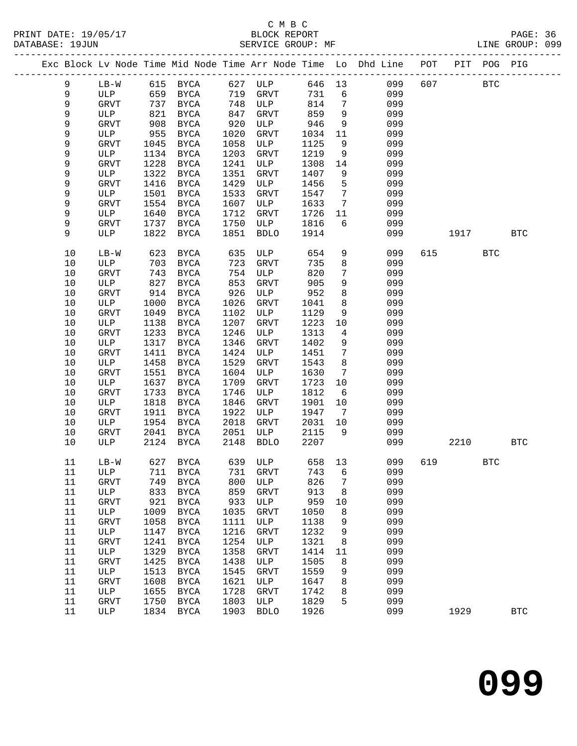C M B C

PRINT DATE: 19/05/17 BLOCK REPORT

DATABASE: 19JUN SERVICE GROUP: MF LINE GROUP: 099

| Exc | Block | Lv | Node | Time | Mid Node | Time | Arr Node | Time | Lo | Dhd Line | POT | PIT | POG | PIG |
|---|---|---|---|---|---|---|---|---|---|---|---|---|---|---|
| | 9 | | LB-W | 615 | BYCA | 627 | ULP | 646 | 13 | 099 | 607 | | BTC | |
| | 9 | | ULP | 659 | BYCA | 719 | GRVT | 731 | 6 | 099 | | | | |
| | 9 | | GRVT | 737 | BYCA | 748 | ULP | 814 | 7 | 099 | | | | |
| | 9 | | ULP | 821 | BYCA | 847 | GRVT | 859 | 9 | 099 | | | | |
| | 9 | | GRVT | 908 | BYCA | 920 | ULP | 946 | 9 | 099 | | | | |
| | 9 | | ULP | 955 | BYCA | 1020 | GRVT | 1034 | 11 | 099 | | | | |
| | 9 | | GRVT | 1045 | BYCA | 1058 | ULP | 1125 | 9 | 099 | | | | |
| | 9 | | ULP | 1134 | BYCA | 1203 | GRVT | 1219 | 9 | 099 | | | | |
| | 9 | | GRVT | 1228 | BYCA | 1241 | ULP | 1308 | 14 | 099 | | | | |
| | 9 | | ULP | 1322 | BYCA | 1351 | GRVT | 1407 | 9 | 099 | | | | |
| | 9 | | GRVT | 1416 | BYCA | 1429 | ULP | 1456 | 5 | 099 | | | | |
| | 9 | | ULP | 1501 | BYCA | 1533 | GRVT | 1547 | 7 | 099 | | | | |
| | 9 | | GRVT | 1554 | BYCA | 1607 | ULP | 1633 | 7 | 099 | | | | |
| | 9 | | ULP | 1640 | BYCA | 1712 | GRVT | 1726 | 11 | 099 | | | | |
| | 9 | | GRVT | 1737 | BYCA | 1750 | ULP | 1816 | 6 | 099 | | | | |
| | 9 | | ULP | 1822 | BYCA | 1851 | BDLO | 1914 | | 099 | | 1917 | | BTC |
| | 10 | | LB-W | 623 | BYCA | 635 | ULP | 654 | 9 | 099 | 615 | | BTC | |
| | 10 | | ULP | 703 | BYCA | 723 | GRVT | 735 | 8 | 099 | | | | |
| | 10 | | GRVT | 743 | BYCA | 754 | ULP | 820 | 7 | 099 | | | | |
| | 10 | | ULP | 827 | BYCA | 853 | GRVT | 905 | 9 | 099 | | | | |
| | 10 | | GRVT | 914 | BYCA | 926 | ULP | 952 | 8 | 099 | | | | |
| | 10 | | ULP | 1000 | BYCA | 1026 | GRVT | 1041 | 8 | 099 | | | | |
| | 10 | | GRVT | 1049 | BYCA | 1102 | ULP | 1129 | 9 | 099 | | | | |
| | 10 | | ULP | 1138 | BYCA | 1207 | GRVT | 1223 | 10 | 099 | | | | |
| | 10 | | GRVT | 1233 | BYCA | 1246 | ULP | 1313 | 4 | 099 | | | | |
| | 10 | | ULP | 1317 | BYCA | 1346 | GRVT | 1402 | 9 | 099 | | | | |
| | 10 | | GRVT | 1411 | BYCA | 1424 | ULP | 1451 | 7 | 099 | | | | |
| | 10 | | ULP | 1458 | BYCA | 1529 | GRVT | 1543 | 8 | 099 | | | | |
| | 10 | | GRVT | 1551 | BYCA | 1604 | ULP | 1630 | 7 | 099 | | | | |
| | 10 | | ULP | 1637 | BYCA | 1709 | GRVT | 1723 | 10 | 099 | | | | |
| | 10 | | GRVT | 1733 | BYCA | 1746 | ULP | 1812 | 6 | 099 | | | | |
| | 10 | | ULP | 1818 | BYCA | 1846 | GRVT | 1901 | 10 | 099 | | | | |
| | 10 | | GRVT | 1911 | BYCA | 1922 | ULP | 1947 | 7 | 099 | | | | |
| | 10 | | ULP | 1954 | BYCA | 2018 | GRVT | 2031 | 10 | 099 | | | | |
| | 10 | | GRVT | 2041 | BYCA | 2051 | ULP | 2115 | 9 | 099 | | | | |
| | 10 | | ULP | 2124 | BYCA | 2148 | BDLO | 2207 | | 099 | | 2210 | | BTC |
| | 11 | | LB-W | 627 | BYCA | 639 | ULP | 658 | 13 | 099 | 619 | | BTC | |
| | 11 | | ULP | 711 | BYCA | 731 | GRVT | 743 | 6 | 099 | | | | |
| | 11 | | GRVT | 749 | BYCA | 800 | ULP | 826 | 7 | 099 | | | | |
| | 11 | | ULP | 833 | BYCA | 859 | GRVT | 913 | 8 | 099 | | | | |
| | 11 | | GRVT | 921 | BYCA | 933 | ULP | 959 | 10 | 099 | | | | |
| | 11 | | ULP | 1009 | BYCA | 1035 | GRVT | 1050 | 8 | 099 | | | | |
| | 11 | | GRVT | 1058 | BYCA | 1111 | ULP | 1138 | 9 | 099 | | | | |
| | 11 | | ULP | 1147 | BYCA | 1216 | GRVT | 1232 | 9 | 099 | | | | |
| | 11 | | GRVT | 1241 | BYCA | 1254 | ULP | 1321 | 8 | 099 | | | | |
| | 11 | | ULP | 1329 | BYCA | 1358 | GRVT | 1414 | 11 | 099 | | | | |
| | 11 | | GRVT | 1425 | BYCA | 1438 | ULP | 1505 | 8 | 099 | | | | |
| | 11 | | ULP | 1513 | BYCA | 1545 | GRVT | 1559 | 9 | 099 | | | | |
| | 11 | | GRVT | 1608 | BYCA | 1621 | ULP | 1647 | 8 | 099 | | | | |
| | 11 | | ULP | 1655 | BYCA | 1728 | GRVT | 1742 | 8 | 099 | | | | |
| | 11 | | GRVT | 1750 | BYCA | 1803 | ULP | 1829 | 5 | 099 | | | | |
| | 11 | | ULP | 1834 | BYCA | 1903 | BDLO | 1926 | | 099 | | 1929 | | BTC |

# 099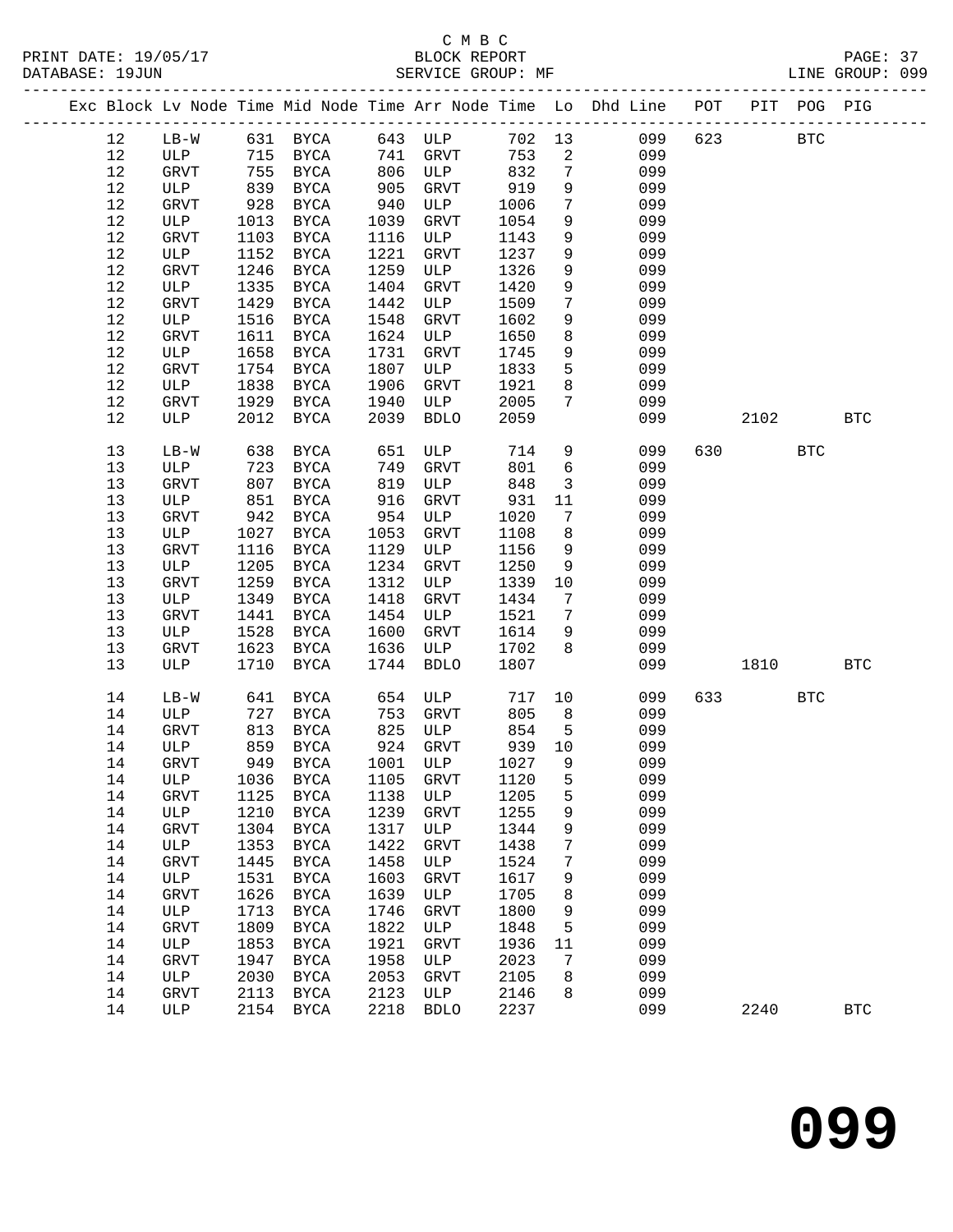C M B C

BLOCK REPORT

SERVICE GROUP: MF

PRINT DATE: 19/05/17
DATABASE: 19JUN
LINE GROUP: 099

| Exc | Block | Lv | Node | Time | Mid Node | Time | Arr Node | Time | Lo | Dhd Line | POT | PIT | POG | PIG |
|---|---|---|---|---|---|---|---|---|---|---|---|---|---|---|
| | 12 | | LB-W | 631 | BYCA | 643 | ULP | 702 | 13 | 099 | 623 | | BTC | |
| | 12 | | ULP | 715 | BYCA | 741 | GRVT | 753 | 2 | 099 | | | | |
| | 12 | | GRVT | 755 | BYCA | 806 | ULP | 832 | 7 | 099 | | | | |
| | 12 | | ULP | 839 | BYCA | 905 | GRVT | 919 | 9 | 099 | | | | |
| | 12 | | GRVT | 928 | BYCA | 940 | ULP | 1006 | 7 | 099 | | | | |
| | 12 | | ULP | 1013 | BYCA | 1039 | GRVT | 1054 | 9 | 099 | | | | |
| | 12 | | GRVT | 1103 | BYCA | 1116 | ULP | 1143 | 9 | 099 | | | | |
| | 12 | | ULP | 1152 | BYCA | 1221 | GRVT | 1237 | 9 | 099 | | | | |
| | 12 | | GRVT | 1246 | BYCA | 1259 | ULP | 1326 | 9 | 099 | | | | |
| | 12 | | ULP | 1335 | BYCA | 1404 | GRVT | 1420 | 9 | 099 | | | | |
| | 12 | | GRVT | 1429 | BYCA | 1442 | ULP | 1509 | 7 | 099 | | | | |
| | 12 | | ULP | 1516 | BYCA | 1548 | GRVT | 1602 | 9 | 099 | | | | |
| | 12 | | GRVT | 1611 | BYCA | 1624 | ULP | 1650 | 8 | 099 | | | | |
| | 12 | | ULP | 1658 | BYCA | 1731 | GRVT | 1745 | 9 | 099 | | | | |
| | 12 | | GRVT | 1754 | BYCA | 1807 | ULP | 1833 | 5 | 099 | | | | |
| | 12 | | ULP | 1838 | BYCA | 1906 | GRVT | 1921 | 8 | 099 | | | | |
| | 12 | | GRVT | 1929 | BYCA | 1940 | ULP | 2005 | 7 | 099 | | | | |
| | 12 | | ULP | 2012 | BYCA | 2039 | BDLO | 2059 | | 099 | | 2102 | | BTC |
| | 13 | | LB-W | 638 | BYCA | 651 | ULP | 714 | 9 | 099 | 630 | | BTC | |
| | 13 | | ULP | 723 | BYCA | 749 | GRVT | 801 | 6 | 099 | | | | |
| | 13 | | GRVT | 807 | BYCA | 819 | ULP | 848 | 3 | 099 | | | | |
| | 13 | | ULP | 851 | BYCA | 916 | GRVT | 931 | 11 | 099 | | | | |
| | 13 | | GRVT | 942 | BYCA | 954 | ULP | 1020 | 7 | 099 | | | | |
| | 13 | | ULP | 1027 | BYCA | 1053 | GRVT | 1108 | 8 | 099 | | | | |
| | 13 | | GRVT | 1116 | BYCA | 1129 | ULP | 1156 | 9 | 099 | | | | |
| | 13 | | ULP | 1205 | BYCA | 1234 | GRVT | 1250 | 9 | 099 | | | | |
| | 13 | | GRVT | 1259 | BYCA | 1312 | ULP | 1339 | 10 | 099 | | | | |
| | 13 | | ULP | 1349 | BYCA | 1418 | GRVT | 1434 | 7 | 099 | | | | |
| | 13 | | GRVT | 1441 | BYCA | 1454 | ULP | 1521 | 7 | 099 | | | | |
| | 13 | | ULP | 1528 | BYCA | 1600 | GRVT | 1614 | 9 | 099 | | | | |
| | 13 | | GRVT | 1623 | BYCA | 1636 | ULP | 1702 | 8 | 099 | | | | |
| | 13 | | ULP | 1710 | BYCA | 1744 | BDLO | 1807 | | 099 | | 1810 | | BTC |
| | 14 | | LB-W | 641 | BYCA | 654 | ULP | 717 | 10 | 099 | 633 | | BTC | |
| | 14 | | ULP | 727 | BYCA | 753 | GRVT | 805 | 8 | 099 | | | | |
| | 14 | | GRVT | 813 | BYCA | 825 | ULP | 854 | 5 | 099 | | | | |
| | 14 | | ULP | 859 | BYCA | 924 | GRVT | 939 | 10 | 099 | | | | |
| | 14 | | GRVT | 949 | BYCA | 1001 | ULP | 1027 | 9 | 099 | | | | |
| | 14 | | ULP | 1036 | BYCA | 1105 | GRVT | 1120 | 5 | 099 | | | | |
| | 14 | | GRVT | 1125 | BYCA | 1138 | ULP | 1205 | 5 | 099 | | | | |
| | 14 | | ULP | 1210 | BYCA | 1239 | GRVT | 1255 | 9 | 099 | | | | |
| | 14 | | GRVT | 1304 | BYCA | 1317 | ULP | 1344 | 9 | 099 | | | | |
| | 14 | | ULP | 1353 | BYCA | 1422 | GRVT | 1438 | 7 | 099 | | | | |
| | 14 | | GRVT | 1445 | BYCA | 1458 | ULP | 1524 | 7 | 099 | | | | |
| | 14 | | ULP | 1531 | BYCA | 1603 | GRVT | 1617 | 9 | 099 | | | | |
| | 14 | | GRVT | 1626 | BYCA | 1639 | ULP | 1705 | 8 | 099 | | | | |
| | 14 | | ULP | 1713 | BYCA | 1746 | GRVT | 1800 | 9 | 099 | | | | |
| | 14 | | GRVT | 1809 | BYCA | 1822 | ULP | 1848 | 5 | 099 | | | | |
| | 14 | | ULP | 1853 | BYCA | 1921 | GRVT | 1936 | 11 | 099 | | | | |
| | 14 | | GRVT | 1947 | BYCA | 1958 | ULP | 2023 | 7 | 099 | | | | |
| | 14 | | ULP | 2030 | BYCA | 2053 | GRVT | 2105 | 8 | 099 | | | | |
| | 14 | | GRVT | 2113 | BYCA | 2123 | ULP | 2146 | 8 | 099 | | | | |
| | 14 | | ULP | 2154 | BYCA | 2218 | BDLO | 2237 | | 099 | | 2240 | | BTC |

099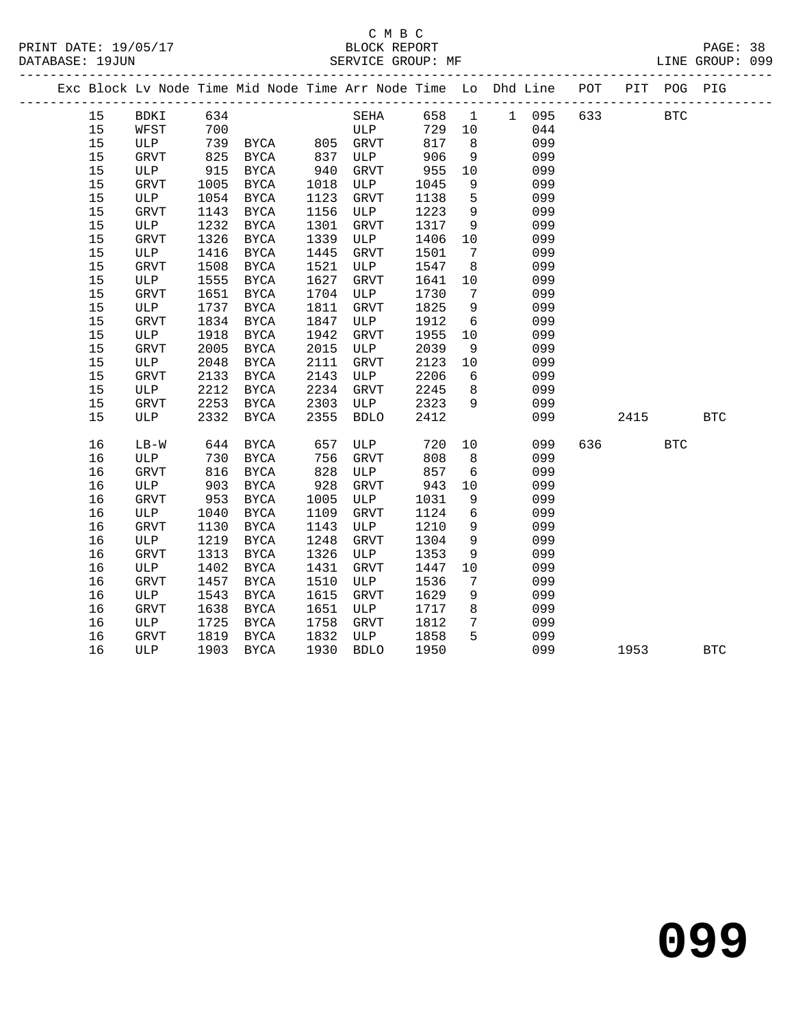C M B C

BLOCK REPORT

SERVICE GROUP: MF

PRINT DATE: 19/05/17

DATABASE: 19JUN

LINE GROUP: 099

| Exc | Block | Lv | Node | Time | Mid Node | Time | Arr Node | Time | Lo | Dhd | Line | POT | PIT | POG | PIG |
|---|---|---|---|---|---|---|---|---|---|---|---|---|---|---|---|
| | 15 | | BDKI | 634 | | | SEHA | 658 | 1 | 1 | 095 | 633 | | BTC | |
| | 15 | | WFST | 700 | | | ULP | 729 | 10 | | 044 | | | | |
| | 15 | | ULP | 739 | BYCA | 805 | GRVT | 817 | 8 | | 099 | | | | |
| | 15 | | GRVT | 825 | BYCA | 837 | ULP | 906 | 9 | | 099 | | | | |
| | 15 | | ULP | 915 | BYCA | 940 | GRVT | 955 | 10 | | 099 | | | | |
| | 15 | | GRVT | 1005 | BYCA | 1018 | ULP | 1045 | 9 | | 099 | | | | |
| | 15 | | ULP | 1054 | BYCA | 1123 | GRVT | 1138 | 5 | | 099 | | | | |
| | 15 | | GRVT | 1143 | BYCA | 1156 | ULP | 1223 | 9 | | 099 | | | | |
| | 15 | | ULP | 1232 | BYCA | 1301 | GRVT | 1317 | 9 | | 099 | | | | |
| | 15 | | GRVT | 1326 | BYCA | 1339 | ULP | 1406 | 10 | | 099 | | | | |
| | 15 | | ULP | 1416 | BYCA | 1445 | GRVT | 1501 | 7 | | 099 | | | | |
| | 15 | | GRVT | 1508 | BYCA | 1521 | ULP | 1547 | 8 | | 099 | | | | |
| | 15 | | ULP | 1555 | BYCA | 1627 | GRVT | 1641 | 10 | | 099 | | | | |
| | 15 | | GRVT | 1651 | BYCA | 1704 | ULP | 1730 | 7 | | 099 | | | | |
| | 15 | | ULP | 1737 | BYCA | 1811 | GRVT | 1825 | 9 | | 099 | | | | |
| | 15 | | GRVT | 1834 | BYCA | 1847 | ULP | 1912 | 6 | | 099 | | | | |
| | 15 | | ULP | 1918 | BYCA | 1942 | GRVT | 1955 | 10 | | 099 | | | | |
| | 15 | | GRVT | 2005 | BYCA | 2015 | ULP | 2039 | 9 | | 099 | | | | |
| | 15 | | ULP | 2048 | BYCA | 2111 | GRVT | 2123 | 10 | | 099 | | | | |
| | 15 | | GRVT | 2133 | BYCA | 2143 | ULP | 2206 | 6 | | 099 | | | | |
| | 15 | | ULP | 2212 | BYCA | 2234 | GRVT | 2245 | 8 | | 099 | | | | |
| | 15 | | GRVT | 2253 | BYCA | 2303 | ULP | 2323 | 9 | | 099 | | | | |
| | 15 | | ULP | 2332 | BYCA | 2355 | BDLO | 2412 | | | 099 | | 2415 | | BTC |
| | 16 | | LB-W | 644 | BYCA | 657 | ULP | 720 | 10 | | 099 | 636 | | BTC | |
| | 16 | | ULP | 730 | BYCA | 756 | GRVT | 808 | 8 | | 099 | | | | |
| | 16 | | GRVT | 816 | BYCA | 828 | ULP | 857 | 6 | | 099 | | | | |
| | 16 | | ULP | 903 | BYCA | 928 | GRVT | 943 | 10 | | 099 | | | | |
| | 16 | | GRVT | 953 | BYCA | 1005 | ULP | 1031 | 9 | | 099 | | | | |
| | 16 | | ULP | 1040 | BYCA | 1109 | GRVT | 1124 | 6 | | 099 | | | | |
| | 16 | | GRVT | 1130 | BYCA | 1143 | ULP | 1210 | 9 | | 099 | | | | |
| | 16 | | ULP | 1219 | BYCA | 1248 | GRVT | 1304 | 9 | | 099 | | | | |
| | 16 | | GRVT | 1313 | BYCA | 1326 | ULP | 1353 | 9 | | 099 | | | | |
| | 16 | | ULP | 1402 | BYCA | 1431 | GRVT | 1447 | 10 | | 099 | | | | |
| | 16 | | GRVT | 1457 | BYCA | 1510 | ULP | 1536 | 7 | | 099 | | | | |
| | 16 | | ULP | 1543 | BYCA | 1615 | GRVT | 1629 | 9 | | 099 | | | | |
| | 16 | | GRVT | 1638 | BYCA | 1651 | ULP | 1717 | 8 | | 099 | | | | |
| | 16 | | ULP | 1725 | BYCA | 1758 | GRVT | 1812 | 7 | | 099 | | | | |
| | 16 | | GRVT | 1819 | BYCA | 1832 | ULP | 1858 | 5 | | 099 | | | | |
| | 16 | | ULP | 1903 | BYCA | 1930 | BDLO | 1950 | | | 099 | | 1953 | | BTC |

# 099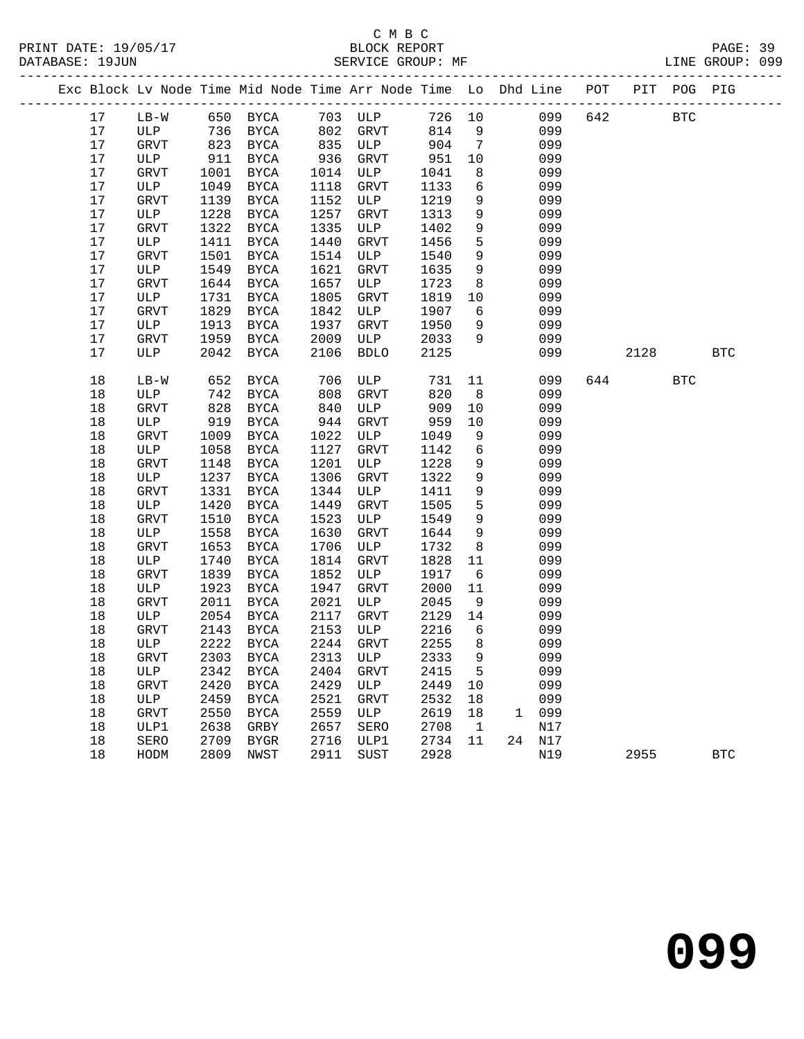C M B C

PRINT DATE: 19/05/17 BLOCK REPORT PAGE: 39
DATABASE: 19JUN SERVICE GROUP: MF LINE GROUP: 099

| Exc | Block | Lv | Node | Time | Mid Node | Time | Arr Node | Time | Lo | Dhd | Line | POT | PIT | POG | PIG |
|---|---|---|---|---|---|---|---|---|---|---|---|---|---|---|---|
| | 17 | | LB-W | 650 | BYCA | 703 | ULP | 726 | 10 | | 099 | 642 | | BTC | |
| | 17 | | ULP | 736 | BYCA | 802 | GRVT | 814 | 9 | | 099 | | | | |
| | 17 | | GRVT | 823 | BYCA | 835 | ULP | 904 | 7 | | 099 | | | | |
| | 17 | | ULP | 911 | BYCA | 936 | GRVT | 951 | 10 | | 099 | | | | |
| | 17 | | GRVT | 1001 | BYCA | 1014 | ULP | 1041 | 8 | | 099 | | | | |
| | 17 | | ULP | 1049 | BYCA | 1118 | GRVT | 1133 | 6 | | 099 | | | | |
| | 17 | | GRVT | 1139 | BYCA | 1152 | ULP | 1219 | 9 | | 099 | | | | |
| | 17 | | ULP | 1228 | BYCA | 1257 | GRVT | 1313 | 9 | | 099 | | | | |
| | 17 | | GRVT | 1322 | BYCA | 1335 | ULP | 1402 | 9 | | 099 | | | | |
| | 17 | | ULP | 1411 | BYCA | 1440 | GRVT | 1456 | 5 | | 099 | | | | |
| | 17 | | GRVT | 1501 | BYCA | 1514 | ULP | 1540 | 9 | | 099 | | | | |
| | 17 | | ULP | 1549 | BYCA | 1621 | GRVT | 1635 | 9 | | 099 | | | | |
| | 17 | | GRVT | 1644 | BYCA | 1657 | ULP | 1723 | 8 | | 099 | | | | |
| | 17 | | ULP | 1731 | BYCA | 1805 | GRVT | 1819 | 10 | | 099 | | | | |
| | 17 | | GRVT | 1829 | BYCA | 1842 | ULP | 1907 | 6 | | 099 | | | | |
| | 17 | | ULP | 1913 | BYCA | 1937 | GRVT | 1950 | 9 | | 099 | | | | |
| | 17 | | GRVT | 1959 | BYCA | 2009 | ULP | 2033 | 9 | | 099 | | | | |
| | 17 | | ULP | 2042 | BYCA | 2106 | BDLO | 2125 | | | 099 | | 2128 | | BTC |
| | 18 | | LB-W | 652 | BYCA | 706 | ULP | 731 | 11 | | 099 | 644 | | BTC | |
| | 18 | | ULP | 742 | BYCA | 808 | GRVT | 820 | 8 | | 099 | | | | |
| | 18 | | GRVT | 828 | BYCA | 840 | ULP | 909 | 10 | | 099 | | | | |
| | 18 | | ULP | 919 | BYCA | 944 | GRVT | 959 | 10 | | 099 | | | | |
| | 18 | | GRVT | 1009 | BYCA | 1022 | ULP | 1049 | 9 | | 099 | | | | |
| | 18 | | ULP | 1058 | BYCA | 1127 | GRVT | 1142 | 6 | | 099 | | | | |
| | 18 | | GRVT | 1148 | BYCA | 1201 | ULP | 1228 | 9 | | 099 | | | | |
| | 18 | | ULP | 1237 | BYCA | 1306 | GRVT | 1322 | 9 | | 099 | | | | |
| | 18 | | GRVT | 1331 | BYCA | 1344 | ULP | 1411 | 9 | | 099 | | | | |
| | 18 | | ULP | 1420 | BYCA | 1449 | GRVT | 1505 | 5 | | 099 | | | | |
| | 18 | | GRVT | 1510 | BYCA | 1523 | ULP | 1549 | 9 | | 099 | | | | |
| | 18 | | ULP | 1558 | BYCA | 1630 | GRVT | 1644 | 9 | | 099 | | | | |
| | 18 | | GRVT | 1653 | BYCA | 1706 | ULP | 1732 | 8 | | 099 | | | | |
| | 18 | | ULP | 1740 | BYCA | 1814 | GRVT | 1828 | 11 | | 099 | | | | |
| | 18 | | GRVT | 1839 | BYCA | 1852 | ULP | 1917 | 6 | | 099 | | | | |
| | 18 | | ULP | 1923 | BYCA | 1947 | GRVT | 2000 | 11 | | 099 | | | | |
| | 18 | | GRVT | 2011 | BYCA | 2021 | ULP | 2045 | 9 | | 099 | | | | |
| | 18 | | ULP | 2054 | BYCA | 2117 | GRVT | 2129 | 14 | | 099 | | | | |
| | 18 | | GRVT | 2143 | BYCA | 2153 | ULP | 2216 | 6 | | 099 | | | | |
| | 18 | | ULP | 2222 | BYCA | 2244 | GRVT | 2255 | 8 | | 099 | | | | |
| | 18 | | GRVT | 2303 | BYCA | 2313 | ULP | 2333 | 9 | | 099 | | | | |
| | 18 | | ULP | 2342 | BYCA | 2404 | GRVT | 2415 | 5 | | 099 | | | | |
| | 18 | | GRVT | 2420 | BYCA | 2429 | ULP | 2449 | 10 | | 099 | | | | |
| | 18 | | ULP | 2459 | BYCA | 2521 | GRVT | 2532 | 18 | | 099 | | | | |
| | 18 | | GRVT | 2550 | BYCA | 2559 | ULP | 2619 | 18 | 1 | 099 | | | | |
| | 18 | | ULP1 | 2638 | GRBY | 2657 | SERO | 2708 | 1 | | N17 | | | | |
| | 18 | | SERO | 2709 | BYGR | 2716 | ULP1 | 2734 | 11 | 24 | N17 | | | | |
| | 18 | | HODM | 2809 | NWST | 2911 | SUST | 2928 | | | N19 | | 2955 | | BTC |

099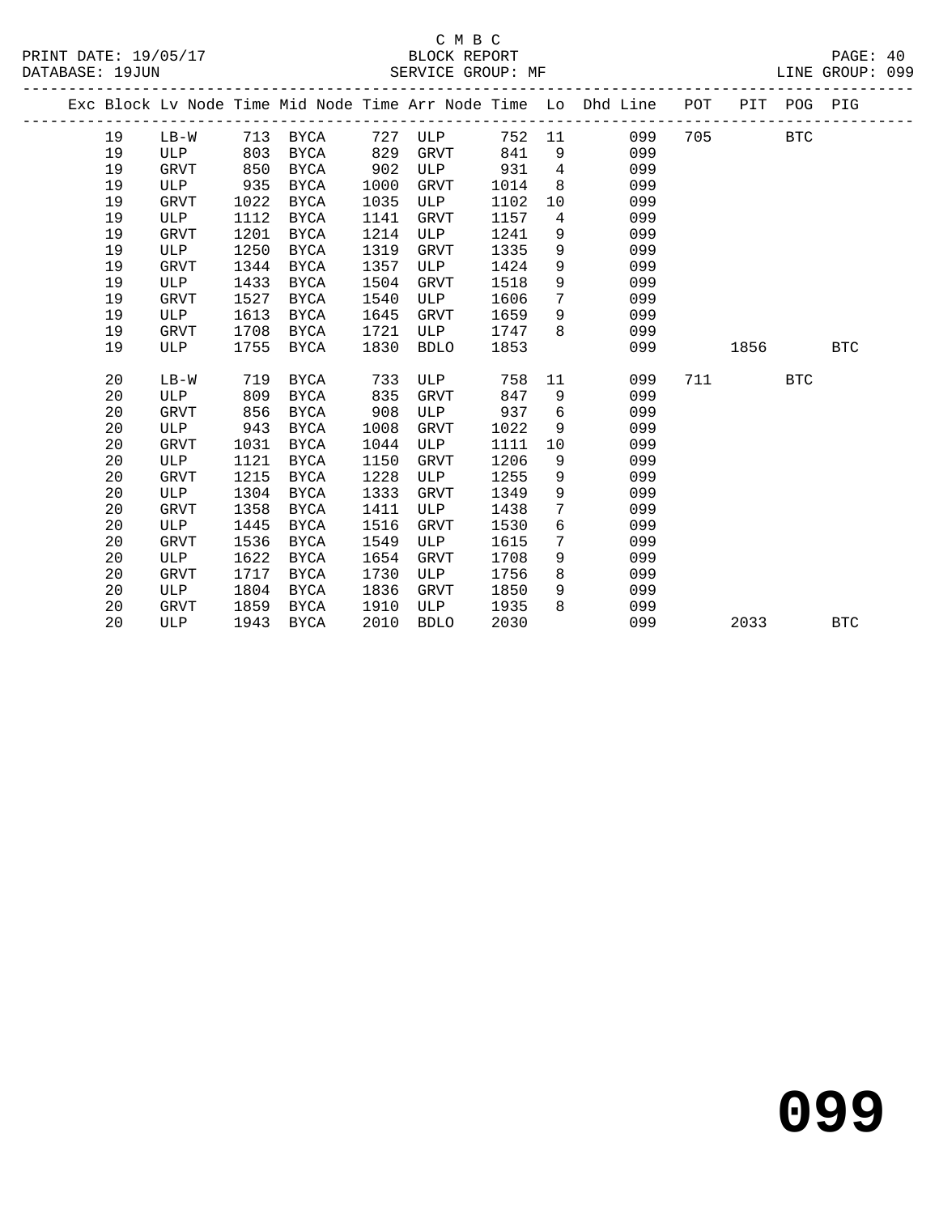C M B C

BLOCK REPORT

SERVICE GROUP: MF

PRINT DATE: 19/05/17
DATABASE: 19JUN
LINE GROUP: 099

| Exc | Block | Lv | Node | Time | Mid Node | Time | Arr Node | Time | Lo | Dhd Line | POT | PIT | POG | PIG |
|---|---|---|---|---|---|---|---|---|---|---|---|---|---|---|
| | 19 | | LB-W | 713 | BYCA | 727 | ULP | 752 | 11 | 099 | 705 | | BTC | |
| | 19 | | ULP | 803 | BYCA | 829 | GRVT | 841 | 9 | 099 | | | | |
| | 19 | | GRVT | 850 | BYCA | 902 | ULP | 931 | 4 | 099 | | | | |
| | 19 | | ULP | 935 | BYCA | 1000 | GRVT | 1014 | 8 | 099 | | | | |
| | 19 | | GRVT | 1022 | BYCA | 1035 | ULP | 1102 | 10 | 099 | | | | |
| | 19 | | ULP | 1112 | BYCA | 1141 | GRVT | 1157 | 4 | 099 | | | | |
| | 19 | | GRVT | 1201 | BYCA | 1214 | ULP | 1241 | 9 | 099 | | | | |
| | 19 | | ULP | 1250 | BYCA | 1319 | GRVT | 1335 | 9 | 099 | | | | |
| | 19 | | GRVT | 1344 | BYCA | 1357 | ULP | 1424 | 9 | 099 | | | | |
| | 19 | | ULP | 1433 | BYCA | 1504 | GRVT | 1518 | 9 | 099 | | | | |
| | 19 | | GRVT | 1527 | BYCA | 1540 | ULP | 1606 | 7 | 099 | | | | |
| | 19 | | ULP | 1613 | BYCA | 1645 | GRVT | 1659 | 9 | 099 | | | | |
| | 19 | | GRVT | 1708 | BYCA | 1721 | ULP | 1747 | 8 | 099 | | | | |
| | 19 | | ULP | 1755 | BYCA | 1830 | BDLO | 1853 | | 099 | | 1856 | | BTC |
| | 20 | | LB-W | 719 | BYCA | 733 | ULP | 758 | 11 | 099 | 711 | | BTC | |
| | 20 | | ULP | 809 | BYCA | 835 | GRVT | 847 | 9 | 099 | | | | |
| | 20 | | GRVT | 856 | BYCA | 908 | ULP | 937 | 6 | 099 | | | | |
| | 20 | | ULP | 943 | BYCA | 1008 | GRVT | 1022 | 9 | 099 | | | | |
| | 20 | | GRVT | 1031 | BYCA | 1044 | ULP | 1111 | 10 | 099 | | | | |
| | 20 | | ULP | 1121 | BYCA | 1150 | GRVT | 1206 | 9 | 099 | | | | |
| | 20 | | GRVT | 1215 | BYCA | 1228 | ULP | 1255 | 9 | 099 | | | | |
| | 20 | | ULP | 1304 | BYCA | 1333 | GRVT | 1349 | 9 | 099 | | | | |
| | 20 | | GRVT | 1358 | BYCA | 1411 | ULP | 1438 | 7 | 099 | | | | |
| | 20 | | ULP | 1445 | BYCA | 1516 | GRVT | 1530 | 6 | 099 | | | | |
| | 20 | | GRVT | 1536 | BYCA | 1549 | ULP | 1615 | 7 | 099 | | | | |
| | 20 | | ULP | 1622 | BYCA | 1654 | GRVT | 1708 | 9 | 099 | | | | |
| | 20 | | GRVT | 1717 | BYCA | 1730 | ULP | 1756 | 8 | 099 | | | | |
| | 20 | | ULP | 1804 | BYCA | 1836 | GRVT | 1850 | 9 | 099 | | | | |
| | 20 | | GRVT | 1859 | BYCA | 1910 | ULP | 1935 | 8 | 099 | | | | |
| | 20 | | ULP | 1943 | BYCA | 2010 | BDLO | 2030 | | 099 | | 2033 | | BTC |

099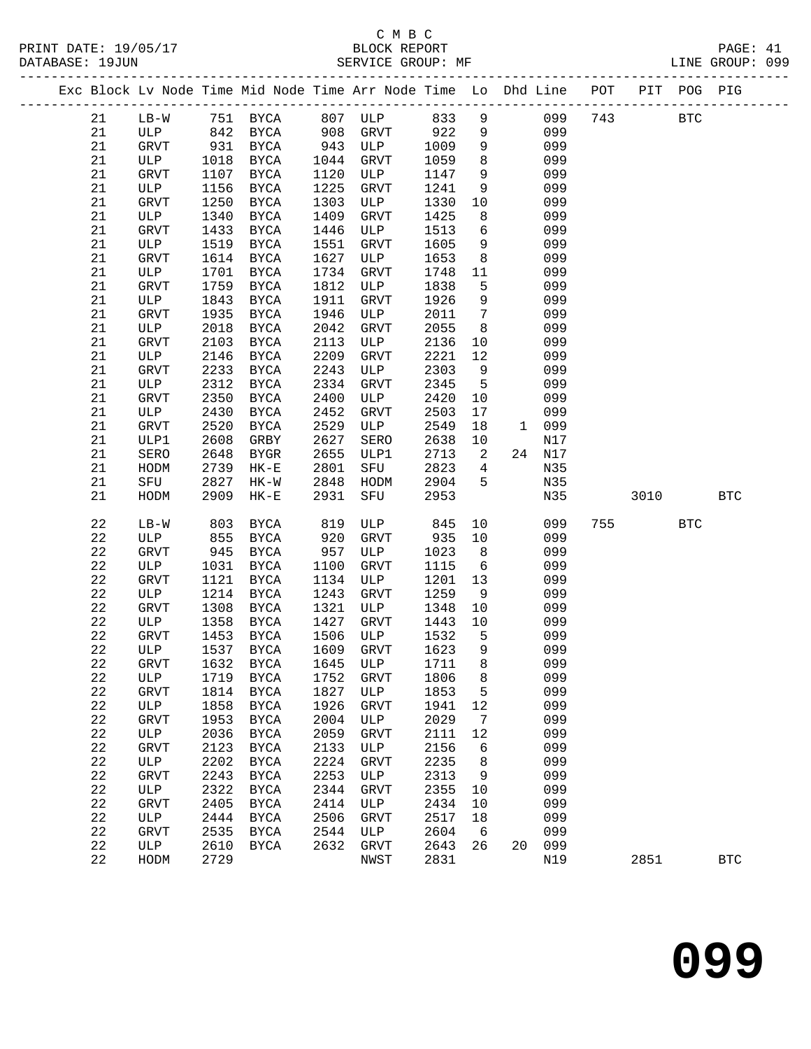C M B C
BLOCK REPORT
SERVICE GROUP: MF

PRINT DATE: 19/05/17
DATABASE: 19JUN
LINE GROUP: 099

| Exc | Block | Lv Node | Time | Mid Node | Time | Arr Node | Time | Lo | Dhd | Line | POT | PIT | POG | PIG |
|---|---|---|---|---|---|---|---|---|---|---|---|---|---|---|
| | 21 | LB-W | 751 | BYCA | 807 | ULP | 833 | 9 | | 099 | 743 | | BTC | |
| | 21 | ULP | 842 | BYCA | 908 | GRVT | 922 | 9 | | 099 | | | | |
| | 21 | GRVT | 931 | BYCA | 943 | ULP | 1009 | 9 | | 099 | | | | |
| | 21 | ULP | 1018 | BYCA | 1044 | GRVT | 1059 | 8 | | 099 | | | | |
| | 21 | GRVT | 1107 | BYCA | 1120 | ULP | 1147 | 9 | | 099 | | | | |
| | 21 | ULP | 1156 | BYCA | 1225 | GRVT | 1241 | 9 | | 099 | | | | |
| | 21 | GRVT | 1250 | BYCA | 1303 | ULP | 1330 | 10 | | 099 | | | | |
| | 21 | ULP | 1340 | BYCA | 1409 | GRVT | 1425 | 8 | | 099 | | | | |
| | 21 | GRVT | 1433 | BYCA | 1446 | ULP | 1513 | 6 | | 099 | | | | |
| | 21 | ULP | 1519 | BYCA | 1551 | GRVT | 1605 | 9 | | 099 | | | | |
| | 21 | GRVT | 1614 | BYCA | 1627 | ULP | 1653 | 8 | | 099 | | | | |
| | 21 | ULP | 1701 | BYCA | 1734 | GRVT | 1748 | 11 | | 099 | | | | |
| | 21 | GRVT | 1759 | BYCA | 1812 | ULP | 1838 | 5 | | 099 | | | | |
| | 21 | ULP | 1843 | BYCA | 1911 | GRVT | 1926 | 9 | | 099 | | | | |
| | 21 | GRVT | 1935 | BYCA | 1946 | ULP | 2011 | 7 | | 099 | | | | |
| | 21 | ULP | 2018 | BYCA | 2042 | GRVT | 2055 | 8 | | 099 | | | | |
| | 21 | GRVT | 2103 | BYCA | 2113 | ULP | 2136 | 10 | | 099 | | | | |
| | 21 | ULP | 2146 | BYCA | 2209 | GRVT | 2221 | 12 | | 099 | | | | |
| | 21 | GRVT | 2233 | BYCA | 2243 | ULP | 2303 | 9 | | 099 | | | | |
| | 21 | ULP | 2312 | BYCA | 2334 | GRVT | 2345 | 5 | | 099 | | | | |
| | 21 | GRVT | 2350 | BYCA | 2400 | ULP | 2420 | 10 | | 099 | | | | |
| | 21 | ULP | 2430 | BYCA | 2452 | GRVT | 2503 | 17 | | 099 | | | | |
| | 21 | GRVT | 2520 | BYCA | 2529 | ULP | 2549 | 18 | 1 | 099 | | | | |
| | 21 | ULP1 | 2608 | GRBY | 2627 | SERO | 2638 | 10 | | N17 | | | | |
| | 21 | SERO | 2648 | BYGR | 2655 | ULP1 | 2713 | 2 | 24 | N17 | | | | |
| | 21 | HODM | 2739 | HK-E | 2801 | SFU | 2823 | 4 | | N35 | | | | |
| | 21 | SFU | 2827 | HK-W | 2848 | HODM | 2904 | 5 | | N35 | | | | |
| | 21 | HODM | 2909 | HK-E | 2931 | SFU | 2953 | | | N35 | | 3010 | | BTC |
| | 22 | LB-W | 803 | BYCA | 819 | ULP | 845 | 10 | | 099 | 755 | | BTC | |
| | 22 | ULP | 855 | BYCA | 920 | GRVT | 935 | 10 | | 099 | | | | |
| | 22 | GRVT | 945 | BYCA | 957 | ULP | 1023 | 8 | | 099 | | | | |
| | 22 | ULP | 1031 | BYCA | 1100 | GRVT | 1115 | 6 | | 099 | | | | |
| | 22 | GRVT | 1121 | BYCA | 1134 | ULP | 1201 | 13 | | 099 | | | | |
| | 22 | ULP | 1214 | BYCA | 1243 | GRVT | 1259 | 9 | | 099 | | | | |
| | 22 | GRVT | 1308 | BYCA | 1321 | ULP | 1348 | 10 | | 099 | | | | |
| | 22 | ULP | 1358 | BYCA | 1427 | GRVT | 1443 | 10 | | 099 | | | | |
| | 22 | GRVT | 1453 | BYCA | 1506 | ULP | 1532 | 5 | | 099 | | | | |
| | 22 | ULP | 1537 | BYCA | 1609 | GRVT | 1623 | 9 | | 099 | | | | |
| | 22 | GRVT | 1632 | BYCA | 1645 | ULP | 1711 | 8 | | 099 | | | | |
| | 22 | ULP | 1719 | BYCA | 1752 | GRVT | 1806 | 8 | | 099 | | | | |
| | 22 | GRVT | 1814 | BYCA | 1827 | ULP | 1853 | 5 | | 099 | | | | |
| | 22 | ULP | 1858 | BYCA | 1926 | GRVT | 1941 | 12 | | 099 | | | | |
| | 22 | GRVT | 1953 | BYCA | 2004 | ULP | 2029 | 7 | | 099 | | | | |
| | 22 | ULP | 2036 | BYCA | 2059 | GRVT | 2111 | 12 | | 099 | | | | |
| | 22 | GRVT | 2123 | BYCA | 2133 | ULP | 2156 | 6 | | 099 | | | | |
| | 22 | ULP | 2202 | BYCA | 2224 | GRVT | 2235 | 8 | | 099 | | | | |
| | 22 | GRVT | 2243 | BYCA | 2253 | ULP | 2313 | 9 | | 099 | | | | |
| | 22 | ULP | 2322 | BYCA | 2344 | GRVT | 2355 | 10 | | 099 | | | | |
| | 22 | GRVT | 2405 | BYCA | 2414 | ULP | 2434 | 10 | | 099 | | | | |
| | 22 | ULP | 2444 | BYCA | 2506 | GRVT | 2517 | 18 | | 099 | | | | |
| | 22 | GRVT | 2535 | BYCA | 2544 | ULP | 2604 | 6 | | 099 | | | | |
| | 22 | ULP | 2610 | BYCA | 2632 | GRVT | 2643 | 26 | 20 | 099 | | | | |
| | 22 | HODM | 2729 | | | NWST | 2831 | | | N19 | | 2851 | | BTC |

099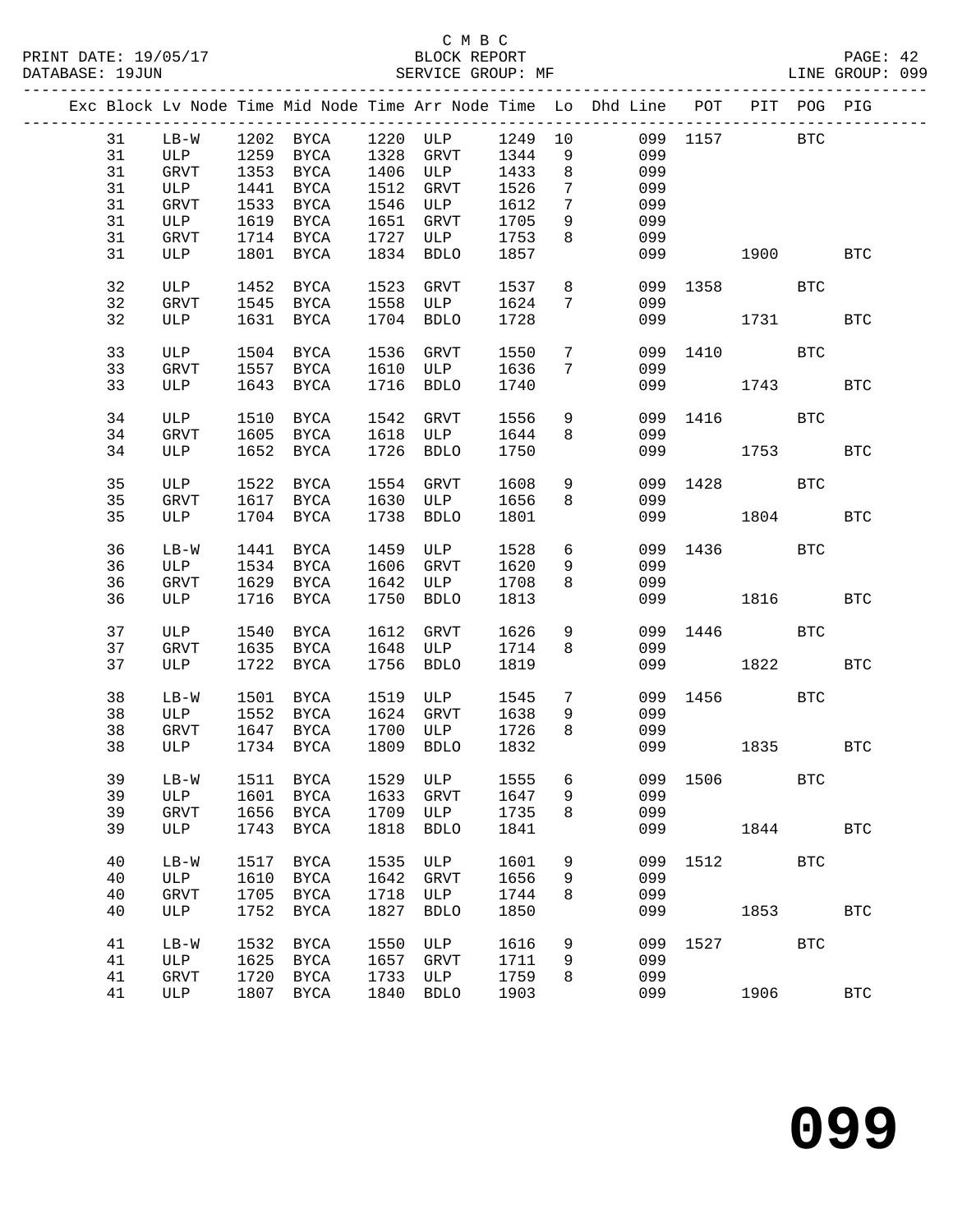C M B C

PRINT DATE: 19/05/17 BLOCK REPORT PAGE: 42
DATABASE: 19JUN SERVICE GROUP: MF LINE GROUP: 099

| Exc | Block | Lv Node | Time | Mid Node | Time | Arr Node | Time | Lo | Dhd Line | POT | PIT | POG | PIG |
|---|---|---|---|---|---|---|---|---|---|---|---|---|---|
| | 31 | LB-W | 1202 | BYCA | 1220 | ULP | 1249 | 10 | 099 | 1157 | | BTC | |
| | 31 | ULP | 1259 | BYCA | 1328 | GRVT | 1344 | 9 | 099 | | | | |
| | 31 | GRVT | 1353 | BYCA | 1406 | ULP | 1433 | 8 | 099 | | | | |
| | 31 | ULP | 1441 | BYCA | 1512 | GRVT | 1526 | 7 | 099 | | | | |
| | 31 | GRVT | 1533 | BYCA | 1546 | ULP | 1612 | 7 | 099 | | | | |
| | 31 | ULP | 1619 | BYCA | 1651 | GRVT | 1705 | 9 | 099 | | | | |
| | 31 | GRVT | 1714 | BYCA | 1727 | ULP | 1753 | 8 | 099 | | | | |
| | 31 | ULP | 1801 | BYCA | 1834 | BDLO | 1857 | | 099 | | 1900 | | BTC |
| | 32 | ULP | 1452 | BYCA | 1523 | GRVT | 1537 | 8 | 099 | 1358 | | BTC | |
| | 32 | GRVT | 1545 | BYCA | 1558 | ULP | 1624 | 7 | 099 | | | | |
| | 32 | ULP | 1631 | BYCA | 1704 | BDLO | 1728 | | 099 | | 1731 | | BTC |
| | 33 | ULP | 1504 | BYCA | 1536 | GRVT | 1550 | 7 | 099 | 1410 | | BTC | |
| | 33 | GRVT | 1557 | BYCA | 1610 | ULP | 1636 | 7 | 099 | | | | |
| | 33 | ULP | 1643 | BYCA | 1716 | BDLO | 1740 | | 099 | | 1743 | | BTC |
| | 34 | ULP | 1510 | BYCA | 1542 | GRVT | 1556 | 9 | 099 | 1416 | | BTC | |
| | 34 | GRVT | 1605 | BYCA | 1618 | ULP | 1644 | 8 | 099 | | | | |
| | 34 | ULP | 1652 | BYCA | 1726 | BDLO | 1750 | | 099 | | 1753 | | BTC |
| | 35 | ULP | 1522 | BYCA | 1554 | GRVT | 1608 | 9 | 099 | 1428 | | BTC | |
| | 35 | GRVT | 1617 | BYCA | 1630 | ULP | 1656 | 8 | 099 | | | | |
| | 35 | ULP | 1704 | BYCA | 1738 | BDLO | 1801 | | 099 | | 1804 | | BTC |
| | 36 | LB-W | 1441 | BYCA | 1459 | ULP | 1528 | 6 | 099 | 1436 | | BTC | |
| | 36 | ULP | 1534 | BYCA | 1606 | GRVT | 1620 | 9 | 099 | | | | |
| | 36 | GRVT | 1629 | BYCA | 1642 | ULP | 1708 | 8 | 099 | | | | |
| | 36 | ULP | 1716 | BYCA | 1750 | BDLO | 1813 | | 099 | | 1816 | | BTC |
| | 37 | ULP | 1540 | BYCA | 1612 | GRVT | 1626 | 9 | 099 | 1446 | | BTC | |
| | 37 | GRVT | 1635 | BYCA | 1648 | ULP | 1714 | 8 | 099 | | | | |
| | 37 | ULP | 1722 | BYCA | 1756 | BDLO | 1819 | | 099 | | 1822 | | BTC |
| | 38 | LB-W | 1501 | BYCA | 1519 | ULP | 1545 | 7 | 099 | 1456 | | BTC | |
| | 38 | ULP | 1552 | BYCA | 1624 | GRVT | 1638 | 9 | 099 | | | | |
| | 38 | GRVT | 1647 | BYCA | 1700 | ULP | 1726 | 8 | 099 | | | | |
| | 38 | ULP | 1734 | BYCA | 1809 | BDLO | 1832 | | 099 | | 1835 | | BTC |
| | 39 | LB-W | 1511 | BYCA | 1529 | ULP | 1555 | 6 | 099 | 1506 | | BTC | |
| | 39 | ULP | 1601 | BYCA | 1633 | GRVT | 1647 | 9 | 099 | | | | |
| | 39 | GRVT | 1656 | BYCA | 1709 | ULP | 1735 | 8 | 099 | | | | |
| | 39 | ULP | 1743 | BYCA | 1818 | BDLO | 1841 | | 099 | | 1844 | | BTC |
| | 40 | LB-W | 1517 | BYCA | 1535 | ULP | 1601 | 9 | 099 | 1512 | | BTC | |
| | 40 | ULP | 1610 | BYCA | 1642 | GRVT | 1656 | 9 | 099 | | | | |
| | 40 | GRVT | 1705 | BYCA | 1718 | ULP | 1744 | 8 | 099 | | | | |
| | 40 | ULP | 1752 | BYCA | 1827 | BDLO | 1850 | | 099 | | 1853 | | BTC |
| | 41 | LB-W | 1532 | BYCA | 1550 | ULP | 1616 | 9 | 099 | 1527 | | BTC | |
| | 41 | ULP | 1625 | BYCA | 1657 | GRVT | 1711 | 9 | 099 | | | | |
| | 41 | GRVT | 1720 | BYCA | 1733 | ULP | 1759 | 8 | 099 | | | | |
| | 41 | ULP | 1807 | BYCA | 1840 | BDLO | 1903 | | 099 | | 1906 | | BTC |

099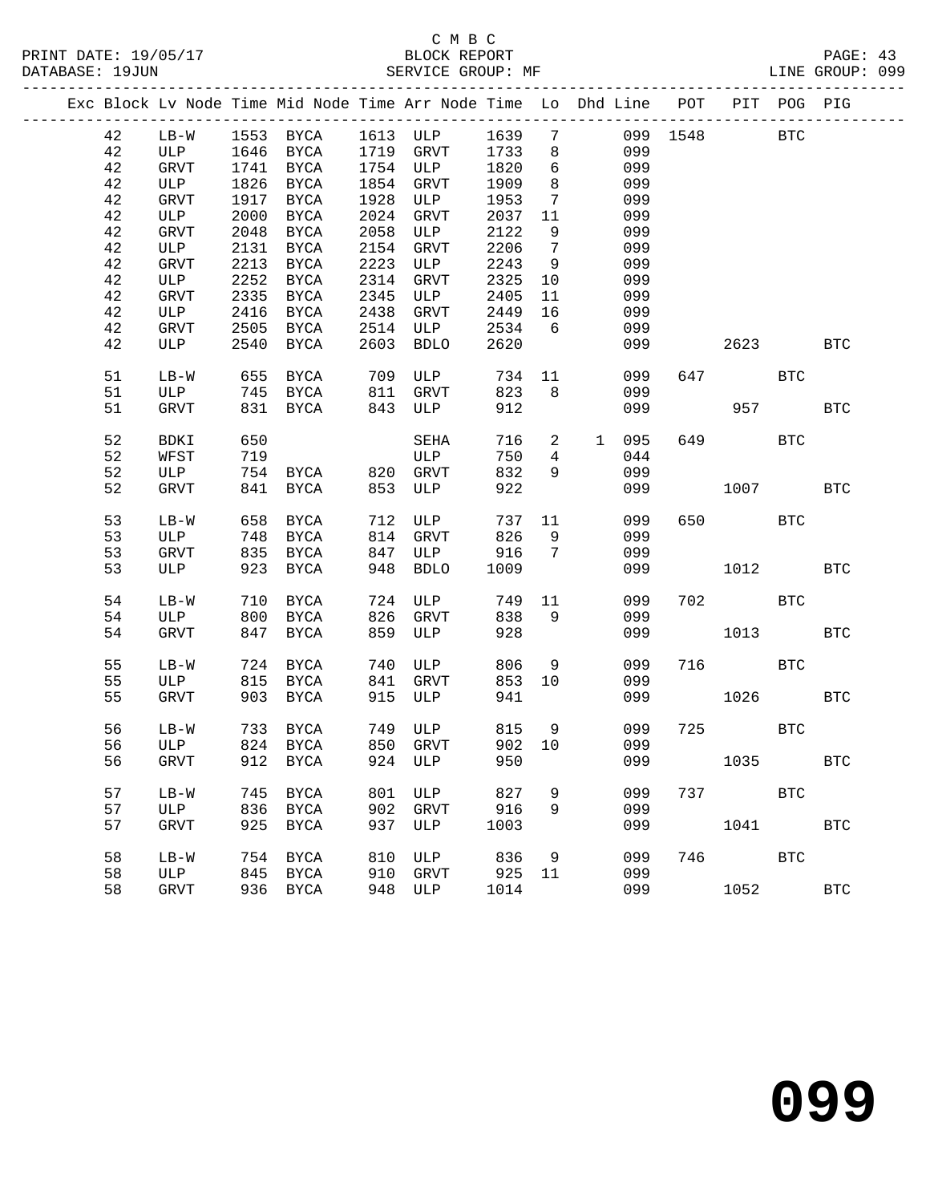C M B C
BLOCK REPORT
SERVICE GROUP: MF

PRINT DATE: 19/05/17
DATABASE: 19JUN
LINE GROUP: 099

| Exc | Block | Lv | Node | Time | Mid Node | Time | Arr Node | Time | Lo | Dhd | Line | POT | PIT | POG | PIG |
|---|---|---|---|---|---|---|---|---|---|---|---|---|---|---|---|
| | 42 | | LB-W | 1553 | BYCA | 1613 | ULP | 1639 | 7 | | 099 | 1548 | | BTC | |
| | 42 | | ULP | 1646 | BYCA | 1719 | GRVT | 1733 | 8 | | 099 | | | | |
| | 42 | | GRVT | 1741 | BYCA | 1754 | ULP | 1820 | 6 | | 099 | | | | |
| | 42 | | ULP | 1826 | BYCA | 1854 | GRVT | 1909 | 8 | | 099 | | | | |
| | 42 | | GRVT | 1917 | BYCA | 1928 | ULP | 1953 | 7 | | 099 | | | | |
| | 42 | | ULP | 2000 | BYCA | 2024 | GRVT | 2037 | 11 | | 099 | | | | |
| | 42 | | GRVT | 2048 | BYCA | 2058 | ULP | 2122 | 9 | | 099 | | | | |
| | 42 | | ULP | 2131 | BYCA | 2154 | GRVT | 2206 | 7 | | 099 | | | | |
| | 42 | | GRVT | 2213 | BYCA | 2223 | ULP | 2243 | 9 | | 099 | | | | |
| | 42 | | ULP | 2252 | BYCA | 2314 | GRVT | 2325 | 10 | | 099 | | | | |
| | 42 | | GRVT | 2335 | BYCA | 2345 | ULP | 2405 | 11 | | 099 | | | | |
| | 42 | | ULP | 2416 | BYCA | 2438 | GRVT | 2449 | 16 | | 099 | | | | |
| | 42 | | GRVT | 2505 | BYCA | 2514 | ULP | 2534 | 6 | | 099 | | | | |
| | 42 | | ULP | 2540 | BYCA | 2603 | BDLO | 2620 | | | 099 | | 2623 | | BTC |
| | 51 | | LB-W | 655 | BYCA | 709 | ULP | 734 | 11 | | 099 | 647 | | BTC | |
| | 51 | | ULP | 745 | BYCA | 811 | GRVT | 823 | 8 | | 099 | | | | |
| | 51 | | GRVT | 831 | BYCA | 843 | ULP | 912 | | | 099 | | 957 | | BTC |
| | 52 | | BDKI | 650 | | | SEHA | 716 | 2 | 1 | 095 | 649 | | BTC | |
| | 52 | | WFST | 719 | | | ULP | 750 | 4 | | 044 | | | | |
| | 52 | | ULP | 754 | BYCA | 820 | GRVT | 832 | 9 | | 099 | | | | |
| | 52 | | GRVT | 841 | BYCA | 853 | ULP | 922 | | | 099 | | 1007 | | BTC |
| | 53 | | LB-W | 658 | BYCA | 712 | ULP | 737 | 11 | | 099 | 650 | | BTC | |
| | 53 | | ULP | 748 | BYCA | 814 | GRVT | 826 | 9 | | 099 | | | | |
| | 53 | | GRVT | 835 | BYCA | 847 | ULP | 916 | 7 | | 099 | | | | |
| | 53 | | ULP | 923 | BYCA | 948 | BDLO | 1009 | | | 099 | | 1012 | | BTC |
| | 54 | | LB-W | 710 | BYCA | 724 | ULP | 749 | 11 | | 099 | 702 | | BTC | |
| | 54 | | ULP | 800 | BYCA | 826 | GRVT | 838 | 9 | | 099 | | | | |
| | 54 | | GRVT | 847 | BYCA | 859 | ULP | 928 | | | 099 | | 1013 | | BTC |
| | 55 | | LB-W | 724 | BYCA | 740 | ULP | 806 | 9 | | 099 | 716 | | BTC | |
| | 55 | | ULP | 815 | BYCA | 841 | GRVT | 853 | 10 | | 099 | | | | |
| | 55 | | GRVT | 903 | BYCA | 915 | ULP | 941 | | | 099 | | 1026 | | BTC |
| | 56 | | LB-W | 733 | BYCA | 749 | ULP | 815 | 9 | | 099 | 725 | | BTC | |
| | 56 | | ULP | 824 | BYCA | 850 | GRVT | 902 | 10 | | 099 | | | | |
| | 56 | | GRVT | 912 | BYCA | 924 | ULP | 950 | | | 099 | | 1035 | | BTC |
| | 57 | | LB-W | 745 | BYCA | 801 | ULP | 827 | 9 | | 099 | 737 | | BTC | |
| | 57 | | ULP | 836 | BYCA | 902 | GRVT | 916 | 9 | | 099 | | | | |
| | 57 | | GRVT | 925 | BYCA | 937 | ULP | 1003 | | | 099 | | 1041 | | BTC |
| | 58 | | LB-W | 754 | BYCA | 810 | ULP | 836 | 9 | | 099 | 746 | | BTC | |
| | 58 | | ULP | 845 | BYCA | 910 | GRVT | 925 | 11 | | 099 | | | | |
| | 58 | | GRVT | 936 | BYCA | 948 | ULP | 1014 | | | 099 | | 1052 | | BTC |

# 099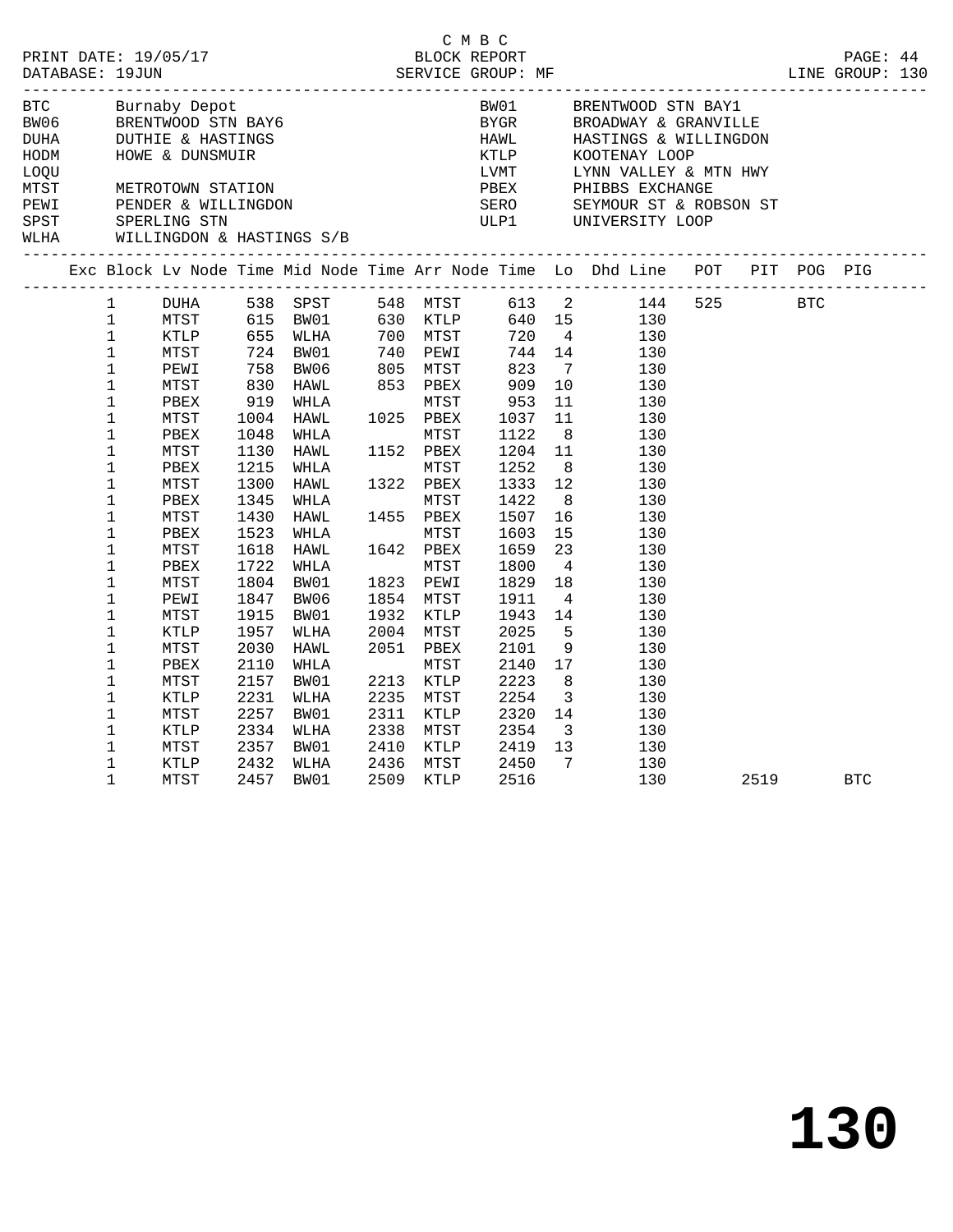C M B C

PRINT DATE: 19/05/17 BLOCK REPORT PAGE: 44
DATABASE: 19JUN SERVICE GROUP: MF LINE GROUP: 130

| Code | Name | Code | Name |
|---|---|---|---|
| BTC | Burnaby Depot | BW01 | BRENTWOOD STN BAY1 |
| BW06 | BRENTWOOD STN BAY6 | BYGR | BROADWAY & GRANVILLE |
| DUHA | DUTHIE & HASTINGS | HAWL | HASTINGS & WILLINGDON |
| HODM | HOWE & DUNSMUIR | KTLP | KOOTENAY LOOP |
| LOQU | | LVMT | LYNN VALLEY & MTN HWY |
| MTST | METROTOWN STATION | PBEX | PHIBBS EXCHANGE |
| PEWI | PENDER & WILLINGDON | SERO | SEYMOUR ST & ROBSON ST |
| SPST | SPERLING STN | ULP1 | UNIVERSITY LOOP |
| WLHA | WILLINGDON & HASTINGS S/B | | |

| Exc | Block | Lv Node | Time | Mid Node | Time | Arr Node | Time | Lo | Dhd Line | POT | PIT | POG | PIG |
|---|---|---|---|---|---|---|---|---|---|---|---|---|---|
| | 1 | DUHA | 538 | SPST | 548 | MTST | 613 | 2 | 144 | 525 | | BTC | |
| | 1 | MTST | 615 | BW01 | 630 | KTLP | 640 | 15 | 130 | | | | |
| | 1 | KTLP | 655 | WLHA | 700 | MTST | 720 | 4 | 130 | | | | |
| | 1 | MTST | 724 | BW01 | 740 | PEWI | 744 | 14 | 130 | | | | |
| | 1 | PEWI | 758 | BW06 | 805 | MTST | 823 | 7 | 130 | | | | |
| | 1 | MTST | 830 | HAWL | 853 | PBEX | 909 | 10 | 130 | | | | |
| | 1 | PBEX | 919 | WHLA | | MTST | 953 | 11 | 130 | | | | |
| | 1 | MTST | 1004 | HAWL | 1025 | PBEX | 1037 | 11 | 130 | | | | |
| | 1 | PBEX | 1048 | WHLA | | MTST | 1122 | 8 | 130 | | | | |
| | 1 | MTST | 1130 | HAWL | 1152 | PBEX | 1204 | 11 | 130 | | | | |
| | 1 | PBEX | 1215 | WHLA | | MTST | 1252 | 8 | 130 | | | | |
| | 1 | MTST | 1300 | HAWL | 1322 | PBEX | 1333 | 12 | 130 | | | | |
| | 1 | PBEX | 1345 | WHLA | | MTST | 1422 | 8 | 130 | | | | |
| | 1 | MTST | 1430 | HAWL | 1455 | PBEX | 1507 | 16 | 130 | | | | |
| | 1 | PBEX | 1523 | WHLA | | MTST | 1603 | 15 | 130 | | | | |
| | 1 | MTST | 1618 | HAWL | 1642 | PBEX | 1659 | 23 | 130 | | | | |
| | 1 | PBEX | 1722 | WHLA | | MTST | 1800 | 4 | 130 | | | | |
| | 1 | MTST | 1804 | BW01 | 1823 | PEWI | 1829 | 18 | 130 | | | | |
| | 1 | PEWI | 1847 | BW06 | 1854 | MTST | 1911 | 4 | 130 | | | | |
| | 1 | MTST | 1915 | BW01 | 1932 | KTLP | 1943 | 14 | 130 | | | | |
| | 1 | KTLP | 1957 | WLHA | 2004 | MTST | 2025 | 5 | 130 | | | | |
| | 1 | MTST | 2030 | HAWL | 2051 | PBEX | 2101 | 9 | 130 | | | | |
| | 1 | PBEX | 2110 | WHLA | | MTST | 2140 | 17 | 130 | | | | |
| | 1 | MTST | 2157 | BW01 | 2213 | KTLP | 2223 | 8 | 130 | | | | |
| | 1 | KTLP | 2231 | WLHA | 2235 | MTST | 2254 | 3 | 130 | | | | |
| | 1 | MTST | 2257 | BW01 | 2311 | KTLP | 2320 | 14 | 130 | | | | |
| | 1 | KTLP | 2334 | WLHA | 2338 | MTST | 2354 | 3 | 130 | | | | |
| | 1 | MTST | 2357 | BW01 | 2410 | KTLP | 2419 | 13 | 130 | | | | |
| | 1 | KTLP | 2432 | WLHA | 2436 | MTST | 2450 | 7 | 130 | | | | |
| | 1 | MTST | 2457 | BW01 | 2509 | KTLP | 2516 | | 130 | | 2519 | | BTC |

**130**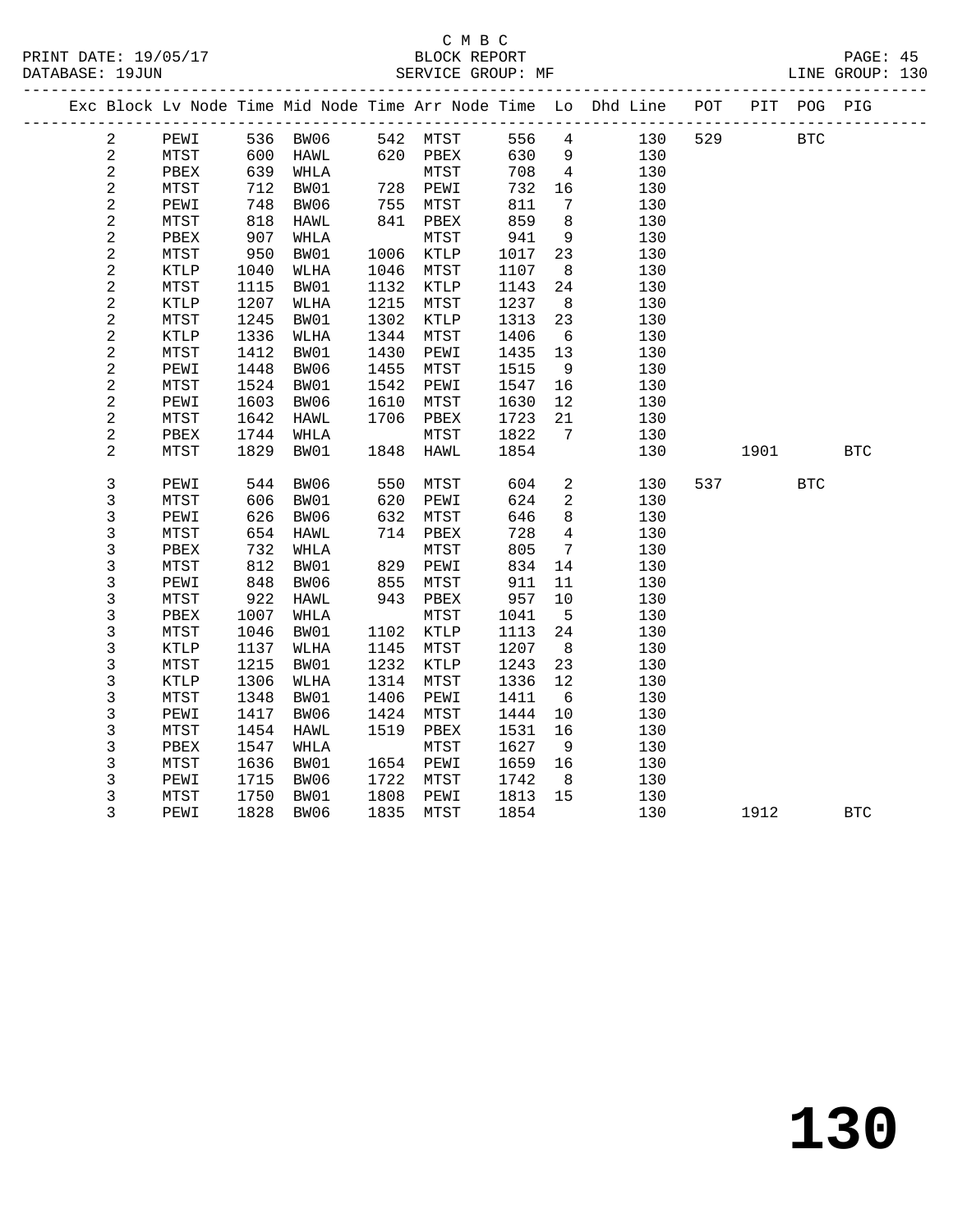C M B C

BLOCK REPORT

SERVICE GROUP: MF

PRINT DATE: 19/05/17
DATABASE: 19JUN

LINE GROUP: 130

| Exc | Block | Lv | Node | Time | Mid Node | Time | Arr Node | Time | Lo | Dhd Line | POT | PIT | POG | PIG |
|---|---|---|---|---|---|---|---|---|---|---|---|---|---|---|
| | 2 | | PEWI | 536 | BW06 | 542 | MTST | 556 | 4 | 130 | 529 | | BTC | |
| | 2 | | MTST | 600 | HAWL | 620 | PBEX | 630 | 9 | 130 | | | | |
| | 2 | | PBEX | 639 | WHLA | | MTST | 708 | 4 | 130 | | | | |
| | 2 | | MTST | 712 | BW01 | 728 | PEWI | 732 | 16 | 130 | | | | |
| | 2 | | PEWI | 748 | BW06 | 755 | MTST | 811 | 7 | 130 | | | | |
| | 2 | | MTST | 818 | HAWL | 841 | PBEX | 859 | 8 | 130 | | | | |
| | 2 | | PBEX | 907 | WHLA | | MTST | 941 | 9 | 130 | | | | |
| | 2 | | MTST | 950 | BW01 | 1006 | KTLP | 1017 | 23 | 130 | | | | |
| | 2 | | KTLP | 1040 | WLHA | 1046 | MTST | 1107 | 8 | 130 | | | | |
| | 2 | | MTST | 1115 | BW01 | 1132 | KTLP | 1143 | 24 | 130 | | | | |
| | 2 | | KTLP | 1207 | WLHA | 1215 | MTST | 1237 | 8 | 130 | | | | |
| | 2 | | MTST | 1245 | BW01 | 1302 | KTLP | 1313 | 23 | 130 | | | | |
| | 2 | | KTLP | 1336 | WLHA | 1344 | MTST | 1406 | 6 | 130 | | | | |
| | 2 | | MTST | 1412 | BW01 | 1430 | PEWI | 1435 | 13 | 130 | | | | |
| | 2 | | PEWI | 1448 | BW06 | 1455 | MTST | 1515 | 9 | 130 | | | | |
| | 2 | | MTST | 1524 | BW01 | 1542 | PEWI | 1547 | 16 | 130 | | | | |
| | 2 | | PEWI | 1603 | BW06 | 1610 | MTST | 1630 | 12 | 130 | | | | |
| | 2 | | MTST | 1642 | HAWL | 1706 | PBEX | 1723 | 21 | 130 | | | | |
| | 2 | | PBEX | 1744 | WHLA | | MTST | 1822 | 7 | 130 | | | | |
| | 2 | | MTST | 1829 | BW01 | 1848 | HAWL | 1854 | | 130 | | 1901 | | BTC |
| | 3 | | PEWI | 544 | BW06 | 550 | MTST | 604 | 2 | 130 | 537 | | BTC | |
| | 3 | | MTST | 606 | BW01 | 620 | PEWI | 624 | 2 | 130 | | | | |
| | 3 | | PEWI | 626 | BW06 | 632 | MTST | 646 | 8 | 130 | | | | |
| | 3 | | MTST | 654 | HAWL | 714 | PBEX | 728 | 4 | 130 | | | | |
| | 3 | | PBEX | 732 | WHLA | | MTST | 805 | 7 | 130 | | | | |
| | 3 | | MTST | 812 | BW01 | 829 | PEWI | 834 | 14 | 130 | | | | |
| | 3 | | PEWI | 848 | BW06 | 855 | MTST | 911 | 11 | 130 | | | | |
| | 3 | | MTST | 922 | HAWL | 943 | PBEX | 957 | 10 | 130 | | | | |
| | 3 | | PBEX | 1007 | WHLA | | MTST | 1041 | 5 | 130 | | | | |
| | 3 | | MTST | 1046 | BW01 | 1102 | KTLP | 1113 | 24 | 130 | | | | |
| | 3 | | KTLP | 1137 | WLHA | 1145 | MTST | 1207 | 8 | 130 | | | | |
| | 3 | | MTST | 1215 | BW01 | 1232 | KTLP | 1243 | 23 | 130 | | | | |
| | 3 | | KTLP | 1306 | WLHA | 1314 | MTST | 1336 | 12 | 130 | | | | |
| | 3 | | MTST | 1348 | BW01 | 1406 | PEWI | 1411 | 6 | 130 | | | | |
| | 3 | | PEWI | 1417 | BW06 | 1424 | MTST | 1444 | 10 | 130 | | | | |
| | 3 | | MTST | 1454 | HAWL | 1519 | PBEX | 1531 | 16 | 130 | | | | |
| | 3 | | PBEX | 1547 | WHLA | | MTST | 1627 | 9 | 130 | | | | |
| | 3 | | MTST | 1636 | BW01 | 1654 | PEWI | 1659 | 16 | 130 | | | | |
| | 3 | | PEWI | 1715 | BW06 | 1722 | MTST | 1742 | 8 | 130 | | | | |
| | 3 | | MTST | 1750 | BW01 | 1808 | PEWI | 1813 | 15 | 130 | | | | |
| | 3 | | PEWI | 1828 | BW06 | 1835 | MTST | 1854 | | 130 | | 1912 | | BTC |

130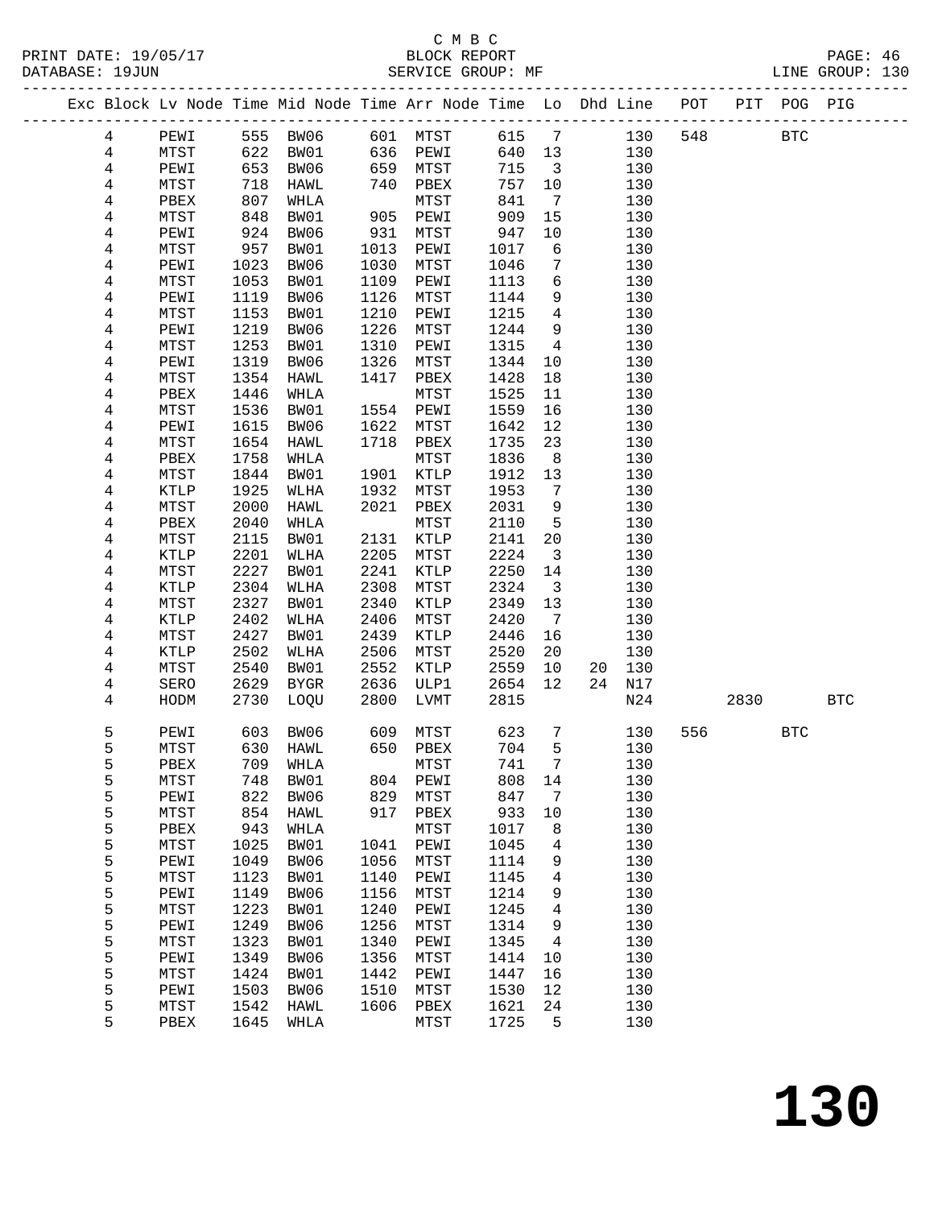C M B C

PRINT DATE: 19/05/17 BLOCK REPORT PAGE: 46
DATABASE: 19JUN SERVICE GROUP: MF LINE GROUP: 130

| Exc | Block | Lv | Node | Time | Mid Node | Time | Arr Node | Time | Lo | Dhd | Line | POT | PIT | POG | PIG |
|---|---|---|---|---|---|---|---|---|---|---|---|---|---|---|---|
| | 4 | | PEWI | 555 | BW06 | 601 | MTST | 615 | 7 | | 130 | 548 | | BTC | |
| | 4 | | MTST | 622 | BW01 | 636 | PEWI | 640 | 13 | | 130 | | | | |
| | 4 | | PEWI | 653 | BW06 | 659 | MTST | 715 | 3 | | 130 | | | | |
| | 4 | | MTST | 718 | HAWL | 740 | PBEX | 757 | 10 | | 130 | | | | |
| | 4 | | PBEX | 807 | WHLA | | MTST | 841 | 7 | | 130 | | | | |
| | 4 | | MTST | 848 | BW01 | 905 | PEWI | 909 | 15 | | 130 | | | | |
| | 4 | | PEWI | 924 | BW06 | 931 | MTST | 947 | 10 | | 130 | | | | |
| | 4 | | MTST | 957 | BW01 | 1013 | PEWI | 1017 | 6 | | 130 | | | | |
| | 4 | | PEWI | 1023 | BW06 | 1030 | MTST | 1046 | 7 | | 130 | | | | |
| | 4 | | MTST | 1053 | BW01 | 1109 | PEWI | 1113 | 6 | | 130 | | | | |
| | 4 | | PEWI | 1119 | BW06 | 1126 | MTST | 1144 | 9 | | 130 | | | | |
| | 4 | | MTST | 1153 | BW01 | 1210 | PEWI | 1215 | 4 | | 130 | | | | |
| | 4 | | PEWI | 1219 | BW06 | 1226 | MTST | 1244 | 9 | | 130 | | | | |
| | 4 | | MTST | 1253 | BW01 | 1310 | PEWI | 1315 | 4 | | 130 | | | | |
| | 4 | | PEWI | 1319 | BW06 | 1326 | MTST | 1344 | 10 | | 130 | | | | |
| | 4 | | MTST | 1354 | HAWL | 1417 | PBEX | 1428 | 18 | | 130 | | | | |
| | 4 | | PBEX | 1446 | WHLA | | MTST | 1525 | 11 | | 130 | | | | |
| | 4 | | MTST | 1536 | BW01 | 1554 | PEWI | 1559 | 16 | | 130 | | | | |
| | 4 | | PEWI | 1615 | BW06 | 1622 | MTST | 1642 | 12 | | 130 | | | | |
| | 4 | | MTST | 1654 | HAWL | 1718 | PBEX | 1735 | 23 | | 130 | | | | |
| | 4 | | PBEX | 1758 | WHLA | | MTST | 1836 | 8 | | 130 | | | | |
| | 4 | | MTST | 1844 | BW01 | 1901 | KTLP | 1912 | 13 | | 130 | | | | |
| | 4 | | KTLP | 1925 | WLHA | 1932 | MTST | 1953 | 7 | | 130 | | | | |
| | 4 | | MTST | 2000 | HAWL | 2021 | PBEX | 2031 | 9 | | 130 | | | | |
| | 4 | | PBEX | 2040 | WHLA | | MTST | 2110 | 5 | | 130 | | | | |
| | 4 | | MTST | 2115 | BW01 | 2131 | KTLP | 2141 | 20 | | 130 | | | | |
| | 4 | | KTLP | 2201 | WLHA | 2205 | MTST | 2224 | 3 | | 130 | | | | |
| | 4 | | MTST | 2227 | BW01 | 2241 | KTLP | 2250 | 14 | | 130 | | | | |
| | 4 | | KTLP | 2304 | WLHA | 2308 | MTST | 2324 | 3 | | 130 | | | | |
| | 4 | | MTST | 2327 | BW01 | 2340 | KTLP | 2349 | 13 | | 130 | | | | |
| | 4 | | KTLP | 2402 | WLHA | 2406 | MTST | 2420 | 7 | | 130 | | | | |
| | 4 | | MTST | 2427 | BW01 | 2439 | KTLP | 2446 | 16 | | 130 | | | | |
| | 4 | | KTLP | 2502 | WLHA | 2506 | MTST | 2520 | 20 | | 130 | | | | |
| | 4 | | MTST | 2540 | BW01 | 2552 | KTLP | 2559 | 10 | 20 | 130 | | | | |
| | 4 | | SERO | 2629 | BYGR | 2636 | ULP1 | 2654 | 12 | 24 | N17 | | | | |
| | 4 | | HODM | 2730 | LOQU | 2800 | LVMT | 2815 | | | N24 | | 2830 | | BTC |
| | 5 | | PEWI | 603 | BW06 | 609 | MTST | 623 | 7 | | 130 | 556 | | BTC | |
| | 5 | | MTST | 630 | HAWL | 650 | PBEX | 704 | 5 | | 130 | | | | |
| | 5 | | PBEX | 709 | WHLA | | MTST | 741 | 7 | | 130 | | | | |
| | 5 | | MTST | 748 | BW01 | 804 | PEWI | 808 | 14 | | 130 | | | | |
| | 5 | | PEWI | 822 | BW06 | 829 | MTST | 847 | 7 | | 130 | | | | |
| | 5 | | MTST | 854 | HAWL | 917 | PBEX | 933 | 10 | | 130 | | | | |
| | 5 | | PBEX | 943 | WHLA | | MTST | 1017 | 8 | | 130 | | | | |
| | 5 | | MTST | 1025 | BW01 | 1041 | PEWI | 1045 | 4 | | 130 | | | | |
| | 5 | | PEWI | 1049 | BW06 | 1056 | MTST | 1114 | 9 | | 130 | | | | |
| | 5 | | MTST | 1123 | BW01 | 1140 | PEWI | 1145 | 4 | | 130 | | | | |
| | 5 | | PEWI | 1149 | BW06 | 1156 | MTST | 1214 | 9 | | 130 | | | | |
| | 5 | | MTST | 1223 | BW01 | 1240 | PEWI | 1245 | 4 | | 130 | | | | |
| | 5 | | PEWI | 1249 | BW06 | 1256 | MTST | 1314 | 9 | | 130 | | | | |
| | 5 | | MTST | 1323 | BW01 | 1340 | PEWI | 1345 | 4 | | 130 | | | | |
| | 5 | | PEWI | 1349 | BW06 | 1356 | MTST | 1414 | 10 | | 130 | | | | |
| | 5 | | MTST | 1424 | BW01 | 1442 | PEWI | 1447 | 16 | | 130 | | | | |
| | 5 | | PEWI | 1503 | BW06 | 1510 | MTST | 1530 | 12 | | 130 | | | | |
| | 5 | | MTST | 1542 | HAWL | 1606 | PBEX | 1621 | 24 | | 130 | | | | |
| | 5 | | PBEX | 1645 | WHLA | | MTST | 1725 | 5 | | 130 | | | | |

# 130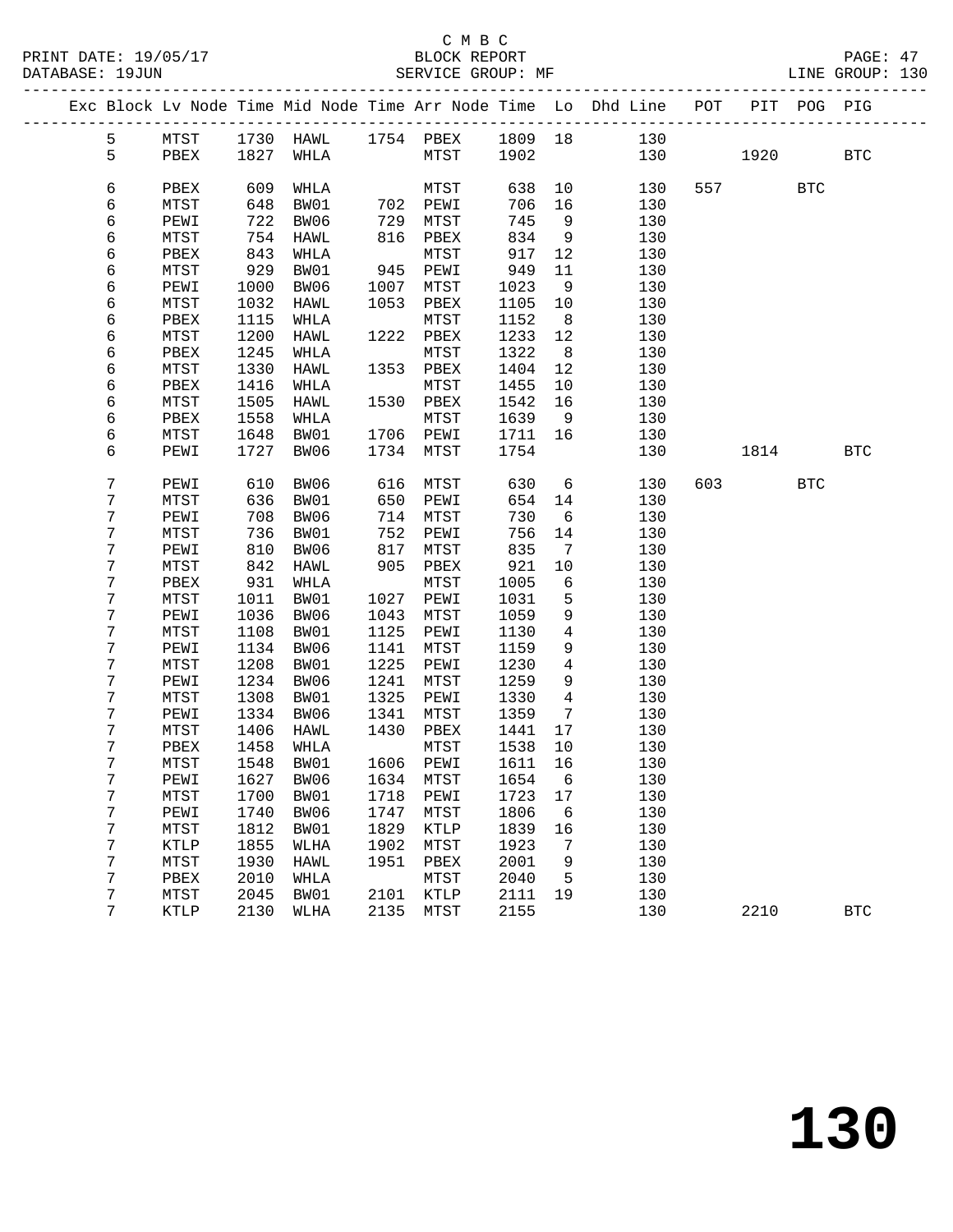C M B C
PRINT DATE: 19/05/17 BLOCK REPORT
DATABASE: 19JUN SERVICE GROUP: MF LINE GROUP: 130

| Exc | Block | Lv | Node | Time | Mid Node | Time | Arr Node | Time | Lo | Dhd Line | POT | PIT | POG | PIG |
|---|---|---|---|---|---|---|---|---|---|---|---|---|---|---|
| | 5 | | MTST | 1730 | HAWL | 1754 | PBEX | 1809 | 18 | 130 | | | | |
| | 5 | | PBEX | 1827 | WHLA | | MTST | 1902 | | 130 | | 1920 | | BTC |
| | 6 | | PBEX | 609 | WHLA | | MTST | 638 | 10 | 130 | 557 | | BTC | |
| | 6 | | MTST | 648 | BW01 | 702 | PEWI | 706 | 16 | 130 | | | | |
| | 6 | | PEWI | 722 | BW06 | 729 | MTST | 745 | 9 | 130 | | | | |
| | 6 | | MTST | 754 | HAWL | 816 | PBEX | 834 | 9 | 130 | | | | |
| | 6 | | PBEX | 843 | WHLA | | MTST | 917 | 12 | 130 | | | | |
| | 6 | | MTST | 929 | BW01 | 945 | PEWI | 949 | 11 | 130 | | | | |
| | 6 | | PEWI | 1000 | BW06 | 1007 | MTST | 1023 | 9 | 130 | | | | |
| | 6 | | MTST | 1032 | HAWL | 1053 | PBEX | 1105 | 10 | 130 | | | | |
| | 6 | | PBEX | 1115 | WHLA | | MTST | 1152 | 8 | 130 | | | | |
| | 6 | | MTST | 1200 | HAWL | 1222 | PBEX | 1233 | 12 | 130 | | | | |
| | 6 | | PBEX | 1245 | WHLA | | MTST | 1322 | 8 | 130 | | | | |
| | 6 | | MTST | 1330 | HAWL | 1353 | PBEX | 1404 | 12 | 130 | | | | |
| | 6 | | PBEX | 1416 | WHLA | | MTST | 1455 | 10 | 130 | | | | |
| | 6 | | MTST | 1505 | HAWL | 1530 | PBEX | 1542 | 16 | 130 | | | | |
| | 6 | | PBEX | 1558 | WHLA | | MTST | 1639 | 9 | 130 | | | | |
| | 6 | | MTST | 1648 | BW01 | 1706 | PEWI | 1711 | 16 | 130 | | | | |
| | 6 | | PEWI | 1727 | BW06 | 1734 | MTST | 1754 | | 130 | | 1814 | | BTC |
| | 7 | | PEWI | 610 | BW06 | 616 | MTST | 630 | 6 | 130 | 603 | | BTC | |
| | 7 | | MTST | 636 | BW01 | 650 | PEWI | 654 | 14 | 130 | | | | |
| | 7 | | PEWI | 708 | BW06 | 714 | MTST | 730 | 6 | 130 | | | | |
| | 7 | | MTST | 736 | BW01 | 752 | PEWI | 756 | 14 | 130 | | | | |
| | 7 | | PEWI | 810 | BW06 | 817 | MTST | 835 | 7 | 130 | | | | |
| | 7 | | MTST | 842 | HAWL | 905 | PBEX | 921 | 10 | 130 | | | | |
| | 7 | | PBEX | 931 | WHLA | | MTST | 1005 | 6 | 130 | | | | |
| | 7 | | MTST | 1011 | BW01 | 1027 | PEWI | 1031 | 5 | 130 | | | | |
| | 7 | | PEWI | 1036 | BW06 | 1043 | MTST | 1059 | 9 | 130 | | | | |
| | 7 | | MTST | 1108 | BW01 | 1125 | PEWI | 1130 | 4 | 130 | | | | |
| | 7 | | PEWI | 1134 | BW06 | 1141 | MTST | 1159 | 9 | 130 | | | | |
| | 7 | | MTST | 1208 | BW01 | 1225 | PEWI | 1230 | 4 | 130 | | | | |
| | 7 | | PEWI | 1234 | BW06 | 1241 | MTST | 1259 | 9 | 130 | | | | |
| | 7 | | MTST | 1308 | BW01 | 1325 | PEWI | 1330 | 4 | 130 | | | | |
| | 7 | | PEWI | 1334 | BW06 | 1341 | MTST | 1359 | 7 | 130 | | | | |
| | 7 | | MTST | 1406 | HAWL | 1430 | PBEX | 1441 | 17 | 130 | | | | |
| | 7 | | PBEX | 1458 | WHLA | | MTST | 1538 | 10 | 130 | | | | |
| | 7 | | MTST | 1548 | BW01 | 1606 | PEWI | 1611 | 16 | 130 | | | | |
| | 7 | | PEWI | 1627 | BW06 | 1634 | MTST | 1654 | 6 | 130 | | | | |
| | 7 | | MTST | 1700 | BW01 | 1718 | PEWI | 1723 | 17 | 130 | | | | |
| | 7 | | PEWI | 1740 | BW06 | 1747 | MTST | 1806 | 6 | 130 | | | | |
| | 7 | | MTST | 1812 | BW01 | 1829 | KTLP | 1839 | 16 | 130 | | | | |
| | 7 | | KTLP | 1855 | WLHA | 1902 | MTST | 1923 | 7 | 130 | | | | |
| | 7 | | MTST | 1930 | HAWL | 1951 | PBEX | 2001 | 9 | 130 | | | | |
| | 7 | | PBEX | 2010 | WHLA | | MTST | 2040 | 5 | 130 | | | | |
| | 7 | | MTST | 2045 | BW01 | 2101 | KTLP | 2111 | 19 | 130 | | | | |
| | 7 | | KTLP | 2130 | WLHA | 2135 | MTST | 2155 | | 130 | | 2210 | | BTC |

# 130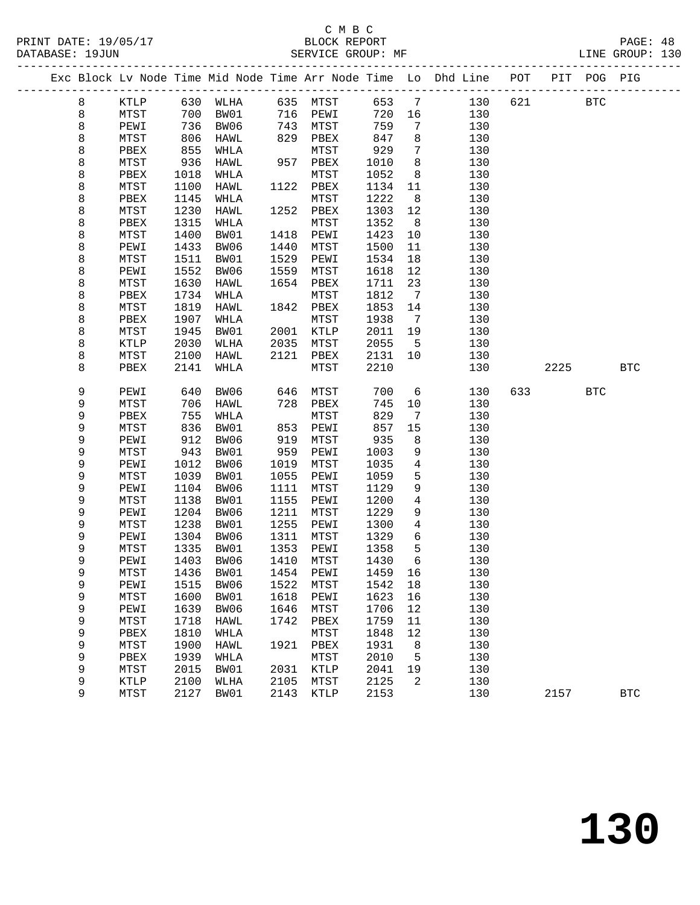C M B C
BLOCK REPORT
SERVICE GROUP: MF

PRINT DATE: 19/05/17
DATABASE: 19JUN
LINE GROUP: 130

| Exc | Block | Lv | Node | Time | Mid Node | Time | Arr Node | Time | Lo | Dhd Line | POT | PIT | POG | PIG |
|---|---|---|---|---|---|---|---|---|---|---|---|---|---|---|
| | 8 | | KTLP | 630 | WLHA | 635 | MTST | 653 | 7 | 130 | 621 | | BTC | |
| | 8 | | MTST | 700 | BW01 | 716 | PEWI | 720 | 16 | 130 | | | | |
| | 8 | | PEWI | 736 | BW06 | 743 | MTST | 759 | 7 | 130 | | | | |
| | 8 | | MTST | 806 | HAWL | 829 | PBEX | 847 | 8 | 130 | | | | |
| | 8 | | PBEX | 855 | WHLA | | MTST | 929 | 7 | 130 | | | | |
| | 8 | | MTST | 936 | HAWL | 957 | PBEX | 1010 | 8 | 130 | | | | |
| | 8 | | PBEX | 1018 | WHLA | | MTST | 1052 | 8 | 130 | | | | |
| | 8 | | MTST | 1100 | HAWL | 1122 | PBEX | 1134 | 11 | 130 | | | | |
| | 8 | | PBEX | 1145 | WHLA | | MTST | 1222 | 8 | 130 | | | | |
| | 8 | | MTST | 1230 | HAWL | 1252 | PBEX | 1303 | 12 | 130 | | | | |
| | 8 | | PBEX | 1315 | WHLA | | MTST | 1352 | 8 | 130 | | | | |
| | 8 | | MTST | 1400 | BW01 | 1418 | PEWI | 1423 | 10 | 130 | | | | |
| | 8 | | PEWI | 1433 | BW06 | 1440 | MTST | 1500 | 11 | 130 | | | | |
| | 8 | | MTST | 1511 | BW01 | 1529 | PEWI | 1534 | 18 | 130 | | | | |
| | 8 | | PEWI | 1552 | BW06 | 1559 | MTST | 1618 | 12 | 130 | | | | |
| | 8 | | MTST | 1630 | HAWL | 1654 | PBEX | 1711 | 23 | 130 | | | | |
| | 8 | | PBEX | 1734 | WHLA | | MTST | 1812 | 7 | 130 | | | | |
| | 8 | | MTST | 1819 | HAWL | 1842 | PBEX | 1853 | 14 | 130 | | | | |
| | 8 | | PBEX | 1907 | WHLA | | MTST | 1938 | 7 | 130 | | | | |
| | 8 | | MTST | 1945 | BW01 | 2001 | KTLP | 2011 | 19 | 130 | | | | |
| | 8 | | KTLP | 2030 | WLHA | 2035 | MTST | 2055 | 5 | 130 | | | | |
| | 8 | | MTST | 2100 | HAWL | 2121 | PBEX | 2131 | 10 | 130 | | | | |
| | 8 | | PBEX | 2141 | WHLA | | MTST | 2210 | | 130 | | 2225 | | BTC |
| | 9 | | PEWI | 640 | BW06 | 646 | MTST | 700 | 6 | 130 | 633 | | BTC | |
| | 9 | | MTST | 706 | HAWL | 728 | PBEX | 745 | 10 | 130 | | | | |
| | 9 | | PBEX | 755 | WHLA | | MTST | 829 | 7 | 130 | | | | |
| | 9 | | MTST | 836 | BW01 | 853 | PEWI | 857 | 15 | 130 | | | | |
| | 9 | | PEWI | 912 | BW06 | 919 | MTST | 935 | 8 | 130 | | | | |
| | 9 | | MTST | 943 | BW01 | 959 | PEWI | 1003 | 9 | 130 | | | | |
| | 9 | | PEWI | 1012 | BW06 | 1019 | MTST | 1035 | 4 | 130 | | | | |
| | 9 | | MTST | 1039 | BW01 | 1055 | PEWI | 1059 | 5 | 130 | | | | |
| | 9 | | PEWI | 1104 | BW06 | 1111 | MTST | 1129 | 9 | 130 | | | | |
| | 9 | | MTST | 1138 | BW01 | 1155 | PEWI | 1200 | 4 | 130 | | | | |
| | 9 | | PEWI | 1204 | BW06 | 1211 | MTST | 1229 | 9 | 130 | | | | |
| | 9 | | MTST | 1238 | BW01 | 1255 | PEWI | 1300 | 4 | 130 | | | | |
| | 9 | | PEWI | 1304 | BW06 | 1311 | MTST | 1329 | 6 | 130 | | | | |
| | 9 | | MTST | 1335 | BW01 | 1353 | PEWI | 1358 | 5 | 130 | | | | |
| | 9 | | PEWI | 1403 | BW06 | 1410 | MTST | 1430 | 6 | 130 | | | | |
| | 9 | | MTST | 1436 | BW01 | 1454 | PEWI | 1459 | 16 | 130 | | | | |
| | 9 | | PEWI | 1515 | BW06 | 1522 | MTST | 1542 | 18 | 130 | | | | |
| | 9 | | MTST | 1600 | BW01 | 1618 | PEWI | 1623 | 16 | 130 | | | | |
| | 9 | | PEWI | 1639 | BW06 | 1646 | MTST | 1706 | 12 | 130 | | | | |
| | 9 | | MTST | 1718 | HAWL | 1742 | PBEX | 1759 | 11 | 130 | | | | |
| | 9 | | PBEX | 1810 | WHLA | | MTST | 1848 | 12 | 130 | | | | |
| | 9 | | MTST | 1900 | HAWL | 1921 | PBEX | 1931 | 8 | 130 | | | | |
| | 9 | | PBEX | 1939 | WHLA | | MTST | 2010 | 5 | 130 | | | | |
| | 9 | | MTST | 2015 | BW01 | 2031 | KTLP | 2041 | 19 | 130 | | | | |
| | 9 | | KTLP | 2100 | WLHA | 2105 | MTST | 2125 | 2 | 130 | | | | |
| | 9 | | MTST | 2127 | BW01 | 2143 | KTLP | 2153 | | 130 | | 2157 | | BTC |

130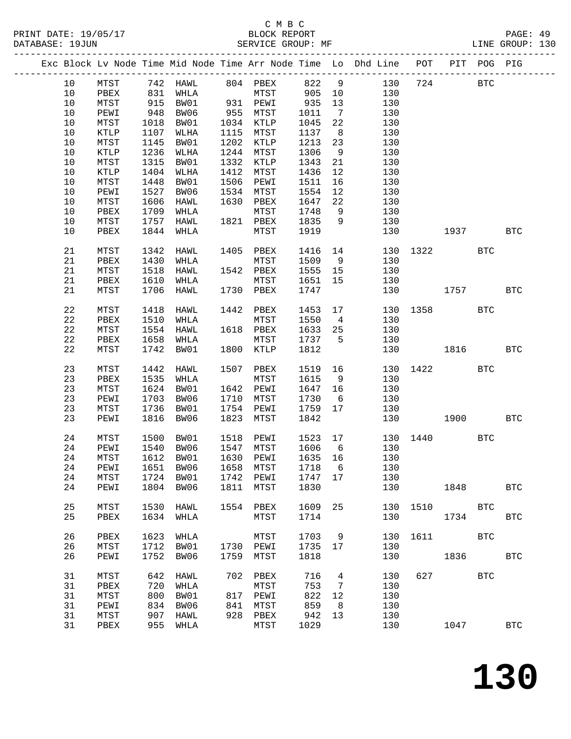C M B C

BLOCK REPORT

SERVICE GROUP: MF

PRINT DATE: 19/05/17
DATABASE: 19JUN

LINE GROUP: 130

| Exc | Block | Lv | Node | Time | Mid Node | Time | Arr Node | Time | Lo | Dhd Line | POT | PIT | POG | PIG |
|---|---|---|---|---|---|---|---|---|---|---|---|---|---|---|
| | 10 | | MTST | 742 | HAWL | 804 | PBEX | 822 | 9 | 130 | 724 | | BTC | |
| | 10 | | PBEX | 831 | WHLA | | MTST | 905 | 10 | 130 | | | | |
| | 10 | | MTST | 915 | BW01 | 931 | PEWI | 935 | 13 | 130 | | | | |
| | 10 | | PEWI | 948 | BW06 | 955 | MTST | 1011 | 7 | 130 | | | | |
| | 10 | | MTST | 1018 | BW01 | 1034 | KTLP | 1045 | 22 | 130 | | | | |
| | 10 | | KTLP | 1107 | WLHA | 1115 | MTST | 1137 | 8 | 130 | | | | |
| | 10 | | MTST | 1145 | BW01 | 1202 | KTLP | 1213 | 23 | 130 | | | | |
| | 10 | | KTLP | 1236 | WLHA | 1244 | MTST | 1306 | 9 | 130 | | | | |
| | 10 | | MTST | 1315 | BW01 | 1332 | KTLP | 1343 | 21 | 130 | | | | |
| | 10 | | KTLP | 1404 | WLHA | 1412 | MTST | 1436 | 12 | 130 | | | | |
| | 10 | | MTST | 1448 | BW01 | 1506 | PEWI | 1511 | 16 | 130 | | | | |
| | 10 | | PEWI | 1527 | BW06 | 1534 | MTST | 1554 | 12 | 130 | | | | |
| | 10 | | MTST | 1606 | HAWL | 1630 | PBEX | 1647 | 22 | 130 | | | | |
| | 10 | | PBEX | 1709 | WHLA | | MTST | 1748 | 9 | 130 | | | | |
| | 10 | | MTST | 1757 | HAWL | 1821 | PBEX | 1835 | 9 | 130 | | | | |
| | 10 | | PBEX | 1844 | WHLA | | MTST | 1919 | | 130 | | 1937 | | BTC |
| | 21 | | MTST | 1342 | HAWL | 1405 | PBEX | 1416 | 14 | 130 | 1322 | | BTC | |
| | 21 | | PBEX | 1430 | WHLA | | MTST | 1509 | 9 | 130 | | | | |
| | 21 | | MTST | 1518 | HAWL | 1542 | PBEX | 1555 | 15 | 130 | | | | |
| | 21 | | PBEX | 1610 | WHLA | | MTST | 1651 | 15 | 130 | | | | |
| | 21 | | MTST | 1706 | HAWL | 1730 | PBEX | 1747 | | 130 | | 1757 | | BTC |
| | 22 | | MTST | 1418 | HAWL | 1442 | PBEX | 1453 | 17 | 130 | 1358 | | BTC | |
| | 22 | | PBEX | 1510 | WHLA | | MTST | 1550 | 4 | 130 | | | | |
| | 22 | | MTST | 1554 | HAWL | 1618 | PBEX | 1633 | 25 | 130 | | | | |
| | 22 | | PBEX | 1658 | WHLA | | MTST | 1737 | 5 | 130 | | | | |
| | 22 | | MTST | 1742 | BW01 | 1800 | KTLP | 1812 | | 130 | | 1816 | | BTC |
| | 23 | | MTST | 1442 | HAWL | 1507 | PBEX | 1519 | 16 | 130 | 1422 | | BTC | |
| | 23 | | PBEX | 1535 | WHLA | | MTST | 1615 | 9 | 130 | | | | |
| | 23 | | MTST | 1624 | BW01 | 1642 | PEWI | 1647 | 16 | 130 | | | | |
| | 23 | | PEWI | 1703 | BW06 | 1710 | MTST | 1730 | 6 | 130 | | | | |
| | 23 | | MTST | 1736 | BW01 | 1754 | PEWI | 1759 | 17 | 130 | | | | |
| | 23 | | PEWI | 1816 | BW06 | 1823 | MTST | 1842 | | 130 | | 1900 | | BTC |
| | 24 | | MTST | 1500 | BW01 | 1518 | PEWI | 1523 | 17 | 130 | 1440 | | BTC | |
| | 24 | | PEWI | 1540 | BW06 | 1547 | MTST | 1606 | 6 | 130 | | | | |
| | 24 | | MTST | 1612 | BW01 | 1630 | PEWI | 1635 | 16 | 130 | | | | |
| | 24 | | PEWI | 1651 | BW06 | 1658 | MTST | 1718 | 6 | 130 | | | | |
| | 24 | | MTST | 1724 | BW01 | 1742 | PEWI | 1747 | 17 | 130 | | | | |
| | 24 | | PEWI | 1804 | BW06 | 1811 | MTST | 1830 | | 130 | | 1848 | | BTC |
| | 25 | | MTST | 1530 | HAWL | 1554 | PBEX | 1609 | 25 | 130 | 1510 | | BTC | |
| | 25 | | PBEX | 1634 | WHLA | | MTST | 1714 | | 130 | | 1734 | | BTC |
| | 26 | | PBEX | 1623 | WHLA | | MTST | 1703 | 9 | 130 | 1611 | | BTC | |
| | 26 | | MTST | 1712 | BW01 | 1730 | PEWI | 1735 | 17 | 130 | | | | |
| | 26 | | PEWI | 1752 | BW06 | 1759 | MTST | 1818 | | 130 | | 1836 | | BTC |
| | 31 | | MTST | 642 | HAWL | 702 | PBEX | 716 | 4 | 130 | 627 | | BTC | |
| | 31 | | PBEX | 720 | WHLA | | MTST | 753 | 7 | 130 | | | | |
| | 31 | | MTST | 800 | BW01 | 817 | PEWI | 822 | 12 | 130 | | | | |
| | 31 | | PEWI | 834 | BW06 | 841 | MTST | 859 | 8 | 130 | | | | |
| | 31 | | MTST | 907 | HAWL | 928 | PBEX | 942 | 13 | 130 | | | | |
| | 31 | | PBEX | 955 | WHLA | | MTST | 1029 | | 130 | | 1047 | | BTC |

130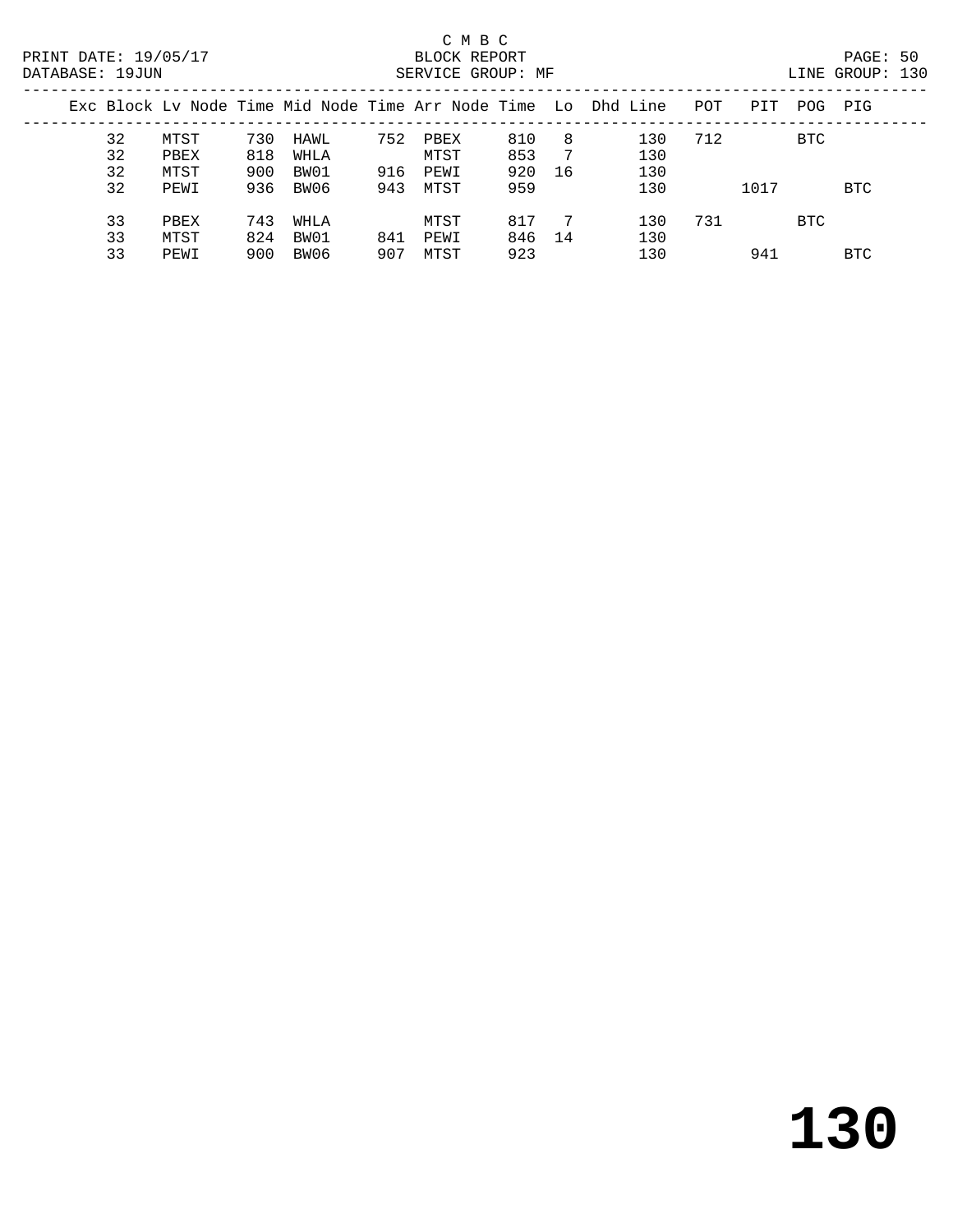C M B C
BLOCK REPORT
SERVICE GROUP: MF

PRINT DATE: 19/05/17
DATABASE: 19JUN

LINE GROUP: 130

| Exc | Block | Lv | Node | Time | Mid Node | Time | Arr Node | Time | Lo | Dhd | Line | POT | PIT | POG | PIG |
|---|---|---|---|---|---|---|---|---|---|---|---|---|---|---|---|
| | 32 | | MTST | 730 | HAWL | 752 | PBEX | 810 | 8 | | 130 | 712 | | BTC | |
| | 32 | | PBEX | 818 | WHLA | | MTST | 853 | 7 | | 130 | | | | |
| | 32 | | MTST | 900 | BW01 | 916 | PEWI | 920 | 16 | | 130 | | | | |
| | 32 | | PEWI | 936 | BW06 | 943 | MTST | 959 | | | 130 | | 1017 | | BTC |
| | 33 | | PBEX | 743 | WHLA | | MTST | 817 | 7 | | 130 | 731 | | BTC | |
| | 33 | | MTST | 824 | BW01 | 841 | PEWI | 846 | 14 | | 130 | | | | |
| | 33 | | PEWI | 900 | BW06 | 907 | MTST | 923 | | | 130 | | 941 | | BTC |

# 130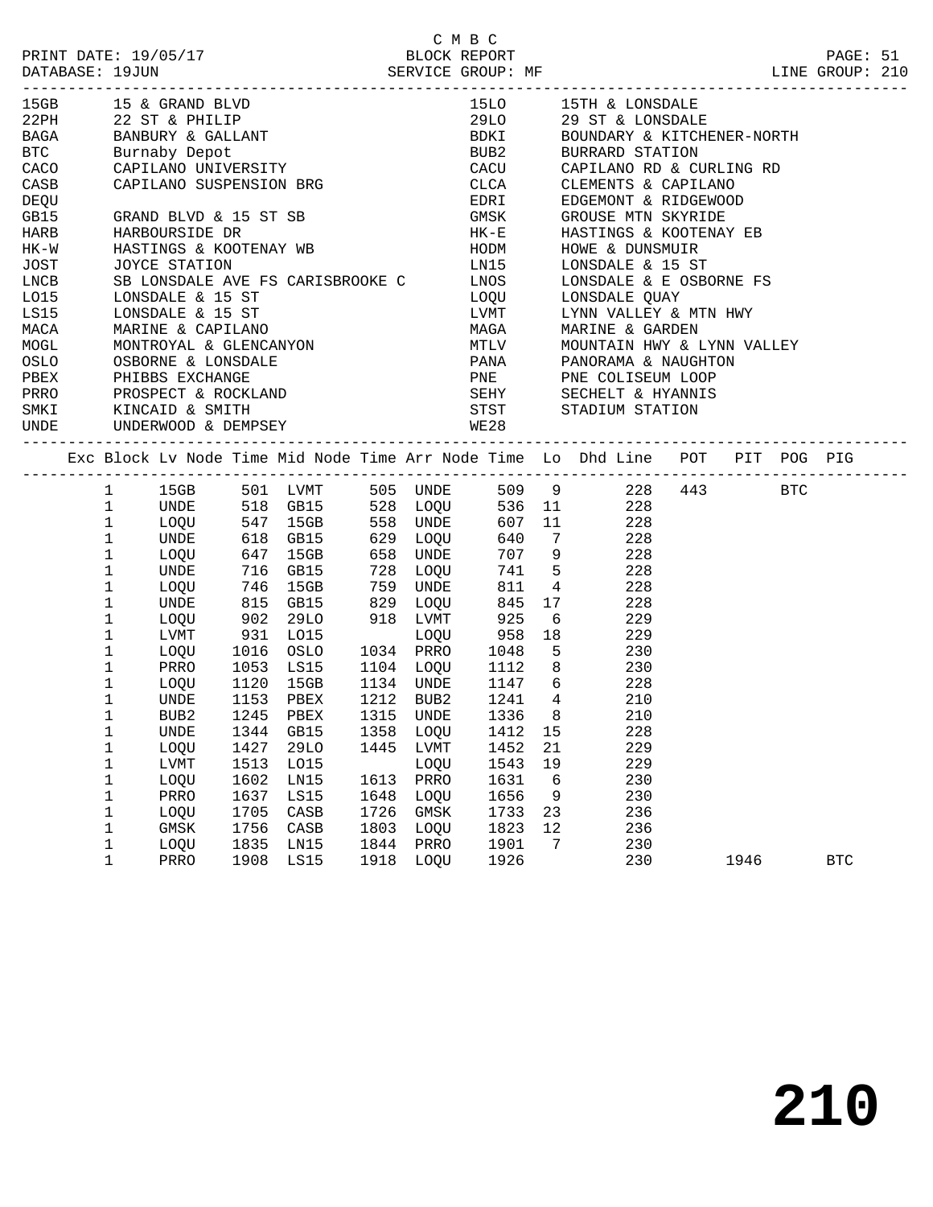C M B C

PRINT DATE: 19/05/17 BLOCK REPORT
DATABASE: 19JUN SERVICE GROUP: MF LINE GROUP: 210

| Code | Name | Code | Name |
|---|---|---|---|
| 15GB | 15 & GRAND BLVD | 15LO | 15TH & LONSDALE |
| 22PH | 22 ST & PHILIP | 29LO | 29 ST & LONSDALE |
| BAGA | BANBURY & GALLANT | BDKI | BOUNDARY & KITCHENER-NORTH |
| BTC | Burnaby Depot | BUB2 | BURRARD STATION |
| CACO | CAPILANO UNIVERSITY | CACU | CAPILANO RD & CURLING RD |
| CASB | CAPILANO SUSPENSION BRG | CLCA | CLEMENTS & CAPILANO |
| DEQU | | EDRI | EDGEMONT & RIDGEWOOD |
| GB15 | GRAND BLVD & 15 ST SB | GMSK | GROUSE MTN SKYRIDE |
| HARB | HARBOURSIDE DR | HK-E | HASTINGS & KOOTENAY EB |
| HK-W | HASTINGS & KOOTENAY WB | HODM | HOWE & DUNSMUIR |
| JOST | JOYCE STATION | LN15 | LONSDALE & 15 ST |
| LNCB | SB LONSDALE AVE FS CARISBROOKE C | LNOS | LONSDALE & E OSBORNE FS |
| LO15 | LONSDALE & 15 ST | LOQU | LONSDALE QUAY |
| LS15 | LONSDALE & 15 ST | LVMT | LYNN VALLEY & MTN HWY |
| MACA | MARINE & CAPILANO | MAGA | MARINE & GARDEN |
| MOGL | MONTROYAL & GLENCANYON | MTLV | MOUNTAIN HWY & LYNN VALLEY |
| OSLO | OSBORNE & LONSDALE | PANA | PANORAMA & NAUGHTON |
| PBEX | PHIBBS EXCHANGE | PNE | PNE COLISEUM LOOP |
| PRRO | PROSPECT & ROCKLAND | SEHY | SECHELT & HYANNIS |
| SMKI | KINCAID & SMITH | STST | STADIUM STATION |
| UNDE | UNDERWOOD & DEMPSEY | WE28 | |

| Exc | Block | Lv Node | Time | Mid Node | Time | Arr Node | Time | Lo | Dhd Line | POT | PIT | POG | PIG |
|---|---|---|---|---|---|---|---|---|---|---|---|---|---|
| | 1 | 15GB | 501 | LVMT | 505 | UNDE | 509 | 9 | 228 | 443 | | BTC | |
| | 1 | UNDE | 518 | GB15 | 528 | LOQU | 536 | 11 | 228 | | | | |
| | 1 | LOQU | 547 | 15GB | 558 | UNDE | 607 | 11 | 228 | | | | |
| | 1 | UNDE | 618 | GB15 | 629 | LOQU | 640 | 7 | 228 | | | | |
| | 1 | LOQU | 647 | 15GB | 658 | UNDE | 707 | 9 | 228 | | | | |
| | 1 | UNDE | 716 | GB15 | 728 | LOQU | 741 | 5 | 228 | | | | |
| | 1 | LOQU | 746 | 15GB | 759 | UNDE | 811 | 4 | 228 | | | | |
| | 1 | UNDE | 815 | GB15 | 829 | LOQU | 845 | 17 | 228 | | | | |
| | 1 | LOQU | 902 | 29LO | 918 | LVMT | 925 | 6 | 229 | | | | |
| | 1 | LVMT | 931 | LO15 | | LOQU | 958 | 18 | 229 | | | | |
| | 1 | LOQU | 1016 | OSLO | 1034 | PRRO | 1048 | 5 | 230 | | | | |
| | 1 | PRRO | 1053 | LS15 | 1104 | LOQU | 1112 | 8 | 230 | | | | |
| | 1 | LOQU | 1120 | 15GB | 1134 | UNDE | 1147 | 6 | 228 | | | | |
| | 1 | UNDE | 1153 | PBEX | 1212 | BUB2 | 1241 | 4 | 210 | | | | |
| | 1 | BUB2 | 1245 | PBEX | 1315 | UNDE | 1336 | 8 | 210 | | | | |
| | 1 | UNDE | 1344 | GB15 | 1358 | LOQU | 1412 | 15 | 228 | | | | |
| | 1 | LOQU | 1427 | 29LO | 1445 | LVMT | 1452 | 21 | 229 | | | | |
| | 1 | LVMT | 1513 | LO15 | | LOQU | 1543 | 19 | 229 | | | | |
| | 1 | LOQU | 1602 | LN15 | 1613 | PRRO | 1631 | 6 | 230 | | | | |
| | 1 | PRRO | 1637 | LS15 | 1648 | LOQU | 1656 | 9 | 230 | | | | |
| | 1 | LOQU | 1705 | CASB | 1726 | GMSK | 1733 | 23 | 236 | | | | |
| | 1 | GMSK | 1756 | CASB | 1803 | LOQU | 1823 | 12 | 236 | | | | |
| | 1 | LOQU | 1835 | LN15 | 1844 | PRRO | 1901 | 7 | 230 | | | | |
| | 1 | PRRO | 1908 | LS15 | 1918 | LOQU | 1926 | | 230 | | 1946 | | BTC |

# 210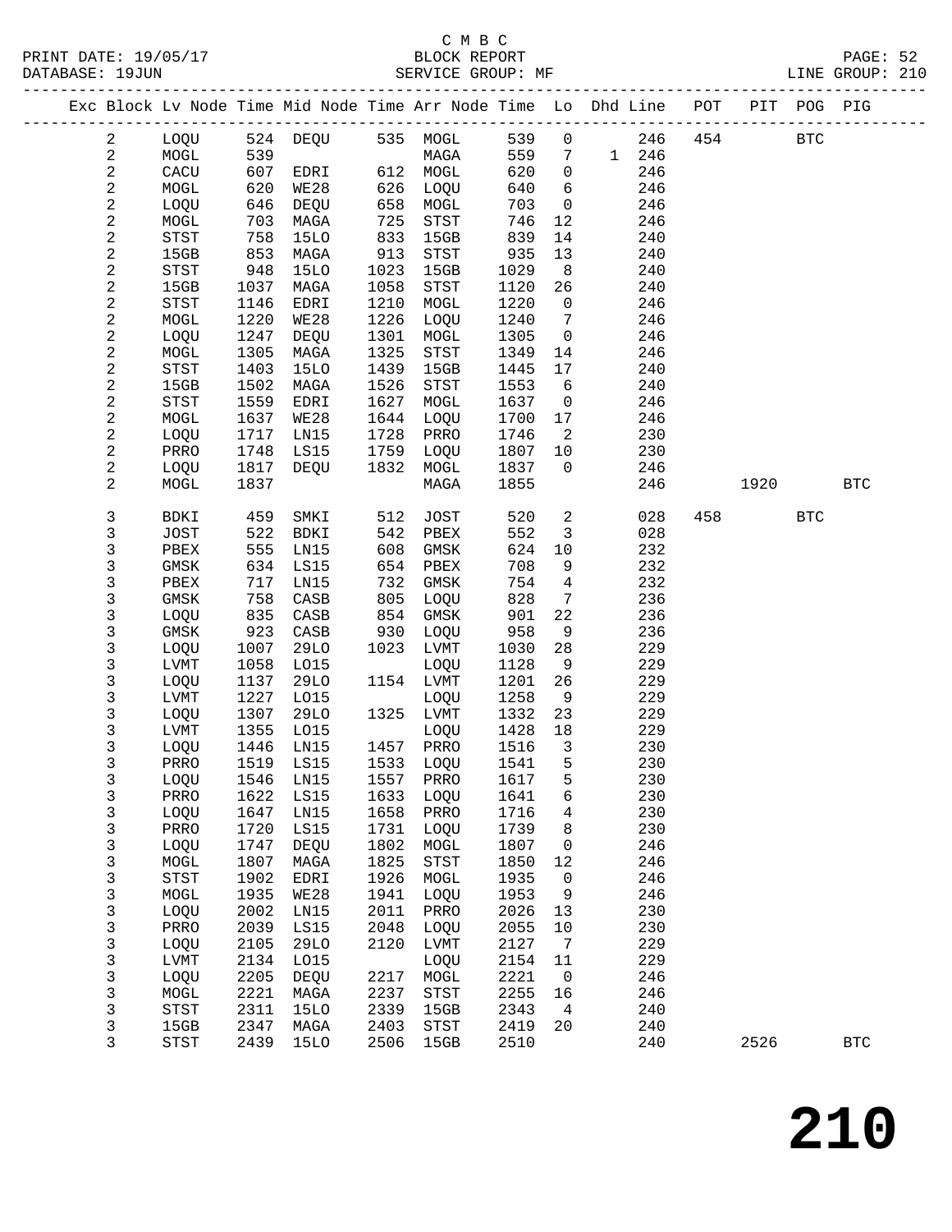C M B C
PRINT DATE: 19/05/17 BLOCK REPORT
DATABASE: 19JUN SERVICE GROUP: MF LINE GROUP: 210

| Exc | Block | Lv | Node | Time | Mid Node | Time | Arr Node | Time | Lo | Dhd | Line | POT | PIT | POG | PIG |
|---|---|---|---|---|---|---|---|---|---|---|---|---|---|---|---|
| | 2 | | LOQU | 524 | DEQU | 535 | MOGL | 539 | 0 | | 246 | 454 | | BTC | |
| | 2 | | MOGL | 539 | | | MAGA | 559 | 7 | 1 | 246 | | | | |
| | 2 | | CACU | 607 | EDRI | 612 | MOGL | 620 | 0 | | 246 | | | | |
| | 2 | | MOGL | 620 | WE28 | 626 | LOQU | 640 | 6 | | 246 | | | | |
| | 2 | | LOQU | 646 | DEQU | 658 | MOGL | 703 | 0 | | 246 | | | | |
| | 2 | | MOGL | 703 | MAGA | 725 | STST | 746 | 12 | | 246 | | | | |
| | 2 | | STST | 758 | 15LO | 833 | 15GB | 839 | 14 | | 240 | | | | |
| | 2 | | 15GB | 853 | MAGA | 913 | STST | 935 | 13 | | 240 | | | | |
| | 2 | | STST | 948 | 15LO | 1023 | 15GB | 1029 | 8 | | 240 | | | | |
| | 2 | | 15GB | 1037 | MAGA | 1058 | STST | 1120 | 26 | | 240 | | | | |
| | 2 | | STST | 1146 | EDRI | 1210 | MOGL | 1220 | 0 | | 246 | | | | |
| | 2 | | MOGL | 1220 | WE28 | 1226 | LOQU | 1240 | 7 | | 246 | | | | |
| | 2 | | LOQU | 1247 | DEQU | 1301 | MOGL | 1305 | 0 | | 246 | | | | |
| | 2 | | MOGL | 1305 | MAGA | 1325 | STST | 1349 | 14 | | 246 | | | | |
| | 2 | | STST | 1403 | 15LO | 1439 | 15GB | 1445 | 17 | | 240 | | | | |
| | 2 | | 15GB | 1502 | MAGA | 1526 | STST | 1553 | 6 | | 240 | | | | |
| | 2 | | STST | 1559 | EDRI | 1627 | MOGL | 1637 | 0 | | 246 | | | | |
| | 2 | | MOGL | 1637 | WE28 | 1644 | LOQU | 1700 | 17 | | 246 | | | | |
| | 2 | | LOQU | 1717 | LN15 | 1728 | PRRO | 1746 | 2 | | 230 | | | | |
| | 2 | | PRRO | 1748 | LS15 | 1759 | LOQU | 1807 | 10 | | 230 | | | | |
| | 2 | | LOQU | 1817 | DEQU | 1832 | MOGL | 1837 | 0 | | 246 | | | | |
| | 2 | | MOGL | 1837 | | | MAGA | 1855 | | | 246 | | 1920 | | BTC |
| | 3 | | BDKI | 459 | SMKI | 512 | JOST | 520 | 2 | | 028 | 458 | | BTC | |
| | 3 | | JOST | 522 | BDKI | 542 | PBEX | 552 | 3 | | 028 | | | | |
| | 3 | | PBEX | 555 | LN15 | 608 | GMSK | 624 | 10 | | 232 | | | | |
| | 3 | | GMSK | 634 | LS15 | 654 | PBEX | 708 | 9 | | 232 | | | | |
| | 3 | | PBEX | 717 | LN15 | 732 | GMSK | 754 | 4 | | 232 | | | | |
| | 3 | | GMSK | 758 | CASB | 805 | LOQU | 828 | 7 | | 236 | | | | |
| | 3 | | LOQU | 835 | CASB | 854 | GMSK | 901 | 22 | | 236 | | | | |
| | 3 | | GMSK | 923 | CASB | 930 | LOQU | 958 | 9 | | 236 | | | | |
| | 3 | | LOQU | 1007 | 29LO | 1023 | LVMT | 1030 | 28 | | 229 | | | | |
| | 3 | | LVMT | 1058 | LO15 | | LOQU | 1128 | 9 | | 229 | | | | |
| | 3 | | LOQU | 1137 | 29LO | 1154 | LVMT | 1201 | 26 | | 229 | | | | |
| | 3 | | LVMT | 1227 | LO15 | | LOQU | 1258 | 9 | | 229 | | | | |
| | 3 | | LOQU | 1307 | 29LO | 1325 | LVMT | 1332 | 23 | | 229 | | | | |
| | 3 | | LVMT | 1355 | LO15 | | LOQU | 1428 | 18 | | 229 | | | | |
| | 3 | | LOQU | 1446 | LN15 | 1457 | PRRO | 1516 | 3 | | 230 | | | | |
| | 3 | | PRRO | 1519 | LS15 | 1533 | LOQU | 1541 | 5 | | 230 | | | | |
| | 3 | | LOQU | 1546 | LN15 | 1557 | PRRO | 1617 | 5 | | 230 | | | | |
| | 3 | | PRRO | 1622 | LS15 | 1633 | LOQU | 1641 | 6 | | 230 | | | | |
| | 3 | | LOQU | 1647 | LN15 | 1658 | PRRO | 1716 | 4 | | 230 | | | | |
| | 3 | | PRRO | 1720 | LS15 | 1731 | LOQU | 1739 | 8 | | 230 | | | | |
| | 3 | | LOQU | 1747 | DEQU | 1802 | MOGL | 1807 | 0 | | 246 | | | | |
| | 3 | | MOGL | 1807 | MAGA | 1825 | STST | 1850 | 12 | | 246 | | | | |
| | 3 | | STST | 1902 | EDRI | 1926 | MOGL | 1935 | 0 | | 246 | | | | |
| | 3 | | MOGL | 1935 | WE28 | 1941 | LOQU | 1953 | 9 | | 246 | | | | |
| | 3 | | LOQU | 2002 | LN15 | 2011 | PRRO | 2026 | 13 | | 230 | | | | |
| | 3 | | PRRO | 2039 | LS15 | 2048 | LOQU | 2055 | 10 | | 230 | | | | |
| | 3 | | LOQU | 2105 | 29LO | 2120 | LVMT | 2127 | 7 | | 229 | | | | |
| | 3 | | LVMT | 2134 | LO15 | | LOQU | 2154 | 11 | | 229 | | | | |
| | 3 | | LOQU | 2205 | DEQU | 2217 | MOGL | 2221 | 0 | | 246 | | | | |
| | 3 | | MOGL | 2221 | MAGA | 2237 | STST | 2255 | 16 | | 246 | | | | |
| | 3 | | STST | 2311 | 15LO | 2339 | 15GB | 2343 | 4 | | 240 | | | | |
| | 3 | | 15GB | 2347 | MAGA | 2403 | STST | 2419 | 20 | | 240 | | | | |
| | 3 | | STST | 2439 | 15LO | 2506 | 15GB | 2510 | | | 240 | | 2526 | | BTC |

# 210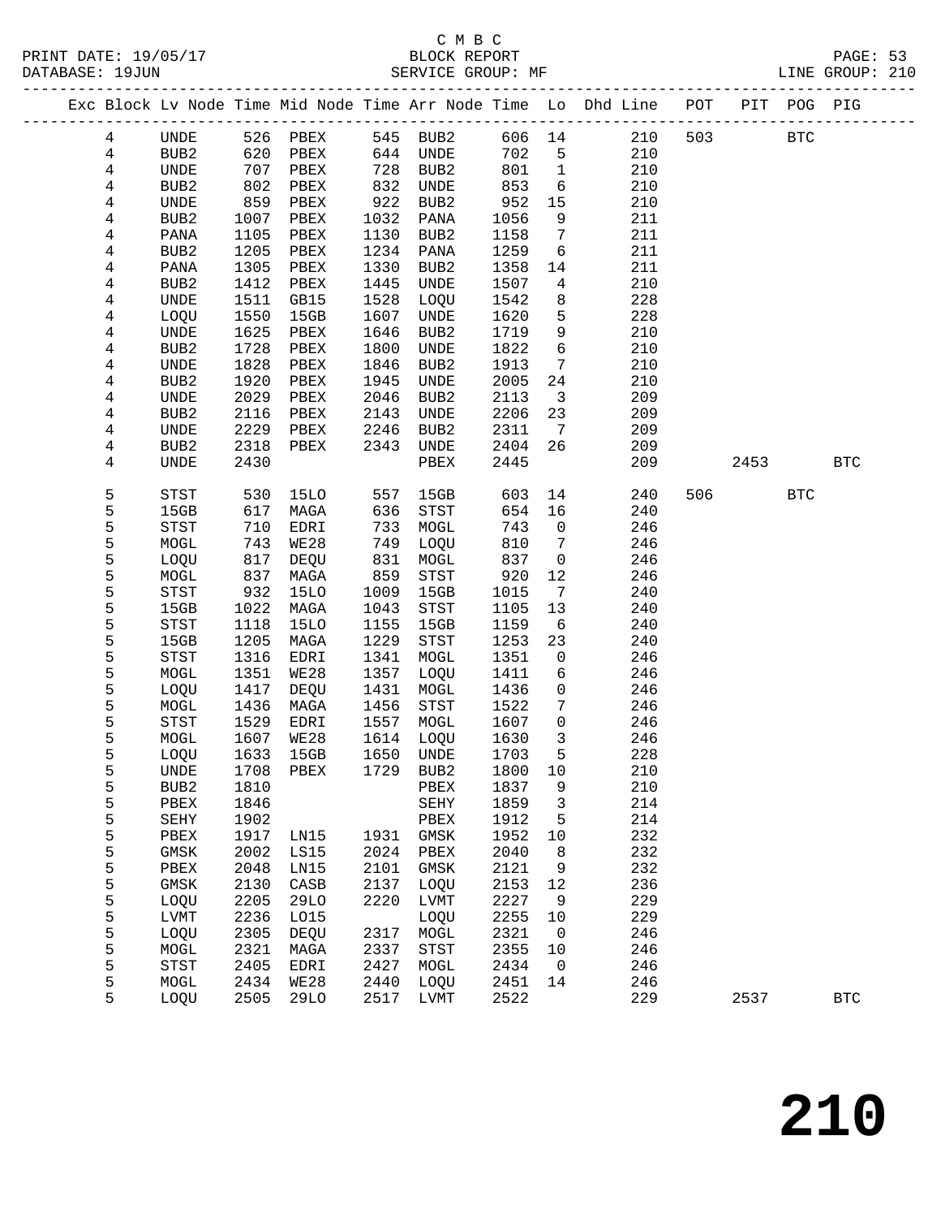C M B C
BLOCK REPORT
SERVICE GROUP: MF

PRINT DATE: 19/05/17
DATABASE: 19JUN
LINE GROUP: 210

| Exc | Block | Lv | Node | Time | Mid Node | Time | Arr Node | Time | Lo | Dhd Line | POT | PIT | POG | PIG |
|---|---|---|---|---|---|---|---|---|---|---|---|---|---|---|
| | 4 | | UNDE | 526 | PBEX | 545 | BUB2 | 606 | 14 | 210 | 503 | | BTC | |
| | 4 | | BUB2 | 620 | PBEX | 644 | UNDE | 702 | 5 | 210 | | | | |
| | 4 | | UNDE | 707 | PBEX | 728 | BUB2 | 801 | 1 | 210 | | | | |
| | 4 | | BUB2 | 802 | PBEX | 832 | UNDE | 853 | 6 | 210 | | | | |
| | 4 | | UNDE | 859 | PBEX | 922 | BUB2 | 952 | 15 | 210 | | | | |
| | 4 | | BUB2 | 1007 | PBEX | 1032 | PANA | 1056 | 9 | 211 | | | | |
| | 4 | | PANA | 1105 | PBEX | 1130 | BUB2 | 1158 | 7 | 211 | | | | |
| | 4 | | BUB2 | 1205 | PBEX | 1234 | PANA | 1259 | 6 | 211 | | | | |
| | 4 | | PANA | 1305 | PBEX | 1330 | BUB2 | 1358 | 14 | 211 | | | | |
| | 4 | | BUB2 | 1412 | PBEX | 1445 | UNDE | 1507 | 4 | 210 | | | | |
| | 4 | | UNDE | 1511 | GB15 | 1528 | LOQU | 1542 | 8 | 228 | | | | |
| | 4 | | LOQU | 1550 | 15GB | 1607 | UNDE | 1620 | 5 | 228 | | | | |
| | 4 | | UNDE | 1625 | PBEX | 1646 | BUB2 | 1719 | 9 | 210 | | | | |
| | 4 | | BUB2 | 1728 | PBEX | 1800 | UNDE | 1822 | 6 | 210 | | | | |
| | 4 | | UNDE | 1828 | PBEX | 1846 | BUB2 | 1913 | 7 | 210 | | | | |
| | 4 | | BUB2 | 1920 | PBEX | 1945 | UNDE | 2005 | 24 | 210 | | | | |
| | 4 | | UNDE | 2029 | PBEX | 2046 | BUB2 | 2113 | 3 | 209 | | | | |
| | 4 | | BUB2 | 2116 | PBEX | 2143 | UNDE | 2206 | 23 | 209 | | | | |
| | 4 | | UNDE | 2229 | PBEX | 2246 | BUB2 | 2311 | 7 | 209 | | | | |
| | 4 | | BUB2 | 2318 | PBEX | 2343 | UNDE | 2404 | 26 | 209 | | | | |
| | 4 | | UNDE | 2430 | | | PBEX | 2445 | | 209 | | 2453 | | BTC |
| | 5 | | STST | 530 | 15LO | 557 | 15GB | 603 | 14 | 240 | 506 | | BTC | |
| | 5 | | 15GB | 617 | MAGA | 636 | STST | 654 | 16 | 240 | | | | |
| | 5 | | STST | 710 | EDRI | 733 | MOGL | 743 | 0 | 246 | | | | |
| | 5 | | MOGL | 743 | WE28 | 749 | LOQU | 810 | 7 | 246 | | | | |
| | 5 | | LOQU | 817 | DEQU | 831 | MOGL | 837 | 0 | 246 | | | | |
| | 5 | | MOGL | 837 | MAGA | 859 | STST | 920 | 12 | 246 | | | | |
| | 5 | | STST | 932 | 15LO | 1009 | 15GB | 1015 | 7 | 240 | | | | |
| | 5 | | 15GB | 1022 | MAGA | 1043 | STST | 1105 | 13 | 240 | | | | |
| | 5 | | STST | 1118 | 15LO | 1155 | 15GB | 1159 | 6 | 240 | | | | |
| | 5 | | 15GB | 1205 | MAGA | 1229 | STST | 1253 | 23 | 240 | | | | |
| | 5 | | STST | 1316 | EDRI | 1341 | MOGL | 1351 | 0 | 246 | | | | |
| | 5 | | MOGL | 1351 | WE28 | 1357 | LOQU | 1411 | 6 | 246 | | | | |
| | 5 | | LOQU | 1417 | DEQU | 1431 | MOGL | 1436 | 0 | 246 | | | | |
| | 5 | | MOGL | 1436 | MAGA | 1456 | STST | 1522 | 7 | 246 | | | | |
| | 5 | | STST | 1529 | EDRI | 1557 | MOGL | 1607 | 0 | 246 | | | | |
| | 5 | | MOGL | 1607 | WE28 | 1614 | LOQU | 1630 | 3 | 246 | | | | |
| | 5 | | LOQU | 1633 | 15GB | 1650 | UNDE | 1703 | 5 | 228 | | | | |
| | 5 | | UNDE | 1708 | PBEX | 1729 | BUB2 | 1800 | 10 | 210 | | | | |
| | 5 | | BUB2 | 1810 | | | PBEX | 1837 | 9 | 210 | | | | |
| | 5 | | PBEX | 1846 | | | SEHY | 1859 | 3 | 214 | | | | |
| | 5 | | SEHY | 1902 | | | PBEX | 1912 | 5 | 214 | | | | |
| | 5 | | PBEX | 1917 | LN15 | 1931 | GMSK | 1952 | 10 | 232 | | | | |
| | 5 | | GMSK | 2002 | LS15 | 2024 | PBEX | 2040 | 8 | 232 | | | | |
| | 5 | | PBEX | 2048 | LN15 | 2101 | GMSK | 2121 | 9 | 232 | | | | |
| | 5 | | GMSK | 2130 | CASB | 2137 | LOQU | 2153 | 12 | 236 | | | | |
| | 5 | | LOQU | 2205 | 29LO | 2220 | LVMT | 2227 | 9 | 229 | | | | |
| | 5 | | LVMT | 2236 | LO15 | | LOQU | 2255 | 10 | 229 | | | | |
| | 5 | | LOQU | 2305 | DEQU | 2317 | MOGL | 2321 | 0 | 246 | | | | |
| | 5 | | MOGL | 2321 | MAGA | 2337 | STST | 2355 | 10 | 246 | | | | |
| | 5 | | STST | 2405 | EDRI | 2427 | MOGL | 2434 | 0 | 246 | | | | |
| | 5 | | MOGL | 2434 | WE28 | 2440 | LOQU | 2451 | 14 | 246 | | | | |
| | 5 | | LOQU | 2505 | 29LO | 2517 | LVMT | 2522 | | 229 | | 2537 | | BTC |

210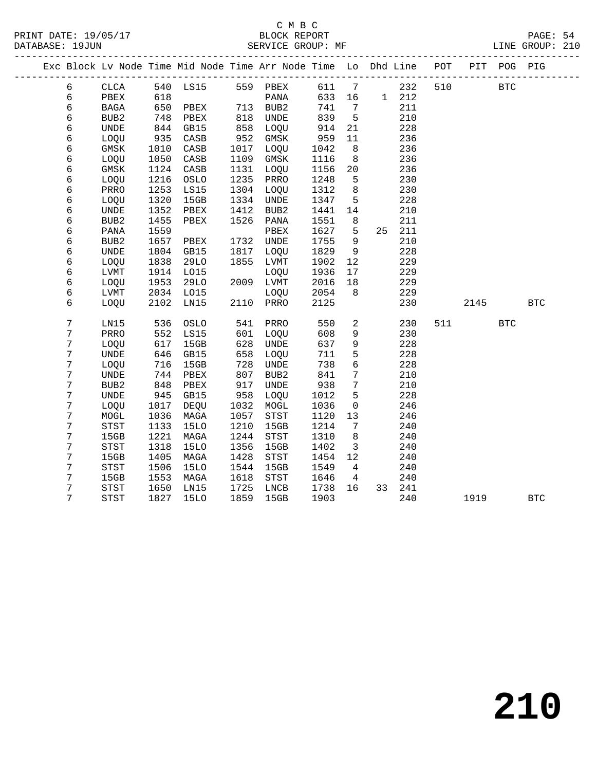C M B C
PRINT DATE: 19/05/17 BLOCK REPORT
DATABASE: 19JUN SERVICE GROUP: MF LINE GROUP: 210

| Exc | Block | Lv Node | Time | Mid Node | Time | Arr Node | Time | Lo | Dhd | Line | POT | PIT | POG | PIG |
|---|---|---|---|---|---|---|---|---|---|---|---|---|---|---|
| | 6 | CLCA | 540 | LS15 | 559 | PBEX | 611 | 7 | | 232 | 510 | | BTC | |
| | 6 | PBEX | 618 | | | PANA | 633 | 16 | 1 | 212 | | | | |
| | 6 | BAGA | 650 | PBEX | 713 | BUB2 | 741 | 7 | | 211 | | | | |
| | 6 | BUB2 | 748 | PBEX | 818 | UNDE | 839 | 5 | | 210 | | | | |
| | 6 | UNDE | 844 | GB15 | 858 | LOQU | 914 | 21 | | 228 | | | | |
| | 6 | LOQU | 935 | CASB | 952 | GMSK | 959 | 11 | | 236 | | | | |
| | 6 | GMSK | 1010 | CASB | 1017 | LOQU | 1042 | 8 | | 236 | | | | |
| | 6 | LOQU | 1050 | CASB | 1109 | GMSK | 1116 | 8 | | 236 | | | | |
| | 6 | GMSK | 1124 | CASB | 1131 | LOQU | 1156 | 20 | | 236 | | | | |
| | 6 | LOQU | 1216 | OSLO | 1235 | PRRO | 1248 | 5 | | 230 | | | | |
| | 6 | PRRO | 1253 | LS15 | 1304 | LOQU | 1312 | 8 | | 230 | | | | |
| | 6 | LOQU | 1320 | 15GB | 1334 | UNDE | 1347 | 5 | | 228 | | | | |
| | 6 | UNDE | 1352 | PBEX | 1412 | BUB2 | 1441 | 14 | | 210 | | | | |
| | 6 | BUB2 | 1455 | PBEX | 1526 | PANA | 1551 | 8 | | 211 | | | | |
| | 6 | PANA | 1559 | | | PBEX | 1627 | 5 | 25 | 211 | | | | |
| | 6 | BUB2 | 1657 | PBEX | 1732 | UNDE | 1755 | 9 | | 210 | | | | |
| | 6 | UNDE | 1804 | GB15 | 1817 | LOQU | 1829 | 9 | | 228 | | | | |
| | 6 | LOQU | 1838 | 29LO | 1855 | LVMT | 1902 | 12 | | 229 | | | | |
| | 6 | LVMT | 1914 | LO15 | | LOQU | 1936 | 17 | | 229 | | | | |
| | 6 | LOQU | 1953 | 29LO | 2009 | LVMT | 2016 | 18 | | 229 | | | | |
| | 6 | LVMT | 2034 | LO15 | | LOQU | 2054 | 8 | | 229 | | | | |
| | 6 | LOQU | 2102 | LN15 | 2110 | PRRO | 2125 | | | 230 | | 2145 | | BTC |
| | 7 | LN15 | 536 | OSLO | 541 | PRRO | 550 | 2 | | 230 | 511 | | BTC | |
| | 7 | PRRO | 552 | LS15 | 601 | LOQU | 608 | 9 | | 230 | | | | |
| | 7 | LOQU | 617 | 15GB | 628 | UNDE | 637 | 9 | | 228 | | | | |
| | 7 | UNDE | 646 | GB15 | 658 | LOQU | 711 | 5 | | 228 | | | | |
| | 7 | LOQU | 716 | 15GB | 728 | UNDE | 738 | 6 | | 228 | | | | |
| | 7 | UNDE | 744 | PBEX | 807 | BUB2 | 841 | 7 | | 210 | | | | |
| | 7 | BUB2 | 848 | PBEX | 917 | UNDE | 938 | 7 | | 210 | | | | |
| | 7 | UNDE | 945 | GB15 | 958 | LOQU | 1012 | 5 | | 228 | | | | |
| | 7 | LOQU | 1017 | DEQU | 1032 | MOGL | 1036 | 0 | | 246 | | | | |
| | 7 | MOGL | 1036 | MAGA | 1057 | STST | 1120 | 13 | | 246 | | | | |
| | 7 | STST | 1133 | 15LO | 1210 | 15GB | 1214 | 7 | | 240 | | | | |
| | 7 | 15GB | 1221 | MAGA | 1244 | STST | 1310 | 8 | | 240 | | | | |
| | 7 | STST | 1318 | 15LO | 1356 | 15GB | 1402 | 3 | | 240 | | | | |
| | 7 | 15GB | 1405 | MAGA | 1428 | STST | 1454 | 12 | | 240 | | | | |
| | 7 | STST | 1506 | 15LO | 1544 | 15GB | 1549 | 4 | | 240 | | | | |
| | 7 | 15GB | 1553 | MAGA | 1618 | STST | 1646 | 4 | | 240 | | | | |
| | 7 | STST | 1650 | LN15 | 1725 | LNCB | 1738 | 16 | 33 | 241 | | | | |
| | 7 | STST | 1827 | 15LO | 1859 | 15GB | 1903 | | | 240 | | 1919 | | BTC |

210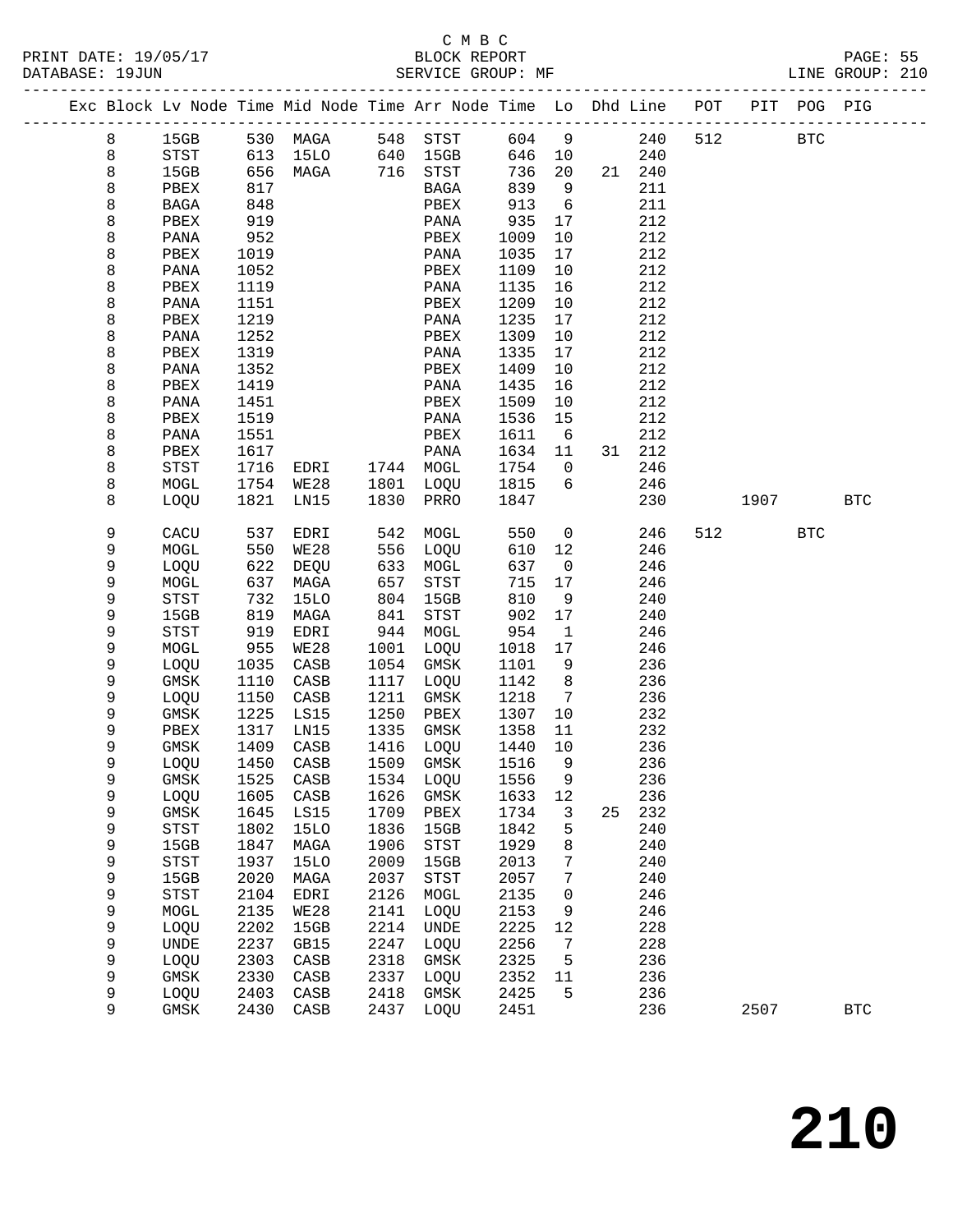C M B C
BLOCK REPORT
SERVICE GROUP: MF

PRINT DATE: 19/05/17
DATABASE: 19JUN

LINE GROUP: 210

| Exc | Block | Lv Node | Time | Mid Node | Time | Arr Node | Time | Lo | Dhd | Line | POT | PIT | POG | PIG |
|---|---|---|---|---|---|---|---|---|---|---|---|---|---|---|
| | 8 | 15GB | 530 | MAGA | 548 | STST | 604 | 9 | | 240 | 512 | | BTC | |
| | 8 | STST | 613 | 15LO | 640 | 15GB | 646 | 10 | | 240 | | | | |
| | 8 | 15GB | 656 | MAGA | 716 | STST | 736 | 20 | 21 | 240 | | | | |
| | 8 | PBEX | 817 | | | BAGA | 839 | 9 | | 211 | | | | |
| | 8 | BAGA | 848 | | | PBEX | 913 | 6 | | 211 | | | | |
| | 8 | PBEX | 919 | | | PANA | 935 | 17 | | 212 | | | | |
| | 8 | PANA | 952 | | | PBEX | 1009 | 10 | | 212 | | | | |
| | 8 | PBEX | 1019 | | | PANA | 1035 | 17 | | 212 | | | | |
| | 8 | PANA | 1052 | | | PBEX | 1109 | 10 | | 212 | | | | |
| | 8 | PBEX | 1119 | | | PANA | 1135 | 16 | | 212 | | | | |
| | 8 | PANA | 1151 | | | PBEX | 1209 | 10 | | 212 | | | | |
| | 8 | PBEX | 1219 | | | PANA | 1235 | 17 | | 212 | | | | |
| | 8 | PANA | 1252 | | | PBEX | 1309 | 10 | | 212 | | | | |
| | 8 | PBEX | 1319 | | | PANA | 1335 | 17 | | 212 | | | | |
| | 8 | PANA | 1352 | | | PBEX | 1409 | 10 | | 212 | | | | |
| | 8 | PBEX | 1419 | | | PANA | 1435 | 16 | | 212 | | | | |
| | 8 | PANA | 1451 | | | PBEX | 1509 | 10 | | 212 | | | | |
| | 8 | PBEX | 1519 | | | PANA | 1536 | 15 | | 212 | | | | |
| | 8 | PANA | 1551 | | | PBEX | 1611 | 6 | | 212 | | | | |
| | 8 | PBEX | 1617 | | | PANA | 1634 | 11 | 31 | 212 | | | | |
| | 8 | STST | 1716 | EDRI | 1744 | MOGL | 1754 | 0 | | 246 | | | | |
| | 8 | MOGL | 1754 | WE28 | 1801 | LOQU | 1815 | 6 | | 246 | | | | |
| | 8 | LOQU | 1821 | LN15 | 1830 | PRRO | 1847 | | | 230 | | 1907 | | BTC |
| | 9 | CACU | 537 | EDRI | 542 | MOGL | 550 | 0 | | 246 | 512 | | BTC | |
| | 9 | MOGL | 550 | WE28 | 556 | LOQU | 610 | 12 | | 246 | | | | |
| | 9 | LOQU | 622 | DEQU | 633 | MOGL | 637 | 0 | | 246 | | | | |
| | 9 | MOGL | 637 | MAGA | 657 | STST | 715 | 17 | | 246 | | | | |
| | 9 | STST | 732 | 15LO | 804 | 15GB | 810 | 9 | | 240 | | | | |
| | 9 | 15GB | 819 | MAGA | 841 | STST | 902 | 17 | | 240 | | | | |
| | 9 | STST | 919 | EDRI | 944 | MOGL | 954 | 1 | | 246 | | | | |
| | 9 | MOGL | 955 | WE28 | 1001 | LOQU | 1018 | 17 | | 246 | | | | |
| | 9 | LOQU | 1035 | CASB | 1054 | GMSK | 1101 | 9 | | 236 | | | | |
| | 9 | GMSK | 1110 | CASB | 1117 | LOQU | 1142 | 8 | | 236 | | | | |
| | 9 | LOQU | 1150 | CASB | 1211 | GMSK | 1218 | 7 | | 236 | | | | |
| | 9 | GMSK | 1225 | LS15 | 1250 | PBEX | 1307 | 10 | | 232 | | | | |
| | 9 | PBEX | 1317 | LN15 | 1335 | GMSK | 1358 | 11 | | 232 | | | | |
| | 9 | GMSK | 1409 | CASB | 1416 | LOQU | 1440 | 10 | | 236 | | | | |
| | 9 | LOQU | 1450 | CASB | 1509 | GMSK | 1516 | 9 | | 236 | | | | |
| | 9 | GMSK | 1525 | CASB | 1534 | LOQU | 1556 | 9 | | 236 | | | | |
| | 9 | LOQU | 1605 | CASB | 1626 | GMSK | 1633 | 12 | | 236 | | | | |
| | 9 | GMSK | 1645 | LS15 | 1709 | PBEX | 1734 | 3 | 25 | 232 | | | | |
| | 9 | STST | 1802 | 15LO | 1836 | 15GB | 1842 | 5 | | 240 | | | | |
| | 9 | 15GB | 1847 | MAGA | 1906 | STST | 1929 | 8 | | 240 | | | | |
| | 9 | STST | 1937 | 15LO | 2009 | 15GB | 2013 | 7 | | 240 | | | | |
| | 9 | 15GB | 2020 | MAGA | 2037 | STST | 2057 | 7 | | 240 | | | | |
| | 9 | STST | 2104 | EDRI | 2126 | MOGL | 2135 | 0 | | 246 | | | | |
| | 9 | MOGL | 2135 | WE28 | 2141 | LOQU | 2153 | 9 | | 246 | | | | |
| | 9 | LOQU | 2202 | 15GB | 2214 | UNDE | 2225 | 12 | | 228 | | | | |
| | 9 | UNDE | 2237 | GB15 | 2247 | LOQU | 2256 | 7 | | 228 | | | | |
| | 9 | LOQU | 2303 | CASB | 2318 | GMSK | 2325 | 5 | | 236 | | | | |
| | 9 | GMSK | 2330 | CASB | 2337 | LOQU | 2352 | 11 | | 236 | | | | |
| | 9 | LOQU | 2403 | CASB | 2418 | GMSK | 2425 | 5 | | 236 | | | | |
| | 9 | GMSK | 2430 | CASB | 2437 | LOQU | 2451 | | | 236 | | 2507 | | BTC |

210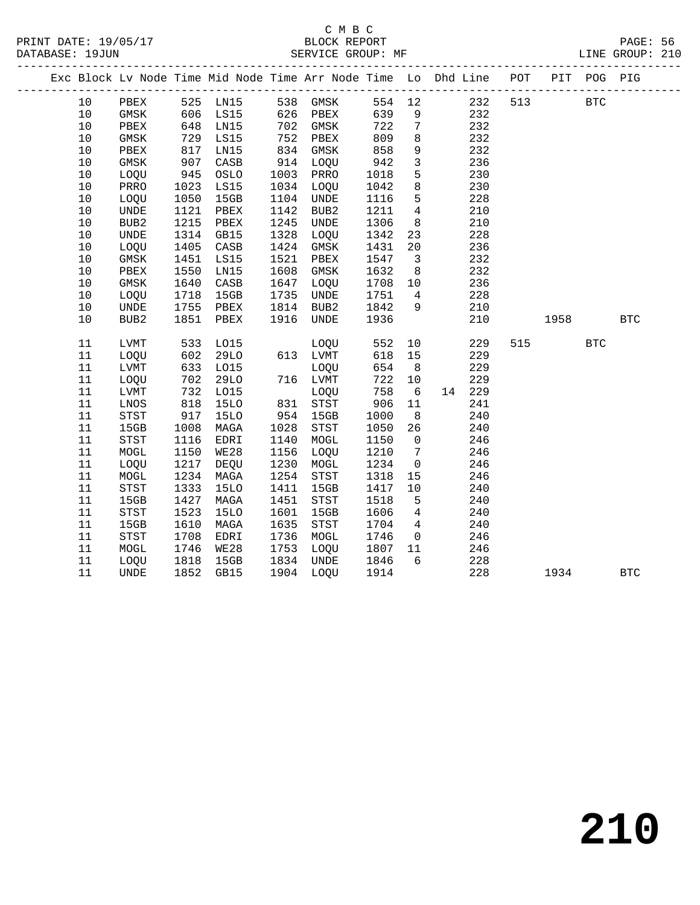C M B C

BLOCK REPORT

SERVICE GROUP: MF

| Exc | Block | Lv | Node | Time | Mid Node | Time | Arr Node | Time | Lo | Dhd | Line | POT | PIT | POG | PIG |
|---|---|---|---|---|---|---|---|---|---|---|---|---|---|---|---|
| | 10 | | PBEX | 525 | LN15 | 538 | GMSK | 554 | 12 | | 232 | 513 | | BTC | |
| | 10 | | GMSK | 606 | LS15 | 626 | PBEX | 639 | 9 | | 232 | | | | |
| | 10 | | PBEX | 648 | LN15 | 702 | GMSK | 722 | 7 | | 232 | | | | |
| | 10 | | GMSK | 729 | LS15 | 752 | PBEX | 809 | 8 | | 232 | | | | |
| | 10 | | PBEX | 817 | LN15 | 834 | GMSK | 858 | 9 | | 232 | | | | |
| | 10 | | GMSK | 907 | CASB | 914 | LOQU | 942 | 3 | | 236 | | | | |
| | 10 | | LOQU | 945 | OSLO | 1003 | PRRO | 1018 | 5 | | 230 | | | | |
| | 10 | | PRRO | 1023 | LS15 | 1034 | LOQU | 1042 | 8 | | 230 | | | | |
| | 10 | | LOQU | 1050 | 15GB | 1104 | UNDE | 1116 | 5 | | 228 | | | | |
| | 10 | | UNDE | 1121 | PBEX | 1142 | BUB2 | 1211 | 4 | | 210 | | | | |
| | 10 | | BUB2 | 1215 | PBEX | 1245 | UNDE | 1306 | 8 | | 210 | | | | |
| | 10 | | UNDE | 1314 | GB15 | 1328 | LOQU | 1342 | 23 | | 228 | | | | |
| | 10 | | LOQU | 1405 | CASB | 1424 | GMSK | 1431 | 20 | | 236 | | | | |
| | 10 | | GMSK | 1451 | LS15 | 1521 | PBEX | 1547 | 3 | | 232 | | | | |
| | 10 | | PBEX | 1550 | LN15 | 1608 | GMSK | 1632 | 8 | | 232 | | | | |
| | 10 | | GMSK | 1640 | CASB | 1647 | LOQU | 1708 | 10 | | 236 | | | | |
| | 10 | | LOQU | 1718 | 15GB | 1735 | UNDE | 1751 | 4 | | 228 | | | | |
| | 10 | | UNDE | 1755 | PBEX | 1814 | BUB2 | 1842 | 9 | | 210 | | | | |
| | 10 | | BUB2 | 1851 | PBEX | 1916 | UNDE | 1936 | | | 210 | | 1958 | | BTC |
| | 11 | | LVMT | 533 | LO15 | | LOQU | 552 | 10 | | 229 | 515 | | BTC | |
| | 11 | | LOQU | 602 | 29LO | 613 | LVMT | 618 | 15 | | 229 | | | | |
| | 11 | | LVMT | 633 | LO15 | | LOQU | 654 | 8 | | 229 | | | | |
| | 11 | | LOQU | 702 | 29LO | 716 | LVMT | 722 | 10 | | 229 | | | | |
| | 11 | | LVMT | 732 | LO15 | | LOQU | 758 | 6 | 14 | 229 | | | | |
| | 11 | | LNOS | 818 | 15LO | 831 | STST | 906 | 11 | | 241 | | | | |
| | 11 | | STST | 917 | 15LO | 954 | 15GB | 1000 | 8 | | 240 | | | | |
| | 11 | | 15GB | 1008 | MAGA | 1028 | STST | 1050 | 26 | | 240 | | | | |
| | 11 | | STST | 1116 | EDRI | 1140 | MOGL | 1150 | 0 | | 246 | | | | |
| | 11 | | MOGL | 1150 | WE28 | 1156 | LOQU | 1210 | 7 | | 246 | | | | |
| | 11 | | LOQU | 1217 | DEQU | 1230 | MOGL | 1234 | 0 | | 246 | | | | |
| | 11 | | MOGL | 1234 | MAGA | 1254 | STST | 1318 | 15 | | 246 | | | | |
| | 11 | | STST | 1333 | 15LO | 1411 | 15GB | 1417 | 10 | | 240 | | | | |
| | 11 | | 15GB | 1427 | MAGA | 1451 | STST | 1518 | 5 | | 240 | | | | |
| | 11 | | STST | 1523 | 15LO | 1601 | 15GB | 1606 | 4 | | 240 | | | | |
| | 11 | | 15GB | 1610 | MAGA | 1635 | STST | 1704 | 4 | | 240 | | | | |
| | 11 | | STST | 1708 | EDRI | 1736 | MOGL | 1746 | 0 | | 246 | | | | |
| | 11 | | MOGL | 1746 | WE28 | 1753 | LOQU | 1807 | 11 | | 246 | | | | |
| | 11 | | LOQU | 1818 | 15GB | 1834 | UNDE | 1846 | 6 | | 228 | | | | |
| | 11 | | UNDE | 1852 | GB15 | 1904 | LOQU | 1914 | | | 228 | | 1934 | | BTC |

210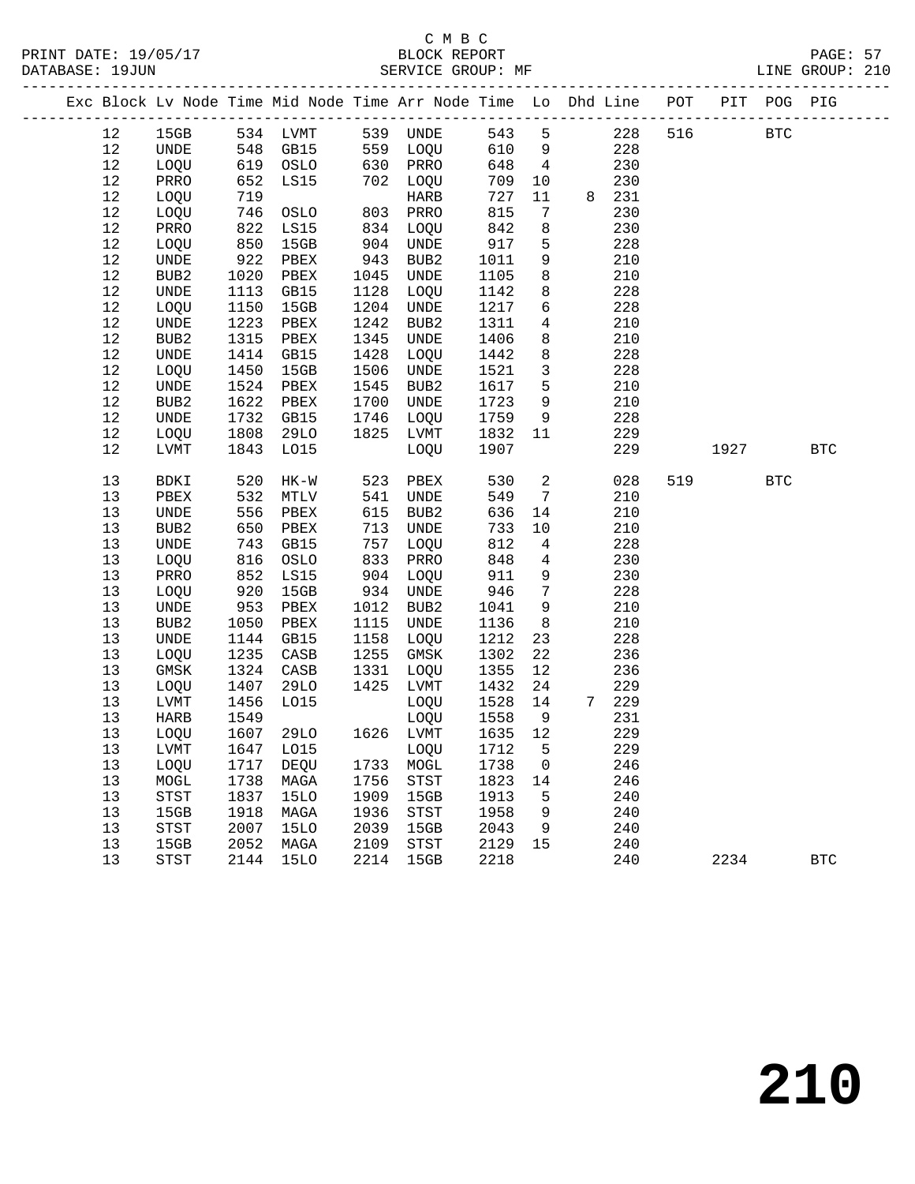C M B C

BLOCK REPORT

SERVICE GROUP: MF

LINE GROUP: 210

| Exc | Block | Lv Node | Time | Mid Node | Time | Arr Node | Time | Lo | Dhd | Line | POT | PIT | POG | PIG |
|---|---|---|---|---|---|---|---|---|---|---|---|---|---|---|
| | 12 | 15GB | 534 | LVMT | 539 | UNDE | 543 | 5 | | 228 | 516 | | BTC | |
| | 12 | UNDE | 548 | GB15 | 559 | LOQU | 610 | 9 | | 228 | | | | |
| | 12 | LOQU | 619 | OSLO | 630 | PRRO | 648 | 4 | | 230 | | | | |
| | 12 | PRRO | 652 | LS15 | 702 | LOQU | 709 | 10 | | 230 | | | | |
| | 12 | LOQU | 719 | | | HARB | 727 | 11 | 8 | 231 | | | | |
| | 12 | LOQU | 746 | OSLO | 803 | PRRO | 815 | 7 | | 230 | | | | |
| | 12 | PRRO | 822 | LS15 | 834 | LOQU | 842 | 8 | | 230 | | | | |
| | 12 | LOQU | 850 | 15GB | 904 | UNDE | 917 | 5 | | 228 | | | | |
| | 12 | UNDE | 922 | PBEX | 943 | BUB2 | 1011 | 9 | | 210 | | | | |
| | 12 | BUB2 | 1020 | PBEX | 1045 | UNDE | 1105 | 8 | | 210 | | | | |
| | 12 | UNDE | 1113 | GB15 | 1128 | LOQU | 1142 | 8 | | 228 | | | | |
| | 12 | LOQU | 1150 | 15GB | 1204 | UNDE | 1217 | 6 | | 228 | | | | |
| | 12 | UNDE | 1223 | PBEX | 1242 | BUB2 | 1311 | 4 | | 210 | | | | |
| | 12 | BUB2 | 1315 | PBEX | 1345 | UNDE | 1406 | 8 | | 210 | | | | |
| | 12 | UNDE | 1414 | GB15 | 1428 | LOQU | 1442 | 8 | | 228 | | | | |
| | 12 | LOQU | 1450 | 15GB | 1506 | UNDE | 1521 | 3 | | 228 | | | | |
| | 12 | UNDE | 1524 | PBEX | 1545 | BUB2 | 1617 | 5 | | 210 | | | | |
| | 12 | BUB2 | 1622 | PBEX | 1700 | UNDE | 1723 | 9 | | 210 | | | | |
| | 12 | UNDE | 1732 | GB15 | 1746 | LOQU | 1759 | 9 | | 228 | | | | |
| | 12 | LOQU | 1808 | 29LO | 1825 | LVMT | 1832 | 11 | | 229 | | | | |
| | 12 | LVMT | 1843 | LO15 | | LOQU | 1907 | | | 229 | | 1927 | | BTC |
| | 13 | BDKI | 520 | HK-W | 523 | PBEX | 530 | 2 | | 028 | 519 | | BTC | |
| | 13 | PBEX | 532 | MTLV | 541 | UNDE | 549 | 7 | | 210 | | | | |
| | 13 | UNDE | 556 | PBEX | 615 | BUB2 | 636 | 14 | | 210 | | | | |
| | 13 | BUB2 | 650 | PBEX | 713 | UNDE | 733 | 10 | | 210 | | | | |
| | 13 | UNDE | 743 | GB15 | 757 | LOQU | 812 | 4 | | 228 | | | | |
| | 13 | LOQU | 816 | OSLO | 833 | PRRO | 848 | 4 | | 230 | | | | |
| | 13 | PRRO | 852 | LS15 | 904 | LOQU | 911 | 9 | | 230 | | | | |
| | 13 | LOQU | 920 | 15GB | 934 | UNDE | 946 | 7 | | 228 | | | | |
| | 13 | UNDE | 953 | PBEX | 1012 | BUB2 | 1041 | 9 | | 210 | | | | |
| | 13 | BUB2 | 1050 | PBEX | 1115 | UNDE | 1136 | 8 | | 210 | | | | |
| | 13 | UNDE | 1144 | GB15 | 1158 | LOQU | 1212 | 23 | | 228 | | | | |
| | 13 | LOQU | 1235 | CASB | 1255 | GMSK | 1302 | 22 | | 236 | | | | |
| | 13 | GMSK | 1324 | CASB | 1331 | LOQU | 1355 | 12 | | 236 | | | | |
| | 13 | LOQU | 1407 | 29LO | 1425 | LVMT | 1432 | 24 | | 229 | | | | |
| | 13 | LVMT | 1456 | LO15 | | LOQU | 1528 | 14 | 7 | 229 | | | | |
| | 13 | HARB | 1549 | | | LOQU | 1558 | 9 | | 231 | | | | |
| | 13 | LOQU | 1607 | 29LO | 1626 | LVMT | 1635 | 12 | | 229 | | | | |
| | 13 | LVMT | 1647 | LO15 | | LOQU | 1712 | 5 | | 229 | | | | |
| | 13 | LOQU | 1717 | DEQU | 1733 | MOGL | 1738 | 0 | | 246 | | | | |
| | 13 | MOGL | 1738 | MAGA | 1756 | STST | 1823 | 14 | | 246 | | | | |
| | 13 | STST | 1837 | 15LO | 1909 | 15GB | 1913 | 5 | | 240 | | | | |
| | 13 | 15GB | 1918 | MAGA | 1936 | STST | 1958 | 9 | | 240 | | | | |
| | 13 | STST | 2007 | 15LO | 2039 | 15GB | 2043 | 9 | | 240 | | | | |
| | 13 | 15GB | 2052 | MAGA | 2109 | STST | 2129 | 15 | | 240 | | | | |
| | 13 | STST | 2144 | 15LO | 2214 | 15GB | 2218 | | | 240 | | 2234 | | BTC |

210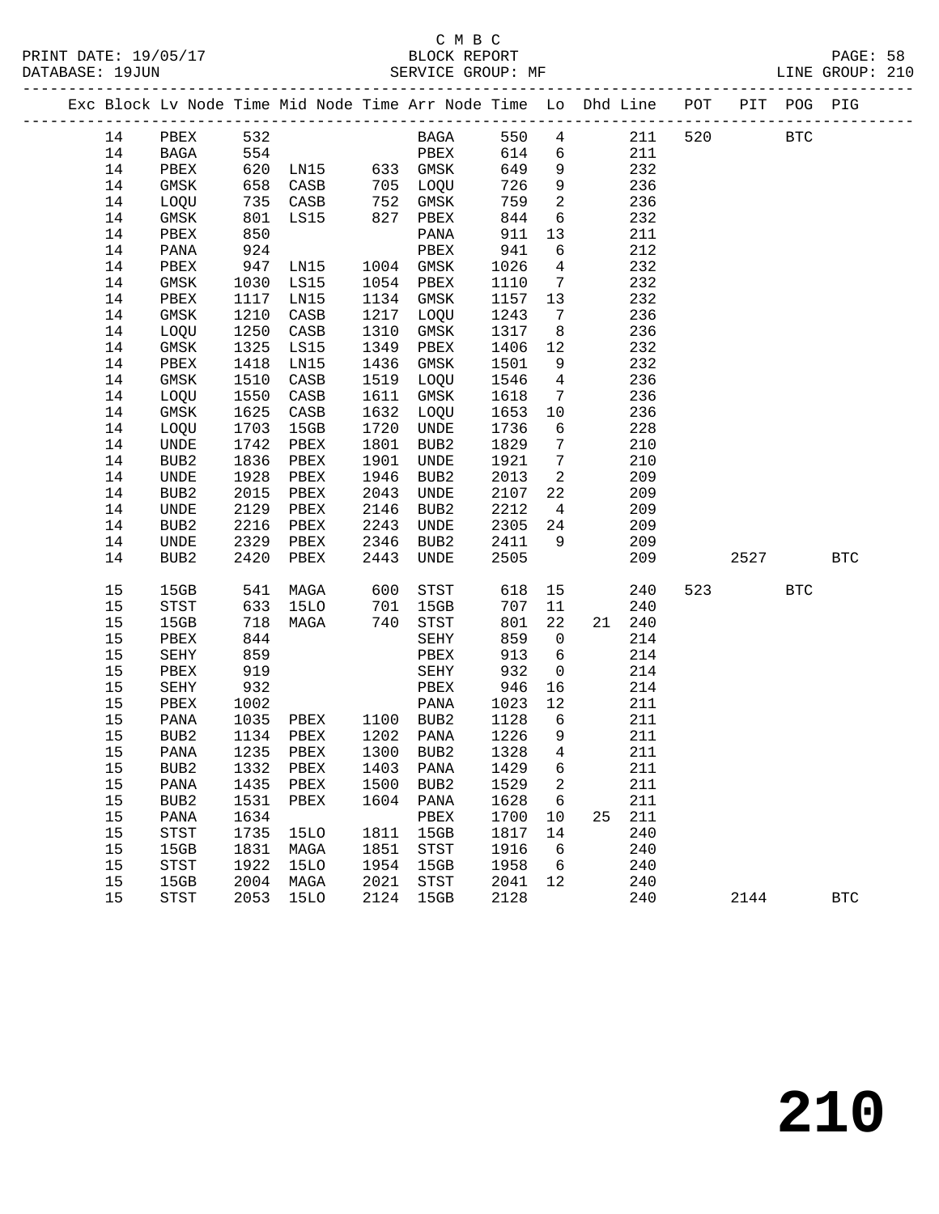C M B C
BLOCK REPORT
SERVICE GROUP: MF

| Exc | Block | Lv | Node | Time | Mid Node | Time | Arr Node | Time | Lo | Dhd | Line | POT | PIT | POG | PIG |
|---|---|---|---|---|---|---|---|---|---|---|---|---|---|---|---|
| | 14 | | PBEX | 532 | | | BAGA | 550 | 4 | | 211 | 520 | | BTC | |
| | 14 | | BAGA | 554 | | | PBEX | 614 | 6 | | 211 | | | | |
| | 14 | | PBEX | 620 | LN15 | 633 | GMSK | 649 | 9 | | 232 | | | | |
| | 14 | | GMSK | 658 | CASB | 705 | LOQU | 726 | 9 | | 236 | | | | |
| | 14 | | LOQU | 735 | CASB | 752 | GMSK | 759 | 2 | | 236 | | | | |
| | 14 | | GMSK | 801 | LS15 | 827 | PBEX | 844 | 6 | | 232 | | | | |
| | 14 | | PBEX | 850 | | | PANA | 911 | 13 | | 211 | | | | |
| | 14 | | PANA | 924 | | | PBEX | 941 | 6 | | 212 | | | | |
| | 14 | | PBEX | 947 | LN15 | 1004 | GMSK | 1026 | 4 | | 232 | | | | |
| | 14 | | GMSK | 1030 | LS15 | 1054 | PBEX | 1110 | 7 | | 232 | | | | |
| | 14 | | PBEX | 1117 | LN15 | 1134 | GMSK | 1157 | 13 | | 232 | | | | |
| | 14 | | GMSK | 1210 | CASB | 1217 | LOQU | 1243 | 7 | | 236 | | | | |
| | 14 | | LOQU | 1250 | CASB | 1310 | GMSK | 1317 | 8 | | 236 | | | | |
| | 14 | | GMSK | 1325 | LS15 | 1349 | PBEX | 1406 | 12 | | 232 | | | | |
| | 14 | | PBEX | 1418 | LN15 | 1436 | GMSK | 1501 | 9 | | 232 | | | | |
| | 14 | | GMSK | 1510 | CASB | 1519 | LOQU | 1546 | 4 | | 236 | | | | |
| | 14 | | LOQU | 1550 | CASB | 1611 | GMSK | 1618 | 7 | | 236 | | | | |
| | 14 | | GMSK | 1625 | CASB | 1632 | LOQU | 1653 | 10 | | 236 | | | | |
| | 14 | | LOQU | 1703 | 15GB | 1720 | UNDE | 1736 | 6 | | 228 | | | | |
| | 14 | | UNDE | 1742 | PBEX | 1801 | BUB2 | 1829 | 7 | | 210 | | | | |
| | 14 | | BUB2 | 1836 | PBEX | 1901 | UNDE | 1921 | 7 | | 210 | | | | |
| | 14 | | UNDE | 1928 | PBEX | 1946 | BUB2 | 2013 | 2 | | 209 | | | | |
| | 14 | | BUB2 | 2015 | PBEX | 2043 | UNDE | 2107 | 22 | | 209 | | | | |
| | 14 | | UNDE | 2129 | PBEX | 2146 | BUB2 | 2212 | 4 | | 209 | | | | |
| | 14 | | BUB2 | 2216 | PBEX | 2243 | UNDE | 2305 | 24 | | 209 | | | | |
| | 14 | | UNDE | 2329 | PBEX | 2346 | BUB2 | 2411 | 9 | | 209 | | | | |
| | 14 | | BUB2 | 2420 | PBEX | 2443 | UNDE | 2505 | | | 209 | | 2527 | | BTC |
| | 15 | | 15GB | 541 | MAGA | 600 | STST | 618 | 15 | | 240 | 523 | | BTC | |
| | 15 | | STST | 633 | 15LO | 701 | 15GB | 707 | 11 | | 240 | | | | |
| | 15 | | 15GB | 718 | MAGA | 740 | STST | 801 | 22 | 21 | 240 | | | | |
| | 15 | | PBEX | 844 | | | SEHY | 859 | 0 | | 214 | | | | |
| | 15 | | SEHY | 859 | | | PBEX | 913 | 6 | | 214 | | | | |
| | 15 | | PBEX | 919 | | | SEHY | 932 | 0 | | 214 | | | | |
| | 15 | | SEHY | 932 | | | PBEX | 946 | 16 | | 214 | | | | |
| | 15 | | PBEX | 1002 | | | PANA | 1023 | 12 | | 211 | | | | |
| | 15 | | PANA | 1035 | PBEX | 1100 | BUB2 | 1128 | 6 | | 211 | | | | |
| | 15 | | BUB2 | 1134 | PBEX | 1202 | PANA | 1226 | 9 | | 211 | | | | |
| | 15 | | PANA | 1235 | PBEX | 1300 | BUB2 | 1328 | 4 | | 211 | | | | |
| | 15 | | BUB2 | 1332 | PBEX | 1403 | PANA | 1429 | 6 | | 211 | | | | |
| | 15 | | PANA | 1435 | PBEX | 1500 | BUB2 | 1529 | 2 | | 211 | | | | |
| | 15 | | BUB2 | 1531 | PBEX | 1604 | PANA | 1628 | 6 | | 211 | | | | |
| | 15 | | PANA | 1634 | | | PBEX | 1700 | 10 | 25 | 211 | | | | |
| | 15 | | STST | 1735 | 15LO | 1811 | 15GB | 1817 | 14 | | 240 | | | | |
| | 15 | | 15GB | 1831 | MAGA | 1851 | STST | 1916 | 6 | | 240 | | | | |
| | 15 | | STST | 1922 | 15LO | 1954 | 15GB | 1958 | 6 | | 240 | | | | |
| | 15 | | 15GB | 2004 | MAGA | 2021 | STST | 2041 | 12 | | 240 | | | | |
| | 15 | | STST | 2053 | 15LO | 2124 | 15GB | 2128 | | | 240 | | 2144 | | BTC |

**210**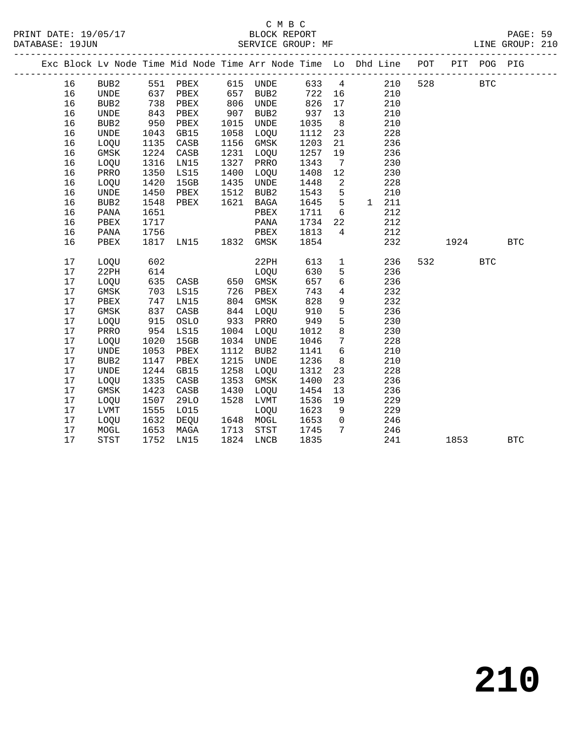C M B C

PRINT DATE: 19/05/17 BLOCK REPORT

DATABASE: 19JUN SERVICE GROUP: MF LINE GROUP: 210

| Exc | Block | Lv | Node | Time | Mid Node | Time | Arr Node | Time | Lo | Dhd | Line | POT | PIT | POG | PIG |
|---|---|---|---|---|---|---|---|---|---|---|---|---|---|---|---|
| | 16 | | BUB2 | 551 | PBEX | 615 | UNDE | 633 | 4 | | 210 | 528 | | BTC | |
| | 16 | | UNDE | 637 | PBEX | 657 | BUB2 | 722 | 16 | | 210 | | | | |
| | 16 | | BUB2 | 738 | PBEX | 806 | UNDE | 826 | 17 | | 210 | | | | |
| | 16 | | UNDE | 843 | PBEX | 907 | BUB2 | 937 | 13 | | 210 | | | | |
| | 16 | | BUB2 | 950 | PBEX | 1015 | UNDE | 1035 | 8 | | 210 | | | | |
| | 16 | | UNDE | 1043 | GB15 | 1058 | LOQU | 1112 | 23 | | 228 | | | | |
| | 16 | | LOQU | 1135 | CASB | 1156 | GMSK | 1203 | 21 | | 236 | | | | |
| | 16 | | GMSK | 1224 | CASB | 1231 | LOQU | 1257 | 19 | | 236 | | | | |
| | 16 | | LOQU | 1316 | LN15 | 1327 | PRRO | 1343 | 7 | | 230 | | | | |
| | 16 | | PRRO | 1350 | LS15 | 1400 | LOQU | 1408 | 12 | | 230 | | | | |
| | 16 | | LOQU | 1420 | 15GB | 1435 | UNDE | 1448 | 2 | | 228 | | | | |
| | 16 | | UNDE | 1450 | PBEX | 1512 | BUB2 | 1543 | 5 | | 210 | | | | |
| | 16 | | BUB2 | 1548 | PBEX | 1621 | BAGA | 1645 | 5 | 1 | 211 | | | | |
| | 16 | | PANA | 1651 | | | PBEX | 1711 | 6 | | 212 | | | | |
| | 16 | | PBEX | 1717 | | | PANA | 1734 | 22 | | 212 | | | | |
| | 16 | | PANA | 1756 | | | PBEX | 1813 | 4 | | 212 | | | | |
| | 16 | | PBEX | 1817 | LN15 | 1832 | GMSK | 1854 | | | 232 | | 1924 | | BTC |
| | 17 | | LOQU | 602 | | | 22PH | 613 | 1 | | 236 | 532 | | BTC | |
| | 17 | | 22PH | 614 | | | LOQU | 630 | 5 | | 236 | | | | |
| | 17 | | LOQU | 635 | CASB | 650 | GMSK | 657 | 6 | | 236 | | | | |
| | 17 | | GMSK | 703 | LS15 | 726 | PBEX | 743 | 4 | | 232 | | | | |
| | 17 | | PBEX | 747 | LN15 | 804 | GMSK | 828 | 9 | | 232 | | | | |
| | 17 | | GMSK | 837 | CASB | 844 | LOQU | 910 | 5 | | 236 | | | | |
| | 17 | | LOQU | 915 | OSLO | 933 | PRRO | 949 | 5 | | 230 | | | | |
| | 17 | | PRRO | 954 | LS15 | 1004 | LOQU | 1012 | 8 | | 230 | | | | |
| | 17 | | LOQU | 1020 | 15GB | 1034 | UNDE | 1046 | 7 | | 228 | | | | |
| | 17 | | UNDE | 1053 | PBEX | 1112 | BUB2 | 1141 | 6 | | 210 | | | | |
| | 17 | | BUB2 | 1147 | PBEX | 1215 | UNDE | 1236 | 8 | | 210 | | | | |
| | 17 | | UNDE | 1244 | GB15 | 1258 | LOQU | 1312 | 23 | | 228 | | | | |
| | 17 | | LOQU | 1335 | CASB | 1353 | GMSK | 1400 | 23 | | 236 | | | | |
| | 17 | | GMSK | 1423 | CASB | 1430 | LOQU | 1454 | 13 | | 236 | | | | |
| | 17 | | LOQU | 1507 | 29LO | 1528 | LVMT | 1536 | 19 | | 229 | | | | |
| | 17 | | LVMT | 1555 | LO15 | | LOQU | 1623 | 9 | | 229 | | | | |
| | 17 | | LOQU | 1632 | DEQU | 1648 | MOGL | 1653 | 0 | | 246 | | | | |
| | 17 | | MOGL | 1653 | MAGA | 1713 | STST | 1745 | 7 | | 246 | | | | |
| | 17 | | STST | 1752 | LN15 | 1824 | LNCB | 1835 | | | 241 | | 1853 | | BTC |

210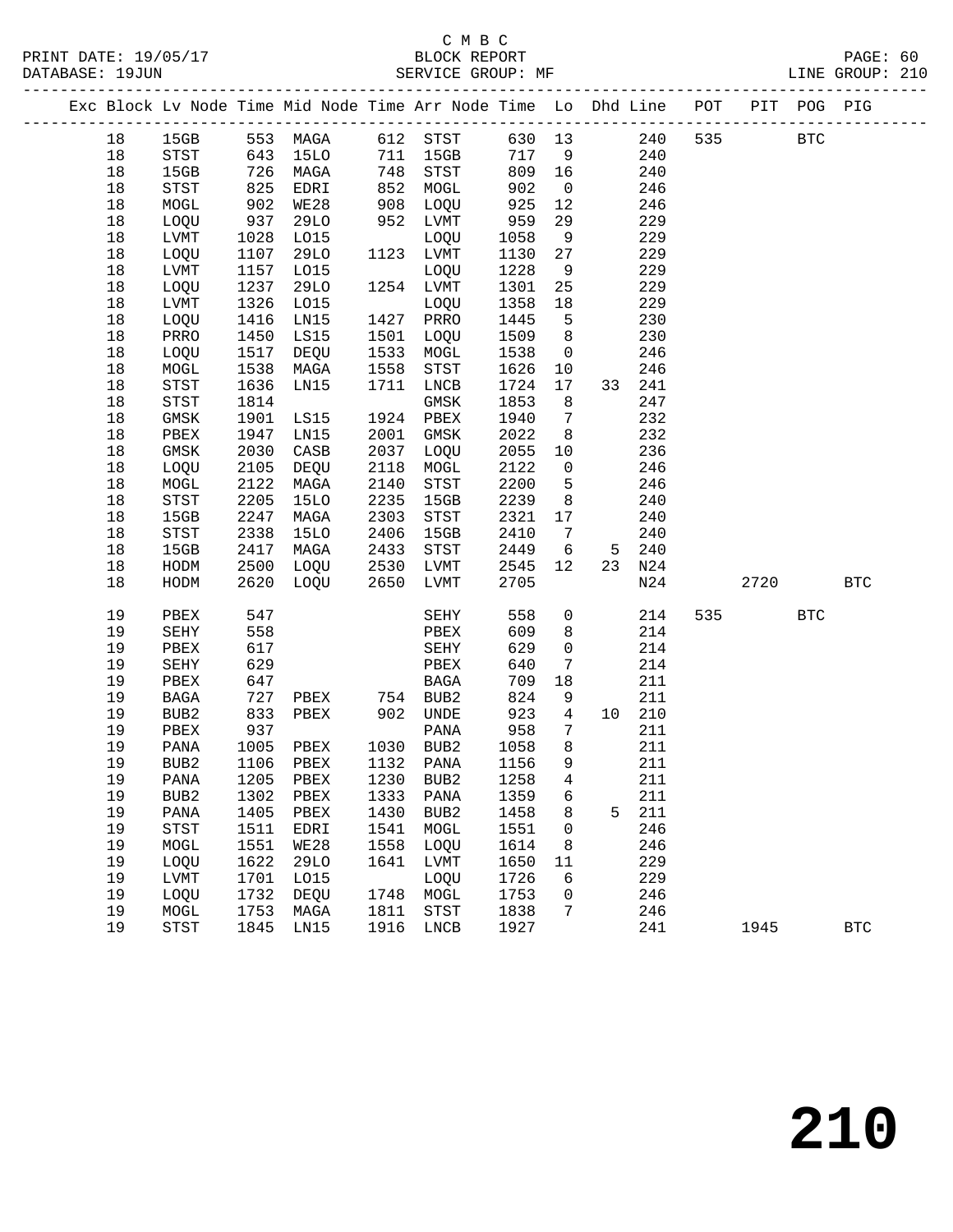C M B C
PRINT DATE: 19/05/17 BLOCK REPORT
DATABASE: 19JUN SERVICE GROUP: MF LINE GROUP: 210

| Exc | Block | Lv | Node | Time | Mid Node | Time | Arr Node | Time | Lo | Dhd | Line | POT | PIT | POG | PIG |
|---|---|---|---|---|---|---|---|---|---|---|---|---|---|---|---|
| | 18 | | 15GB | 553 | MAGA | 612 | STST | 630 | 13 | | 240 | 535 | | BTC | |
| | 18 | | STST | 643 | 15LO | 711 | 15GB | 717 | 9 | | 240 | | | | |
| | 18 | | 15GB | 726 | MAGA | 748 | STST | 809 | 16 | | 240 | | | | |
| | 18 | | STST | 825 | EDRI | 852 | MOGL | 902 | 0 | | 246 | | | | |
| | 18 | | MOGL | 902 | WE28 | 908 | LOQU | 925 | 12 | | 246 | | | | |
| | 18 | | LOQU | 937 | 29LO | 952 | LVMT | 959 | 29 | | 229 | | | | |
| | 18 | | LVMT | 1028 | LO15 | | LOQU | 1058 | 9 | | 229 | | | | |
| | 18 | | LOQU | 1107 | 29LO | 1123 | LVMT | 1130 | 27 | | 229 | | | | |
| | 18 | | LVMT | 1157 | LO15 | | LOQU | 1228 | 9 | | 229 | | | | |
| | 18 | | LOQU | 1237 | 29LO | 1254 | LVMT | 1301 | 25 | | 229 | | | | |
| | 18 | | LVMT | 1326 | LO15 | | LOQU | 1358 | 18 | | 229 | | | | |
| | 18 | | LOQU | 1416 | LN15 | 1427 | PRRO | 1445 | 5 | | 230 | | | | |
| | 18 | | PRRO | 1450 | LS15 | 1501 | LOQU | 1509 | 8 | | 230 | | | | |
| | 18 | | LOQU | 1517 | DEQU | 1533 | MOGL | 1538 | 0 | | 246 | | | | |
| | 18 | | MOGL | 1538 | MAGA | 1558 | STST | 1626 | 10 | | 246 | | | | |
| | 18 | | STST | 1636 | LN15 | 1711 | LNCB | 1724 | 17 | 33 | 241 | | | | |
| | 18 | | STST | 1814 | | | GMSK | 1853 | 8 | | 247 | | | | |
| | 18 | | GMSK | 1901 | LS15 | 1924 | PBEX | 1940 | 7 | | 232 | | | | |
| | 18 | | PBEX | 1947 | LN15 | 2001 | GMSK | 2022 | 8 | | 232 | | | | |
| | 18 | | GMSK | 2030 | CASB | 2037 | LOQU | 2055 | 10 | | 236 | | | | |
| | 18 | | LOQU | 2105 | DEQU | 2118 | MOGL | 2122 | 0 | | 246 | | | | |
| | 18 | | MOGL | 2122 | MAGA | 2140 | STST | 2200 | 5 | | 246 | | | | |
| | 18 | | STST | 2205 | 15LO | 2235 | 15GB | 2239 | 8 | | 240 | | | | |
| | 18 | | 15GB | 2247 | MAGA | 2303 | STST | 2321 | 17 | | 240 | | | | |
| | 18 | | STST | 2338 | 15LO | 2406 | 15GB | 2410 | 7 | | 240 | | | | |
| | 18 | | 15GB | 2417 | MAGA | 2433 | STST | 2449 | 6 | 5 | 240 | | | | |
| | 18 | | HODM | 2500 | LOQU | 2530 | LVMT | 2545 | 12 | 23 | N24 | | | | |
| | 18 | | HODM | 2620 | LOQU | 2650 | LVMT | 2705 | | | N24 | | 2720 | | BTC |
| | 19 | | PBEX | 547 | | | SEHY | 558 | 0 | | 214 | 535 | | BTC | |
| | 19 | | SEHY | 558 | | | PBEX | 609 | 8 | | 214 | | | | |
| | 19 | | PBEX | 617 | | | SEHY | 629 | 0 | | 214 | | | | |
| | 19 | | SEHY | 629 | | | PBEX | 640 | 7 | | 214 | | | | |
| | 19 | | PBEX | 647 | | | BAGA | 709 | 18 | | 211 | | | | |
| | 19 | | BAGA | 727 | PBEX | 754 | BUB2 | 824 | 9 | | 211 | | | | |
| | 19 | | BUB2 | 833 | PBEX | 902 | UNDE | 923 | 4 | 10 | 210 | | | | |
| | 19 | | PBEX | 937 | | | PANA | 958 | 7 | | 211 | | | | |
| | 19 | | PANA | 1005 | PBEX | 1030 | BUB2 | 1058 | 8 | | 211 | | | | |
| | 19 | | BUB2 | 1106 | PBEX | 1132 | PANA | 1156 | 9 | | 211 | | | | |
| | 19 | | PANA | 1205 | PBEX | 1230 | BUB2 | 1258 | 4 | | 211 | | | | |
| | 19 | | BUB2 | 1302 | PBEX | 1333 | PANA | 1359 | 6 | | 211 | | | | |
| | 19 | | PANA | 1405 | PBEX | 1430 | BUB2 | 1458 | 8 | 5 | 211 | | | | |
| | 19 | | STST | 1511 | EDRI | 1541 | MOGL | 1551 | 0 | | 246 | | | | |
| | 19 | | MOGL | 1551 | WE28 | 1558 | LOQU | 1614 | 8 | | 246 | | | | |
| | 19 | | LOQU | 1622 | 29LO | 1641 | LVMT | 1650 | 11 | | 229 | | | | |
| | 19 | | LVMT | 1701 | LO15 | | LOQU | 1726 | 6 | | 229 | | | | |
| | 19 | | LOQU | 1732 | DEQU | 1748 | MOGL | 1753 | 0 | | 246 | | | | |
| | 19 | | MOGL | 1753 | MAGA | 1811 | STST | 1838 | 7 | | 246 | | | | |
| | 19 | | STST | 1845 | LN15 | 1916 | LNCB | 1927 | | | 241 | | 1945 | | BTC |

210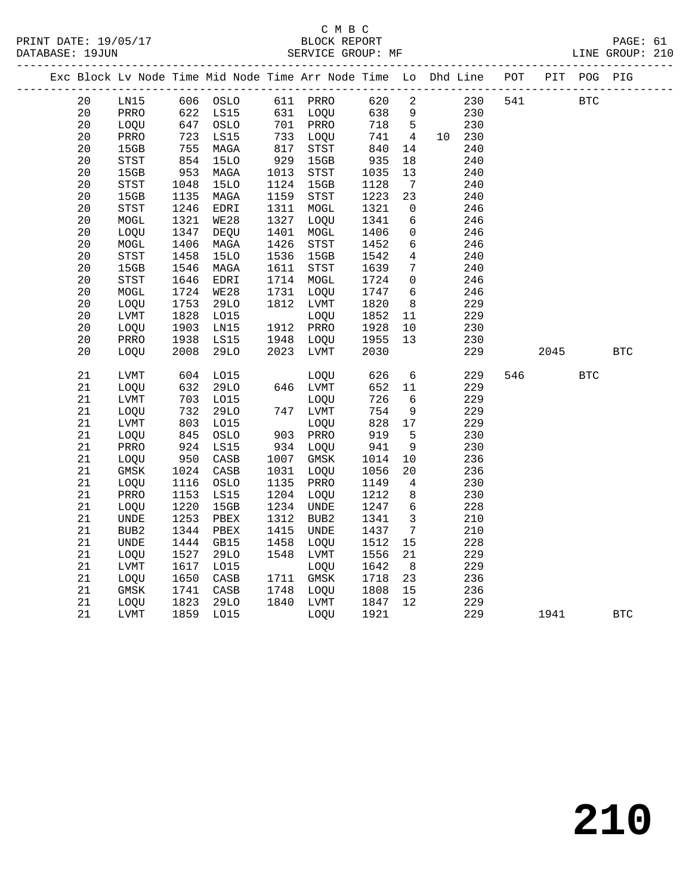C M B C
BLOCK REPORT
SERVICE GROUP: MF

PRINT DATE: 19/05/17
DATABASE: 19JUN

LINE GROUP: 210

| Exc | Block | Lv Node | Time | Mid Node | Time | Arr Node | Time | Lo | Dhd | Line | POT | PIT | POG | PIG |
|---|---|---|---|---|---|---|---|---|---|---|---|---|---|---|
| | 20 | LN15 | 606 | OSLO | 611 | PRRO | 620 | 2 | | 230 | 541 | | BTC | |
| | 20 | PRRO | 622 | LS15 | 631 | LOQU | 638 | 9 | | 230 | | | | |
| | 20 | LOQU | 647 | OSLO | 701 | PRRO | 718 | 5 | | 230 | | | | |
| | 20 | PRRO | 723 | LS15 | 733 | LOQU | 741 | 4 | 10 | 230 | | | | |
| | 20 | 15GB | 755 | MAGA | 817 | STST | 840 | 14 | | 240 | | | | |
| | 20 | STST | 854 | 15LO | 929 | 15GB | 935 | 18 | | 240 | | | | |
| | 20 | 15GB | 953 | MAGA | 1013 | STST | 1035 | 13 | | 240 | | | | |
| | 20 | STST | 1048 | 15LO | 1124 | 15GB | 1128 | 7 | | 240 | | | | |
| | 20 | 15GB | 1135 | MAGA | 1159 | STST | 1223 | 23 | | 240 | | | | |
| | 20 | STST | 1246 | EDRI | 1311 | MOGL | 1321 | 0 | | 246 | | | | |
| | 20 | MOGL | 1321 | WE28 | 1327 | LOQU | 1341 | 6 | | 246 | | | | |
| | 20 | LOQU | 1347 | DEQU | 1401 | MOGL | 1406 | 0 | | 246 | | | | |
| | 20 | MOGL | 1406 | MAGA | 1426 | STST | 1452 | 6 | | 246 | | | | |
| | 20 | STST | 1458 | 15LO | 1536 | 15GB | 1542 | 4 | | 240 | | | | |
| | 20 | 15GB | 1546 | MAGA | 1611 | STST | 1639 | 7 | | 240 | | | | |
| | 20 | STST | 1646 | EDRI | 1714 | MOGL | 1724 | 0 | | 246 | | | | |
| | 20 | MOGL | 1724 | WE28 | 1731 | LOQU | 1747 | 6 | | 246 | | | | |
| | 20 | LOQU | 1753 | 29LO | 1812 | LVMT | 1820 | 8 | | 229 | | | | |
| | 20 | LVMT | 1828 | LO15 | | LOQU | 1852 | 11 | | 229 | | | | |
| | 20 | LOQU | 1903 | LN15 | 1912 | PRRO | 1928 | 10 | | 230 | | | | |
| | 20 | PRRO | 1938 | LS15 | 1948 | LOQU | 1955 | 13 | | 230 | | | | |
| | 20 | LOQU | 2008 | 29LO | 2023 | LVMT | 2030 | | | 229 | | 2045 | | BTC |
| | 21 | LVMT | 604 | LO15 | | LOQU | 626 | 6 | | 229 | 546 | | BTC | |
| | 21 | LOQU | 632 | 29LO | 646 | LVMT | 652 | 11 | | 229 | | | | |
| | 21 | LVMT | 703 | LO15 | | LOQU | 726 | 6 | | 229 | | | | |
| | 21 | LOQU | 732 | 29LO | 747 | LVMT | 754 | 9 | | 229 | | | | |
| | 21 | LVMT | 803 | LO15 | | LOQU | 828 | 17 | | 229 | | | | |
| | 21 | LOQU | 845 | OSLO | 903 | PRRO | 919 | 5 | | 230 | | | | |
| | 21 | PRRO | 924 | LS15 | 934 | LOQU | 941 | 9 | | 230 | | | | |
| | 21 | LOQU | 950 | CASB | 1007 | GMSK | 1014 | 10 | | 236 | | | | |
| | 21 | GMSK | 1024 | CASB | 1031 | LOQU | 1056 | 20 | | 236 | | | | |
| | 21 | LOQU | 1116 | OSLO | 1135 | PRRO | 1149 | 4 | | 230 | | | | |
| | 21 | PRRO | 1153 | LS15 | 1204 | LOQU | 1212 | 8 | | 230 | | | | |
| | 21 | LOQU | 1220 | 15GB | 1234 | UNDE | 1247 | 6 | | 228 | | | | |
| | 21 | UNDE | 1253 | PBEX | 1312 | BUB2 | 1341 | 3 | | 210 | | | | |
| | 21 | BUB2 | 1344 | PBEX | 1415 | UNDE | 1437 | 7 | | 210 | | | | |
| | 21 | UNDE | 1444 | GB15 | 1458 | LOQU | 1512 | 15 | | 228 | | | | |
| | 21 | LOQU | 1527 | 29LO | 1548 | LVMT | 1556 | 21 | | 229 | | | | |
| | 21 | LVMT | 1617 | LO15 | | LOQU | 1642 | 8 | | 229 | | | | |
| | 21 | LOQU | 1650 | CASB | 1711 | GMSK | 1718 | 23 | | 236 | | | | |
| | 21 | GMSK | 1741 | CASB | 1748 | LOQU | 1808 | 15 | | 236 | | | | |
| | 21 | LOQU | 1823 | 29LO | 1840 | LVMT | 1847 | 12 | | 229 | | | | |
| | 21 | LVMT | 1859 | LO15 | | LOQU | 1921 | | | 229 | | 1941 | | BTC |

210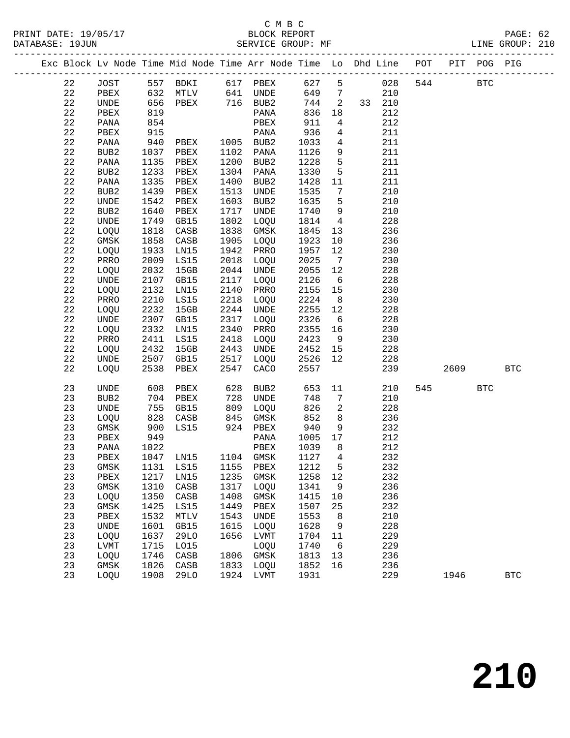C M B C

PRINT DATE: 19/05/17 BLOCK REPORT

DATABASE: 19JUN SERVICE GROUP: MF LINE GROUP: 210

| Exc | Block | Lv | Node | Time | Mid Node | Time | Arr Node | Time | Lo | Dhd | Line | POT | PIT | POG | PIG |
|---|---|---|---|---|---|---|---|---|---|---|---|---|---|---|---|
| | 22 | | JOST | 557 | BDKI | 617 | PBEX | 627 | 5 | | 028 | 544 | | BTC | |
| | 22 | | PBEX | 632 | MTLV | 641 | UNDE | 649 | 7 | | 210 | | | | |
| | 22 | | UNDE | 656 | PBEX | 716 | BUB2 | 744 | 2 | 33 | 210 | | | | |
| | 22 | | PBEX | 819 | | | PANA | 836 | 18 | | 212 | | | | |
| | 22 | | PANA | 854 | | | PBEX | 911 | 4 | | 212 | | | | |
| | 22 | | PBEX | 915 | | | PANA | 936 | 4 | | 211 | | | | |
| | 22 | | PANA | 940 | PBEX | 1005 | BUB2 | 1033 | 4 | | 211 | | | | |
| | 22 | | BUB2 | 1037 | PBEX | 1102 | PANA | 1126 | 9 | | 211 | | | | |
| | 22 | | PANA | 1135 | PBEX | 1200 | BUB2 | 1228 | 5 | | 211 | | | | |
| | 22 | | BUB2 | 1233 | PBEX | 1304 | PANA | 1330 | 5 | | 211 | | | | |
| | 22 | | PANA | 1335 | PBEX | 1400 | BUB2 | 1428 | 11 | | 211 | | | | |
| | 22 | | BUB2 | 1439 | PBEX | 1513 | UNDE | 1535 | 7 | | 210 | | | | |
| | 22 | | UNDE | 1542 | PBEX | 1603 | BUB2 | 1635 | 5 | | 210 | | | | |
| | 22 | | BUB2 | 1640 | PBEX | 1717 | UNDE | 1740 | 9 | | 210 | | | | |
| | 22 | | UNDE | 1749 | GB15 | 1802 | LOQU | 1814 | 4 | | 228 | | | | |
| | 22 | | LOQU | 1818 | CASB | 1838 | GMSK | 1845 | 13 | | 236 | | | | |
| | 22 | | GMSK | 1858 | CASB | 1905 | LOQU | 1923 | 10 | | 236 | | | | |
| | 22 | | LOQU | 1933 | LN15 | 1942 | PRRO | 1957 | 12 | | 230 | | | | |
| | 22 | | PRRO | 2009 | LS15 | 2018 | LOQU | 2025 | 7 | | 230 | | | | |
| | 22 | | LOQU | 2032 | 15GB | 2044 | UNDE | 2055 | 12 | | 228 | | | | |
| | 22 | | UNDE | 2107 | GB15 | 2117 | LOQU | 2126 | 6 | | 228 | | | | |
| | 22 | | LOQU | 2132 | LN15 | 2140 | PRRO | 2155 | 15 | | 230 | | | | |
| | 22 | | PRRO | 2210 | LS15 | 2218 | LOQU | 2224 | 8 | | 230 | | | | |
| | 22 | | LOQU | 2232 | 15GB | 2244 | UNDE | 2255 | 12 | | 228 | | | | |
| | 22 | | UNDE | 2307 | GB15 | 2317 | LOQU | 2326 | 6 | | 228 | | | | |
| | 22 | | LOQU | 2332 | LN15 | 2340 | PRRO | 2355 | 16 | | 230 | | | | |
| | 22 | | PRRO | 2411 | LS15 | 2418 | LOQU | 2423 | 9 | | 230 | | | | |
| | 22 | | LOQU | 2432 | 15GB | 2443 | UNDE | 2452 | 15 | | 228 | | | | |
| | 22 | | UNDE | 2507 | GB15 | 2517 | LOQU | 2526 | 12 | | 228 | | | | |
| | 22 | | LOQU | 2538 | PBEX | 2547 | CACO | 2557 | | | 239 | | 2609 | | BTC |
| | 23 | | UNDE | 608 | PBEX | 628 | BUB2 | 653 | 11 | | 210 | 545 | | BTC | |
| | 23 | | BUB2 | 704 | PBEX | 728 | UNDE | 748 | 7 | | 210 | | | | |
| | 23 | | UNDE | 755 | GB15 | 809 | LOQU | 826 | 2 | | 228 | | | | |
| | 23 | | LOQU | 828 | CASB | 845 | GMSK | 852 | 8 | | 236 | | | | |
| | 23 | | GMSK | 900 | LS15 | 924 | PBEX | 940 | 9 | | 232 | | | | |
| | 23 | | PBEX | 949 | | | PANA | 1005 | 17 | | 212 | | | | |
| | 23 | | PANA | 1022 | | | PBEX | 1039 | 8 | | 212 | | | | |
| | 23 | | PBEX | 1047 | LN15 | 1104 | GMSK | 1127 | 4 | | 232 | | | | |
| | 23 | | GMSK | 1131 | LS15 | 1155 | PBEX | 1212 | 5 | | 232 | | | | |
| | 23 | | PBEX | 1217 | LN15 | 1235 | GMSK | 1258 | 12 | | 232 | | | | |
| | 23 | | GMSK | 1310 | CASB | 1317 | LOQU | 1341 | 9 | | 236 | | | | |
| | 23 | | LOQU | 1350 | CASB | 1408 | GMSK | 1415 | 10 | | 236 | | | | |
| | 23 | | GMSK | 1425 | LS15 | 1449 | PBEX | 1507 | 25 | | 232 | | | | |
| | 23 | | PBEX | 1532 | MTLV | 1543 | UNDE | 1553 | 8 | | 210 | | | | |
| | 23 | | UNDE | 1601 | GB15 | 1615 | LOQU | 1628 | 9 | | 228 | | | | |
| | 23 | | LOQU | 1637 | 29LO | 1656 | LVMT | 1704 | 11 | | 229 | | | | |
| | 23 | | LVMT | 1715 | LO15 | | LOQU | 1740 | 6 | | 229 | | | | |
| | 23 | | LOQU | 1746 | CASB | 1806 | GMSK | 1813 | 13 | | 236 | | | | |
| | 23 | | GMSK | 1826 | CASB | 1833 | LOQU | 1852 | 16 | | 236 | | | | |
| | 23 | | LOQU | 1908 | 29LO | 1924 | LVMT | 1931 | | | 229 | | 1946 | | BTC |

210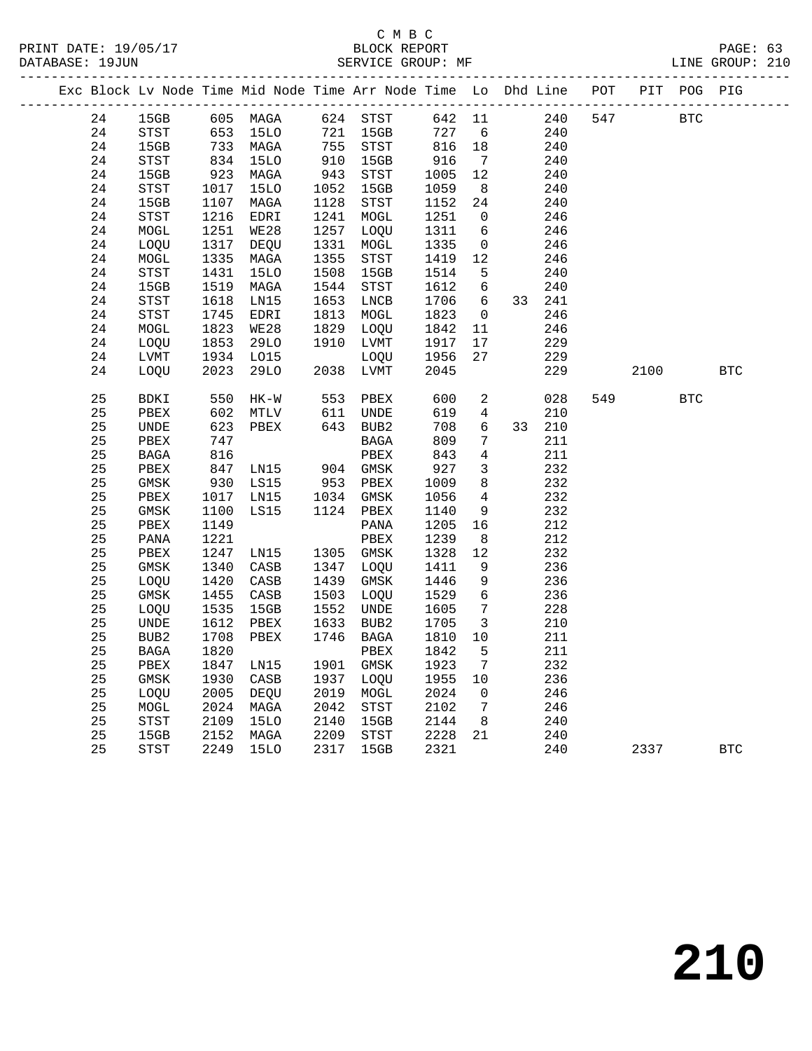C M B C
BLOCK REPORT
SERVICE GROUP: MF

PRINT DATE: 19/05/17
DATABASE: 19JUN
LINE GROUP: 210

| Exc | Block | Lv Node | Time | Mid Node | Time | Arr Node | Time | Lo | Dhd | Line | POT | PIT | POG | PIG |
|---|---|---|---|---|---|---|---|---|---|---|---|---|---|---|
| | 24 | 15GB | 605 | MAGA | 624 | STST | 642 | 11 | | 240 | 547 | | BTC | |
| | 24 | STST | 653 | 15LO | 721 | 15GB | 727 | 6 | | 240 | | | | |
| | 24 | 15GB | 733 | MAGA | 755 | STST | 816 | 18 | | 240 | | | | |
| | 24 | STST | 834 | 15LO | 910 | 15GB | 916 | 7 | | 240 | | | | |
| | 24 | 15GB | 923 | MAGA | 943 | STST | 1005 | 12 | | 240 | | | | |
| | 24 | STST | 1017 | 15LO | 1052 | 15GB | 1059 | 8 | | 240 | | | | |
| | 24 | 15GB | 1107 | MAGA | 1128 | STST | 1152 | 24 | | 240 | | | | |
| | 24 | STST | 1216 | EDRI | 1241 | MOGL | 1251 | 0 | | 246 | | | | |
| | 24 | MOGL | 1251 | WE28 | 1257 | LOQU | 1311 | 6 | | 246 | | | | |
| | 24 | LOQU | 1317 | DEQU | 1331 | MOGL | 1335 | 0 | | 246 | | | | |
| | 24 | MOGL | 1335 | MAGA | 1355 | STST | 1419 | 12 | | 246 | | | | |
| | 24 | STST | 1431 | 15LO | 1508 | 15GB | 1514 | 5 | | 240 | | | | |
| | 24 | 15GB | 1519 | MAGA | 1544 | STST | 1612 | 6 | | 240 | | | | |
| | 24 | STST | 1618 | LN15 | 1653 | LNCB | 1706 | 6 | 33 | 241 | | | | |
| | 24 | STST | 1745 | EDRI | 1813 | MOGL | 1823 | 0 | | 246 | | | | |
| | 24 | MOGL | 1823 | WE28 | 1829 | LOQU | 1842 | 11 | | 246 | | | | |
| | 24 | LOQU | 1853 | 29LO | 1910 | LVMT | 1917 | 17 | | 229 | | | | |
| | 24 | LVMT | 1934 | LO15 | | LOQU | 1956 | 27 | | 229 | | | | |
| | 24 | LOQU | 2023 | 29LO | 2038 | LVMT | 2045 | | | 229 | | 2100 | | BTC |
| | 25 | BDKI | 550 | HK-W | 553 | PBEX | 600 | 2 | | 028 | 549 | | BTC | |
| | 25 | PBEX | 602 | MTLV | 611 | UNDE | 619 | 4 | | 210 | | | | |
| | 25 | UNDE | 623 | PBEX | 643 | BUB2 | 708 | 6 | 33 | 210 | | | | |
| | 25 | PBEX | 747 | | | BAGA | 809 | 7 | | 211 | | | | |
| | 25 | BAGA | 816 | | | PBEX | 843 | 4 | | 211 | | | | |
| | 25 | PBEX | 847 | LN15 | 904 | GMSK | 927 | 3 | | 232 | | | | |
| | 25 | GMSK | 930 | LS15 | 953 | PBEX | 1009 | 8 | | 232 | | | | |
| | 25 | PBEX | 1017 | LN15 | 1034 | GMSK | 1056 | 4 | | 232 | | | | |
| | 25 | GMSK | 1100 | LS15 | 1124 | PBEX | 1140 | 9 | | 232 | | | | |
| | 25 | PBEX | 1149 | | | PANA | 1205 | 16 | | 212 | | | | |
| | 25 | PANA | 1221 | | | PBEX | 1239 | 8 | | 212 | | | | |
| | 25 | PBEX | 1247 | LN15 | 1305 | GMSK | 1328 | 12 | | 232 | | | | |
| | 25 | GMSK | 1340 | CASB | 1347 | LOQU | 1411 | 9 | | 236 | | | | |
| | 25 | LOQU | 1420 | CASB | 1439 | GMSK | 1446 | 9 | | 236 | | | | |
| | 25 | GMSK | 1455 | CASB | 1503 | LOQU | 1529 | 6 | | 236 | | | | |
| | 25 | LOQU | 1535 | 15GB | 1552 | UNDE | 1605 | 7 | | 228 | | | | |
| | 25 | UNDE | 1612 | PBEX | 1633 | BUB2 | 1705 | 3 | | 210 | | | | |
| | 25 | BUB2 | 1708 | PBEX | 1746 | BAGA | 1810 | 10 | | 211 | | | | |
| | 25 | BAGA | 1820 | | | PBEX | 1842 | 5 | | 211 | | | | |
| | 25 | PBEX | 1847 | LN15 | 1901 | GMSK | 1923 | 7 | | 232 | | | | |
| | 25 | GMSK | 1930 | CASB | 1937 | LOQU | 1955 | 10 | | 236 | | | | |
| | 25 | LOQU | 2005 | DEQU | 2019 | MOGL | 2024 | 0 | | 246 | | | | |
| | 25 | MOGL | 2024 | MAGA | 2042 | STST | 2102 | 7 | | 246 | | | | |
| | 25 | STST | 2109 | 15LO | 2140 | 15GB | 2144 | 8 | | 240 | | | | |
| | 25 | 15GB | 2152 | MAGA | 2209 | STST | 2228 | 21 | | 240 | | | | |
| | 25 | STST | 2249 | 15LO | 2317 | 15GB | 2321 | | | 240 | | 2337 | | BTC |

210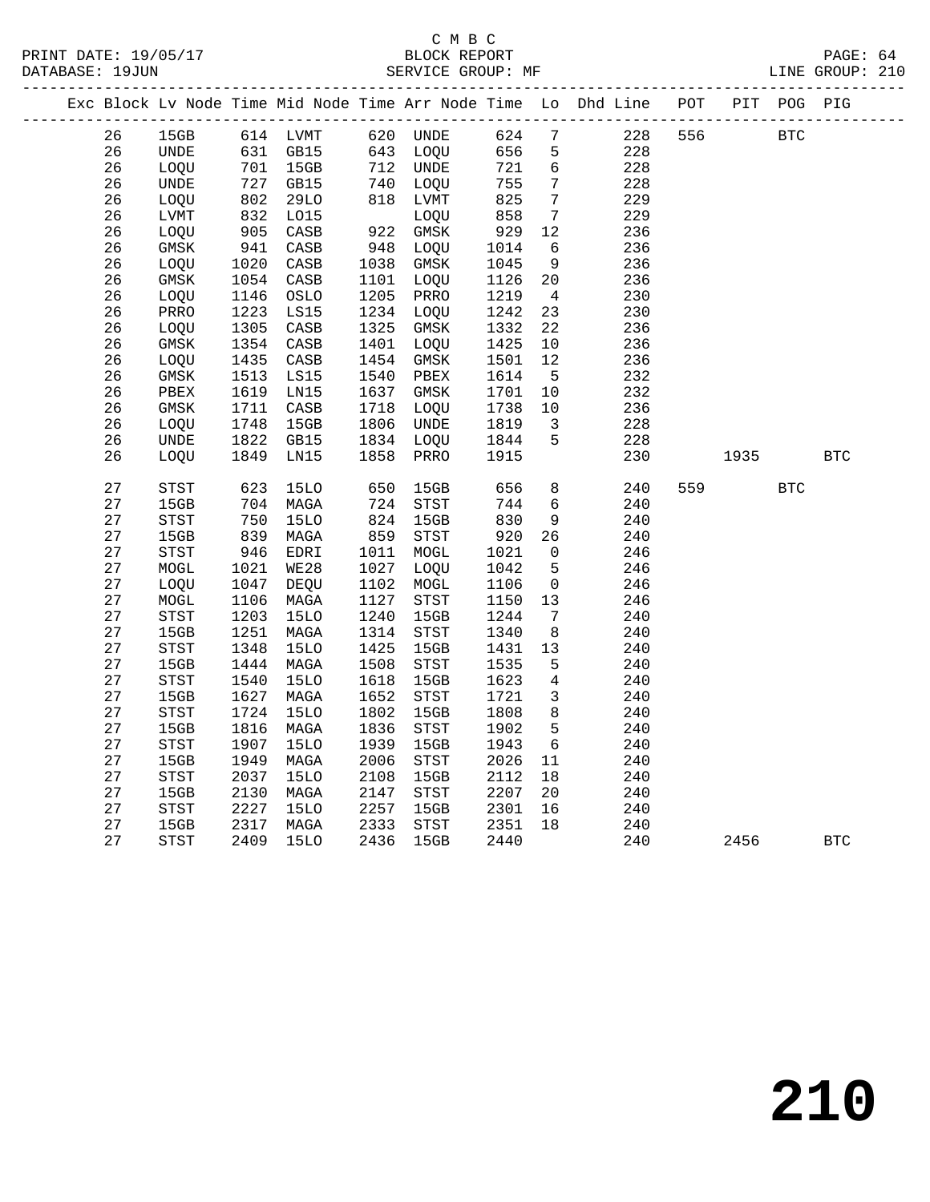C M B C

BLOCK REPORT

SERVICE GROUP: MF

LINE GROUP: 210

| Exc | Block | Lv | Node | Time | Mid Node | Time | Arr Node | Time | Lo | Dhd Line | POT | PIT | POG | PIG |
|---|---|---|---|---|---|---|---|---|---|---|---|---|---|---|
| | 26 | | 15GB | 614 | LVMT | 620 | UNDE | 624 | 7 | 228 | 556 | | BTC | |
| | 26 | | UNDE | 631 | GB15 | 643 | LOQU | 656 | 5 | 228 | | | | |
| | 26 | | LOQU | 701 | 15GB | 712 | UNDE | 721 | 6 | 228 | | | | |
| | 26 | | UNDE | 727 | GB15 | 740 | LOQU | 755 | 7 | 228 | | | | |
| | 26 | | LOQU | 802 | 29LO | 818 | LVMT | 825 | 7 | 229 | | | | |
| | 26 | | LVMT | 832 | LO15 | | LOQU | 858 | 7 | 229 | | | | |
| | 26 | | LOQU | 905 | CASB | 922 | GMSK | 929 | 12 | 236 | | | | |
| | 26 | | GMSK | 941 | CASB | 948 | LOQU | 1014 | 6 | 236 | | | | |
| | 26 | | LOQU | 1020 | CASB | 1038 | GMSK | 1045 | 9 | 236 | | | | |
| | 26 | | GMSK | 1054 | CASB | 1101 | LOQU | 1126 | 20 | 236 | | | | |
| | 26 | | LOQU | 1146 | OSLO | 1205 | PRRO | 1219 | 4 | 230 | | | | |
| | 26 | | PRRO | 1223 | LS15 | 1234 | LOQU | 1242 | 23 | 230 | | | | |
| | 26 | | LOQU | 1305 | CASB | 1325 | GMSK | 1332 | 22 | 236 | | | | |
| | 26 | | GMSK | 1354 | CASB | 1401 | LOQU | 1425 | 10 | 236 | | | | |
| | 26 | | LOQU | 1435 | CASB | 1454 | GMSK | 1501 | 12 | 236 | | | | |
| | 26 | | GMSK | 1513 | LS15 | 1540 | PBEX | 1614 | 5 | 232 | | | | |
| | 26 | | PBEX | 1619 | LN15 | 1637 | GMSK | 1701 | 10 | 232 | | | | |
| | 26 | | GMSK | 1711 | CASB | 1718 | LOQU | 1738 | 10 | 236 | | | | |
| | 26 | | LOQU | 1748 | 15GB | 1806 | UNDE | 1819 | 3 | 228 | | | | |
| | 26 | | UNDE | 1822 | GB15 | 1834 | LOQU | 1844 | 5 | 228 | | | | |
| | 26 | | LOQU | 1849 | LN15 | 1858 | PRRO | 1915 | | 230 | | 1935 | | BTC |
| | 27 | | STST | 623 | 15LO | 650 | 15GB | 656 | 8 | 240 | 559 | | BTC | |
| | 27 | | 15GB | 704 | MAGA | 724 | STST | 744 | 6 | 240 | | | | |
| | 27 | | STST | 750 | 15LO | 824 | 15GB | 830 | 9 | 240 | | | | |
| | 27 | | 15GB | 839 | MAGA | 859 | STST | 920 | 26 | 240 | | | | |
| | 27 | | STST | 946 | EDRI | 1011 | MOGL | 1021 | 0 | 246 | | | | |
| | 27 | | MOGL | 1021 | WE28 | 1027 | LOQU | 1042 | 5 | 246 | | | | |
| | 27 | | LOQU | 1047 | DEQU | 1102 | MOGL | 1106 | 0 | 246 | | | | |
| | 27 | | MOGL | 1106 | MAGA | 1127 | STST | 1150 | 13 | 246 | | | | |
| | 27 | | STST | 1203 | 15LO | 1240 | 15GB | 1244 | 7 | 240 | | | | |
| | 27 | | 15GB | 1251 | MAGA | 1314 | STST | 1340 | 8 | 240 | | | | |
| | 27 | | STST | 1348 | 15LO | 1425 | 15GB | 1431 | 13 | 240 | | | | |
| | 27 | | 15GB | 1444 | MAGA | 1508 | STST | 1535 | 5 | 240 | | | | |
| | 27 | | STST | 1540 | 15LO | 1618 | 15GB | 1623 | 4 | 240 | | | | |
| | 27 | | 15GB | 1627 | MAGA | 1652 | STST | 1721 | 3 | 240 | | | | |
| | 27 | | STST | 1724 | 15LO | 1802 | 15GB | 1808 | 8 | 240 | | | | |
| | 27 | | 15GB | 1816 | MAGA | 1836 | STST | 1902 | 5 | 240 | | | | |
| | 27 | | STST | 1907 | 15LO | 1939 | 15GB | 1943 | 6 | 240 | | | | |
| | 27 | | 15GB | 1949 | MAGA | 2006 | STST | 2026 | 11 | 240 | | | | |
| | 27 | | STST | 2037 | 15LO | 2108 | 15GB | 2112 | 18 | 240 | | | | |
| | 27 | | 15GB | 2130 | MAGA | 2147 | STST | 2207 | 20 | 240 | | | | |
| | 27 | | STST | 2227 | 15LO | 2257 | 15GB | 2301 | 16 | 240 | | | | |
| | 27 | | 15GB | 2317 | MAGA | 2333 | STST | 2351 | 18 | 240 | | | | |
| | 27 | | STST | 2409 | 15LO | 2436 | 15GB | 2440 | | 240 | | 2456 | | BTC |

210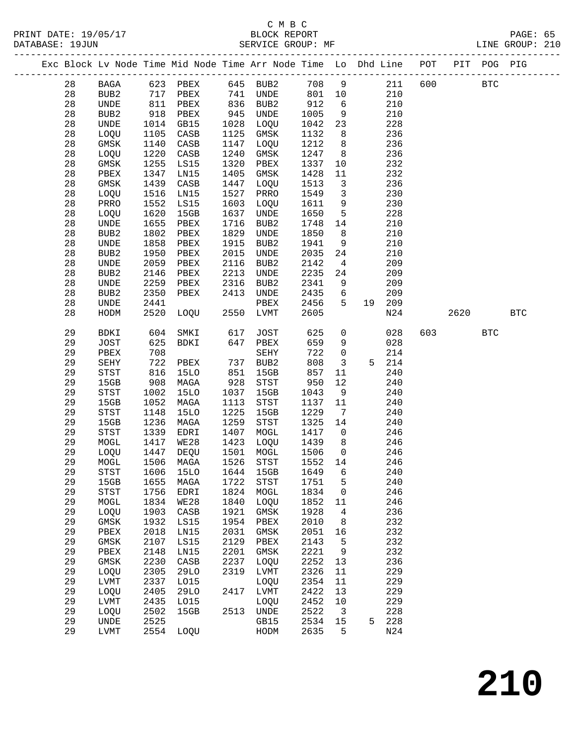C M B C
PRINT DATE: 19/05/17 BLOCK REPORT
DATABASE: 19JUN SERVICE GROUP: MF LINE GROUP: 210

| Exc | Block | Lv | Node | Time | Mid Node | Time | Arr Node | Time | Lo | Dhd | Line | POT | PIT | POG | PIG |
|---|---|---|---|---|---|---|---|---|---|---|---|---|---|---|---|
| | 28 | | BAGA | 623 | PBEX | 645 | BUB2 | 708 | 9 | | 211 | 600 | | BTC | |
| | 28 | | BUB2 | 717 | PBEX | 741 | UNDE | 801 | 10 | | 210 | | | | |
| | 28 | | UNDE | 811 | PBEX | 836 | BUB2 | 912 | 6 | | 210 | | | | |
| | 28 | | BUB2 | 918 | PBEX | 945 | UNDE | 1005 | 9 | | 210 | | | | |
| | 28 | | UNDE | 1014 | GB15 | 1028 | LOQU | 1042 | 23 | | 228 | | | | |
| | 28 | | LOQU | 1105 | CASB | 1125 | GMSK | 1132 | 8 | | 236 | | | | |
| | 28 | | GMSK | 1140 | CASB | 1147 | LOQU | 1212 | 8 | | 236 | | | | |
| | 28 | | LOQU | 1220 | CASB | 1240 | GMSK | 1247 | 8 | | 236 | | | | |
| | 28 | | GMSK | 1255 | LS15 | 1320 | PBEX | 1337 | 10 | | 232 | | | | |
| | 28 | | PBEX | 1347 | LN15 | 1405 | GMSK | 1428 | 11 | | 232 | | | | |
| | 28 | | GMSK | 1439 | CASB | 1447 | LOQU | 1513 | 3 | | 236 | | | | |
| | 28 | | LOQU | 1516 | LN15 | 1527 | PRRO | 1549 | 3 | | 230 | | | | |
| | 28 | | PRRO | 1552 | LS15 | 1603 | LOQU | 1611 | 9 | | 230 | | | | |
| | 28 | | LOQU | 1620 | 15GB | 1637 | UNDE | 1650 | 5 | | 228 | | | | |
| | 28 | | UNDE | 1655 | PBEX | 1716 | BUB2 | 1748 | 14 | | 210 | | | | |
| | 28 | | BUB2 | 1802 | PBEX | 1829 | UNDE | 1850 | 8 | | 210 | | | | |
| | 28 | | UNDE | 1858 | PBEX | 1915 | BUB2 | 1941 | 9 | | 210 | | | | |
| | 28 | | BUB2 | 1950 | PBEX | 2015 | UNDE | 2035 | 24 | | 210 | | | | |
| | 28 | | UNDE | 2059 | PBEX | 2116 | BUB2 | 2142 | 4 | | 209 | | | | |
| | 28 | | BUB2 | 2146 | PBEX | 2213 | UNDE | 2235 | 24 | | 209 | | | | |
| | 28 | | UNDE | 2259 | PBEX | 2316 | BUB2 | 2341 | 9 | | 209 | | | | |
| | 28 | | BUB2 | 2350 | PBEX | 2413 | UNDE | 2435 | 6 | | 209 | | | | |
| | 28 | | UNDE | 2441 | | | PBEX | 2456 | 5 | 19 | 209 | | | | |
| | 28 | | HODM | 2520 | LOQU | 2550 | LVMT | 2605 | | | N24 | | 2620 | | BTC |
| | 29 | | BDKI | 604 | SMKI | 617 | JOST | 625 | 0 | | 028 | 603 | | BTC | |
| | 29 | | JOST | 625 | BDKI | 647 | PBEX | 659 | 9 | | 028 | | | | |
| | 29 | | PBEX | 708 | | | SEHY | 722 | 0 | | 214 | | | | |
| | 29 | | SEHY | 722 | PBEX | 737 | BUB2 | 808 | 3 | 5 | 214 | | | | |
| | 29 | | STST | 816 | 15LO | 851 | 15GB | 857 | 11 | | 240 | | | | |
| | 29 | | 15GB | 908 | MAGA | 928 | STST | 950 | 12 | | 240 | | | | |
| | 29 | | STST | 1002 | 15LO | 1037 | 15GB | 1043 | 9 | | 240 | | | | |
| | 29 | | 15GB | 1052 | MAGA | 1113 | STST | 1137 | 11 | | 240 | | | | |
| | 29 | | STST | 1148 | 15LO | 1225 | 15GB | 1229 | 7 | | 240 | | | | |
| | 29 | | 15GB | 1236 | MAGA | 1259 | STST | 1325 | 14 | | 240 | | | | |
| | 29 | | STST | 1339 | EDRI | 1407 | MOGL | 1417 | 0 | | 246 | | | | |
| | 29 | | MOGL | 1417 | WE28 | 1423 | LOQU | 1439 | 8 | | 246 | | | | |
| | 29 | | LOQU | 1447 | DEQU | 1501 | MOGL | 1506 | 0 | | 246 | | | | |
| | 29 | | MOGL | 1506 | MAGA | 1526 | STST | 1552 | 14 | | 246 | | | | |
| | 29 | | STST | 1606 | 15LO | 1644 | 15GB | 1649 | 6 | | 240 | | | | |
| | 29 | | 15GB | 1655 | MAGA | 1722 | STST | 1751 | 5 | | 240 | | | | |
| | 29 | | STST | 1756 | EDRI | 1824 | MOGL | 1834 | 0 | | 246 | | | | |
| | 29 | | MOGL | 1834 | WE28 | 1840 | LOQU | 1852 | 11 | | 246 | | | | |
| | 29 | | LOQU | 1903 | CASB | 1921 | GMSK | 1928 | 4 | | 236 | | | | |
| | 29 | | GMSK | 1932 | LS15 | 1954 | PBEX | 2010 | 8 | | 232 | | | | |
| | 29 | | PBEX | 2018 | LN15 | 2031 | GMSK | 2051 | 16 | | 232 | | | | |
| | 29 | | GMSK | 2107 | LS15 | 2129 | PBEX | 2143 | 5 | | 232 | | | | |
| | 29 | | PBEX | 2148 | LN15 | 2201 | GMSK | 2221 | 9 | | 232 | | | | |
| | 29 | | GMSK | 2230 | CASB | 2237 | LOQU | 2252 | 13 | | 236 | | | | |
| | 29 | | LOQU | 2305 | 29LO | 2319 | LVMT | 2326 | 11 | | 229 | | | | |
| | 29 | | LVMT | 2337 | LO15 | | LOQU | 2354 | 11 | | 229 | | | | |
| | 29 | | LOQU | 2405 | 29LO | 2417 | LVMT | 2422 | 13 | | 229 | | | | |
| | 29 | | LVMT | 2435 | LO15 | | LOQU | 2452 | 10 | | 229 | | | | |
| | 29 | | LOQU | 2502 | 15GB | 2513 | UNDE | 2522 | 3 | | 228 | | | | |
| | 29 | | UNDE | 2525 | | | GB15 | 2534 | 15 | 5 | 228 | | | | |
| | 29 | | LVMT | 2554 | LOQU | | HODM | 2635 | 5 | | N24 | | | | |

210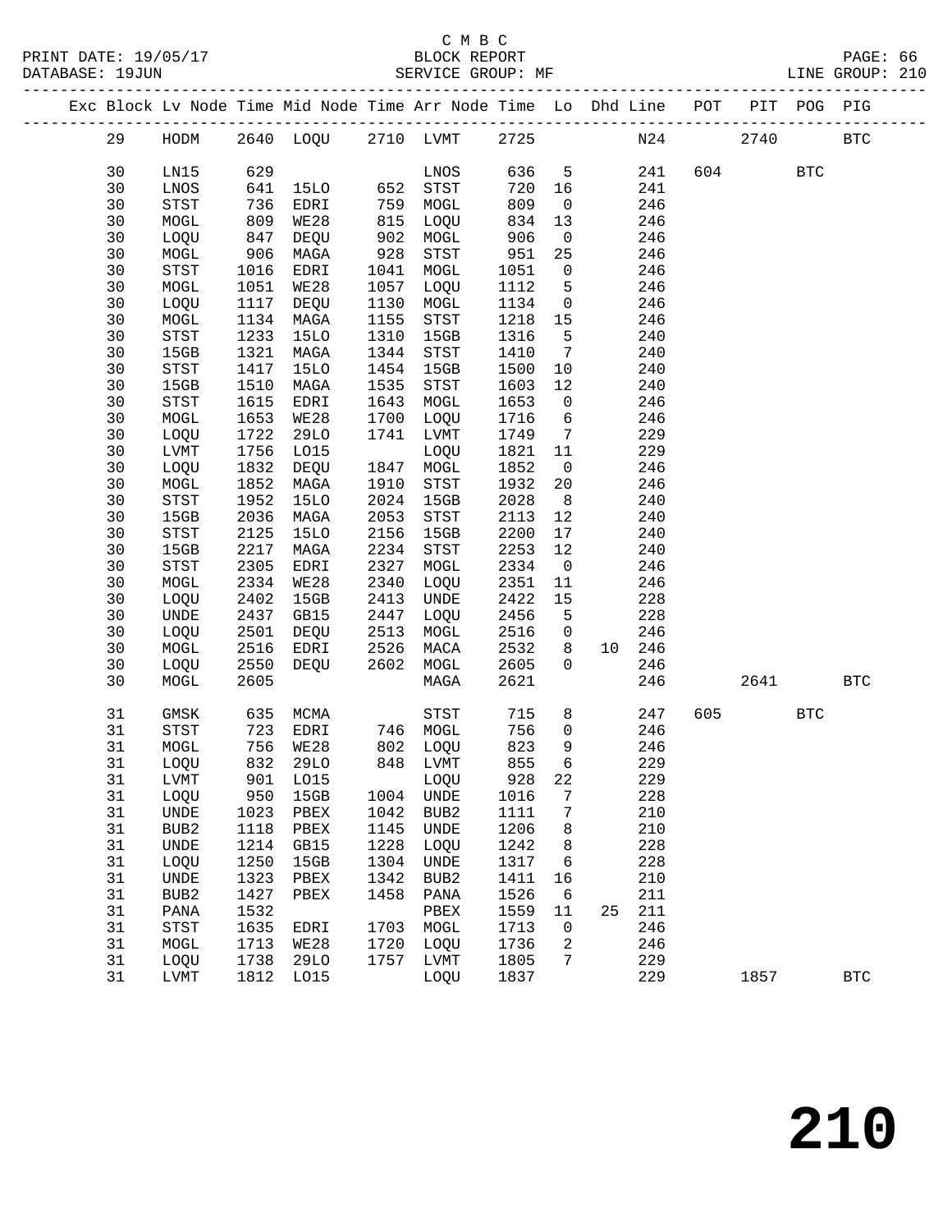C M B C
PRINT DATE: 19/05/17 BLOCK REPORT
DATABASE: 19JUN SERVICE GROUP: MF LINE GROUP: 210

| Exc | Block | Lv Node | Time | Mid Node | Time | Arr Node | Time | Lo | Dhd | Line | POT | PIT | POG | PIG |
|---|---|---|---|---|---|---|---|---|---|---|---|---|---|---|
| | 29 | HODM | 2640 | LOQU | 2710 | LVMT | 2725 | | | N24 | | 2740 | | BTC |
| | 30 | LN15 | 629 | | | LNOS | 636 | 5 | | 241 | 604 | | BTC | |
| | 30 | LNOS | 641 | 15LO | 652 | STST | 720 | 16 | | 241 | | | | |
| | 30 | STST | 736 | EDRI | 759 | MOGL | 809 | 0 | | 246 | | | | |
| | 30 | MOGL | 809 | WE28 | 815 | LOQU | 834 | 13 | | 246 | | | | |
| | 30 | LOQU | 847 | DEQU | 902 | MOGL | 906 | 0 | | 246 | | | | |
| | 30 | MOGL | 906 | MAGA | 928 | STST | 951 | 25 | | 246 | | | | |
| | 30 | STST | 1016 | EDRI | 1041 | MOGL | 1051 | 0 | | 246 | | | | |
| | 30 | MOGL | 1051 | WE28 | 1057 | LOQU | 1112 | 5 | | 246 | | | | |
| | 30 | LOQU | 1117 | DEQU | 1130 | MOGL | 1134 | 0 | | 246 | | | | |
| | 30 | MOGL | 1134 | MAGA | 1155 | STST | 1218 | 15 | | 246 | | | | |
| | 30 | STST | 1233 | 15LO | 1310 | 15GB | 1316 | 5 | | 240 | | | | |
| | 30 | 15GB | 1321 | MAGA | 1344 | STST | 1410 | 7 | | 240 | | | | |
| | 30 | STST | 1417 | 15LO | 1454 | 15GB | 1500 | 10 | | 240 | | | | |
| | 30 | 15GB | 1510 | MAGA | 1535 | STST | 1603 | 12 | | 240 | | | | |
| | 30 | STST | 1615 | EDRI | 1643 | MOGL | 1653 | 0 | | 246 | | | | |
| | 30 | MOGL | 1653 | WE28 | 1700 | LOQU | 1716 | 6 | | 246 | | | | |
| | 30 | LOQU | 1722 | 29LO | 1741 | LVMT | 1749 | 7 | | 229 | | | | |
| | 30 | LVMT | 1756 | LO15 | | LOQU | 1821 | 11 | | 229 | | | | |
| | 30 | LOQU | 1832 | DEQU | 1847 | MOGL | 1852 | 0 | | 246 | | | | |
| | 30 | MOGL | 1852 | MAGA | 1910 | STST | 1932 | 20 | | 246 | | | | |
| | 30 | STST | 1952 | 15LO | 2024 | 15GB | 2028 | 8 | | 240 | | | | |
| | 30 | 15GB | 2036 | MAGA | 2053 | STST | 2113 | 12 | | 240 | | | | |
| | 30 | STST | 2125 | 15LO | 2156 | 15GB | 2200 | 17 | | 240 | | | | |
| | 30 | 15GB | 2217 | MAGA | 2234 | STST | 2253 | 12 | | 240 | | | | |
| | 30 | STST | 2305 | EDRI | 2327 | MOGL | 2334 | 0 | | 246 | | | | |
| | 30 | MOGL | 2334 | WE28 | 2340 | LOQU | 2351 | 11 | | 246 | | | | |
| | 30 | LOQU | 2402 | 15GB | 2413 | UNDE | 2422 | 15 | | 228 | | | | |
| | 30 | UNDE | 2437 | GB15 | 2447 | LOQU | 2456 | 5 | | 228 | | | | |
| | 30 | LOQU | 2501 | DEQU | 2513 | MOGL | 2516 | 0 | | 246 | | | | |
| | 30 | MOGL | 2516 | EDRI | 2526 | MACA | 2532 | 8 | 10 | 246 | | | | |
| | 30 | LOQU | 2550 | DEQU | 2602 | MOGL | 2605 | 0 | | 246 | | | | |
| | 30 | MOGL | 2605 | | | MAGA | 2621 | | | 246 | | 2641 | | BTC |
| | 31 | GMSK | 635 | MCMA | | STST | 715 | 8 | | 247 | 605 | | BTC | |
| | 31 | STST | 723 | EDRI | 746 | MOGL | 756 | 0 | | 246 | | | | |
| | 31 | MOGL | 756 | WE28 | 802 | LOQU | 823 | 9 | | 246 | | | | |
| | 31 | LOQU | 832 | 29LO | 848 | LVMT | 855 | 6 | | 229 | | | | |
| | 31 | LVMT | 901 | LO15 | | LOQU | 928 | 22 | | 229 | | | | |
| | 31 | LOQU | 950 | 15GB | 1004 | UNDE | 1016 | 7 | | 228 | | | | |
| | 31 | UNDE | 1023 | PBEX | 1042 | BUB2 | 1111 | 7 | | 210 | | | | |
| | 31 | BUB2 | 1118 | PBEX | 1145 | UNDE | 1206 | 8 | | 210 | | | | |
| | 31 | UNDE | 1214 | GB15 | 1228 | LOQU | 1242 | 8 | | 228 | | | | |
| | 31 | LOQU | 1250 | 15GB | 1304 | UNDE | 1317 | 6 | | 228 | | | | |
| | 31 | UNDE | 1323 | PBEX | 1342 | BUB2 | 1411 | 16 | | 210 | | | | |
| | 31 | BUB2 | 1427 | PBEX | 1458 | PANA | 1526 | 6 | | 211 | | | | |
| | 31 | PANA | 1532 | | | PBEX | 1559 | 11 | 25 | 211 | | | | |
| | 31 | STST | 1635 | EDRI | 1703 | MOGL | 1713 | 0 | | 246 | | | | |
| | 31 | MOGL | 1713 | WE28 | 1720 | LOQU | 1736 | 2 | | 246 | | | | |
| | 31 | LOQU | 1738 | 29LO | 1757 | LVMT | 1805 | 7 | | 229 | | | | |
| | 31 | LVMT | 1812 | LO15 | | LOQU | 1837 | | | 229 | | 1857 | | BTC |

210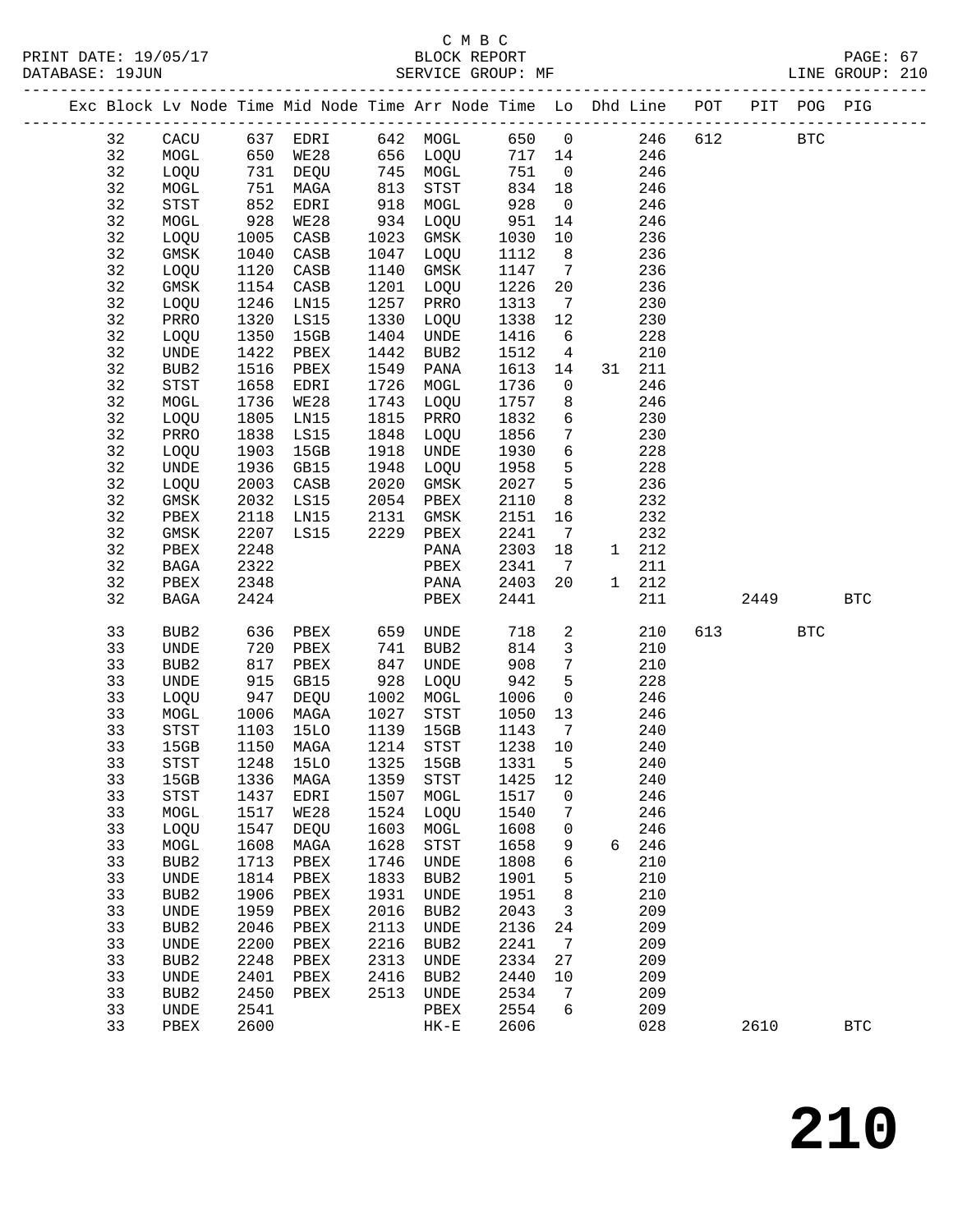C M B C

PRINT DATE: 19/05/17 BLOCK REPORT

DATABASE: 19JUN SERVICE GROUP: MF LINE GROUP: 210

| Exc | Block | Lv | Node | Time | Mid Node | Time | Arr Node | Time | Lo | Dhd | Line | POT | PIT | POG | PIG |
|---|---|---|---|---|---|---|---|---|---|---|---|---|---|---|---|
| | 32 | | CACU | 637 | EDRI | 642 | MOGL | 650 | 0 | | 246 | 612 | | BTC | |
| | 32 | | MOGL | 650 | WE28 | 656 | LOQU | 717 | 14 | | 246 | | | | |
| | 32 | | LOQU | 731 | DEQU | 745 | MOGL | 751 | 0 | | 246 | | | | |
| | 32 | | MOGL | 751 | MAGA | 813 | STST | 834 | 18 | | 246 | | | | |
| | 32 | | STST | 852 | EDRI | 918 | MOGL | 928 | 0 | | 246 | | | | |
| | 32 | | MOGL | 928 | WE28 | 934 | LOQU | 951 | 14 | | 246 | | | | |
| | 32 | | LOQU | 1005 | CASB | 1023 | GMSK | 1030 | 10 | | 236 | | | | |
| | 32 | | GMSK | 1040 | CASB | 1047 | LOQU | 1112 | 8 | | 236 | | | | |
| | 32 | | LOQU | 1120 | CASB | 1140 | GMSK | 1147 | 7 | | 236 | | | | |
| | 32 | | GMSK | 1154 | CASB | 1201 | LOQU | 1226 | 20 | | 236 | | | | |
| | 32 | | LOQU | 1246 | LN15 | 1257 | PRRO | 1313 | 7 | | 230 | | | | |
| | 32 | | PRRO | 1320 | LS15 | 1330 | LOQU | 1338 | 12 | | 230 | | | | |
| | 32 | | LOQU | 1350 | 15GB | 1404 | UNDE | 1416 | 6 | | 228 | | | | |
| | 32 | | UNDE | 1422 | PBEX | 1442 | BUB2 | 1512 | 4 | | 210 | | | | |
| | 32 | | BUB2 | 1516 | PBEX | 1549 | PANA | 1613 | 14 | 31 | 211 | | | | |
| | 32 | | STST | 1658 | EDRI | 1726 | MOGL | 1736 | 0 | | 246 | | | | |
| | 32 | | MOGL | 1736 | WE28 | 1743 | LOQU | 1757 | 8 | | 246 | | | | |
| | 32 | | LOQU | 1805 | LN15 | 1815 | PRRO | 1832 | 6 | | 230 | | | | |
| | 32 | | PRRO | 1838 | LS15 | 1848 | LOQU | 1856 | 7 | | 230 | | | | |
| | 32 | | LOQU | 1903 | 15GB | 1918 | UNDE | 1930 | 6 | | 228 | | | | |
| | 32 | | UNDE | 1936 | GB15 | 1948 | LOQU | 1958 | 5 | | 228 | | | | |
| | 32 | | LOQU | 2003 | CASB | 2020 | GMSK | 2027 | 5 | | 236 | | | | |
| | 32 | | GMSK | 2032 | LS15 | 2054 | PBEX | 2110 | 8 | | 232 | | | | |
| | 32 | | PBEX | 2118 | LN15 | 2131 | GMSK | 2151 | 16 | | 232 | | | | |
| | 32 | | GMSK | 2207 | LS15 | 2229 | PBEX | 2241 | 7 | | 232 | | | | |
| | 32 | | PBEX | 2248 | | | PANA | 2303 | 18 | 1 | 212 | | | | |
| | 32 | | BAGA | 2322 | | | PBEX | 2341 | 7 | | 211 | | | | |
| | 32 | | PBEX | 2348 | | | PANA | 2403 | 20 | 1 | 212 | | | | |
| | 32 | | BAGA | 2424 | | | PBEX | 2441 | | | 211 | | 2449 | | BTC |
| | 33 | | BUB2 | 636 | PBEX | 659 | UNDE | 718 | 2 | | 210 | 613 | | BTC | |
| | 33 | | UNDE | 720 | PBEX | 741 | BUB2 | 814 | 3 | | 210 | | | | |
| | 33 | | BUB2 | 817 | PBEX | 847 | UNDE | 908 | 7 | | 210 | | | | |
| | 33 | | UNDE | 915 | GB15 | 928 | LOQU | 942 | 5 | | 228 | | | | |
| | 33 | | LOQU | 947 | DEQU | 1002 | MOGL | 1006 | 0 | | 246 | | | | |
| | 33 | | MOGL | 1006 | MAGA | 1027 | STST | 1050 | 13 | | 246 | | | | |
| | 33 | | STST | 1103 | 15LO | 1139 | 15GB | 1143 | 7 | | 240 | | | | |
| | 33 | | 15GB | 1150 | MAGA | 1214 | STST | 1238 | 10 | | 240 | | | | |
| | 33 | | STST | 1248 | 15LO | 1325 | 15GB | 1331 | 5 | | 240 | | | | |
| | 33 | | 15GB | 1336 | MAGA | 1359 | STST | 1425 | 12 | | 240 | | | | |
| | 33 | | STST | 1437 | EDRI | 1507 | MOGL | 1517 | 0 | | 246 | | | | |
| | 33 | | MOGL | 1517 | WE28 | 1524 | LOQU | 1540 | 7 | | 246 | | | | |
| | 33 | | LOQU | 1547 | DEQU | 1603 | MOGL | 1608 | 0 | | 246 | | | | |
| | 33 | | MOGL | 1608 | MAGA | 1628 | STST | 1658 | 9 | 6 | 246 | | | | |
| | 33 | | BUB2 | 1713 | PBEX | 1746 | UNDE | 1808 | 6 | | 210 | | | | |
| | 33 | | UNDE | 1814 | PBEX | 1833 | BUB2 | 1901 | 5 | | 210 | | | | |
| | 33 | | BUB2 | 1906 | PBEX | 1931 | UNDE | 1951 | 8 | | 210 | | | | |
| | 33 | | UNDE | 1959 | PBEX | 2016 | BUB2 | 2043 | 3 | | 209 | | | | |
| | 33 | | BUB2 | 2046 | PBEX | 2113 | UNDE | 2136 | 24 | | 209 | | | | |
| | 33 | | UNDE | 2200 | PBEX | 2216 | BUB2 | 2241 | 7 | | 209 | | | | |
| | 33 | | BUB2 | 2248 | PBEX | 2313 | UNDE | 2334 | 27 | | 209 | | | | |
| | 33 | | UNDE | 2401 | PBEX | 2416 | BUB2 | 2440 | 10 | | 209 | | | | |
| | 33 | | BUB2 | 2450 | PBEX | 2513 | UNDE | 2534 | 7 | | 209 | | | | |
| | 33 | | UNDE | 2541 | | | PBEX | 2554 | 6 | | 209 | | | | |
| | 33 | | PBEX | 2600 | | | HK-E | 2606 | | | 028 | | 2610 | | BTC |

210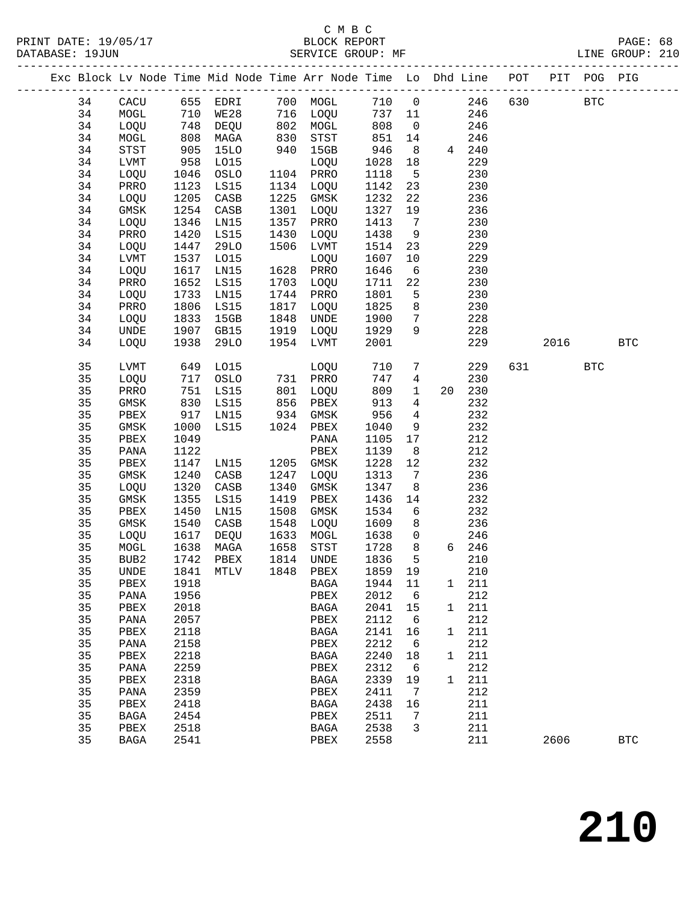C M B C
BLOCK REPORT
SERVICE GROUP: MF

PRINT DATE: 19/05/17
DATABASE: 19JUN
LINE GROUP: 210

| Exc | Block | Lv Node | Time | Mid Node | Time | Arr Node | Time | Lo | Dhd | Line | POT | PIT | POG | PIG |
|---|---|---|---|---|---|---|---|---|---|---|---|---|---|---|
| | 34 | CACU | 655 | EDRI | 700 | MOGL | 710 | 0 | | 246 | 630 | | BTC | |
| | 34 | MOGL | 710 | WE28 | 716 | LOQU | 737 | 11 | | 246 | | | | |
| | 34 | LOQU | 748 | DEQU | 802 | MOGL | 808 | 0 | | 246 | | | | |
| | 34 | MOGL | 808 | MAGA | 830 | STST | 851 | 14 | | 246 | | | | |
| | 34 | STST | 905 | 15LO | 940 | 15GB | 946 | 8 | 4 | 240 | | | | |
| | 34 | LVMT | 958 | LO15 | | LOQU | 1028 | 18 | | 229 | | | | |
| | 34 | LOQU | 1046 | OSLO | 1104 | PRRO | 1118 | 5 | | 230 | | | | |
| | 34 | PRRO | 1123 | LS15 | 1134 | LOQU | 1142 | 23 | | 230 | | | | |
| | 34 | LOQU | 1205 | CASB | 1225 | GMSK | 1232 | 22 | | 236 | | | | |
| | 34 | GMSK | 1254 | CASB | 1301 | LOQU | 1327 | 19 | | 236 | | | | |
| | 34 | LOQU | 1346 | LN15 | 1357 | PRRO | 1413 | 7 | | 230 | | | | |
| | 34 | PRRO | 1420 | LS15 | 1430 | LOQU | 1438 | 9 | | 230 | | | | |
| | 34 | LOQU | 1447 | 29LO | 1506 | LVMT | 1514 | 23 | | 229 | | | | |
| | 34 | LVMT | 1537 | LO15 | | LOQU | 1607 | 10 | | 229 | | | | |
| | 34 | LOQU | 1617 | LN15 | 1628 | PRRO | 1646 | 6 | | 230 | | | | |
| | 34 | PRRO | 1652 | LS15 | 1703 | LOQU | 1711 | 22 | | 230 | | | | |
| | 34 | LOQU | 1733 | LN15 | 1744 | PRRO | 1801 | 5 | | 230 | | | | |
| | 34 | PRRO | 1806 | LS15 | 1817 | LOQU | 1825 | 8 | | 230 | | | | |
| | 34 | LOQU | 1833 | 15GB | 1848 | UNDE | 1900 | 7 | | 228 | | | | |
| | 34 | UNDE | 1907 | GB15 | 1919 | LOQU | 1929 | 9 | | 228 | | | | |
| | 34 | LOQU | 1938 | 29LO | 1954 | LVMT | 2001 | | | 229 | | 2016 | | BTC |
| | 35 | LVMT | 649 | LO15 | | LOQU | 710 | 7 | | 229 | 631 | | BTC | |
| | 35 | LOQU | 717 | OSLO | 731 | PRRO | 747 | 4 | | 230 | | | | |
| | 35 | PRRO | 751 | LS15 | 801 | LOQU | 809 | 1 | 20 | 230 | | | | |
| | 35 | GMSK | 830 | LS15 | 856 | PBEX | 913 | 4 | | 232 | | | | |
| | 35 | PBEX | 917 | LN15 | 934 | GMSK | 956 | 4 | | 232 | | | | |
| | 35 | GMSK | 1000 | LS15 | 1024 | PBEX | 1040 | 9 | | 232 | | | | |
| | 35 | PBEX | 1049 | | | PANA | 1105 | 17 | | 212 | | | | |
| | 35 | PANA | 1122 | | | PBEX | 1139 | 8 | | 212 | | | | |
| | 35 | PBEX | 1147 | LN15 | 1205 | GMSK | 1228 | 12 | | 232 | | | | |
| | 35 | GMSK | 1240 | CASB | 1247 | LOQU | 1313 | 7 | | 236 | | | | |
| | 35 | LOQU | 1320 | CASB | 1340 | GMSK | 1347 | 8 | | 236 | | | | |
| | 35 | GMSK | 1355 | LS15 | 1419 | PBEX | 1436 | 14 | | 232 | | | | |
| | 35 | PBEX | 1450 | LN15 | 1508 | GMSK | 1534 | 6 | | 232 | | | | |
| | 35 | GMSK | 1540 | CASB | 1548 | LOQU | 1609 | 8 | | 236 | | | | |
| | 35 | LOQU | 1617 | DEQU | 1633 | MOGL | 1638 | 0 | | 246 | | | | |
| | 35 | MOGL | 1638 | MAGA | 1658 | STST | 1728 | 8 | 6 | 246 | | | | |
| | 35 | BUB2 | 1742 | PBEX | 1814 | UNDE | 1836 | 5 | | 210 | | | | |
| | 35 | UNDE | 1841 | MTLV | 1848 | PBEX | 1859 | 19 | | 210 | | | | |
| | 35 | PBEX | 1918 | | | BAGA | 1944 | 11 | 1 | 211 | | | | |
| | 35 | PANA | 1956 | | | PBEX | 2012 | 6 | | 212 | | | | |
| | 35 | PBEX | 2018 | | | BAGA | 2041 | 15 | 1 | 211 | | | | |
| | 35 | PANA | 2057 | | | PBEX | 2112 | 6 | | 212 | | | | |
| | 35 | PBEX | 2118 | | | BAGA | 2141 | 16 | 1 | 211 | | | | |
| | 35 | PANA | 2158 | | | PBEX | 2212 | 6 | | 212 | | | | |
| | 35 | PBEX | 2218 | | | BAGA | 2240 | 18 | 1 | 211 | | | | |
| | 35 | PANA | 2259 | | | PBEX | 2312 | 6 | | 212 | | | | |
| | 35 | PBEX | 2318 | | | BAGA | 2339 | 19 | 1 | 211 | | | | |
| | 35 | PANA | 2359 | | | PBEX | 2411 | 7 | | 212 | | | | |
| | 35 | PBEX | 2418 | | | BAGA | 2438 | 16 | | 211 | | | | |
| | 35 | BAGA | 2454 | | | PBEX | 2511 | 7 | | 211 | | | | |
| | 35 | PBEX | 2518 | | | BAGA | 2538 | 3 | | 211 | | | | |
| | 35 | BAGA | 2541 | | | PBEX | 2558 | | | 211 | | 2606 | | BTC |

210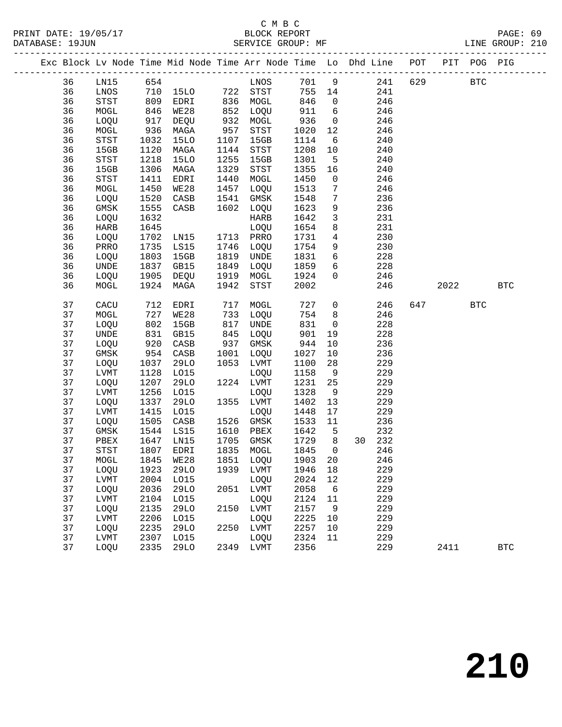C M B C
BLOCK REPORT
SERVICE GROUP: MF

PRINT DATE: 19/05/17
DATABASE: 19JUN
LINE GROUP: 210

| Exc | Block | Lv Node | Time | Mid Node | Time | Arr Node | Time | Lo | Dhd | Line | POT | PIT | POG | PIG |
|---|---|---|---|---|---|---|---|---|---|---|---|---|---|---|
| | 36 | LN15 | 654 | | | LNOS | 701 | 9 | | 241 | 629 | | BTC | |
| | 36 | LNOS | 710 | 15LO | 722 | STST | 755 | 14 | | 241 | | | | |
| | 36 | STST | 809 | EDRI | 836 | MOGL | 846 | 0 | | 246 | | | | |
| | 36 | MOGL | 846 | WE28 | 852 | LOQU | 911 | 6 | | 246 | | | | |
| | 36 | LOQU | 917 | DEQU | 932 | MOGL | 936 | 0 | | 246 | | | | |
| | 36 | MOGL | 936 | MAGA | 957 | STST | 1020 | 12 | | 246 | | | | |
| | 36 | STST | 1032 | 15LO | 1107 | 15GB | 1114 | 6 | | 240 | | | | |
| | 36 | 15GB | 1120 | MAGA | 1144 | STST | 1208 | 10 | | 240 | | | | |
| | 36 | STST | 1218 | 15LO | 1255 | 15GB | 1301 | 5 | | 240 | | | | |
| | 36 | 15GB | 1306 | MAGA | 1329 | STST | 1355 | 16 | | 240 | | | | |
| | 36 | STST | 1411 | EDRI | 1440 | MOGL | 1450 | 0 | | 246 | | | | |
| | 36 | MOGL | 1450 | WE28 | 1457 | LOQU | 1513 | 7 | | 246 | | | | |
| | 36 | LOQU | 1520 | CASB | 1541 | GMSK | 1548 | 7 | | 236 | | | | |
| | 36 | GMSK | 1555 | CASB | 1602 | LOQU | 1623 | 9 | | 236 | | | | |
| | 36 | LOQU | 1632 | | | HARB | 1642 | 3 | | 231 | | | | |
| | 36 | HARB | 1645 | | | LOQU | 1654 | 8 | | 231 | | | | |
| | 36 | LOQU | 1702 | LN15 | 1713 | PRRO | 1731 | 4 | | 230 | | | | |
| | 36 | PRRO | 1735 | LS15 | 1746 | LOQU | 1754 | 9 | | 230 | | | | |
| | 36 | LOQU | 1803 | 15GB | 1819 | UNDE | 1831 | 6 | | 228 | | | | |
| | 36 | UNDE | 1837 | GB15 | 1849 | LOQU | 1859 | 6 | | 228 | | | | |
| | 36 | LOQU | 1905 | DEQU | 1919 | MOGL | 1924 | 0 | | 246 | | | | |
| | 36 | MOGL | 1924 | MAGA | 1942 | STST | 2002 | | | 246 | | 2022 | | BTC |
| | 37 | CACU | 712 | EDRI | 717 | MOGL | 727 | 0 | | 246 | 647 | | BTC | |
| | 37 | MOGL | 727 | WE28 | 733 | LOQU | 754 | 8 | | 246 | | | | |
| | 37 | LOQU | 802 | 15GB | 817 | UNDE | 831 | 0 | | 228 | | | | |
| | 37 | UNDE | 831 | GB15 | 845 | LOQU | 901 | 19 | | 228 | | | | |
| | 37 | LOQU | 920 | CASB | 937 | GMSK | 944 | 10 | | 236 | | | | |
| | 37 | GMSK | 954 | CASB | 1001 | LOQU | 1027 | 10 | | 236 | | | | |
| | 37 | LOQU | 1037 | 29LO | 1053 | LVMT | 1100 | 28 | | 229 | | | | |
| | 37 | LVMT | 1128 | LO15 | | LOQU | 1158 | 9 | | 229 | | | | |
| | 37 | LOQU | 1207 | 29LO | 1224 | LVMT | 1231 | 25 | | 229 | | | | |
| | 37 | LVMT | 1256 | LO15 | | LOQU | 1328 | 9 | | 229 | | | | |
| | 37 | LOQU | 1337 | 29LO | 1355 | LVMT | 1402 | 13 | | 229 | | | | |
| | 37 | LVMT | 1415 | LO15 | | LOQU | 1448 | 17 | | 229 | | | | |
| | 37 | LOQU | 1505 | CASB | 1526 | GMSK | 1533 | 11 | | 236 | | | | |
| | 37 | GMSK | 1544 | LS15 | 1610 | PBEX | 1642 | 5 | | 232 | | | | |
| | 37 | PBEX | 1647 | LN15 | 1705 | GMSK | 1729 | 8 | 30 | 232 | | | | |
| | 37 | STST | 1807 | EDRI | 1835 | MOGL | 1845 | 0 | | 246 | | | | |
| | 37 | MOGL | 1845 | WE28 | 1851 | LOQU | 1903 | 20 | | 246 | | | | |
| | 37 | LOQU | 1923 | 29LO | 1939 | LVMT | 1946 | 18 | | 229 | | | | |
| | 37 | LVMT | 2004 | LO15 | | LOQU | 2024 | 12 | | 229 | | | | |
| | 37 | LOQU | 2036 | 29LO | 2051 | LVMT | 2058 | 6 | | 229 | | | | |
| | 37 | LVMT | 2104 | LO15 | | LOQU | 2124 | 11 | | 229 | | | | |
| | 37 | LOQU | 2135 | 29LO | 2150 | LVMT | 2157 | 9 | | 229 | | | | |
| | 37 | LVMT | 2206 | LO15 | | LOQU | 2225 | 10 | | 229 | | | | |
| | 37 | LOQU | 2235 | 29LO | 2250 | LVMT | 2257 | 10 | | 229 | | | | |
| | 37 | LVMT | 2307 | LO15 | | LOQU | 2324 | 11 | | 229 | | | | |
| | 37 | LOQU | 2335 | 29LO | 2349 | LVMT | 2356 | | | 229 | | 2411 | | BTC |

# 210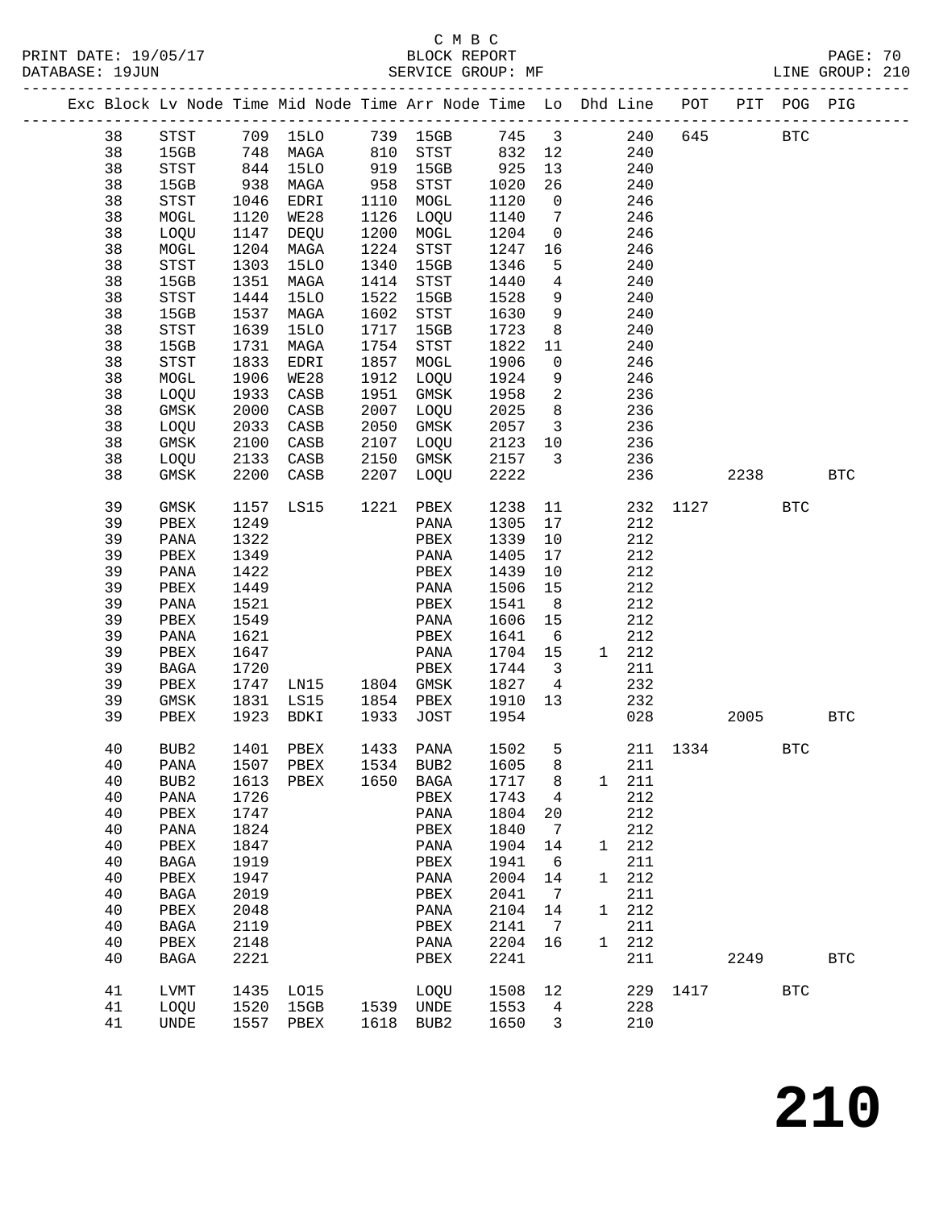C M B C

BLOCK REPORT

SERVICE GROUP: MF

LINE GROUP: 210

| Exc | Block | Lv | Node | Time | Mid Node | Time | Arr Node | Time | Lo | Dhd | Line | POT | PIT | POG | PIG |
|---|---|---|---|---|---|---|---|---|---|---|---|---|---|---|---|
| | 38 | | STST | 709 | 15LO | 739 | 15GB | 745 | 3 | | 240 | 645 | | BTC | |
| | 38 | | 15GB | 748 | MAGA | 810 | STST | 832 | 12 | | 240 | | | | |
| | 38 | | STST | 844 | 15LO | 919 | 15GB | 925 | 13 | | 240 | | | | |
| | 38 | | 15GB | 938 | MAGA | 958 | STST | 1020 | 26 | | 240 | | | | |
| | 38 | | STST | 1046 | EDRI | 1110 | MOGL | 1120 | 0 | | 246 | | | | |
| | 38 | | MOGL | 1120 | WE28 | 1126 | LOQU | 1140 | 7 | | 246 | | | | |
| | 38 | | LOQU | 1147 | DEQU | 1200 | MOGL | 1204 | 0 | | 246 | | | | |
| | 38 | | MOGL | 1204 | MAGA | 1224 | STST | 1247 | 16 | | 246 | | | | |
| | 38 | | STST | 1303 | 15LO | 1340 | 15GB | 1346 | 5 | | 240 | | | | |
| | 38 | | 15GB | 1351 | MAGA | 1414 | STST | 1440 | 4 | | 240 | | | | |
| | 38 | | STST | 1444 | 15LO | 1522 | 15GB | 1528 | 9 | | 240 | | | | |
| | 38 | | 15GB | 1537 | MAGA | 1602 | STST | 1630 | 9 | | 240 | | | | |
| | 38 | | STST | 1639 | 15LO | 1717 | 15GB | 1723 | 8 | | 240 | | | | |
| | 38 | | 15GB | 1731 | MAGA | 1754 | STST | 1822 | 11 | | 240 | | | | |
| | 38 | | STST | 1833 | EDRI | 1857 | MOGL | 1906 | 0 | | 246 | | | | |
| | 38 | | MOGL | 1906 | WE28 | 1912 | LOQU | 1924 | 9 | | 246 | | | | |
| | 38 | | LOQU | 1933 | CASB | 1951 | GMSK | 1958 | 2 | | 236 | | | | |
| | 38 | | GMSK | 2000 | CASB | 2007 | LOQU | 2025 | 8 | | 236 | | | | |
| | 38 | | LOQU | 2033 | CASB | 2050 | GMSK | 2057 | 3 | | 236 | | | | |
| | 38 | | GMSK | 2100 | CASB | 2107 | LOQU | 2123 | 10 | | 236 | | | | |
| | 38 | | LOQU | 2133 | CASB | 2150 | GMSK | 2157 | 3 | | 236 | | | | |
| | 38 | | GMSK | 2200 | CASB | 2207 | LOQU | 2222 | | | 236 | | 2238 | | BTC |
| | 39 | | GMSK | 1157 | LS15 | 1221 | PBEX | 1238 | 11 | | 232 | 1127 | | BTC | |
| | 39 | | PBEX | 1249 | | | PANA | 1305 | 17 | | 212 | | | | |
| | 39 | | PANA | 1322 | | | PBEX | 1339 | 10 | | 212 | | | | |
| | 39 | | PBEX | 1349 | | | PANA | 1405 | 17 | | 212 | | | | |
| | 39 | | PANA | 1422 | | | PBEX | 1439 | 10 | | 212 | | | | |
| | 39 | | PBEX | 1449 | | | PANA | 1506 | 15 | | 212 | | | | |
| | 39 | | PANA | 1521 | | | PBEX | 1541 | 8 | | 212 | | | | |
| | 39 | | PBEX | 1549 | | | PANA | 1606 | 15 | | 212 | | | | |
| | 39 | | PANA | 1621 | | | PBEX | 1641 | 6 | | 212 | | | | |
| | 39 | | PBEX | 1647 | | | PANA | 1704 | 15 | 1 | 212 | | | | |
| | 39 | | BAGA | 1720 | | | PBEX | 1744 | 3 | | 211 | | | | |
| | 39 | | PBEX | 1747 | LN15 | 1804 | GMSK | 1827 | 4 | | 232 | | | | |
| | 39 | | GMSK | 1831 | LS15 | 1854 | PBEX | 1910 | 13 | | 232 | | | | |
| | 39 | | PBEX | 1923 | BDKI | 1933 | JOST | 1954 | | | 028 | | 2005 | | BTC |
| | 40 | | BUB2 | 1401 | PBEX | 1433 | PANA | 1502 | 5 | | 211 | 1334 | | BTC | |
| | 40 | | PANA | 1507 | PBEX | 1534 | BUB2 | 1605 | 8 | | 211 | | | | |
| | 40 | | BUB2 | 1613 | PBEX | 1650 | BAGA | 1717 | 8 | 1 | 211 | | | | |
| | 40 | | PANA | 1726 | | | PBEX | 1743 | 4 | | 212 | | | | |
| | 40 | | PBEX | 1747 | | | PANA | 1804 | 20 | | 212 | | | | |
| | 40 | | PANA | 1824 | | | PBEX | 1840 | 7 | | 212 | | | | |
| | 40 | | PBEX | 1847 | | | PANA | 1904 | 14 | 1 | 212 | | | | |
| | 40 | | BAGA | 1919 | | | PBEX | 1941 | 6 | | 211 | | | | |
| | 40 | | PBEX | 1947 | | | PANA | 2004 | 14 | 1 | 212 | | | | |
| | 40 | | BAGA | 2019 | | | PBEX | 2041 | 7 | | 211 | | | | |
| | 40 | | PBEX | 2048 | | | PANA | 2104 | 14 | 1 | 212 | | | | |
| | 40 | | BAGA | 2119 | | | PBEX | 2141 | 7 | | 211 | | | | |
| | 40 | | PBEX | 2148 | | | PANA | 2204 | 16 | 1 | 212 | | | | |
| | 40 | | BAGA | 2221 | | | PBEX | 2241 | | | 211 | | 2249 | | BTC |
| | 41 | | LVMT | 1435 | LO15 | | LOQU | 1508 | 12 | | 229 | 1417 | | BTC | |
| | 41 | | LOQU | 1520 | 15GB | 1539 | UNDE | 1553 | 4 | | 228 | | | | |
| | 41 | | UNDE | 1557 | PBEX | 1618 | BUB2 | 1650 | 3 | | 210 | | | | |

# 210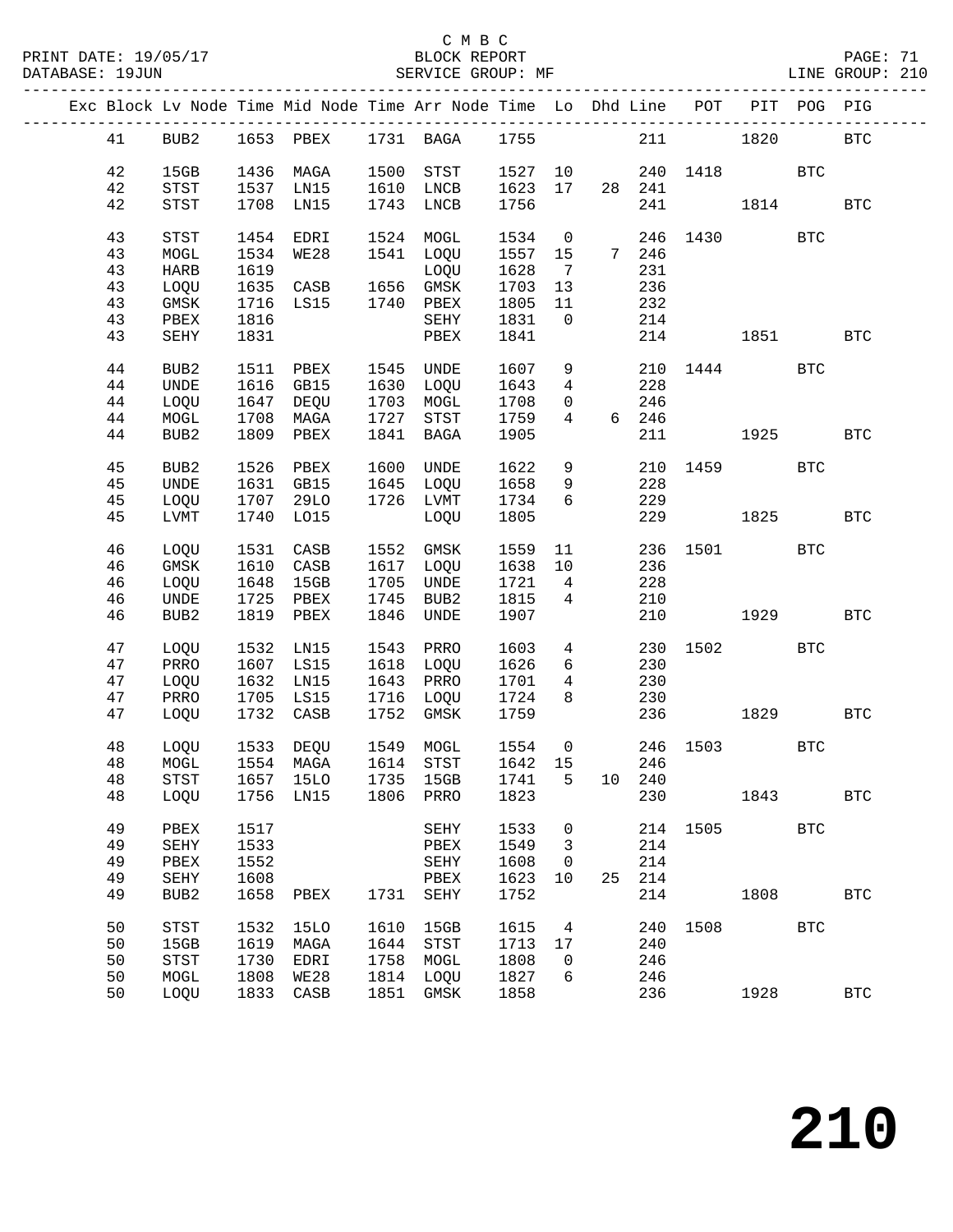C M B C
BLOCK REPORT
SERVICE GROUP: MF

PRINT DATE: 19/05/17
DATABASE: 19JUN
LINE GROUP: 210

| Exc | Block | Lv | Node | Time | Mid Node | Time | Arr Node | Time | Lo | Dhd | Line | POT | PIT | POG | PIG |
|---|---|---|---|---|---|---|---|---|---|---|---|---|---|---|---|
| | 41 | | BUB2 | 1653 | PBEX | 1731 | BAGA | 1755 | | | 211 | | 1820 | | BTC |
| | 42 | | 15GB | 1436 | MAGA | 1500 | STST | 1527 | 10 | | 240 | 1418 | | BTC | |
| | 42 | | STST | 1537 | LN15 | 1610 | LNCB | 1623 | 17 | 28 | 241 | | | | |
| | 42 | | STST | 1708 | LN15 | 1743 | LNCB | 1756 | | | 241 | | 1814 | | BTC |
| | 43 | | STST | 1454 | EDRI | 1524 | MOGL | 1534 | 0 | | 246 | 1430 | | BTC | |
| | 43 | | MOGL | 1534 | WE28 | 1541 | LOQU | 1557 | 15 | 7 | 246 | | | | |
| | 43 | | HARB | 1619 | | | LOQU | 1628 | 7 | | 231 | | | | |
| | 43 | | LOQU | 1635 | CASB | 1656 | GMSK | 1703 | 13 | | 236 | | | | |
| | 43 | | GMSK | 1716 | LS15 | 1740 | PBEX | 1805 | 11 | | 232 | | | | |
| | 43 | | PBEX | 1816 | | | SEHY | 1831 | 0 | | 214 | | | | |
| | 43 | | SEHY | 1831 | | | PBEX | 1841 | | | 214 | | 1851 | | BTC |
| | 44 | | BUB2 | 1511 | PBEX | 1545 | UNDE | 1607 | 9 | | 210 | 1444 | | BTC | |
| | 44 | | UNDE | 1616 | GB15 | 1630 | LOQU | 1643 | 4 | | 228 | | | | |
| | 44 | | LOQU | 1647 | DEQU | 1703 | MOGL | 1708 | 0 | | 246 | | | | |
| | 44 | | MOGL | 1708 | MAGA | 1727 | STST | 1759 | 4 | 6 | 246 | | | | |
| | 44 | | BUB2 | 1809 | PBEX | 1841 | BAGA | 1905 | | | 211 | | 1925 | | BTC |
| | 45 | | BUB2 | 1526 | PBEX | 1600 | UNDE | 1622 | 9 | | 210 | 1459 | | BTC | |
| | 45 | | UNDE | 1631 | GB15 | 1645 | LOQU | 1658 | 9 | | 228 | | | | |
| | 45 | | LOQU | 1707 | 29LO | 1726 | LVMT | 1734 | 6 | | 229 | | | | |
| | 45 | | LVMT | 1740 | LO15 | | LOQU | 1805 | | | 229 | | 1825 | | BTC |
| | 46 | | LOQU | 1531 | CASB | 1552 | GMSK | 1559 | 11 | | 236 | 1501 | | BTC | |
| | 46 | | GMSK | 1610 | CASB | 1617 | LOQU | 1638 | 10 | | 236 | | | | |
| | 46 | | LOQU | 1648 | 15GB | 1705 | UNDE | 1721 | 4 | | 228 | | | | |
| | 46 | | UNDE | 1725 | PBEX | 1745 | BUB2 | 1815 | 4 | | 210 | | | | |
| | 46 | | BUB2 | 1819 | PBEX | 1846 | UNDE | 1907 | | | 210 | | 1929 | | BTC |
| | 47 | | LOQU | 1532 | LN15 | 1543 | PRRO | 1603 | 4 | | 230 | 1502 | | BTC | |
| | 47 | | PRRO | 1607 | LS15 | 1618 | LOQU | 1626 | 6 | | 230 | | | | |
| | 47 | | LOQU | 1632 | LN15 | 1643 | PRRO | 1701 | 4 | | 230 | | | | |
| | 47 | | PRRO | 1705 | LS15 | 1716 | LOQU | 1724 | 8 | | 230 | | | | |
| | 47 | | LOQU | 1732 | CASB | 1752 | GMSK | 1759 | | | 236 | | 1829 | | BTC |
| | 48 | | LOQU | 1533 | DEQU | 1549 | MOGL | 1554 | 0 | | 246 | 1503 | | BTC | |
| | 48 | | MOGL | 1554 | MAGA | 1614 | STST | 1642 | 15 | | 246 | | | | |
| | 48 | | STST | 1657 | 15LO | 1735 | 15GB | 1741 | 5 | 10 | 240 | | | | |
| | 48 | | LOQU | 1756 | LN15 | 1806 | PRRO | 1823 | | | 230 | | 1843 | | BTC |
| | 49 | | PBEX | 1517 | | | SEHY | 1533 | 0 | | 214 | 1505 | | BTC | |
| | 49 | | SEHY | 1533 | | | PBEX | 1549 | 3 | | 214 | | | | |
| | 49 | | PBEX | 1552 | | | SEHY | 1608 | 0 | | 214 | | | | |
| | 49 | | SEHY | 1608 | | | PBEX | 1623 | 10 | 25 | 214 | | | | |
| | 49 | | BUB2 | 1658 | PBEX | 1731 | SEHY | 1752 | | | 214 | | 1808 | | BTC |
| | 50 | | STST | 1532 | 15LO | 1610 | 15GB | 1615 | 4 | | 240 | 1508 | | BTC | |
| | 50 | | 15GB | 1619 | MAGA | 1644 | STST | 1713 | 17 | | 240 | | | | |
| | 50 | | STST | 1730 | EDRI | 1758 | MOGL | 1808 | 0 | | 246 | | | | |
| | 50 | | MOGL | 1808 | WE28 | 1814 | LOQU | 1827 | 6 | | 246 | | | | |
| | 50 | | LOQU | 1833 | CASB | 1851 | GMSK | 1858 | | | 236 | | 1928 | | BTC |

210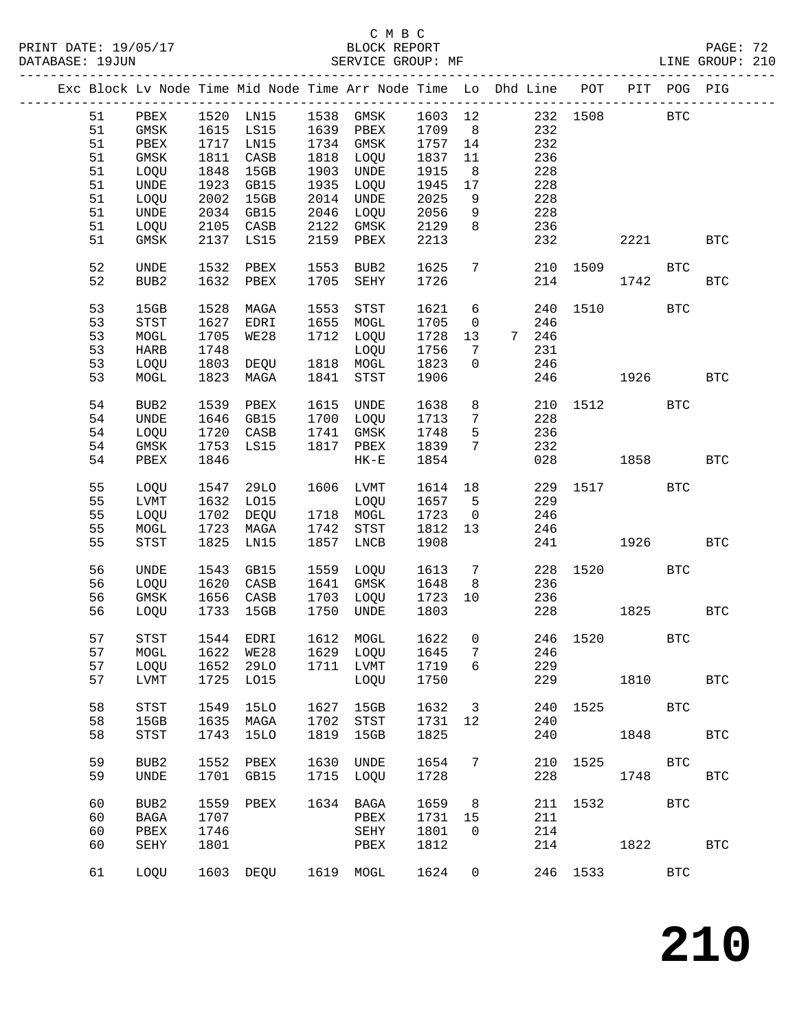C M B C
PRINT DATE: 19/05/17 BLOCK REPORT
DATABASE: 19JUN SERVICE GROUP: MF LINE GROUP: 210

| Exc | Block | Lv | Node | Time | Mid Node | Time | Arr Node | Time | Lo | Dhd | Line | POT | PIT | POG | PIG |
|---|---|---|---|---|---|---|---|---|---|---|---|---|---|---|---|
| | 51 | | PBEX | 1520 | LN15 | 1538 | GMSK | 1603 | 12 | | 232 | 1508 | | BTC | |
| | 51 | | GMSK | 1615 | LS15 | 1639 | PBEX | 1709 | 8 | | 232 | | | | |
| | 51 | | PBEX | 1717 | LN15 | 1734 | GMSK | 1757 | 14 | | 232 | | | | |
| | 51 | | GMSK | 1811 | CASB | 1818 | LOQU | 1837 | 11 | | 236 | | | | |
| | 51 | | LOQU | 1848 | 15GB | 1903 | UNDE | 1915 | 8 | | 228 | | | | |
| | 51 | | UNDE | 1923 | GB15 | 1935 | LOQU | 1945 | 17 | | 228 | | | | |
| | 51 | | LOQU | 2002 | 15GB | 2014 | UNDE | 2025 | 9 | | 228 | | | | |
| | 51 | | UNDE | 2034 | GB15 | 2046 | LOQU | 2056 | 9 | | 228 | | | | |
| | 51 | | LOQU | 2105 | CASB | 2122 | GMSK | 2129 | 8 | | 236 | | | | |
| | 51 | | GMSK | 2137 | LS15 | 2159 | PBEX | 2213 | | | 232 | | 2221 | | BTC |
| | 52 | | UNDE | 1532 | PBEX | 1553 | BUB2 | 1625 | 7 | | 210 | 1509 | | BTC | |
| | 52 | | BUB2 | 1632 | PBEX | 1705 | SEHY | 1726 | | | 214 | | 1742 | | BTC |
| | 53 | | 15GB | 1528 | MAGA | 1553 | STST | 1621 | 6 | | 240 | 1510 | | BTC | |
| | 53 | | STST | 1627 | EDRI | 1655 | MOGL | 1705 | 0 | | 246 | | | | |
| | 53 | | MOGL | 1705 | WE28 | 1712 | LOQU | 1728 | 13 | 7 | 246 | | | | |
| | 53 | | HARB | 1748 | | | LOQU | 1756 | 7 | | 231 | | | | |
| | 53 | | LOQU | 1803 | DEQU | 1818 | MOGL | 1823 | 0 | | 246 | | | | |
| | 53 | | MOGL | 1823 | MAGA | 1841 | STST | 1906 | | | 246 | | 1926 | | BTC |
| | 54 | | BUB2 | 1539 | PBEX | 1615 | UNDE | 1638 | 8 | | 210 | 1512 | | BTC | |
| | 54 | | UNDE | 1646 | GB15 | 1700 | LOQU | 1713 | 7 | | 228 | | | | |
| | 54 | | LOQU | 1720 | CASB | 1741 | GMSK | 1748 | 5 | | 236 | | | | |
| | 54 | | GMSK | 1753 | LS15 | 1817 | PBEX | 1839 | 7 | | 232 | | | | |
| | 54 | | PBEX | 1846 | | | HK-E | 1854 | | | 028 | | 1858 | | BTC |
| | 55 | | LOQU | 1547 | 29LO | 1606 | LVMT | 1614 | 18 | | 229 | 1517 | | BTC | |
| | 55 | | LVMT | 1632 | LO15 | | LOQU | 1657 | 5 | | 229 | | | | |
| | 55 | | LOQU | 1702 | DEQU | 1718 | MOGL | 1723 | 0 | | 246 | | | | |
| | 55 | | MOGL | 1723 | MAGA | 1742 | STST | 1812 | 13 | | 246 | | | | |
| | 55 | | STST | 1825 | LN15 | 1857 | LNCB | 1908 | | | 241 | | 1926 | | BTC |
| | 56 | | UNDE | 1543 | GB15 | 1559 | LOQU | 1613 | 7 | | 228 | 1520 | | BTC | |
| | 56 | | LOQU | 1620 | CASB | 1641 | GMSK | 1648 | 8 | | 236 | | | | |
| | 56 | | GMSK | 1656 | CASB | 1703 | LOQU | 1723 | 10 | | 236 | | | | |
| | 56 | | LOQU | 1733 | 15GB | 1750 | UNDE | 1803 | | | 228 | | 1825 | | BTC |
| | 57 | | STST | 1544 | EDRI | 1612 | MOGL | 1622 | 0 | | 246 | 1520 | | BTC | |
| | 57 | | MOGL | 1622 | WE28 | 1629 | LOQU | 1645 | 7 | | 246 | | | | |
| | 57 | | LOQU | 1652 | 29LO | 1711 | LVMT | 1719 | 6 | | 229 | | | | |
| | 57 | | LVMT | 1725 | LO15 | | LOQU | 1750 | | | 229 | | 1810 | | BTC |
| | 58 | | STST | 1549 | 15LO | 1627 | 15GB | 1632 | 3 | | 240 | 1525 | | BTC | |
| | 58 | | 15GB | 1635 | MAGA | 1702 | STST | 1731 | 12 | | 240 | | | | |
| | 58 | | STST | 1743 | 15LO | 1819 | 15GB | 1825 | | | 240 | | 1848 | | BTC |
| | 59 | | BUB2 | 1552 | PBEX | 1630 | UNDE | 1654 | 7 | | 210 | 1525 | | BTC | |
| | 59 | | UNDE | 1701 | GB15 | 1715 | LOQU | 1728 | | | 228 | | 1748 | | BTC |
| | 60 | | BUB2 | 1559 | PBEX | 1634 | BAGA | 1659 | 8 | | 211 | 1532 | | BTC | |
| | 60 | | BAGA | 1707 | | | PBEX | 1731 | 15 | | 211 | | | | |
| | 60 | | PBEX | 1746 | | | SEHY | 1801 | 0 | | 214 | | | | |
| | 60 | | SEHY | 1801 | | | PBEX | 1812 | | | 214 | | 1822 | | BTC |
| | 61 | | LOQU | 1603 | DEQU | 1619 | MOGL | 1624 | 0 | | 246 | 1533 | | BTC | |

210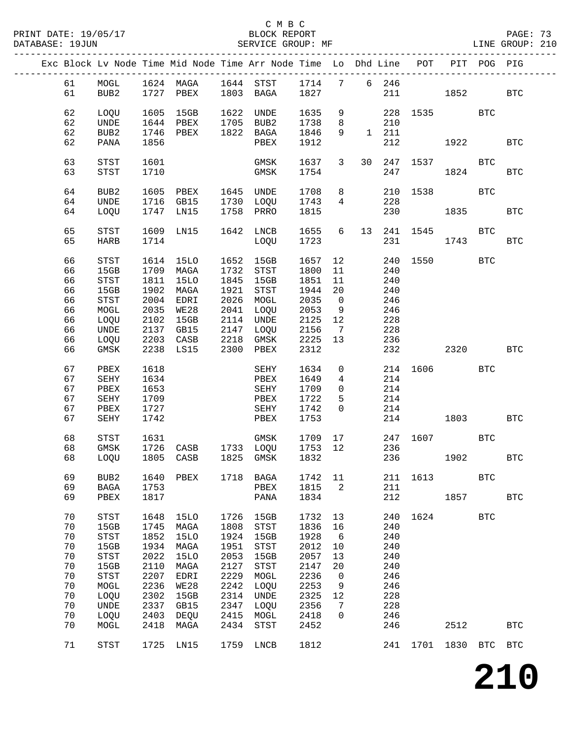C M B C
BLOCK REPORT
SERVICE GROUP: MF
LINE GROUP: 210

| Exc | Block | Lv | Node | Time | Mid Node | Time | Arr Node | Time | Lo | Dhd | Line | POT | PIT | POG | PIG |
|---|---|---|---|---|---|---|---|---|---|---|---|---|---|---|---|
| | 61 | | MOGL | 1624 | MAGA | 1644 | STST | 1714 | 7 | 6 | 246 | | | | |
| | 61 | | BUB2 | 1727 | PBEX | 1803 | BAGA | 1827 | | | 211 | | 1852 | | BTC |
| | 62 | | LOQU | 1605 | 15GB | 1622 | UNDE | 1635 | 9 | | 228 | 1535 | | BTC | |
| | 62 | | UNDE | 1644 | PBEX | 1705 | BUB2 | 1738 | 8 | | 210 | | | | |
| | 62 | | BUB2 | 1746 | PBEX | 1822 | BAGA | 1846 | 9 | 1 | 211 | | | | |
| | 62 | | PANA | 1856 | | | PBEX | 1912 | | | 212 | | 1922 | | BTC |
| | 63 | | STST | 1601 | | | GMSK | 1637 | 3 | 30 | 247 | 1537 | | BTC | |
| | 63 | | STST | 1710 | | | GMSK | 1754 | | | 247 | | 1824 | | BTC |
| | 64 | | BUB2 | 1605 | PBEX | 1645 | UNDE | 1708 | 8 | | 210 | 1538 | | BTC | |
| | 64 | | UNDE | 1716 | GB15 | 1730 | LOQU | 1743 | 4 | | 228 | | | | |
| | 64 | | LOQU | 1747 | LN15 | 1758 | PRRO | 1815 | | | 230 | | 1835 | | BTC |
| | 65 | | STST | 1609 | LN15 | 1642 | LNCB | 1655 | 6 | 13 | 241 | 1545 | | BTC | |
| | 65 | | HARB | 1714 | | | LOQU | 1723 | | | 231 | | 1743 | | BTC |
| | 66 | | STST | 1614 | 15LO | 1652 | 15GB | 1657 | 12 | | 240 | 1550 | | BTC | |
| | 66 | | 15GB | 1709 | MAGA | 1732 | STST | 1800 | 11 | | 240 | | | | |
| | 66 | | STST | 1811 | 15LO | 1845 | 15GB | 1851 | 11 | | 240 | | | | |
| | 66 | | 15GB | 1902 | MAGA | 1921 | STST | 1944 | 20 | | 240 | | | | |
| | 66 | | STST | 2004 | EDRI | 2026 | MOGL | 2035 | 0 | | 246 | | | | |
| | 66 | | MOGL | 2035 | WE28 | 2041 | LOQU | 2053 | 9 | | 246 | | | | |
| | 66 | | LOQU | 2102 | 15GB | 2114 | UNDE | 2125 | 12 | | 228 | | | | |
| | 66 | | UNDE | 2137 | GB15 | 2147 | LOQU | 2156 | 7 | | 228 | | | | |
| | 66 | | LOQU | 2203 | CASB | 2218 | GMSK | 2225 | 13 | | 236 | | | | |
| | 66 | | GMSK | 2238 | LS15 | 2300 | PBEX | 2312 | | | 232 | | 2320 | | BTC |
| | 67 | | PBEX | 1618 | | | SEHY | 1634 | 0 | | 214 | 1606 | | BTC | |
| | 67 | | SEHY | 1634 | | | PBEX | 1649 | 4 | | 214 | | | | |
| | 67 | | PBEX | 1653 | | | SEHY | 1709 | 0 | | 214 | | | | |
| | 67 | | SEHY | 1709 | | | PBEX | 1722 | 5 | | 214 | | | | |
| | 67 | | PBEX | 1727 | | | SEHY | 1742 | 0 | | 214 | | | | |
| | 67 | | SEHY | 1742 | | | PBEX | 1753 | | | 214 | | 1803 | | BTC |
| | 68 | | STST | 1631 | | | GMSK | 1709 | 17 | | 247 | 1607 | | BTC | |
| | 68 | | GMSK | 1726 | CASB | 1733 | LOQU | 1753 | 12 | | 236 | | | | |
| | 68 | | LOQU | 1805 | CASB | 1825 | GMSK | 1832 | | | 236 | | 1902 | | BTC |
| | 69 | | BUB2 | 1640 | PBEX | 1718 | BAGA | 1742 | 11 | | 211 | 1613 | | BTC | |
| | 69 | | BAGA | 1753 | | | PBEX | 1815 | 2 | | 211 | | | | |
| | 69 | | PBEX | 1817 | | | PANA | 1834 | | | 212 | | 1857 | | BTC |
| | 70 | | STST | 1648 | 15LO | 1726 | 15GB | 1732 | 13 | | 240 | 1624 | | BTC | |
| | 70 | | 15GB | 1745 | MAGA | 1808 | STST | 1836 | 16 | | 240 | | | | |
| | 70 | | STST | 1852 | 15LO | 1924 | 15GB | 1928 | 6 | | 240 | | | | |
| | 70 | | 15GB | 1934 | MAGA | 1951 | STST | 2012 | 10 | | 240 | | | | |
| | 70 | | STST | 2022 | 15LO | 2053 | 15GB | 2057 | 13 | | 240 | | | | |
| | 70 | | 15GB | 2110 | MAGA | 2127 | STST | 2147 | 20 | | 240 | | | | |
| | 70 | | STST | 2207 | EDRI | 2229 | MOGL | 2236 | 0 | | 246 | | | | |
| | 70 | | MOGL | 2236 | WE28 | 2242 | LOQU | 2253 | 9 | | 246 | | | | |
| | 70 | | LOQU | 2302 | 15GB | 2314 | UNDE | 2325 | 12 | | 228 | | | | |
| | 70 | | UNDE | 2337 | GB15 | 2347 | LOQU | 2356 | 7 | | 228 | | | | |
| | 70 | | LOQU | 2403 | DEQU | 2415 | MOGL | 2418 | 0 | | 246 | | | | |
| | 70 | | MOGL | 2418 | MAGA | 2434 | STST | 2452 | | | 246 | | 2512 | | BTC |
| | 71 | | STST | 1725 | LN15 | 1759 | LNCB | 1812 | | | 241 | 1701 | 1830 | BTC | BTC |

# 210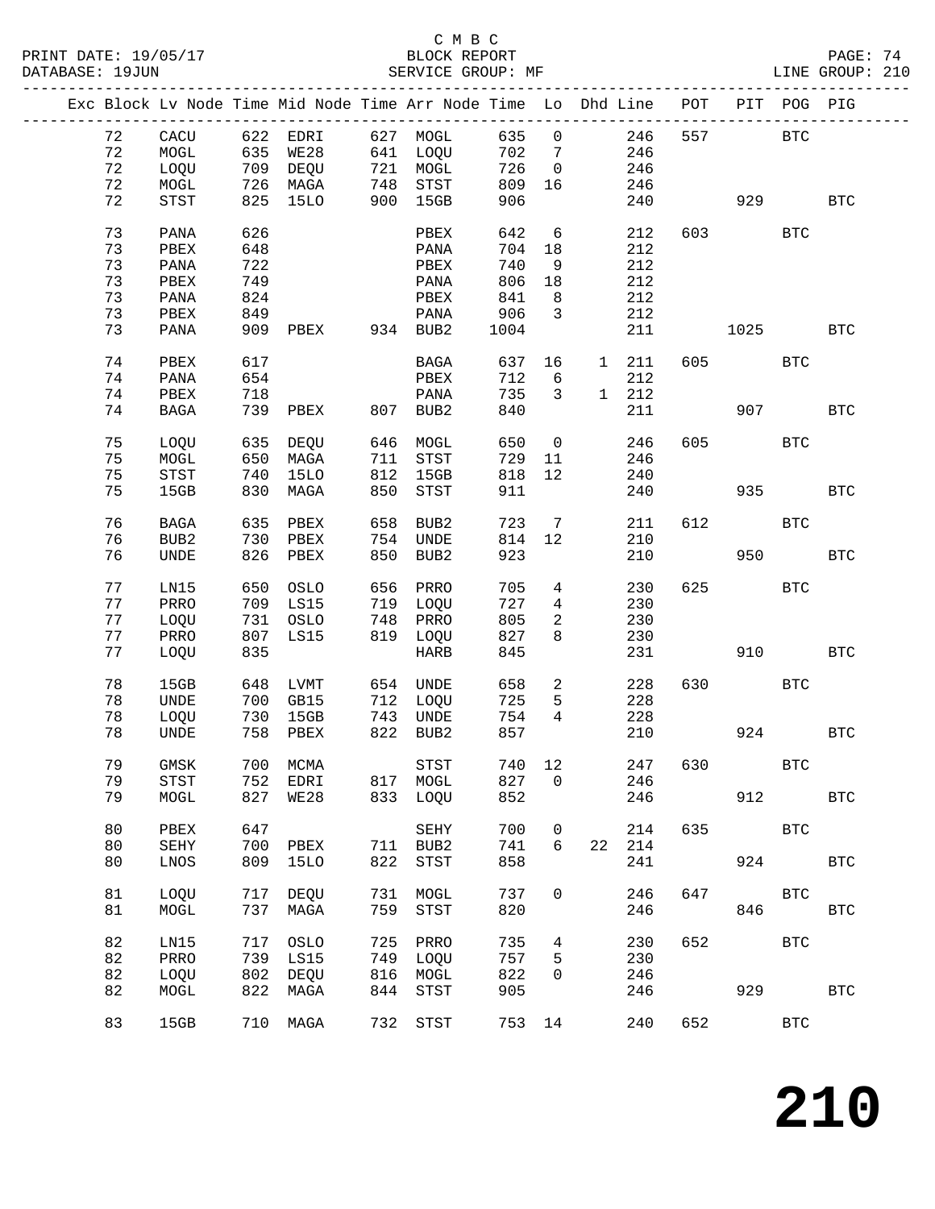C M B C

PRINT DATE: 19/05/17 BLOCK REPORT
DATABASE: 19JUN SERVICE GROUP: MF LINE GROUP: 210

| Exc | Block | Lv Node | Time | Mid Node | Time | Arr Node | Time | Lo | Dhd | Line | POT | PIT | POG | PIG |
|---|---|---|---|---|---|---|---|---|---|---|---|---|---|---|
| | 72 | CACU | 622 | EDRI | 627 | MOGL | 635 | 0 | | 246 | 557 | | BTC | |
| | 72 | MOGL | 635 | WE28 | 641 | LOQU | 702 | 7 | | 246 | | | | |
| | 72 | LOQU | 709 | DEQU | 721 | MOGL | 726 | 0 | | 246 | | | | |
| | 72 | MOGL | 726 | MAGA | 748 | STST | 809 | 16 | | 246 | | | | |
| | 72 | STST | 825 | 15LO | 900 | 15GB | 906 | | | 240 | | 929 | | BTC |
| | 73 | PANA | 626 | | | PBEX | 642 | 6 | | 212 | 603 | | BTC | |
| | 73 | PBEX | 648 | | | PANA | 704 | 18 | | 212 | | | | |
| | 73 | PANA | 722 | | | PBEX | 740 | 9 | | 212 | | | | |
| | 73 | PBEX | 749 | | | PANA | 806 | 18 | | 212 | | | | |
| | 73 | PANA | 824 | | | PBEX | 841 | 8 | | 212 | | | | |
| | 73 | PBEX | 849 | | | PANA | 906 | 3 | | 212 | | | | |
| | 73 | PANA | 909 | PBEX | 934 | BUB2 | 1004 | | | 211 | | 1025 | | BTC |
| | 74 | PBEX | 617 | | | BAGA | 637 | 16 | 1 | 211 | 605 | | BTC | |
| | 74 | PANA | 654 | | | PBEX | 712 | 6 | | 212 | | | | |
| | 74 | PBEX | 718 | | | PANA | 735 | 3 | 1 | 212 | | | | |
| | 74 | BAGA | 739 | PBEX | 807 | BUB2 | 840 | | | 211 | | 907 | | BTC |
| | 75 | LOQU | 635 | DEQU | 646 | MOGL | 650 | 0 | | 246 | 605 | | BTC | |
| | 75 | MOGL | 650 | MAGA | 711 | STST | 729 | 11 | | 246 | | | | |
| | 75 | STST | 740 | 15LO | 812 | 15GB | 818 | 12 | | 240 | | | | |
| | 75 | 15GB | 830 | MAGA | 850 | STST | 911 | | | 240 | | 935 | | BTC |
| | 76 | BAGA | 635 | PBEX | 658 | BUB2 | 723 | 7 | | 211 | 612 | | BTC | |
| | 76 | BUB2 | 730 | PBEX | 754 | UNDE | 814 | 12 | | 210 | | | | |
| | 76 | UNDE | 826 | PBEX | 850 | BUB2 | 923 | | | 210 | | 950 | | BTC |
| | 77 | LN15 | 650 | OSLO | 656 | PRRO | 705 | 4 | | 230 | 625 | | BTC | |
| | 77 | PRRO | 709 | LS15 | 719 | LOQU | 727 | 4 | | 230 | | | | |
| | 77 | LOQU | 731 | OSLO | 748 | PRRO | 805 | 2 | | 230 | | | | |
| | 77 | PRRO | 807 | LS15 | 819 | LOQU | 827 | 8 | | 230 | | | | |
| | 77 | LOQU | 835 | | | HARB | 845 | | | 231 | | 910 | | BTC |
| | 78 | 15GB | 648 | LVMT | 654 | UNDE | 658 | 2 | | 228 | 630 | | BTC | |
| | 78 | UNDE | 700 | GB15 | 712 | LOQU | 725 | 5 | | 228 | | | | |
| | 78 | LOQU | 730 | 15GB | 743 | UNDE | 754 | 4 | | 228 | | | | |
| | 78 | UNDE | 758 | PBEX | 822 | BUB2 | 857 | | | 210 | | 924 | | BTC |
| | 79 | GMSK | 700 | MCMA | | STST | 740 | 12 | | 247 | 630 | | BTC | |
| | 79 | STST | 752 | EDRI | 817 | MOGL | 827 | 0 | | 246 | | | | |
| | 79 | MOGL | 827 | WE28 | 833 | LOQU | 852 | | | 246 | | 912 | | BTC |
| | 80 | PBEX | 647 | | | SEHY | 700 | 0 | | 214 | 635 | | BTC | |
| | 80 | SEHY | 700 | PBEX | 711 | BUB2 | 741 | 6 | 22 | 214 | | | | |
| | 80 | LNOS | 809 | 15LO | 822 | STST | 858 | | | 241 | | 924 | | BTC |
| | 81 | LOQU | 717 | DEQU | 731 | MOGL | 737 | 0 | | 246 | 647 | | BTC | |
| | 81 | MOGL | 737 | MAGA | 759 | STST | 820 | | | 246 | | 846 | | BTC |
| | 82 | LN15 | 717 | OSLO | 725 | PRRO | 735 | 4 | | 230 | 652 | | BTC | |
| | 82 | PRRO | 739 | LS15 | 749 | LOQU | 757 | 5 | | 230 | | | | |
| | 82 | LOQU | 802 | DEQU | 816 | MOGL | 822 | 0 | | 246 | | | | |
| | 82 | MOGL | 822 | MAGA | 844 | STST | 905 | | | 246 | | 929 | | BTC |
| | 83 | 15GB | 710 | MAGA | 732 | STST | 753 | 14 | | 240 | 652 | | BTC | |

210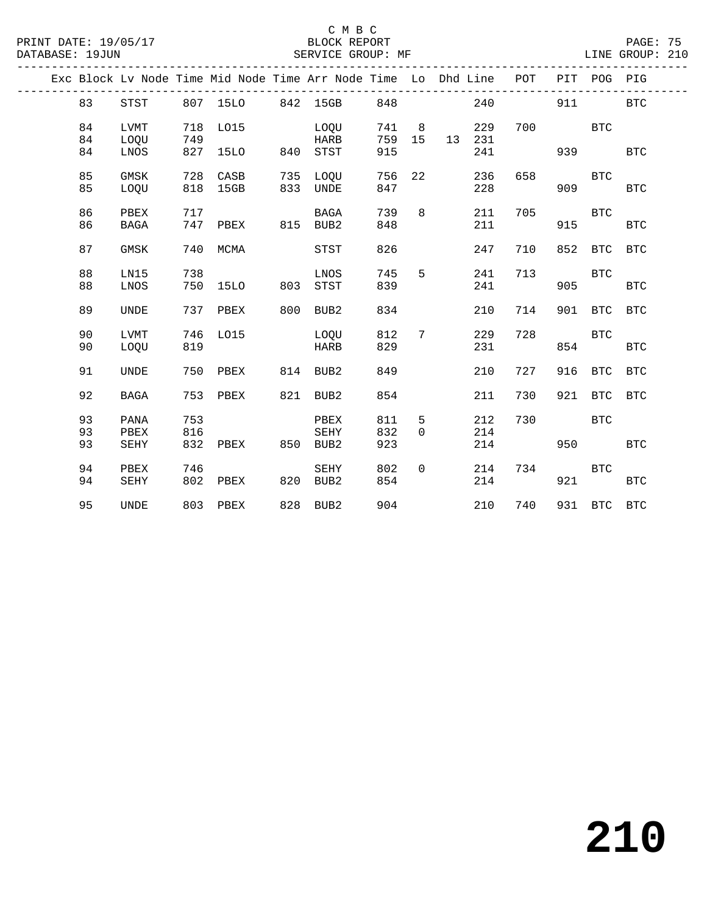C M B C

BLOCK REPORT

SERVICE GROUP: MF

PRINT DATE: 19/05/17
DATABASE: 19JUN
LINE GROUP: 210

| Exc | Block | Lv | Node | Time | Mid Node | Time | Arr Node | Time | Lo | Dhd | Line | POT | PIT | POG | PIG |
|---|---|---|---|---|---|---|---|---|---|---|---|---|---|---|---|
| | 83 | | STST | 807 | 15LO | 842 | 15GB | 848 | | | 240 | | 911 | | BTC |
| | 84 | | LVMT | 718 | LO15 | | LOQU | 741 | 8 | | 229 | 700 | | BTC | |
| | 84 | | LOQU | 749 | | | HARB | 759 | 15 | 13 | 231 | | | | |
| | 84 | | LNOS | 827 | 15LO | 840 | STST | 915 | | | 241 | | 939 | | BTC |
| | 85 | | GMSK | 728 | CASB | 735 | LOQU | 756 | 22 | | 236 | 658 | | BTC | |
| | 85 | | LOQU | 818 | 15GB | 833 | UNDE | 847 | | | 228 | | 909 | | BTC |
| | 86 | | PBEX | 717 | | | BAGA | 739 | 8 | | 211 | 705 | | BTC | |
| | 86 | | BAGA | 747 | PBEX | 815 | BUB2 | 848 | | | 211 | | 915 | | BTC |
| | 87 | | GMSK | 740 | MCMA | | STST | 826 | | | 247 | 710 | 852 | BTC | BTC |
| | 88 | | LN15 | 738 | | | LNOS | 745 | 5 | | 241 | 713 | | BTC | |
| | 88 | | LNOS | 750 | 15LO | 803 | STST | 839 | | | 241 | | 905 | | BTC |
| | 89 | | UNDE | 737 | PBEX | 800 | BUB2 | 834 | | | 210 | 714 | 901 | BTC | BTC |
| | 90 | | LVMT | 746 | LO15 | | LOQU | 812 | 7 | | 229 | 728 | | BTC | |
| | 90 | | LOQU | 819 | | | HARB | 829 | | | 231 | | 854 | | BTC |
| | 91 | | UNDE | 750 | PBEX | 814 | BUB2 | 849 | | | 210 | 727 | 916 | BTC | BTC |
| | 92 | | BAGA | 753 | PBEX | 821 | BUB2 | 854 | | | 211 | 730 | 921 | BTC | BTC |
| | 93 | | PANA | 753 | | | PBEX | 811 | 5 | | 212 | 730 | | BTC | |
| | 93 | | PBEX | 816 | | | SEHY | 832 | 0 | | 214 | | | | |
| | 93 | | SEHY | 832 | PBEX | 850 | BUB2 | 923 | | | 214 | | 950 | | BTC |
| | 94 | | PBEX | 746 | | | SEHY | 802 | 0 | | 214 | 734 | | BTC | |
| | 94 | | SEHY | 802 | PBEX | 820 | BUB2 | 854 | | | 214 | | 921 | | BTC |
| | 95 | | UNDE | 803 | PBEX | 828 | BUB2 | 904 | | | 210 | 740 | 931 | BTC | BTC |

210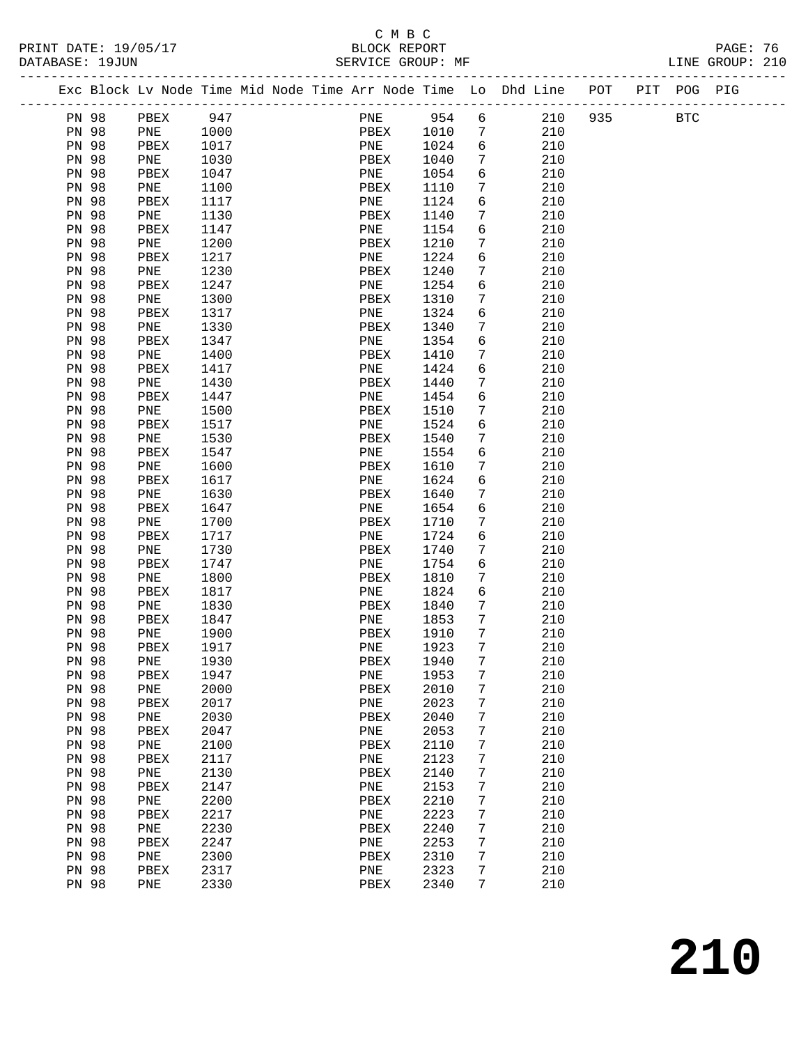C M B C
PRINT DATE: 19/05/17 BLOCK REPORT
DATABASE: 19JUN SERVICE GROUP: MF LINE GROUP: 210

| Exc | Block | Lv | Node | Time | Mid Node | Time | Arr Node | Time | Lo | Dhd Line | POT | PIT | POG | PIG |
|---|---|---|---|---|---|---|---|---|---|---|---|---|---|---|
| | PN 98 | | PBEX | 947 | | | PNE | 954 | 6 | 210 | 935 | | BTC | |
| | PN 98 | | PNE | 1000 | | | PBEX | 1010 | 7 | 210 | | | | |
| | PN 98 | | PBEX | 1017 | | | PNE | 1024 | 6 | 210 | | | | |
| | PN 98 | | PNE | 1030 | | | PBEX | 1040 | 7 | 210 | | | | |
| | PN 98 | | PBEX | 1047 | | | PNE | 1054 | 6 | 210 | | | | |
| | PN 98 | | PNE | 1100 | | | PBEX | 1110 | 7 | 210 | | | | |
| | PN 98 | | PBEX | 1117 | | | PNE | 1124 | 6 | 210 | | | | |
| | PN 98 | | PNE | 1130 | | | PBEX | 1140 | 7 | 210 | | | | |
| | PN 98 | | PBEX | 1147 | | | PNE | 1154 | 6 | 210 | | | | |
| | PN 98 | | PNE | 1200 | | | PBEX | 1210 | 7 | 210 | | | | |
| | PN 98 | | PBEX | 1217 | | | PNE | 1224 | 6 | 210 | | | | |
| | PN 98 | | PNE | 1230 | | | PBEX | 1240 | 7 | 210 | | | | |
| | PN 98 | | PBEX | 1247 | | | PNE | 1254 | 6 | 210 | | | | |
| | PN 98 | | PNE | 1300 | | | PBEX | 1310 | 7 | 210 | | | | |
| | PN 98 | | PBEX | 1317 | | | PNE | 1324 | 6 | 210 | | | | |
| | PN 98 | | PNE | 1330 | | | PBEX | 1340 | 7 | 210 | | | | |
| | PN 98 | | PBEX | 1347 | | | PNE | 1354 | 6 | 210 | | | | |
| | PN 98 | | PNE | 1400 | | | PBEX | 1410 | 7 | 210 | | | | |
| | PN 98 | | PBEX | 1417 | | | PNE | 1424 | 6 | 210 | | | | |
| | PN 98 | | PNE | 1430 | | | PBEX | 1440 | 7 | 210 | | | | |
| | PN 98 | | PBEX | 1447 | | | PNE | 1454 | 6 | 210 | | | | |
| | PN 98 | | PNE | 1500 | | | PBEX | 1510 | 7 | 210 | | | | |
| | PN 98 | | PBEX | 1517 | | | PNE | 1524 | 6 | 210 | | | | |
| | PN 98 | | PNE | 1530 | | | PBEX | 1540 | 7 | 210 | | | | |
| | PN 98 | | PBEX | 1547 | | | PNE | 1554 | 6 | 210 | | | | |
| | PN 98 | | PNE | 1600 | | | PBEX | 1610 | 7 | 210 | | | | |
| | PN 98 | | PBEX | 1617 | | | PNE | 1624 | 6 | 210 | | | | |
| | PN 98 | | PNE | 1630 | | | PBEX | 1640 | 7 | 210 | | | | |
| | PN 98 | | PBEX | 1647 | | | PNE | 1654 | 6 | 210 | | | | |
| | PN 98 | | PNE | 1700 | | | PBEX | 1710 | 7 | 210 | | | | |
| | PN 98 | | PBEX | 1717 | | | PNE | 1724 | 6 | 210 | | | | |
| | PN 98 | | PNE | 1730 | | | PBEX | 1740 | 7 | 210 | | | | |
| | PN 98 | | PBEX | 1747 | | | PNE | 1754 | 6 | 210 | | | | |
| | PN 98 | | PNE | 1800 | | | PBEX | 1810 | 7 | 210 | | | | |
| | PN 98 | | PBEX | 1817 | | | PNE | 1824 | 6 | 210 | | | | |
| | PN 98 | | PNE | 1830 | | | PBEX | 1840 | 7 | 210 | | | | |
| | PN 98 | | PBEX | 1847 | | | PNE | 1853 | 7 | 210 | | | | |
| | PN 98 | | PNE | 1900 | | | PBEX | 1910 | 7 | 210 | | | | |
| | PN 98 | | PBEX | 1917 | | | PNE | 1923 | 7 | 210 | | | | |
| | PN 98 | | PNE | 1930 | | | PBEX | 1940 | 7 | 210 | | | | |
| | PN 98 | | PBEX | 1947 | | | PNE | 1953 | 7 | 210 | | | | |
| | PN 98 | | PNE | 2000 | | | PBEX | 2010 | 7 | 210 | | | | |
| | PN 98 | | PBEX | 2017 | | | PNE | 2023 | 7 | 210 | | | | |
| | PN 98 | | PNE | 2030 | | | PBEX | 2040 | 7 | 210 | | | | |
| | PN 98 | | PBEX | 2047 | | | PNE | 2053 | 7 | 210 | | | | |
| | PN 98 | | PNE | 2100 | | | PBEX | 2110 | 7 | 210 | | | | |
| | PN 98 | | PBEX | 2117 | | | PNE | 2123 | 7 | 210 | | | | |
| | PN 98 | | PNE | 2130 | | | PBEX | 2140 | 7 | 210 | | | | |
| | PN 98 | | PBEX | 2147 | | | PNE | 2153 | 7 | 210 | | | | |
| | PN 98 | | PNE | 2200 | | | PBEX | 2210 | 7 | 210 | | | | |
| | PN 98 | | PBEX | 2217 | | | PNE | 2223 | 7 | 210 | | | | |
| | PN 98 | | PNE | 2230 | | | PBEX | 2240 | 7 | 210 | | | | |
| | PN 98 | | PBEX | 2247 | | | PNE | 2253 | 7 | 210 | | | | |
| | PN 98 | | PNE | 2300 | | | PBEX | 2310 | 7 | 210 | | | | |
| | PN 98 | | PBEX | 2317 | | | PNE | 2323 | 7 | 210 | | | | |
| | PN 98 | | PNE | 2330 | | | PBEX | 2340 | 7 | 210 | | | | |

# 210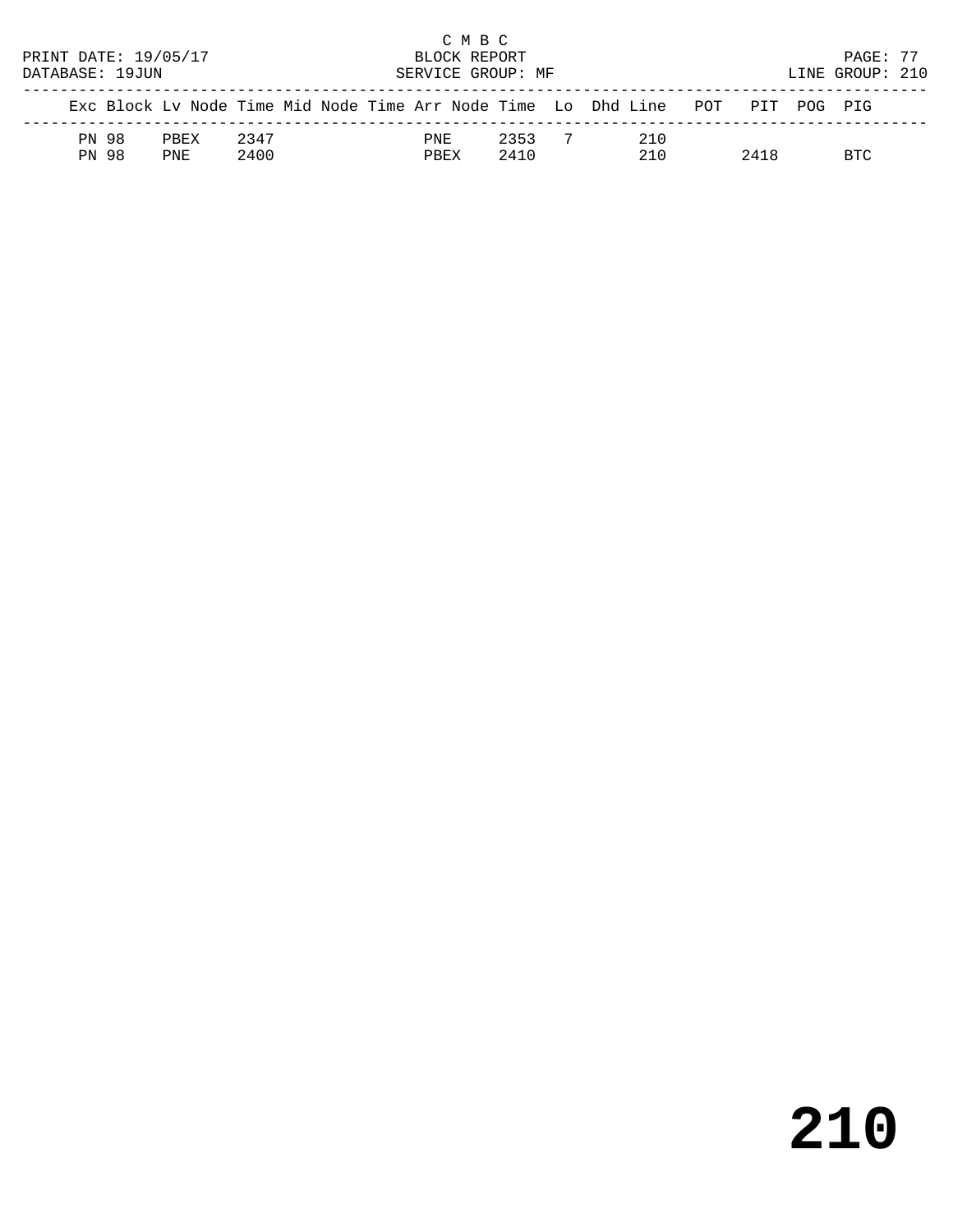C M B C
BLOCK REPORT
SERVICE GROUP: MF

PRINT DATE: 19/05/17
DATABASE: 19JUN

LINE GROUP: 210

| Exc | Block | Lv | Node | Time | Mid Node | Time | Arr Node | Time | Lo | Dhd | Line | POT | PIT | POG | PIG |
|---|---|---|---|---|---|---|---|---|---|---|---|---|---|---|---|
| PN | 98 | | PBEX | 2347 | | | PNE | 2353 | 7 | | 210 | | | | |
| PN | 98 | | PNE | 2400 | | | PBEX | 2410 | | | 210 | | 2418 | | BTC |

# 210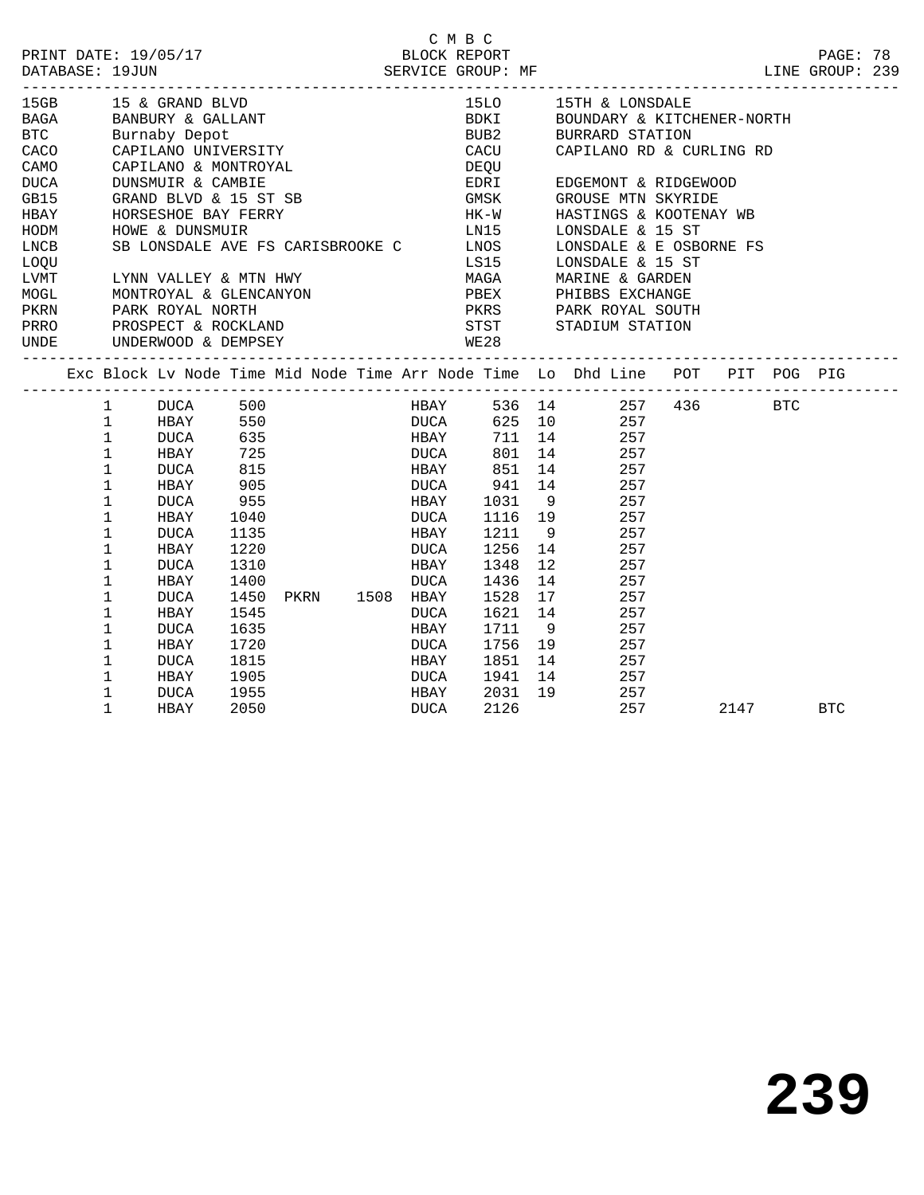C M B C

PRINT DATE: 19/05/17 BLOCK REPORT
DATABASE: 19JUN SERVICE GROUP: MF LINE GROUP: 239

| Code | Name | Code | Name |
|---|---|---|---|
| 15GB | 15 & GRAND BLVD | 15LO | 15TH & LONSDALE |
| BAGA | BANBURY & GALLANT | BDKI | BOUNDARY & KITCHENER-NORTH |
| BTC | Burnaby Depot | BUB2 | BURRARD STATION |
| CACO | CAPILANO UNIVERSITY | CACU | CAPILANO RD & CURLING RD |
| CAMO | CAPILANO & MONTROYAL | DEQU | |
| DUCA | DUNSMUIR & CAMBIE | EDRI | EDGEMONT & RIDGEWOOD |
| GB15 | GRAND BLVD & 15 ST SB | GMSK | GROUSE MTN SKYRIDE |
| HBAY | HORSESHOE BAY FERRY | HK-W | HASTINGS & KOOTENAY WB |
| HODM | HOWE & DUNSMUIR | LN15 | LONSDALE & 15 ST |
| LNCB | SB LONSDALE AVE FS CARISBROOKE C | LNOS | LONSDALE & E OSBORNE FS |
| LOQU | | LS15 | LONSDALE & 15 ST |
| LVMT | LYNN VALLEY & MTN HWY | MAGA | MARINE & GARDEN |
| MOGL | MONTROYAL & GLENCANYON | PBEX | PHIBBS EXCHANGE |
| PKRN | PARK ROYAL NORTH | PKRS | PARK ROYAL SOUTH |
| PRRO | PROSPECT & ROCKLAND | STST | STADIUM STATION |
| UNDE | UNDERWOOD & DEMPSEY | WE28 | |

| Exc | Block | Lv Node | Time | Mid Node | Time | Arr Node | Time | Lo | Dhd Line | POT | PIT | POG | PIG |
|---|---|---|---|---|---|---|---|---|---|---|---|---|---|
| | 1 | DUCA | 500 | | | HBAY | 536 | 14 | 257 | 436 | | BTC | |
| | 1 | HBAY | 550 | | | DUCA | 625 | 10 | 257 | | | | |
| | 1 | DUCA | 635 | | | HBAY | 711 | 14 | 257 | | | | |
| | 1 | HBAY | 725 | | | DUCA | 801 | 14 | 257 | | | | |
| | 1 | DUCA | 815 | | | HBAY | 851 | 14 | 257 | | | | |
| | 1 | HBAY | 905 | | | DUCA | 941 | 14 | 257 | | | | |
| | 1 | DUCA | 955 | | | HBAY | 1031 | 9 | 257 | | | | |
| | 1 | HBAY | 1040 | | | DUCA | 1116 | 19 | 257 | | | | |
| | 1 | DUCA | 1135 | | | HBAY | 1211 | 9 | 257 | | | | |
| | 1 | HBAY | 1220 | | | DUCA | 1256 | 14 | 257 | | | | |
| | 1 | DUCA | 1310 | | | HBAY | 1348 | 12 | 257 | | | | |
| | 1 | HBAY | 1400 | | | DUCA | 1436 | 14 | 257 | | | | |
| | 1 | DUCA | 1450 | PKRN | 1508 | HBAY | 1528 | 17 | 257 | | | | |
| | 1 | HBAY | 1545 | | | DUCA | 1621 | 14 | 257 | | | | |
| | 1 | DUCA | 1635 | | | HBAY | 1711 | 9 | 257 | | | | |
| | 1 | HBAY | 1720 | | | DUCA | 1756 | 19 | 257 | | | | |
| | 1 | DUCA | 1815 | | | HBAY | 1851 | 14 | 257 | | | | |
| | 1 | HBAY | 1905 | | | DUCA | 1941 | 14 | 257 | | | | |
| | 1 | DUCA | 1955 | | | HBAY | 2031 | 19 | 257 | | | | |
| | 1 | HBAY | 2050 | | | DUCA | 2126 | | 257 | | 2147 | | BTC |

**239**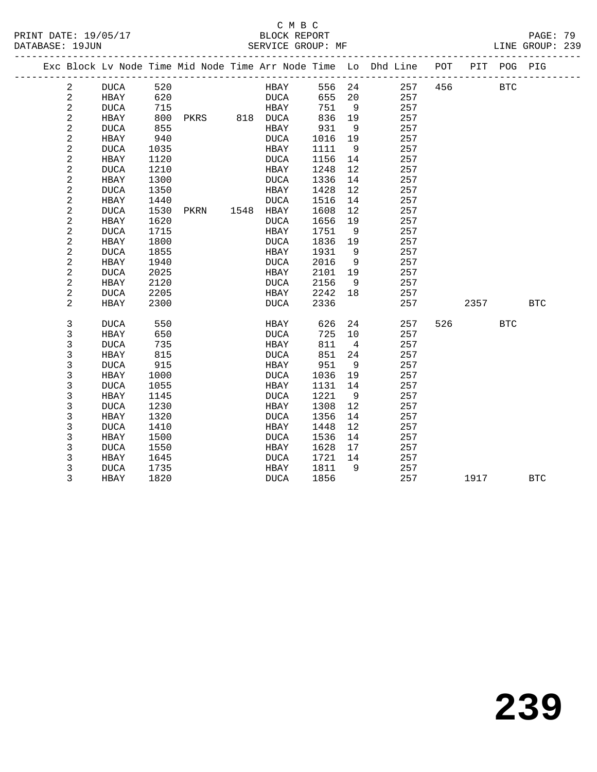C M B C
BLOCK REPORT
SERVICE GROUP: MF

PRINT DATE: 19/05/17
DATABASE: 19JUN
LINE GROUP: 239

| Exc | Block | Lv Node | Time | Mid Node | Time | Arr Node | Time | Lo | Dhd Line | POT | PIT | POG | PIG |
|---|---|---|---|---|---|---|---|---|---|---|---|---|---|
| | 2 | DUCA | 520 | | | HBAY | 556 | 24 | 257 | 456 | | BTC | |
| | 2 | HBAY | 620 | | | DUCA | 655 | 20 | 257 | | | | |
| | 2 | DUCA | 715 | | | HBAY | 751 | 9 | 257 | | | | |
| | 2 | HBAY | 800 | PKRS | 818 | DUCA | 836 | 19 | 257 | | | | |
| | 2 | DUCA | 855 | | | HBAY | 931 | 9 | 257 | | | | |
| | 2 | HBAY | 940 | | | DUCA | 1016 | 19 | 257 | | | | |
| | 2 | DUCA | 1035 | | | HBAY | 1111 | 9 | 257 | | | | |
| | 2 | HBAY | 1120 | | | DUCA | 1156 | 14 | 257 | | | | |
| | 2 | DUCA | 1210 | | | HBAY | 1248 | 12 | 257 | | | | |
| | 2 | HBAY | 1300 | | | DUCA | 1336 | 14 | 257 | | | | |
| | 2 | DUCA | 1350 | | | HBAY | 1428 | 12 | 257 | | | | |
| | 2 | HBAY | 1440 | | | DUCA | 1516 | 14 | 257 | | | | |
| | 2 | DUCA | 1530 | PKRN | 1548 | HBAY | 1608 | 12 | 257 | | | | |
| | 2 | HBAY | 1620 | | | DUCA | 1656 | 19 | 257 | | | | |
| | 2 | DUCA | 1715 | | | HBAY | 1751 | 9 | 257 | | | | |
| | 2 | HBAY | 1800 | | | DUCA | 1836 | 19 | 257 | | | | |
| | 2 | DUCA | 1855 | | | HBAY | 1931 | 9 | 257 | | | | |
| | 2 | HBAY | 1940 | | | DUCA | 2016 | 9 | 257 | | | | |
| | 2 | DUCA | 2025 | | | HBAY | 2101 | 19 | 257 | | | | |
| | 2 | HBAY | 2120 | | | DUCA | 2156 | 9 | 257 | | | | |
| | 2 | DUCA | 2205 | | | HBAY | 2242 | 18 | 257 | | | | |
| | 2 | HBAY | 2300 | | | DUCA | 2336 | | 257 | | 2357 | | BTC |
| | 3 | DUCA | 550 | | | HBAY | 626 | 24 | 257 | 526 | | BTC | |
| | 3 | HBAY | 650 | | | DUCA | 725 | 10 | 257 | | | | |
| | 3 | DUCA | 735 | | | HBAY | 811 | 4 | 257 | | | | |
| | 3 | HBAY | 815 | | | DUCA | 851 | 24 | 257 | | | | |
| | 3 | DUCA | 915 | | | HBAY | 951 | 9 | 257 | | | | |
| | 3 | HBAY | 1000 | | | DUCA | 1036 | 19 | 257 | | | | |
| | 3 | DUCA | 1055 | | | HBAY | 1131 | 14 | 257 | | | | |
| | 3 | HBAY | 1145 | | | DUCA | 1221 | 9 | 257 | | | | |
| | 3 | DUCA | 1230 | | | HBAY | 1308 | 12 | 257 | | | | |
| | 3 | HBAY | 1320 | | | DUCA | 1356 | 14 | 257 | | | | |
| | 3 | DUCA | 1410 | | | HBAY | 1448 | 12 | 257 | | | | |
| | 3 | HBAY | 1500 | | | DUCA | 1536 | 14 | 257 | | | | |
| | 3 | DUCA | 1550 | | | HBAY | 1628 | 17 | 257 | | | | |
| | 3 | HBAY | 1645 | | | DUCA | 1721 | 14 | 257 | | | | |
| | 3 | DUCA | 1735 | | | HBAY | 1811 | 9 | 257 | | | | |
| | 3 | HBAY | 1820 | | | DUCA | 1856 | | 257 | | 1917 | | BTC |

239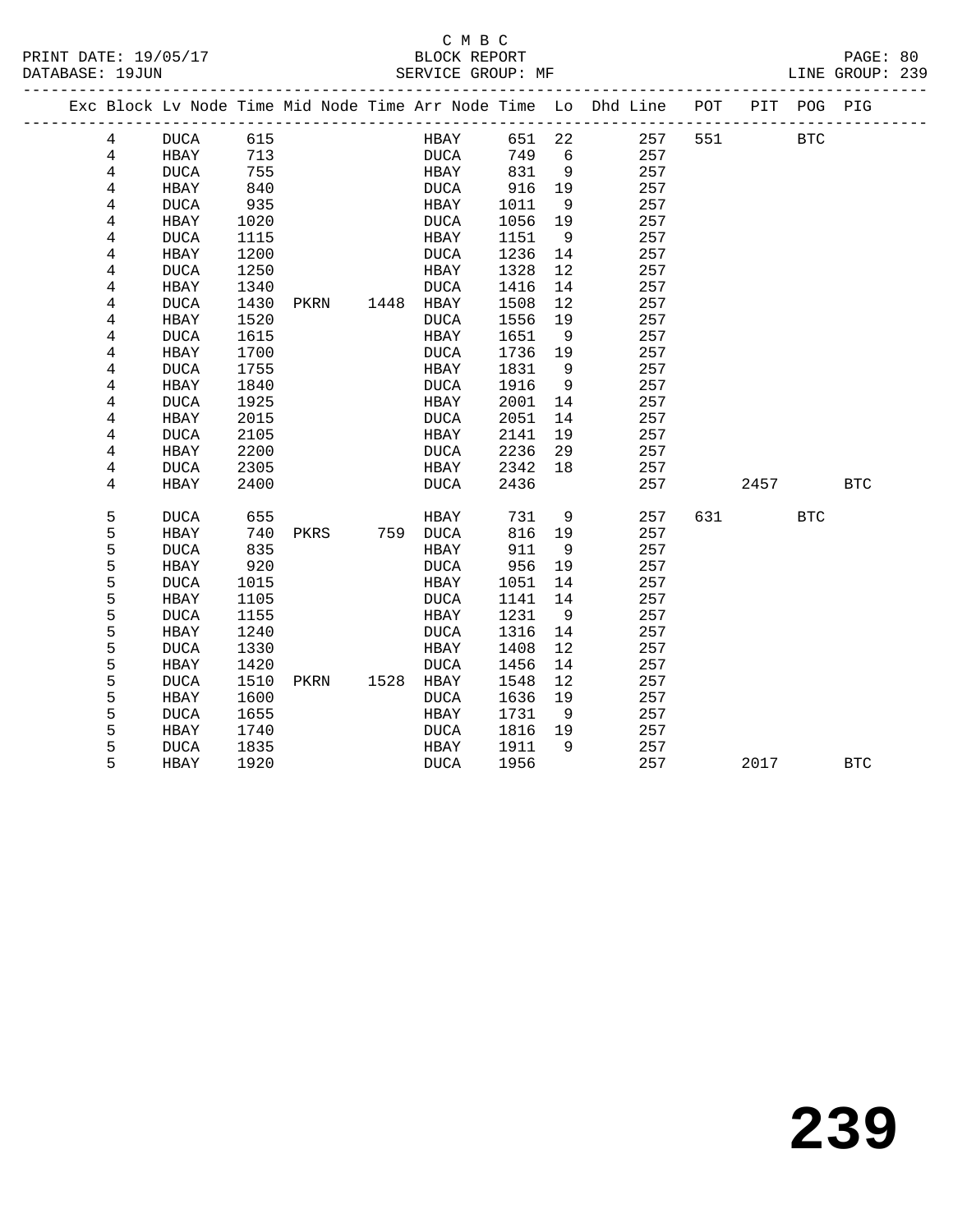C M B C

BLOCK REPORT

SERVICE GROUP: MF

PRINT DATE: 19/05/17
DATABASE: 19JUN
LINE GROUP: 239

| Exc | Block | Lv Node | Time | Mid Node | Time | Arr Node | Time | Lo | Dhd Line | POT | PIT | POG | PIG |
|---|---|---|---|---|---|---|---|---|---|---|---|---|---|
| | 4 | DUCA | 615 | | | HBAY | 651 | 22 | 257 | 551 | | BTC | |
| | 4 | HBAY | 713 | | | DUCA | 749 | 6 | 257 | | | | |
| | 4 | DUCA | 755 | | | HBAY | 831 | 9 | 257 | | | | |
| | 4 | HBAY | 840 | | | DUCA | 916 | 19 | 257 | | | | |
| | 4 | DUCA | 935 | | | HBAY | 1011 | 9 | 257 | | | | |
| | 4 | HBAY | 1020 | | | DUCA | 1056 | 19 | 257 | | | | |
| | 4 | DUCA | 1115 | | | HBAY | 1151 | 9 | 257 | | | | |
| | 4 | HBAY | 1200 | | | DUCA | 1236 | 14 | 257 | | | | |
| | 4 | DUCA | 1250 | | | HBAY | 1328 | 12 | 257 | | | | |
| | 4 | HBAY | 1340 | | | DUCA | 1416 | 14 | 257 | | | | |
| | 4 | DUCA | 1430 | PKRN | 1448 | HBAY | 1508 | 12 | 257 | | | | |
| | 4 | HBAY | 1520 | | | DUCA | 1556 | 19 | 257 | | | | |
| | 4 | DUCA | 1615 | | | HBAY | 1651 | 9 | 257 | | | | |
| | 4 | HBAY | 1700 | | | DUCA | 1736 | 19 | 257 | | | | |
| | 4 | DUCA | 1755 | | | HBAY | 1831 | 9 | 257 | | | | |
| | 4 | HBAY | 1840 | | | DUCA | 1916 | 9 | 257 | | | | |
| | 4 | DUCA | 1925 | | | HBAY | 2001 | 14 | 257 | | | | |
| | 4 | HBAY | 2015 | | | DUCA | 2051 | 14 | 257 | | | | |
| | 4 | DUCA | 2105 | | | HBAY | 2141 | 19 | 257 | | | | |
| | 4 | HBAY | 2200 | | | DUCA | 2236 | 29 | 257 | | | | |
| | 4 | DUCA | 2305 | | | HBAY | 2342 | 18 | 257 | | | | |
| | 4 | HBAY | 2400 | | | DUCA | 2436 | | 257 | | 2457 | | BTC |
| | 5 | DUCA | 655 | | | HBAY | 731 | 9 | 257 | 631 | | BTC | |
| | 5 | HBAY | 740 | PKRS | 759 | DUCA | 816 | 19 | 257 | | | | |
| | 5 | DUCA | 835 | | | HBAY | 911 | 9 | 257 | | | | |
| | 5 | HBAY | 920 | | | DUCA | 956 | 19 | 257 | | | | |
| | 5 | DUCA | 1015 | | | HBAY | 1051 | 14 | 257 | | | | |
| | 5 | HBAY | 1105 | | | DUCA | 1141 | 14 | 257 | | | | |
| | 5 | DUCA | 1155 | | | HBAY | 1231 | 9 | 257 | | | | |
| | 5 | HBAY | 1240 | | | DUCA | 1316 | 14 | 257 | | | | |
| | 5 | DUCA | 1330 | | | HBAY | 1408 | 12 | 257 | | | | |
| | 5 | HBAY | 1420 | | | DUCA | 1456 | 14 | 257 | | | | |
| | 5 | DUCA | 1510 | PKRN | 1528 | HBAY | 1548 | 12 | 257 | | | | |
| | 5 | HBAY | 1600 | | | DUCA | 1636 | 19 | 257 | | | | |
| | 5 | DUCA | 1655 | | | HBAY | 1731 | 9 | 257 | | | | |
| | 5 | HBAY | 1740 | | | DUCA | 1816 | 19 | 257 | | | | |
| | 5 | DUCA | 1835 | | | HBAY | 1911 | 9 | 257 | | | | |
| | 5 | HBAY | 1920 | | | DUCA | 1956 | | 257 | | 2017 | | BTC |

239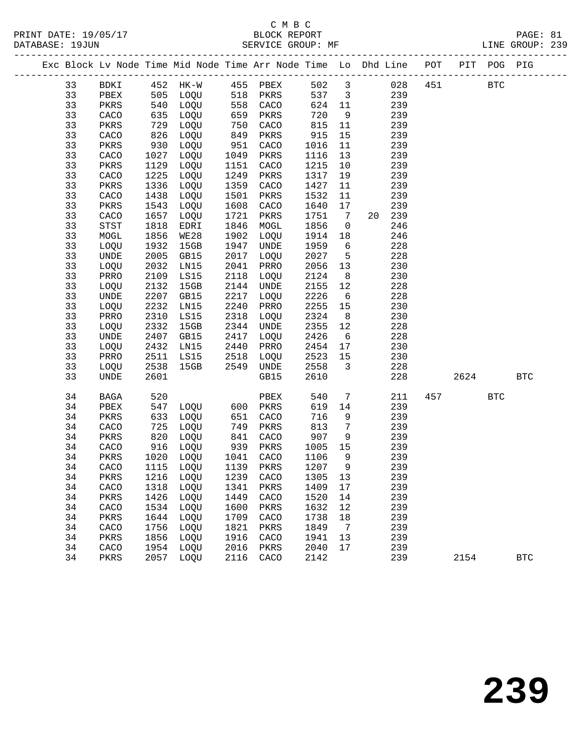C M B C
PRINT DATE: 19/05/17 BLOCK REPORT
DATABASE: 19JUN SERVICE GROUP: MF LINE GROUP: 239

| Exc | Block | Lv | Node | Time | Mid Node | Time | Arr Node | Time | Lo | Dhd | Line | POT | PIT | POG | PIG |
|---|---|---|---|---|---|---|---|---|---|---|---|---|---|---|---|
| | 33 | | BDKI | 452 | HK-W | 455 | PBEX | 502 | 3 | | 028 | 451 | | BTC | |
| | 33 | | PBEX | 505 | LOQU | 518 | PKRS | 537 | 3 | | 239 | | | | |
| | 33 | | PKRS | 540 | LOQU | 558 | CACO | 624 | 11 | | 239 | | | | |
| | 33 | | CACO | 635 | LOQU | 659 | PKRS | 720 | 9 | | 239 | | | | |
| | 33 | | PKRS | 729 | LOQU | 750 | CACO | 815 | 11 | | 239 | | | | |
| | 33 | | CACO | 826 | LOQU | 849 | PKRS | 915 | 15 | | 239 | | | | |
| | 33 | | PKRS | 930 | LOQU | 951 | CACO | 1016 | 11 | | 239 | | | | |
| | 33 | | CACO | 1027 | LOQU | 1049 | PKRS | 1116 | 13 | | 239 | | | | |
| | 33 | | PKRS | 1129 | LOQU | 1151 | CACO | 1215 | 10 | | 239 | | | | |
| | 33 | | CACO | 1225 | LOQU | 1249 | PKRS | 1317 | 19 | | 239 | | | | |
| | 33 | | PKRS | 1336 | LOQU | 1359 | CACO | 1427 | 11 | | 239 | | | | |
| | 33 | | CACO | 1438 | LOQU | 1501 | PKRS | 1532 | 11 | | 239 | | | | |
| | 33 | | PKRS | 1543 | LOQU | 1608 | CACO | 1640 | 17 | | 239 | | | | |
| | 33 | | CACO | 1657 | LOQU | 1721 | PKRS | 1751 | 7 | 20 | 239 | | | | |
| | 33 | | STST | 1818 | EDRI | 1846 | MOGL | 1856 | 0 | | 246 | | | | |
| | 33 | | MOGL | 1856 | WE28 | 1902 | LOQU | 1914 | 18 | | 246 | | | | |
| | 33 | | LOQU | 1932 | 15GB | 1947 | UNDE | 1959 | 6 | | 228 | | | | |
| | 33 | | UNDE | 2005 | GB15 | 2017 | LOQU | 2027 | 5 | | 228 | | | | |
| | 33 | | LOQU | 2032 | LN15 | 2041 | PRRO | 2056 | 13 | | 230 | | | | |
| | 33 | | PRRO | 2109 | LS15 | 2118 | LOQU | 2124 | 8 | | 230 | | | | |
| | 33 | | LOQU | 2132 | 15GB | 2144 | UNDE | 2155 | 12 | | 228 | | | | |
| | 33 | | UNDE | 2207 | GB15 | 2217 | LOQU | 2226 | 6 | | 228 | | | | |
| | 33 | | LOQU | 2232 | LN15 | 2240 | PRRO | 2255 | 15 | | 230 | | | | |
| | 33 | | PRRO | 2310 | LS15 | 2318 | LOQU | 2324 | 8 | | 230 | | | | |
| | 33 | | LOQU | 2332 | 15GB | 2344 | UNDE | 2355 | 12 | | 228 | | | | |
| | 33 | | UNDE | 2407 | GB15 | 2417 | LOQU | 2426 | 6 | | 228 | | | | |
| | 33 | | LOQU | 2432 | LN15 | 2440 | PRRO | 2454 | 17 | | 230 | | | | |
| | 33 | | PRRO | 2511 | LS15 | 2518 | LOQU | 2523 | 15 | | 230 | | | | |
| | 33 | | LOQU | 2538 | 15GB | 2549 | UNDE | 2558 | 3 | | 228 | | | | |
| | 33 | | UNDE | 2601 | | | GB15 | 2610 | | | 228 | | 2624 | | BTC |
| | 34 | | BAGA | 520 | | | PBEX | 540 | 7 | | 211 | 457 | | BTC | |
| | 34 | | PBEX | 547 | LOQU | 600 | PKRS | 619 | 14 | | 239 | | | | |
| | 34 | | PKRS | 633 | LOQU | 651 | CACO | 716 | 9 | | 239 | | | | |
| | 34 | | CACO | 725 | LOQU | 749 | PKRS | 813 | 7 | | 239 | | | | |
| | 34 | | PKRS | 820 | LOQU | 841 | CACO | 907 | 9 | | 239 | | | | |
| | 34 | | CACO | 916 | LOQU | 939 | PKRS | 1005 | 15 | | 239 | | | | |
| | 34 | | PKRS | 1020 | LOQU | 1041 | CACO | 1106 | 9 | | 239 | | | | |
| | 34 | | CACO | 1115 | LOQU | 1139 | PKRS | 1207 | 9 | | 239 | | | | |
| | 34 | | PKRS | 1216 | LOQU | 1239 | CACO | 1305 | 13 | | 239 | | | | |
| | 34 | | CACO | 1318 | LOQU | 1341 | PKRS | 1409 | 17 | | 239 | | | | |
| | 34 | | PKRS | 1426 | LOQU | 1449 | CACO | 1520 | 14 | | 239 | | | | |
| | 34 | | CACO | 1534 | LOQU | 1600 | PKRS | 1632 | 12 | | 239 | | | | |
| | 34 | | PKRS | 1644 | LOQU | 1709 | CACO | 1738 | 18 | | 239 | | | | |
| | 34 | | CACO | 1756 | LOQU | 1821 | PKRS | 1849 | 7 | | 239 | | | | |
| | 34 | | PKRS | 1856 | LOQU | 1916 | CACO | 1941 | 13 | | 239 | | | | |
| | 34 | | CACO | 1954 | LOQU | 2016 | PKRS | 2040 | 17 | | 239 | | | | |
| | 34 | | PKRS | 2057 | LOQU | 2116 | CACO | 2142 | | | 239 | | 2154 | | BTC |

239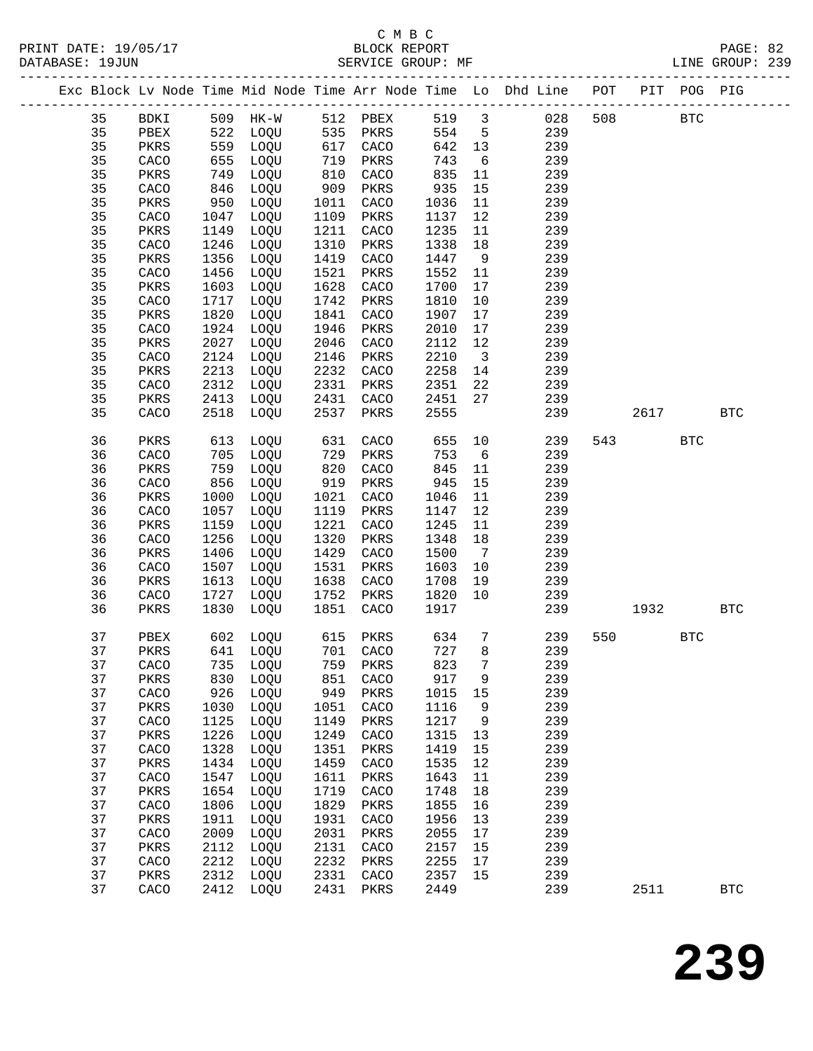C M B C
PRINT DATE: 19/05/17 BLOCK REPORT
DATABASE: 19JUN SERVICE GROUP: MF LINE GROUP: 239

| Exc | Block | Lv | Node | Time | Mid Node | Time | Arr Node | Time | Lo | Dhd Line | POT | PIT | POG | PIG |
|---|---|---|---|---|---|---|---|---|---|---|---|---|---|---|
| | 35 | | BDKI | 509 | HK-W | 512 | PBEX | 519 | 3 | 028 | 508 | | BTC | |
| | 35 | | PBEX | 522 | LOQU | 535 | PKRS | 554 | 5 | 239 | | | | |
| | 35 | | PKRS | 559 | LOQU | 617 | CACO | 642 | 13 | 239 | | | | |
| | 35 | | CACO | 655 | LOQU | 719 | PKRS | 743 | 6 | 239 | | | | |
| | 35 | | PKRS | 749 | LOQU | 810 | CACO | 835 | 11 | 239 | | | | |
| | 35 | | CACO | 846 | LOQU | 909 | PKRS | 935 | 15 | 239 | | | | |
| | 35 | | PKRS | 950 | LOQU | 1011 | CACO | 1036 | 11 | 239 | | | | |
| | 35 | | CACO | 1047 | LOQU | 1109 | PKRS | 1137 | 12 | 239 | | | | |
| | 35 | | PKRS | 1149 | LOQU | 1211 | CACO | 1235 | 11 | 239 | | | | |
| | 35 | | CACO | 1246 | LOQU | 1310 | PKRS | 1338 | 18 | 239 | | | | |
| | 35 | | PKRS | 1356 | LOQU | 1419 | CACO | 1447 | 9 | 239 | | | | |
| | 35 | | CACO | 1456 | LOQU | 1521 | PKRS | 1552 | 11 | 239 | | | | |
| | 35 | | PKRS | 1603 | LOQU | 1628 | CACO | 1700 | 17 | 239 | | | | |
| | 35 | | CACO | 1717 | LOQU | 1742 | PKRS | 1810 | 10 | 239 | | | | |
| | 35 | | PKRS | 1820 | LOQU | 1841 | CACO | 1907 | 17 | 239 | | | | |
| | 35 | | CACO | 1924 | LOQU | 1946 | PKRS | 2010 | 17 | 239 | | | | |
| | 35 | | PKRS | 2027 | LOQU | 2046 | CACO | 2112 | 12 | 239 | | | | |
| | 35 | | CACO | 2124 | LOQU | 2146 | PKRS | 2210 | 3 | 239 | | | | |
| | 35 | | PKRS | 2213 | LOQU | 2232 | CACO | 2258 | 14 | 239 | | | | |
| | 35 | | CACO | 2312 | LOQU | 2331 | PKRS | 2351 | 22 | 239 | | | | |
| | 35 | | PKRS | 2413 | LOQU | 2431 | CACO | 2451 | 27 | 239 | | | | |
| | 35 | | CACO | 2518 | LOQU | 2537 | PKRS | 2555 | | 239 | | 2617 | | BTC |
| | 36 | | PKRS | 613 | LOQU | 631 | CACO | 655 | 10 | 239 | 543 | | BTC | |
| | 36 | | CACO | 705 | LOQU | 729 | PKRS | 753 | 6 | 239 | | | | |
| | 36 | | PKRS | 759 | LOQU | 820 | CACO | 845 | 11 | 239 | | | | |
| | 36 | | CACO | 856 | LOQU | 919 | PKRS | 945 | 15 | 239 | | | | |
| | 36 | | PKRS | 1000 | LOQU | 1021 | CACO | 1046 | 11 | 239 | | | | |
| | 36 | | CACO | 1057 | LOQU | 1119 | PKRS | 1147 | 12 | 239 | | | | |
| | 36 | | PKRS | 1159 | LOQU | 1221 | CACO | 1245 | 11 | 239 | | | | |
| | 36 | | CACO | 1256 | LOQU | 1320 | PKRS | 1348 | 18 | 239 | | | | |
| | 36 | | PKRS | 1406 | LOQU | 1429 | CACO | 1500 | 7 | 239 | | | | |
| | 36 | | CACO | 1507 | LOQU | 1531 | PKRS | 1603 | 10 | 239 | | | | |
| | 36 | | PKRS | 1613 | LOQU | 1638 | CACO | 1708 | 19 | 239 | | | | |
| | 36 | | CACO | 1727 | LOQU | 1752 | PKRS | 1820 | 10 | 239 | | | | |
| | 36 | | PKRS | 1830 | LOQU | 1851 | CACO | 1917 | | 239 | | 1932 | | BTC |
| | 37 | | PBEX | 602 | LOQU | 615 | PKRS | 634 | 7 | 239 | 550 | | BTC | |
| | 37 | | PKRS | 641 | LOQU | 701 | CACO | 727 | 8 | 239 | | | | |
| | 37 | | CACO | 735 | LOQU | 759 | PKRS | 823 | 7 | 239 | | | | |
| | 37 | | PKRS | 830 | LOQU | 851 | CACO | 917 | 9 | 239 | | | | |
| | 37 | | CACO | 926 | LOQU | 949 | PKRS | 1015 | 15 | 239 | | | | |
| | 37 | | PKRS | 1030 | LOQU | 1051 | CACO | 1116 | 9 | 239 | | | | |
| | 37 | | CACO | 1125 | LOQU | 1149 | PKRS | 1217 | 9 | 239 | | | | |
| | 37 | | PKRS | 1226 | LOQU | 1249 | CACO | 1315 | 13 | 239 | | | | |
| | 37 | | CACO | 1328 | LOQU | 1351 | PKRS | 1419 | 15 | 239 | | | | |
| | 37 | | PKRS | 1434 | LOQU | 1459 | CACO | 1535 | 12 | 239 | | | | |
| | 37 | | CACO | 1547 | LOQU | 1611 | PKRS | 1643 | 11 | 239 | | | | |
| | 37 | | PKRS | 1654 | LOQU | 1719 | CACO | 1748 | 18 | 239 | | | | |
| | 37 | | CACO | 1806 | LOQU | 1829 | PKRS | 1855 | 16 | 239 | | | | |
| | 37 | | PKRS | 1911 | LOQU | 1931 | CACO | 1956 | 13 | 239 | | | | |
| | 37 | | CACO | 2009 | LOQU | 2031 | PKRS | 2055 | 17 | 239 | | | | |
| | 37 | | PKRS | 2112 | LOQU | 2131 | CACO | 2157 | 15 | 239 | | | | |
| | 37 | | CACO | 2212 | LOQU | 2232 | PKRS | 2255 | 17 | 239 | | | | |
| | 37 | | PKRS | 2312 | LOQU | 2331 | CACO | 2357 | 15 | 239 | | | | |
| | 37 | | CACO | 2412 | LOQU | 2431 | PKRS | 2449 | | 239 | | 2511 | | BTC |

# 239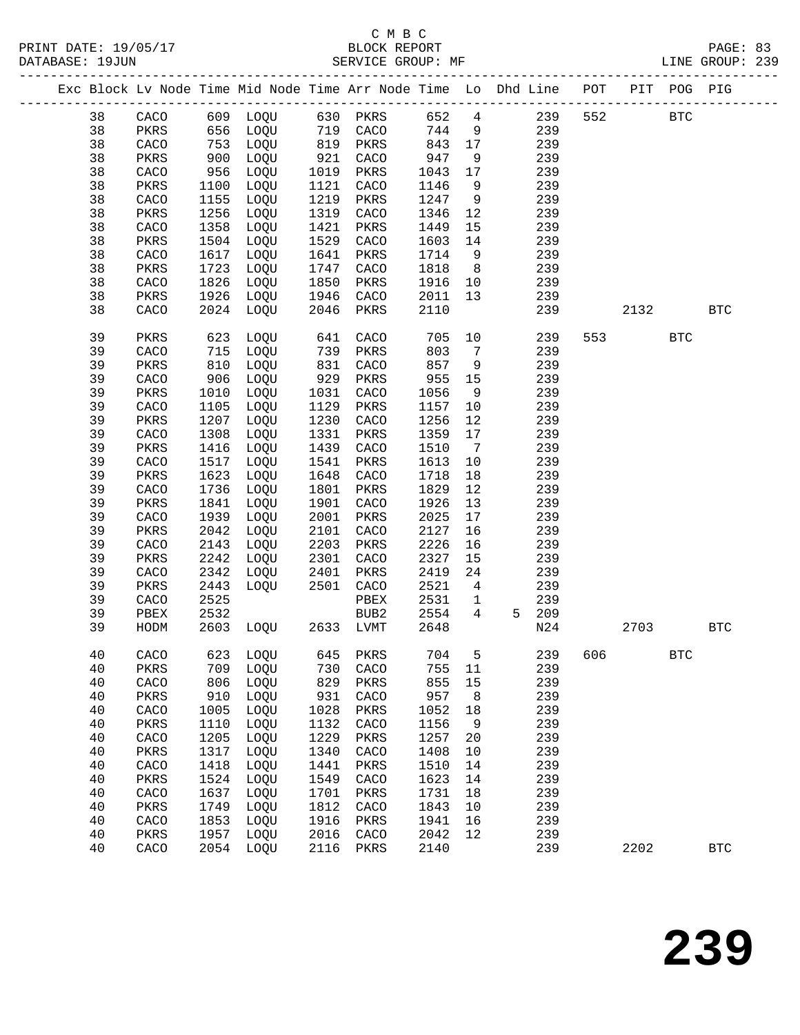C M B C
BLOCK REPORT
SERVICE GROUP: MF

PRINT DATE: 19/05/17
DATABASE: 19JUN
LINE GROUP: 239

| Exc | Block | Lv | Node | Time | Mid Node | Time | Arr Node | Time | Lo | Dhd Line | POT | PIT | POG | PIG |
|---|---|---|---|---|---|---|---|---|---|---|---|---|---|---|
| | 38 | | CACO | 609 | LOQU | 630 | PKRS | 652 | 4 | 239 | 552 | | BTC | |
| | 38 | | PKRS | 656 | LOQU | 719 | CACO | 744 | 9 | 239 | | | | |
| | 38 | | CACO | 753 | LOQU | 819 | PKRS | 843 | 17 | 239 | | | | |
| | 38 | | PKRS | 900 | LOQU | 921 | CACO | 947 | 9 | 239 | | | | |
| | 38 | | CACO | 956 | LOQU | 1019 | PKRS | 1043 | 17 | 239 | | | | |
| | 38 | | PKRS | 1100 | LOQU | 1121 | CACO | 1146 | 9 | 239 | | | | |
| | 38 | | CACO | 1155 | LOQU | 1219 | PKRS | 1247 | 9 | 239 | | | | |
| | 38 | | PKRS | 1256 | LOQU | 1319 | CACO | 1346 | 12 | 239 | | | | |
| | 38 | | CACO | 1358 | LOQU | 1421 | PKRS | 1449 | 15 | 239 | | | | |
| | 38 | | PKRS | 1504 | LOQU | 1529 | CACO | 1603 | 14 | 239 | | | | |
| | 38 | | CACO | 1617 | LOQU | 1641 | PKRS | 1714 | 9 | 239 | | | | |
| | 38 | | PKRS | 1723 | LOQU | 1747 | CACO | 1818 | 8 | 239 | | | | |
| | 38 | | CACO | 1826 | LOQU | 1850 | PKRS | 1916 | 10 | 239 | | | | |
| | 38 | | PKRS | 1926 | LOQU | 1946 | CACO | 2011 | 13 | 239 | | | | |
| | 38 | | CACO | 2024 | LOQU | 2046 | PKRS | 2110 | | 239 | | 2132 | | BTC |
| | 39 | | PKRS | 623 | LOQU | 641 | CACO | 705 | 10 | 239 | 553 | | BTC | |
| | 39 | | CACO | 715 | LOQU | 739 | PKRS | 803 | 7 | 239 | | | | |
| | 39 | | PKRS | 810 | LOQU | 831 | CACO | 857 | 9 | 239 | | | | |
| | 39 | | CACO | 906 | LOQU | 929 | PKRS | 955 | 15 | 239 | | | | |
| | 39 | | PKRS | 1010 | LOQU | 1031 | CACO | 1056 | 9 | 239 | | | | |
| | 39 | | CACO | 1105 | LOQU | 1129 | PKRS | 1157 | 10 | 239 | | | | |
| | 39 | | PKRS | 1207 | LOQU | 1230 | CACO | 1256 | 12 | 239 | | | | |
| | 39 | | CACO | 1308 | LOQU | 1331 | PKRS | 1359 | 17 | 239 | | | | |
| | 39 | | PKRS | 1416 | LOQU | 1439 | CACO | 1510 | 7 | 239 | | | | |
| | 39 | | CACO | 1517 | LOQU | 1541 | PKRS | 1613 | 10 | 239 | | | | |
| | 39 | | PKRS | 1623 | LOQU | 1648 | CACO | 1718 | 18 | 239 | | | | |
| | 39 | | CACO | 1736 | LOQU | 1801 | PKRS | 1829 | 12 | 239 | | | | |
| | 39 | | PKRS | 1841 | LOQU | 1901 | CACO | 1926 | 13 | 239 | | | | |
| | 39 | | CACO | 1939 | LOQU | 2001 | PKRS | 2025 | 17 | 239 | | | | |
| | 39 | | PKRS | 2042 | LOQU | 2101 | CACO | 2127 | 16 | 239 | | | | |
| | 39 | | CACO | 2143 | LOQU | 2203 | PKRS | 2226 | 16 | 239 | | | | |
| | 39 | | PKRS | 2242 | LOQU | 2301 | CACO | 2327 | 15 | 239 | | | | |
| | 39 | | CACO | 2342 | LOQU | 2401 | PKRS | 2419 | 24 | 239 | | | | |
| | 39 | | PKRS | 2443 | LOQU | 2501 | CACO | 2521 | 4 | 239 | | | | |
| | 39 | | CACO | 2525 | | | PBEX | 2531 | 1 | 239 | | | | |
| | 39 | | PBEX | 2532 | | | BUB2 | 2554 | 4 | 5 209 | | | | |
| | 39 | | HODM | 2603 | LOQU | 2633 | LVMT | 2648 | | N24 | | 2703 | | BTC |
| | 40 | | CACO | 623 | LOQU | 645 | PKRS | 704 | 5 | 239 | 606 | | BTC | |
| | 40 | | PKRS | 709 | LOQU | 730 | CACO | 755 | 11 | 239 | | | | |
| | 40 | | CACO | 806 | LOQU | 829 | PKRS | 855 | 15 | 239 | | | | |
| | 40 | | PKRS | 910 | LOQU | 931 | CACO | 957 | 8 | 239 | | | | |
| | 40 | | CACO | 1005 | LOQU | 1028 | PKRS | 1052 | 18 | 239 | | | | |
| | 40 | | PKRS | 1110 | LOQU | 1132 | CACO | 1156 | 9 | 239 | | | | |
| | 40 | | CACO | 1205 | LOQU | 1229 | PKRS | 1257 | 20 | 239 | | | | |
| | 40 | | PKRS | 1317 | LOQU | 1340 | CACO | 1408 | 10 | 239 | | | | |
| | 40 | | CACO | 1418 | LOQU | 1441 | PKRS | 1510 | 14 | 239 | | | | |
| | 40 | | PKRS | 1524 | LOQU | 1549 | CACO | 1623 | 14 | 239 | | | | |
| | 40 | | CACO | 1637 | LOQU | 1701 | PKRS | 1731 | 18 | 239 | | | | |
| | 40 | | PKRS | 1749 | LOQU | 1812 | CACO | 1843 | 10 | 239 | | | | |
| | 40 | | CACO | 1853 | LOQU | 1916 | PKRS | 1941 | 16 | 239 | | | | |
| | 40 | | PKRS | 1957 | LOQU | 2016 | CACO | 2042 | 12 | 239 | | | | |
| | 40 | | CACO | 2054 | LOQU | 2116 | PKRS | 2140 | | 239 | | 2202 | | BTC |

# 239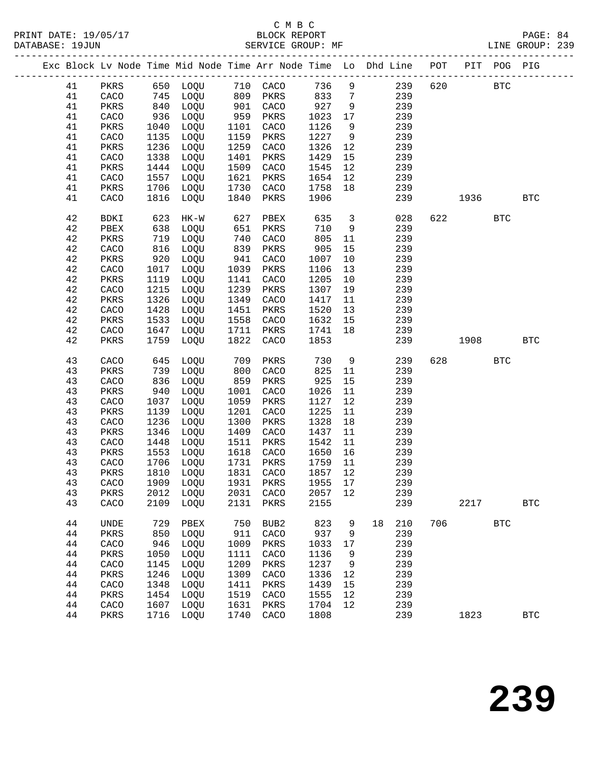C M B C
BLOCK REPORT
SERVICE GROUP: MF

PRINT DATE: 19/05/17
DATABASE: 19JUN
LINE GROUP: 239

| Exc | Block | Lv | Node | Time | Mid Node | Time | Arr Node | Time | Lo | Dhd | Line | POT | PIT | POG | PIG |
|---|---|---|---|---|---|---|---|---|---|---|---|---|---|---|---|
| | 41 | | PKRS | 650 | LOQU | 710 | CACO | 736 | 9 | | 239 | 620 | | BTC | |
| | 41 | | CACO | 745 | LOQU | 809 | PKRS | 833 | 7 | | 239 | | | | |
| | 41 | | PKRS | 840 | LOQU | 901 | CACO | 927 | 9 | | 239 | | | | |
| | 41 | | CACO | 936 | LOQU | 959 | PKRS | 1023 | 17 | | 239 | | | | |
| | 41 | | PKRS | 1040 | LOQU | 1101 | CACO | 1126 | 9 | | 239 | | | | |
| | 41 | | CACO | 1135 | LOQU | 1159 | PKRS | 1227 | 9 | | 239 | | | | |
| | 41 | | PKRS | 1236 | LOQU | 1259 | CACO | 1326 | 12 | | 239 | | | | |
| | 41 | | CACO | 1338 | LOQU | 1401 | PKRS | 1429 | 15 | | 239 | | | | |
| | 41 | | PKRS | 1444 | LOQU | 1509 | CACO | 1545 | 12 | | 239 | | | | |
| | 41 | | CACO | 1557 | LOQU | 1621 | PKRS | 1654 | 12 | | 239 | | | | |
| | 41 | | PKRS | 1706 | LOQU | 1730 | CACO | 1758 | 18 | | 239 | | | | |
| | 41 | | CACO | 1816 | LOQU | 1840 | PKRS | 1906 | | | 239 | | 1936 | | BTC |
| | 42 | | BDKI | 623 | HK-W | 627 | PBEX | 635 | 3 | | 028 | 622 | | BTC | |
| | 42 | | PBEX | 638 | LOQU | 651 | PKRS | 710 | 9 | | 239 | | | | |
| | 42 | | PKRS | 719 | LOQU | 740 | CACO | 805 | 11 | | 239 | | | | |
| | 42 | | CACO | 816 | LOQU | 839 | PKRS | 905 | 15 | | 239 | | | | |
| | 42 | | PKRS | 920 | LOQU | 941 | CACO | 1007 | 10 | | 239 | | | | |
| | 42 | | CACO | 1017 | LOQU | 1039 | PKRS | 1106 | 13 | | 239 | | | | |
| | 42 | | PKRS | 1119 | LOQU | 1141 | CACO | 1205 | 10 | | 239 | | | | |
| | 42 | | CACO | 1215 | LOQU | 1239 | PKRS | 1307 | 19 | | 239 | | | | |
| | 42 | | PKRS | 1326 | LOQU | 1349 | CACO | 1417 | 11 | | 239 | | | | |
| | 42 | | CACO | 1428 | LOQU | 1451 | PKRS | 1520 | 13 | | 239 | | | | |
| | 42 | | PKRS | 1533 | LOQU | 1558 | CACO | 1632 | 15 | | 239 | | | | |
| | 42 | | CACO | 1647 | LOQU | 1711 | PKRS | 1741 | 18 | | 239 | | | | |
| | 42 | | PKRS | 1759 | LOQU | 1822 | CACO | 1853 | | | 239 | | 1908 | | BTC |
| | 43 | | CACO | 645 | LOQU | 709 | PKRS | 730 | 9 | | 239 | 628 | | BTC | |
| | 43 | | PKRS | 739 | LOQU | 800 | CACO | 825 | 11 | | 239 | | | | |
| | 43 | | CACO | 836 | LOQU | 859 | PKRS | 925 | 15 | | 239 | | | | |
| | 43 | | PKRS | 940 | LOQU | 1001 | CACO | 1026 | 11 | | 239 | | | | |
| | 43 | | CACO | 1037 | LOQU | 1059 | PKRS | 1127 | 12 | | 239 | | | | |
| | 43 | | PKRS | 1139 | LOQU | 1201 | CACO | 1225 | 11 | | 239 | | | | |
| | 43 | | CACO | 1236 | LOQU | 1300 | PKRS | 1328 | 18 | | 239 | | | | |
| | 43 | | PKRS | 1346 | LOQU | 1409 | CACO | 1437 | 11 | | 239 | | | | |
| | 43 | | CACO | 1448 | LOQU | 1511 | PKRS | 1542 | 11 | | 239 | | | | |
| | 43 | | PKRS | 1553 | LOQU | 1618 | CACO | 1650 | 16 | | 239 | | | | |
| | 43 | | CACO | 1706 | LOQU | 1731 | PKRS | 1759 | 11 | | 239 | | | | |
| | 43 | | PKRS | 1810 | LOQU | 1831 | CACO | 1857 | 12 | | 239 | | | | |
| | 43 | | CACO | 1909 | LOQU | 1931 | PKRS | 1955 | 17 | | 239 | | | | |
| | 43 | | PKRS | 2012 | LOQU | 2031 | CACO | 2057 | 12 | | 239 | | | | |
| | 43 | | CACO | 2109 | LOQU | 2131 | PKRS | 2155 | | | 239 | | 2217 | | BTC |
| | 44 | | UNDE | 729 | PBEX | 750 | BUB2 | 823 | 9 | 18 | 210 | 706 | | BTC | |
| | 44 | | PKRS | 850 | LOQU | 911 | CACO | 937 | 9 | | 239 | | | | |
| | 44 | | CACO | 946 | LOQU | 1009 | PKRS | 1033 | 17 | | 239 | | | | |
| | 44 | | PKRS | 1050 | LOQU | 1111 | CACO | 1136 | 9 | | 239 | | | | |
| | 44 | | CACO | 1145 | LOQU | 1209 | PKRS | 1237 | 9 | | 239 | | | | |
| | 44 | | PKRS | 1246 | LOQU | 1309 | CACO | 1336 | 12 | | 239 | | | | |
| | 44 | | CACO | 1348 | LOQU | 1411 | PKRS | 1439 | 15 | | 239 | | | | |
| | 44 | | PKRS | 1454 | LOQU | 1519 | CACO | 1555 | 12 | | 239 | | | | |
| | 44 | | CACO | 1607 | LOQU | 1631 | PKRS | 1704 | 12 | | 239 | | | | |
| | 44 | | PKRS | 1716 | LOQU | 1740 | CACO | 1808 | | | 239 | | 1823 | | BTC |

# 239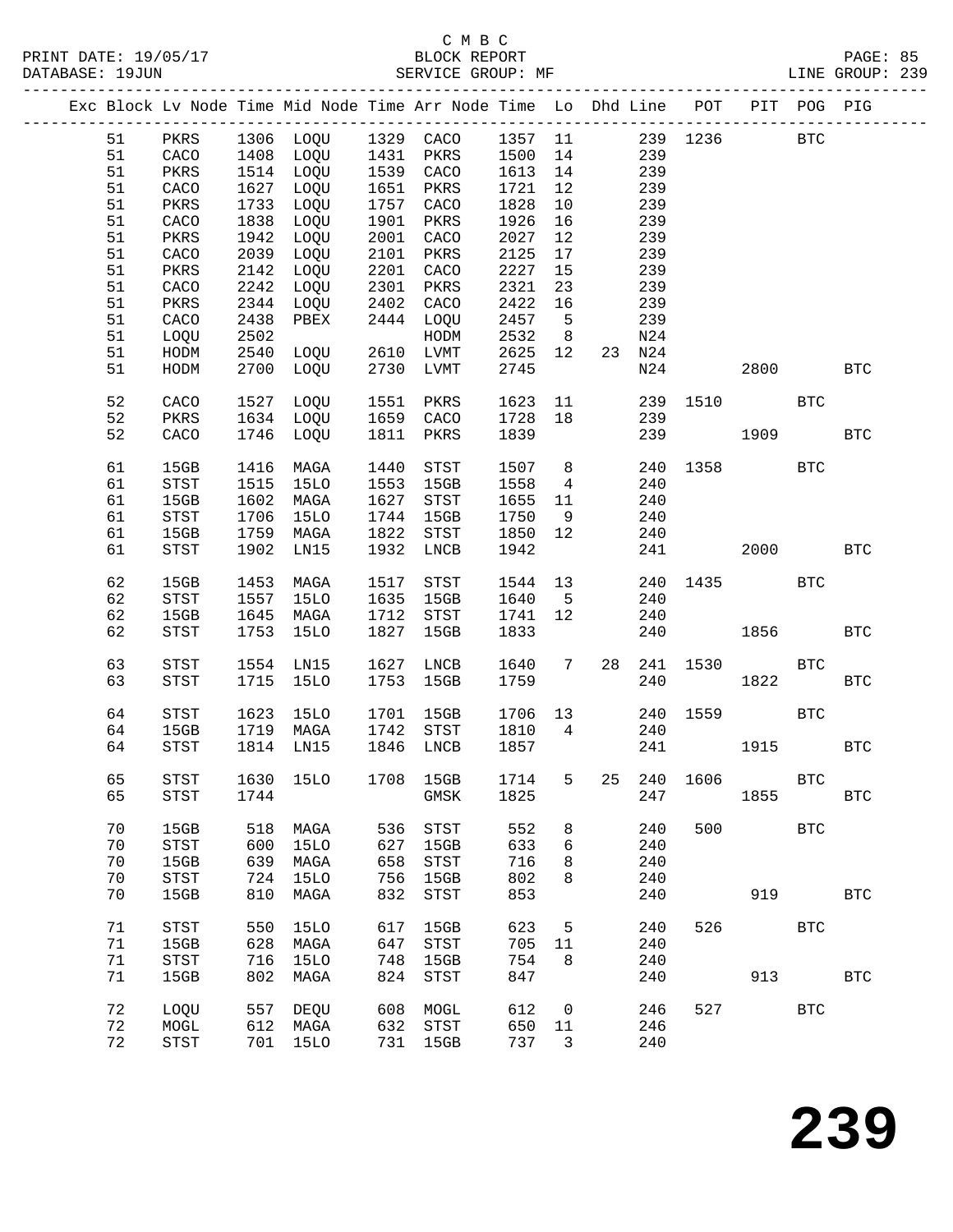C M B C
PRINT DATE: 19/05/17 BLOCK REPORT PAGE: 85
DATABASE: 19JUN SERVICE GROUP: MF LINE GROUP: 239

| Exc | Block | Lv | Node | Time | Mid Node | Time | Arr Node | Time | Lo | Dhd | Line | POT | PIT | POG | PIG |
|---|---|---|---|---|---|---|---|---|---|---|---|---|---|---|---|
| | 51 | | PKRS | 1306 | LOQU | 1329 | CACO | 1357 | 11 | | 239 | 1236 | | BTC | |
| | 51 | | CACO | 1408 | LOQU | 1431 | PKRS | 1500 | 14 | | 239 | | | | |
| | 51 | | PKRS | 1514 | LOQU | 1539 | CACO | 1613 | 14 | | 239 | | | | |
| | 51 | | CACO | 1627 | LOQU | 1651 | PKRS | 1721 | 12 | | 239 | | | | |
| | 51 | | PKRS | 1733 | LOQU | 1757 | CACO | 1828 | 10 | | 239 | | | | |
| | 51 | | CACO | 1838 | LOQU | 1901 | PKRS | 1926 | 16 | | 239 | | | | |
| | 51 | | PKRS | 1942 | LOQU | 2001 | CACO | 2027 | 12 | | 239 | | | | |
| | 51 | | CACO | 2039 | LOQU | 2101 | PKRS | 2125 | 17 | | 239 | | | | |
| | 51 | | PKRS | 2142 | LOQU | 2201 | CACO | 2227 | 15 | | 239 | | | | |
| | 51 | | CACO | 2242 | LOQU | 2301 | PKRS | 2321 | 23 | | 239 | | | | |
| | 51 | | PKRS | 2344 | LOQU | 2402 | CACO | 2422 | 16 | | 239 | | | | |
| | 51 | | CACO | 2438 | PBEX | 2444 | LOQU | 2457 | 5 | | 239 | | | | |
| | 51 | | LOQU | 2502 | | | HODM | 2532 | 8 | | N24 | | | | |
| | 51 | | HODM | 2540 | LOQU | 2610 | LVMT | 2625 | 12 | 23 | N24 | | | | |
| | 51 | | HODM | 2700 | LOQU | 2730 | LVMT | 2745 | | | N24 | | 2800 | | BTC |
| | 52 | | CACO | 1527 | LOQU | 1551 | PKRS | 1623 | 11 | | 239 | 1510 | | BTC | |
| | 52 | | PKRS | 1634 | LOQU | 1659 | CACO | 1728 | 18 | | 239 | | | | |
| | 52 | | CACO | 1746 | LOQU | 1811 | PKRS | 1839 | | | 239 | | 1909 | | BTC |
| | 61 | | 15GB | 1416 | MAGA | 1440 | STST | 1507 | 8 | | 240 | 1358 | | BTC | |
| | 61 | | STST | 1515 | 15LO | 1553 | 15GB | 1558 | 4 | | 240 | | | | |
| | 61 | | 15GB | 1602 | MAGA | 1627 | STST | 1655 | 11 | | 240 | | | | |
| | 61 | | STST | 1706 | 15LO | 1744 | 15GB | 1750 | 9 | | 240 | | | | |
| | 61 | | 15GB | 1759 | MAGA | 1822 | STST | 1850 | 12 | | 240 | | | | |
| | 61 | | STST | 1902 | LN15 | 1932 | LNCB | 1942 | | | 241 | | 2000 | | BTC |
| | 62 | | 15GB | 1453 | MAGA | 1517 | STST | 1544 | 13 | | 240 | 1435 | | BTC | |
| | 62 | | STST | 1557 | 15LO | 1635 | 15GB | 1640 | 5 | | 240 | | | | |
| | 62 | | 15GB | 1645 | MAGA | 1712 | STST | 1741 | 12 | | 240 | | | | |
| | 62 | | STST | 1753 | 15LO | 1827 | 15GB | 1833 | | | 240 | | 1856 | | BTC |
| | 63 | | STST | 1554 | LN15 | 1627 | LNCB | 1640 | 7 | 28 | 241 | 1530 | | BTC | |
| | 63 | | STST | 1715 | 15LO | 1753 | 15GB | 1759 | | | 240 | | 1822 | | BTC |
| | 64 | | STST | 1623 | 15LO | 1701 | 15GB | 1706 | 13 | | 240 | 1559 | | BTC | |
| | 64 | | 15GB | 1719 | MAGA | 1742 | STST | 1810 | 4 | | 240 | | | | |
| | 64 | | STST | 1814 | LN15 | 1846 | LNCB | 1857 | | | 241 | | 1915 | | BTC |
| | 65 | | STST | 1630 | 15LO | 1708 | 15GB | 1714 | 5 | 25 | 240 | 1606 | | BTC | |
| | 65 | | STST | 1744 | | | GMSK | 1825 | | | 247 | | 1855 | | BTC |
| | 70 | | 15GB | 518 | MAGA | 536 | STST | 552 | 8 | | 240 | 500 | | BTC | |
| | 70 | | STST | 600 | 15LO | 627 | 15GB | 633 | 6 | | 240 | | | | |
| | 70 | | 15GB | 639 | MAGA | 658 | STST | 716 | 8 | | 240 | | | | |
| | 70 | | STST | 724 | 15LO | 756 | 15GB | 802 | 8 | | 240 | | | | |
| | 70 | | 15GB | 810 | MAGA | 832 | STST | 853 | | | 240 | | 919 | | BTC |
| | 71 | | STST | 550 | 15LO | 617 | 15GB | 623 | 5 | | 240 | 526 | | BTC | |
| | 71 | | 15GB | 628 | MAGA | 647 | STST | 705 | 11 | | 240 | | | | |
| | 71 | | STST | 716 | 15LO | 748 | 15GB | 754 | 8 | | 240 | | | | |
| | 71 | | 15GB | 802 | MAGA | 824 | STST | 847 | | | 240 | | 913 | | BTC |
| | 72 | | LOQU | 557 | DEQU | 608 | MOGL | 612 | 0 | | 246 | 527 | | BTC | |
| | 72 | | MOGL | 612 | MAGA | 632 | STST | 650 | 11 | | 246 | | | | |
| | 72 | | STST | 701 | 15LO | 731 | 15GB | 737 | 3 | | 240 | | | | |

239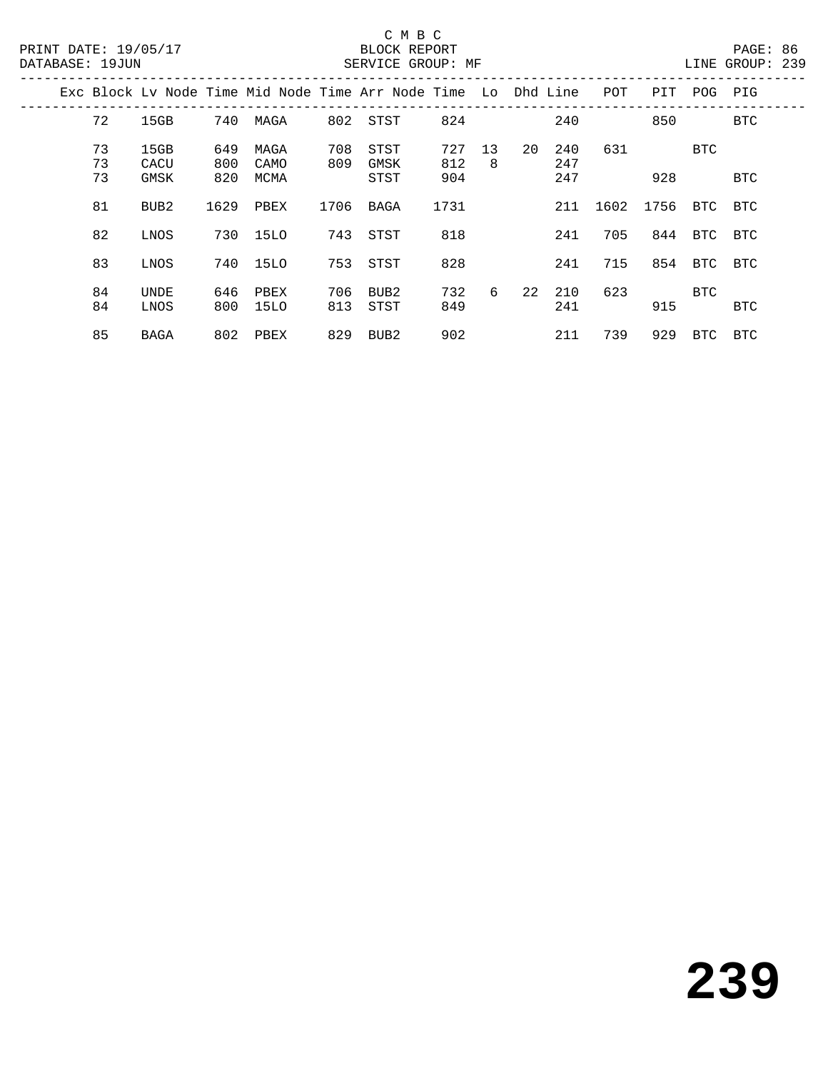C M B C

BLOCK REPORT

SERVICE GROUP: MF

PRINT DATE: 19/05/17

DATABASE: 19JUN

LINE GROUP: 239

| Exc | Block | Lv Node | Time | Mid Node | Time | Arr Node | Time | Lo | Dhd | Line | POT | PIT | POG | PIG |
|---|---|---|---|---|---|---|---|---|---|---|---|---|---|---|
| | 72 | 15GB | 740 | MAGA | 802 | STST | 824 | | | 240 | | 850 | | BTC |
| | 73 | 15GB | 649 | MAGA | 708 | STST | 727 | 13 | 20 | 240 | 631 | | BTC | |
| | 73 | CACU | 800 | CAMO | 809 | GMSK | 812 | 8 | | 247 | | | | |
| | 73 | GMSK | 820 | MCMA | | STST | 904 | | | 247 | | 928 | | BTC |
| | 81 | BUB2 | 1629 | PBEX | 1706 | BAGA | 1731 | | | 211 | 1602 | 1756 | BTC | BTC |
| | 82 | LNOS | 730 | 15LO | 743 | STST | 818 | | | 241 | 705 | 844 | BTC | BTC |
| | 83 | LNOS | 740 | 15LO | 753 | STST | 828 | | | 241 | 715 | 854 | BTC | BTC |
| | 84 | UNDE | 646 | PBEX | 706 | BUB2 | 732 | 6 | 22 | 210 | 623 | | BTC | |
| | 84 | LNOS | 800 | 15LO | 813 | STST | 849 | | | 241 | | 915 | | BTC |
| | 85 | BAGA | 802 | PBEX | 829 | BUB2 | 902 | | | 211 | 739 | 929 | BTC | BTC |

**239**